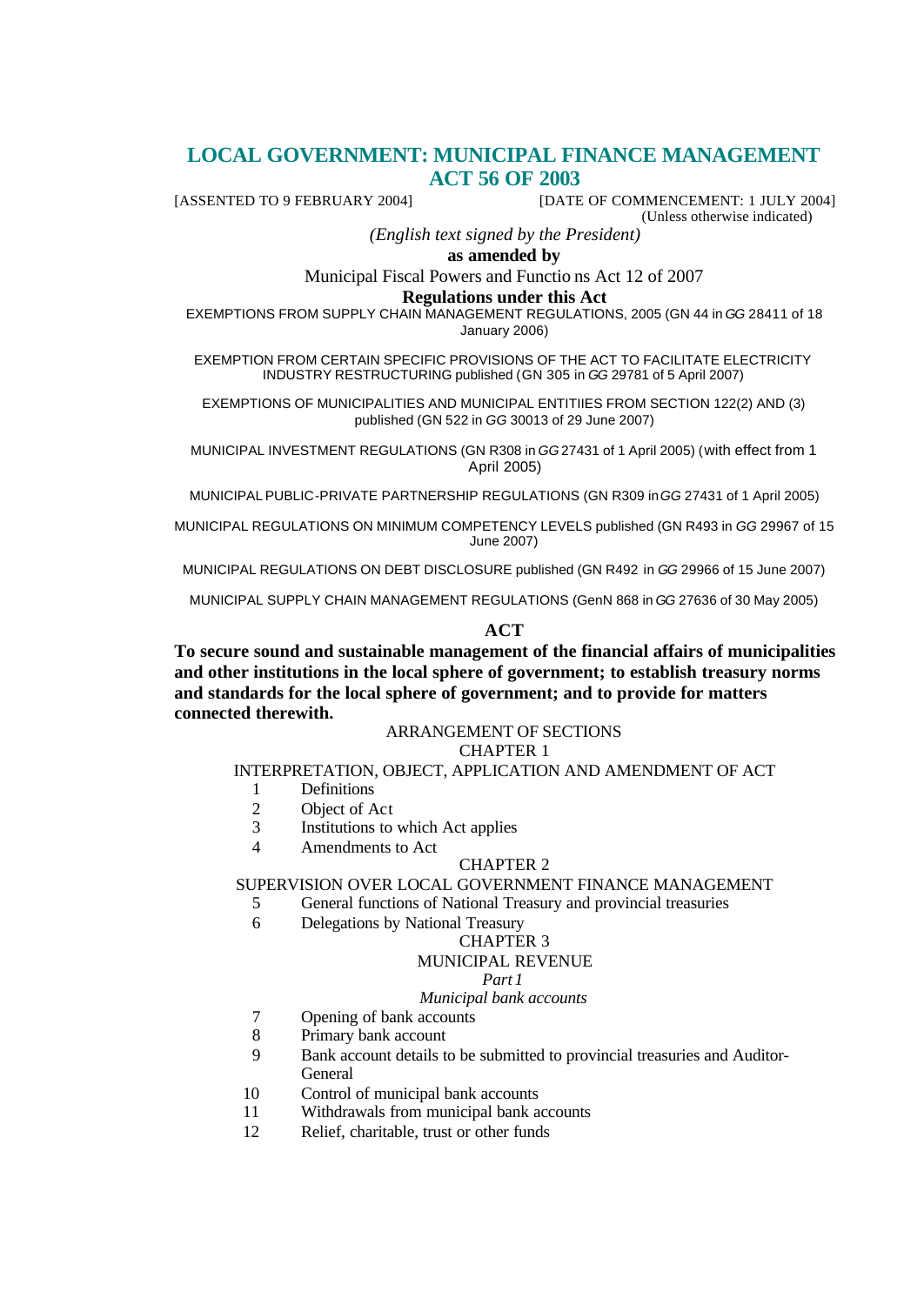# LOCAL GOVERNMENT: MUNICIPAL FINANCE MANAGEMENT ACT 56 OF 2003

[ASSENTED TO 9 FEBRUARY 2004] [DATE OF COMMENCEMENT: 1 JULY 2004]
(Unless otherwise indicated)

*(English text signed by the President)*

**as amended by**

Municipal Fiscal Powers and Functio ns Act 12 of 2007

**Regulations under this Act**

EXEMPTIONS FROM SUPPLY CHAIN MANAGEMENT REGULATIONS, 2005 (GN 44 in *GG* 28411 of 18 January 2006)

EXEMPTION FROM CERTAIN SPECIFIC PROVISIONS OF THE ACT TO FACILITATE ELECTRICITY INDUSTRY RESTRUCTURING published (GN 305 in *GG* 29781 of 5 April 2007)

EXEMPTIONS OF MUNICIPALITIES AND MUNICIPAL ENTITIIES FROM SECTION 122(2) AND (3) published (GN 522 in *GG* 30013 of 29 June 2007)

MUNICIPAL INVESTMENT REGULATIONS (GN R308 in *GG* 27431 of 1 April 2005) (with effect from 1 April 2005)

MUNICIPAL PUBLIC-PRIVATE PARTNERSHIP REGULATIONS (GN R309 in *GG* 27431 of 1 April 2005)

MUNICIPAL REGULATIONS ON MINIMUM COMPETENCY LEVELS published (GN R493 in *GG* 29967 of 15 June 2007)

MUNICIPAL REGULATIONS ON DEBT DISCLOSURE published (GN R492 in *GG* 29966 of 15 June 2007)

MUNICIPAL SUPPLY CHAIN MANAGEMENT REGULATIONS (GenN 868 in *GG* 27636 of 30 May 2005)

## ACT

**To secure sound and sustainable management of the financial affairs of municipalities and other institutions in the local sphere of government; to establish treasury norms and standards for the local sphere of government; and to provide for matters connected therewith.**

ARRANGEMENT OF SECTIONS

CHAPTER 1

INTERPRETATION, OBJECT, APPLICATION AND AMENDMENT OF ACT

1 Definitions
2 Object of Act
3 Institutions to which Act applies
4 Amendments to Act

CHAPTER 2

SUPERVISION OVER LOCAL GOVERNMENT FINANCE MANAGEMENT

5 General functions of National Treasury and provincial treasuries
6 Delegations by National Treasury

CHAPTER 3

MUNICIPAL REVENUE

*Part 1*

*Municipal bank accounts*

7 Opening of bank accounts
8 Primary bank account
9 Bank account details to be submitted to provincial treasuries and Auditor-General
10 Control of municipal bank accounts
11 Withdrawals from municipal bank accounts
12 Relief, charitable, trust or other funds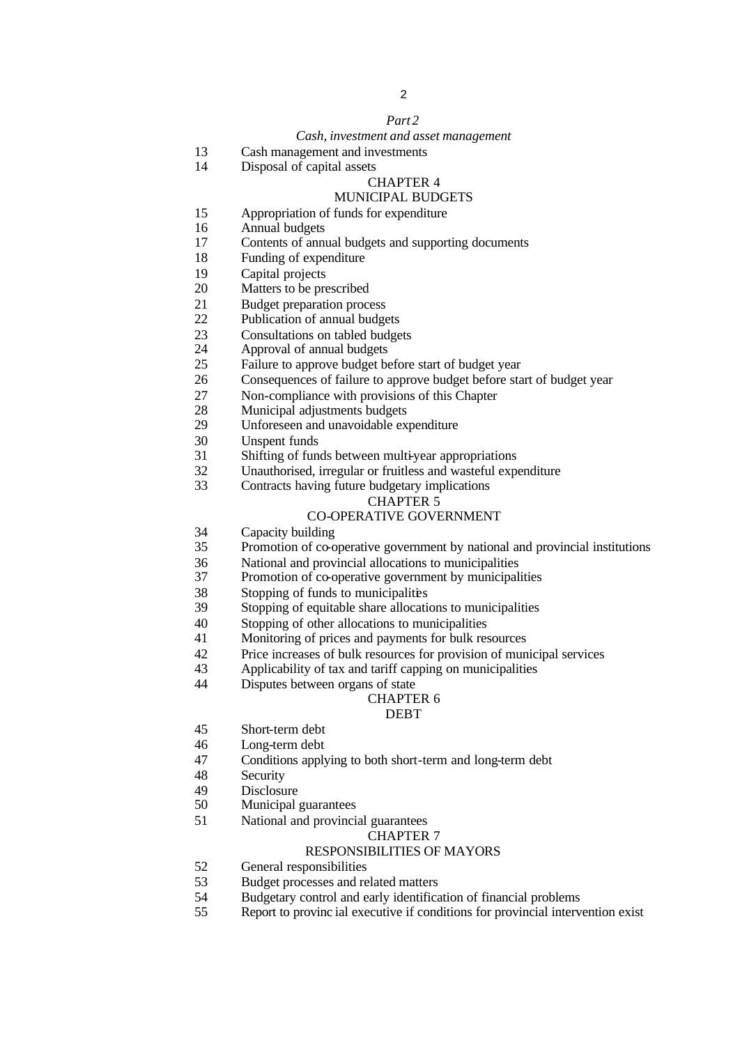*Part 2*

*Cash, investment and asset management*

13 Cash management and investments
14 Disposal of capital assets

CHAPTER 4

MUNICIPAL BUDGETS

15 Appropriation of funds for expenditure
16 Annual budgets
17 Contents of annual budgets and supporting documents
18 Funding of expenditure
19 Capital projects
20 Matters to be prescribed
21 Budget preparation process
22 Publication of annual budgets
23 Consultations on tabled budgets
24 Approval of annual budgets
25 Failure to approve budget before start of budget year
26 Consequences of failure to approve budget before start of budget year
27 Non-compliance with provisions of this Chapter
28 Municipal adjustments budgets
29 Unforeseen and unavoidable expenditure
30 Unspent funds
31 Shifting of funds between multi-year appropriations
32 Unauthorised, irregular or fruitless and wasteful expenditure
33 Contracts having future budgetary implications

CHAPTER 5

CO-OPERATIVE GOVERNMENT

34 Capacity building
35 Promotion of co-operative government by national and provincial institutions
36 National and provincial allocations to municipalities
37 Promotion of co-operative government by municipalities
38 Stopping of funds to municipalities
39 Stopping of equitable share allocations to municipalities
40 Stopping of other allocations to municipalities
41 Monitoring of prices and payments for bulk resources
42 Price increases of bulk resources for provision of municipal services
43 Applicability of tax and tariff capping on municipalities
44 Disputes between organs of state

CHAPTER 6

DEBT

45 Short-term debt
46 Long-term debt
47 Conditions applying to both short-term and long-term debt
48 Security
49 Disclosure
50 Municipal guarantees
51 National and provincial guarantees

CHAPTER 7

RESPONSIBILITIES OF MAYORS

52 General responsibilities
53 Budget processes and related matters
54 Budgetary control and early identification of financial problems
55 Report to provincial executive if conditions for provincial intervention exist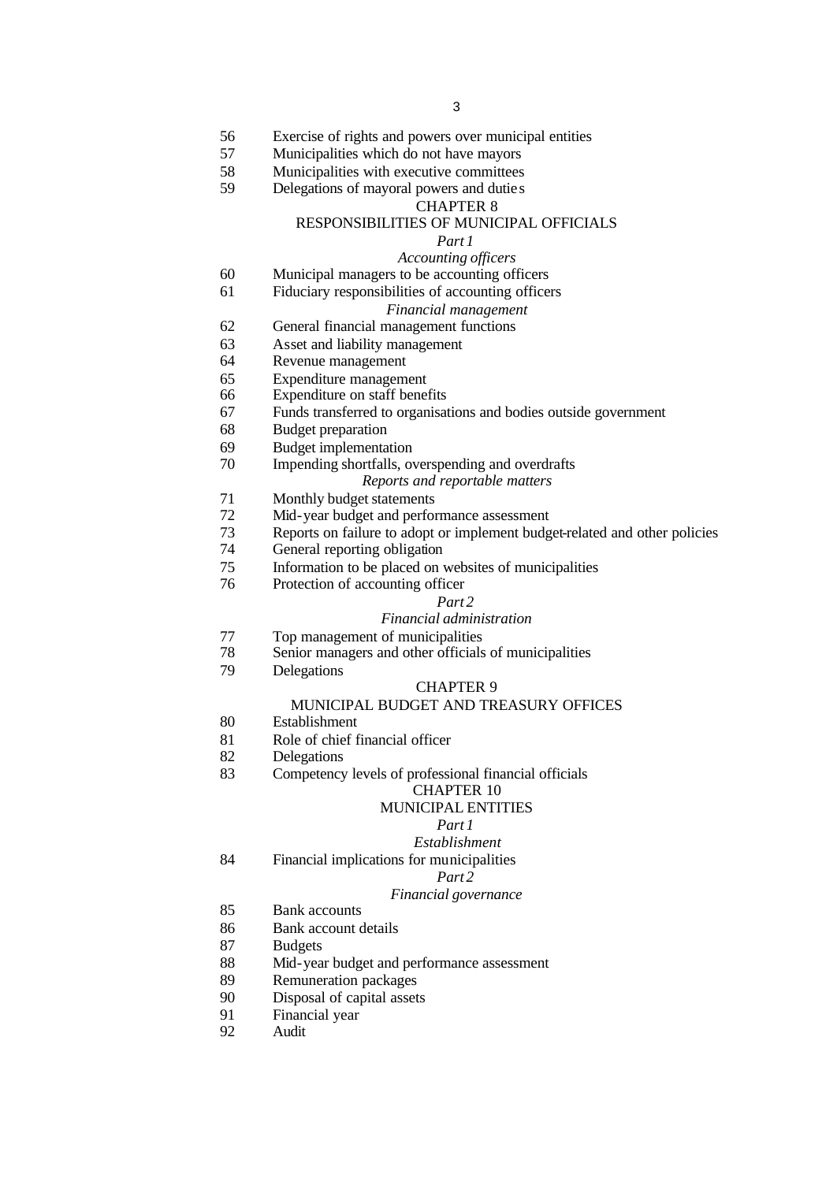56 Exercise of rights and powers over municipal entities
57 Municipalities which do not have mayors
58 Municipalities with executive committees
59 Delegations of mayoral powers and duties

## CHAPTER 8
## RESPONSIBILITIES OF MUNICIPAL OFFICIALS

### *Part 1*
### *Accounting officers*

60 Municipal managers to be accounting officers
61 Fiduciary responsibilities of accounting officers

### *Financial management*

62 General financial management functions
63 Asset and liability management
64 Revenue management
65 Expenditure management
66 Expenditure on staff benefits
67 Funds transferred to organisations and bodies outside government
68 Budget preparation
69 Budget implementation
70 Impending shortfalls, overspending and overdrafts

### *Reports and reportable matters*

71 Monthly budget statements
72 Mid-year budget and performance assessment
73 Reports on failure to adopt or implement budget-related and other policies
74 General reporting obligation
75 Information to be placed on websites of municipalities
76 Protection of accounting officer

### *Part 2*
### *Financial administration*

77 Top management of municipalities
78 Senior managers and other officials of municipalities
79 Delegations

## CHAPTER 9
## MUNICIPAL BUDGET AND TREASURY OFFICES

80 Establishment
81 Role of chief financial officer
82 Delegations
83 Competency levels of professional financial officials

## CHAPTER 10
## MUNICIPAL ENTITIES

### *Part 1*
### *Establishment*

84 Financial implications for municipalities

### *Part 2*
### *Financial governance*

85 Bank accounts
86 Bank account details
87 Budgets
88 Mid-year budget and performance assessment
89 Remuneration packages
90 Disposal of capital assets
91 Financial year
92 Audit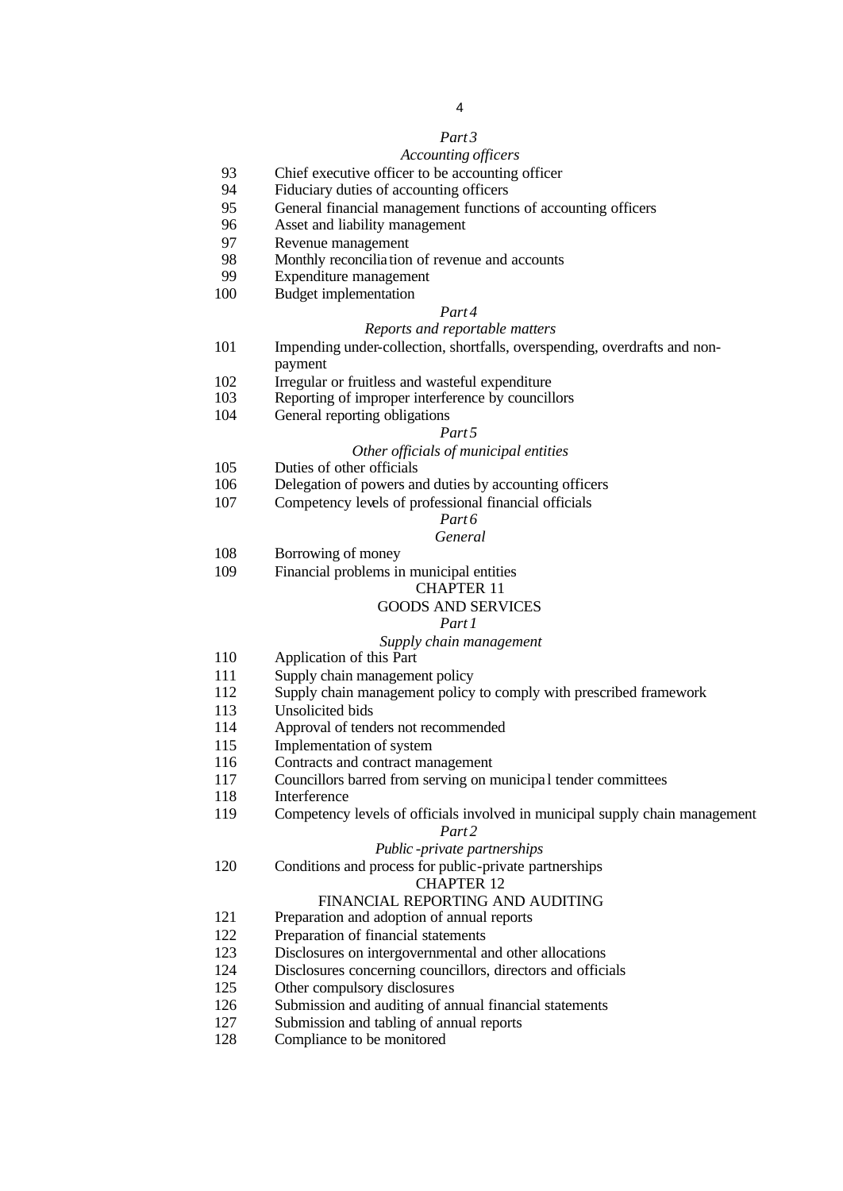*Part 3*

*Accounting officers*

93 Chief executive officer to be accounting officer
94 Fiduciary duties of accounting officers
95 General financial management functions of accounting officers
96 Asset and liability management
97 Revenue management
98 Monthly reconciliation of revenue and accounts
99 Expenditure management
100 Budget implementation

*Part 4*

*Reports and reportable matters*

101 Impending under-collection, shortfalls, overspending, overdrafts and non-payment
102 Irregular or fruitless and wasteful expenditure
103 Reporting of improper interference by councillors
104 General reporting obligations

*Part 5*

*Other officials of municipal entities*

105 Duties of other officials
106 Delegation of powers and duties by accounting officers
107 Competency levels of professional financial officials

*Part 6*

*General*

108 Borrowing of money
109 Financial problems in municipal entities

CHAPTER 11

GOODS AND SERVICES

*Part 1*

*Supply chain management*

110 Application of this Part
111 Supply chain management policy
112 Supply chain management policy to comply with prescribed framework
113 Unsolicited bids
114 Approval of tenders not recommended
115 Implementation of system
116 Contracts and contract management
117 Councillors barred from serving on municipal tender committees
118 Interference
119 Competency levels of officials involved in municipal supply chain management

*Part 2*

*Public-private partnerships*

120 Conditions and process for public-private partnerships

CHAPTER 12

FINANCIAL REPORTING AND AUDITING

121 Preparation and adoption of annual reports
122 Preparation of financial statements
123 Disclosures on intergovernmental and other allocations
124 Disclosures concerning councillors, directors and officials
125 Other compulsory disclosures
126 Submission and auditing of annual financial statements
127 Submission and tabling of annual reports
128 Compliance to be monitored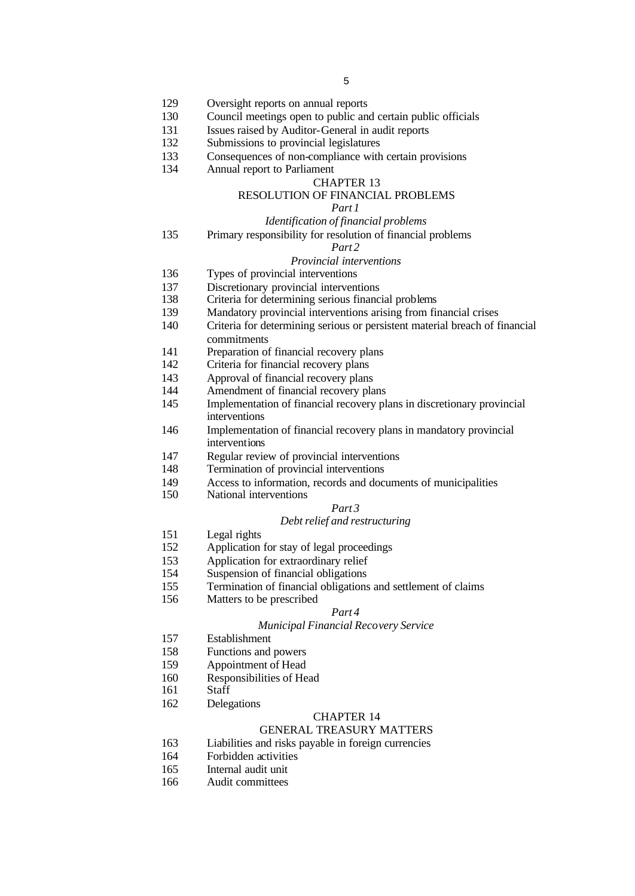129 Oversight reports on annual reports
130 Council meetings open to public and certain public officials
131 Issues raised by Auditor-General in audit reports
132 Submissions to provincial legislatures
133 Consequences of non-compliance with certain provisions
134 Annual report to Parliament

## CHAPTER 13
## RESOLUTION OF FINANCIAL PROBLEMS

*Part 1*

*Identification of financial problems*

135 Primary responsibility for resolution of financial problems

*Part 2*

*Provincial interventions*

136 Types of provincial interventions
137 Discretionary provincial interventions
138 Criteria for determining serious financial problems
139 Mandatory provincial interventions arising from financial crises
140 Criteria for determining serious or persistent material breach of financial commitments
141 Preparation of financial recovery plans
142 Criteria for financial recovery plans
143 Approval of financial recovery plans
144 Amendment of financial recovery plans
145 Implementation of financial recovery plans in discretionary provincial interventions
146 Implementation of financial recovery plans in mandatory provincial interventions
147 Regular review of provincial interventions
148 Termination of provincial interventions
149 Access to information, records and documents of municipalities
150 National interventions

*Part 3*

*Debt relief and restructuring*

151 Legal rights
152 Application for stay of legal proceedings
153 Application for extraordinary relief
154 Suspension of financial obligations
155 Termination of financial obligations and settlement of claims
156 Matters to be prescribed

*Part 4*

*Municipal Financial Recovery Service*

157 Establishment
158 Functions and powers
159 Appointment of Head
160 Responsibilities of Head
161 Staff
162 Delegations

## CHAPTER 14
## GENERAL TREASURY MATTERS

163 Liabilities and risks payable in foreign currencies
164 Forbidden activities
165 Internal audit unit
166 Audit committees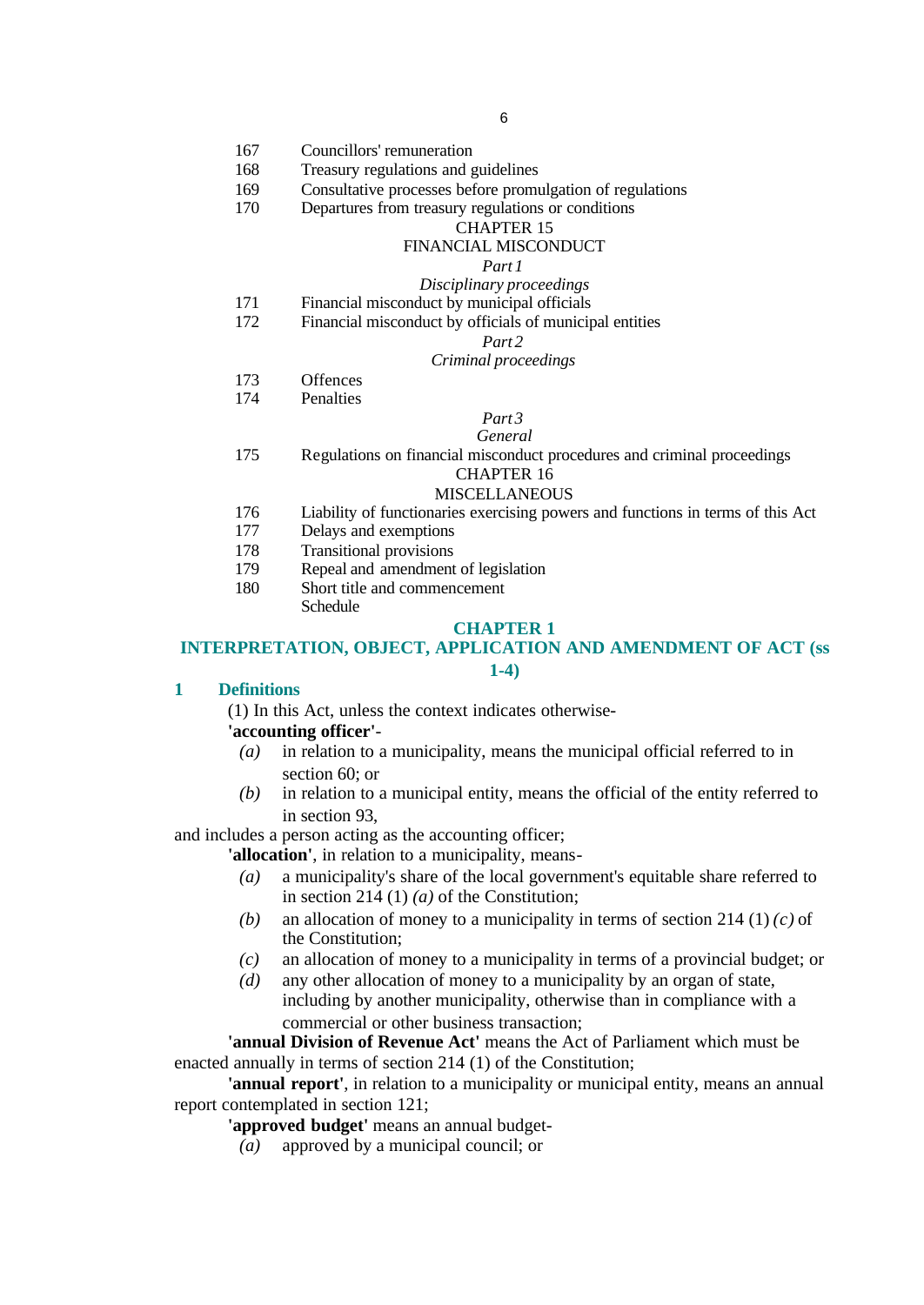167 Councillors' remuneration
168 Treasury regulations and guidelines
169 Consultative processes before promulgation of regulations
170 Departures from treasury regulations or conditions

CHAPTER 15

FINANCIAL MISCONDUCT

*Part 1*

*Disciplinary proceedings*

171 Financial misconduct by municipal officials
172 Financial misconduct by officials of municipal entities

*Part 2*

*Criminal proceedings*

173 Offences
174 Penalties

*Part 3*

*General*

175 Regulations on financial misconduct procedures and criminal proceedings

CHAPTER 16

MISCELLANEOUS

176 Liability of functionaries exercising powers and functions in terms of this Act
177 Delays and exemptions
178 Transitional provisions
179 Repeal and amendment of legislation
180 Short title and commencement

Schedule

## CHAPTER 1
## INTERPRETATION, OBJECT, APPLICATION AND AMENDMENT OF ACT (ss 1-4)

### 1 Definitions

(1) In this Act, unless the context indicates otherwise-

**'accounting officer'**-

*(a)* in relation to a municipality, means the municipal official referred to in section 60; or

*(b)* in relation to a municipal entity, means the official of the entity referred to in section 93,

and includes a person acting as the accounting officer;

**'allocation'**, in relation to a municipality, means-

*(a)* a municipality's share of the local government's equitable share referred to in section 214 (1) *(a)* of the Constitution;

*(b)* an allocation of money to a municipality in terms of section 214 (1) *(c)* of the Constitution;

*(c)* an allocation of money to a municipality in terms of a provincial budget; or

*(d)* any other allocation of money to a municipality by an organ of state, including by another municipality, otherwise than in compliance with a commercial or other business transaction;

**'annual Division of Revenue Act'** means the Act of Parliament which must be enacted annually in terms of section 214 (1) of the Constitution;

**'annual report'**, in relation to a municipality or municipal entity, means an annual report contemplated in section 121;

**'approved budget'** means an annual budget-

*(a)* approved by a municipal council; or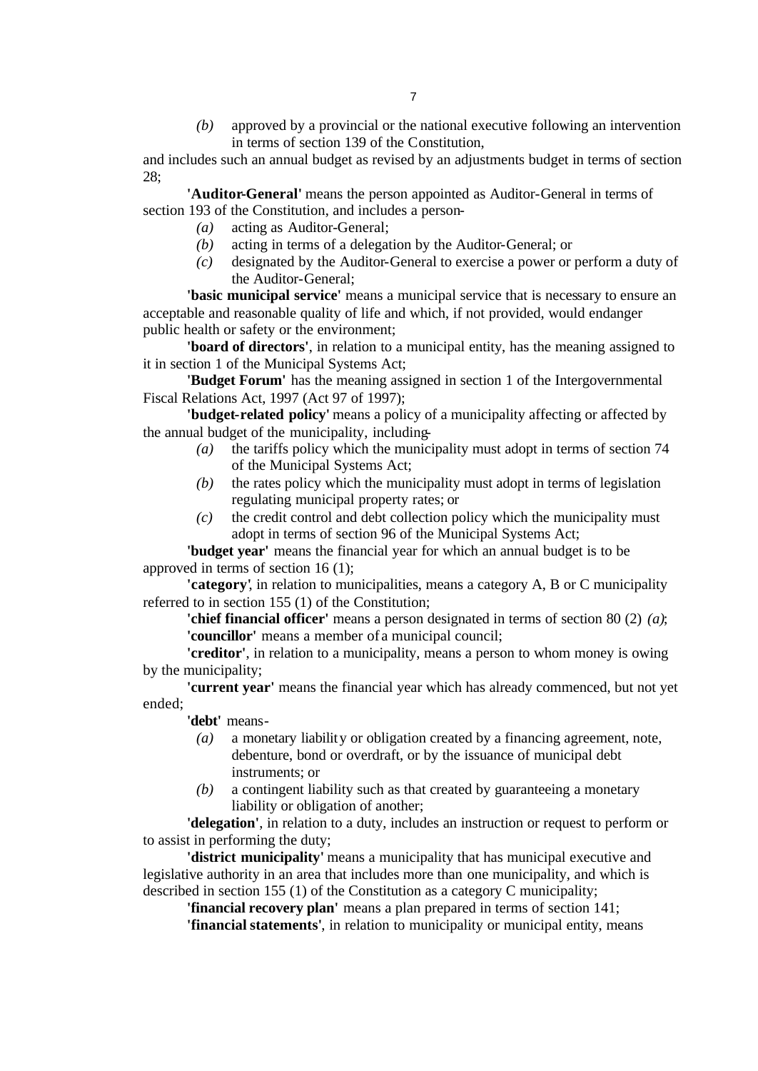*(b)* approved by a provincial or the national executive following an intervention in terms of section 139 of the Constitution,

and includes such an annual budget as revised by an adjustments budget in terms of section 28;

**'Auditor-General'** means the person appointed as Auditor-General in terms of section 193 of the Constitution, and includes a person-

*(a)* acting as Auditor-General;

*(b)* acting in terms of a delegation by the Auditor-General; or

*(c)* designated by the Auditor-General to exercise a power or perform a duty of the Auditor-General;

**'basic municipal service'** means a municipal service that is necessary to ensure an acceptable and reasonable quality of life and which, if not provided, would endanger public health or safety or the environment;

**'board of directors'**, in relation to a municipal entity, has the meaning assigned to it in section 1 of the Municipal Systems Act;

**'Budget Forum'** has the meaning assigned in section 1 of the Intergovernmental Fiscal Relations Act, 1997 (Act 97 of 1997);

**'budget-related policy'** means a policy of a municipality affecting or affected by the annual budget of the municipality, including-

*(a)* the tariffs policy which the municipality must adopt in terms of section 74 of the Municipal Systems Act;

*(b)* the rates policy which the municipality must adopt in terms of legislation regulating municipal property rates; or

*(c)* the credit control and debt collection policy which the municipality must adopt in terms of section 96 of the Municipal Systems Act;

**'budget year'** means the financial year for which an annual budget is to be approved in terms of section 16 (1);

**'category'**, in relation to municipalities, means a category A, B or C municipality referred to in section 155 (1) of the Constitution;

**'chief financial officer'** means a person designated in terms of section 80 (2) *(a)*;

**'councillor'** means a member of a municipal council;

**'creditor'**, in relation to a municipality, means a person to whom money is owing by the municipality;

**'current year'** means the financial year which has already commenced, but not yet ended;

**'debt'** means-

*(a)* a monetary liability or obligation created by a financing agreement, note, debenture, bond or overdraft, or by the issuance of municipal debt instruments; or

*(b)* a contingent liability such as that created by guaranteeing a monetary liability or obligation of another;

**'delegation'**, in relation to a duty, includes an instruction or request to perform or to assist in performing the duty;

**'district municipality'** means a municipality that has municipal executive and legislative authority in an area that includes more than one municipality, and which is described in section 155 (1) of the Constitution as a category C municipality;

**'financial recovery plan'** means a plan prepared in terms of section 141;

**'financial statements'**, in relation to municipality or municipal entity, means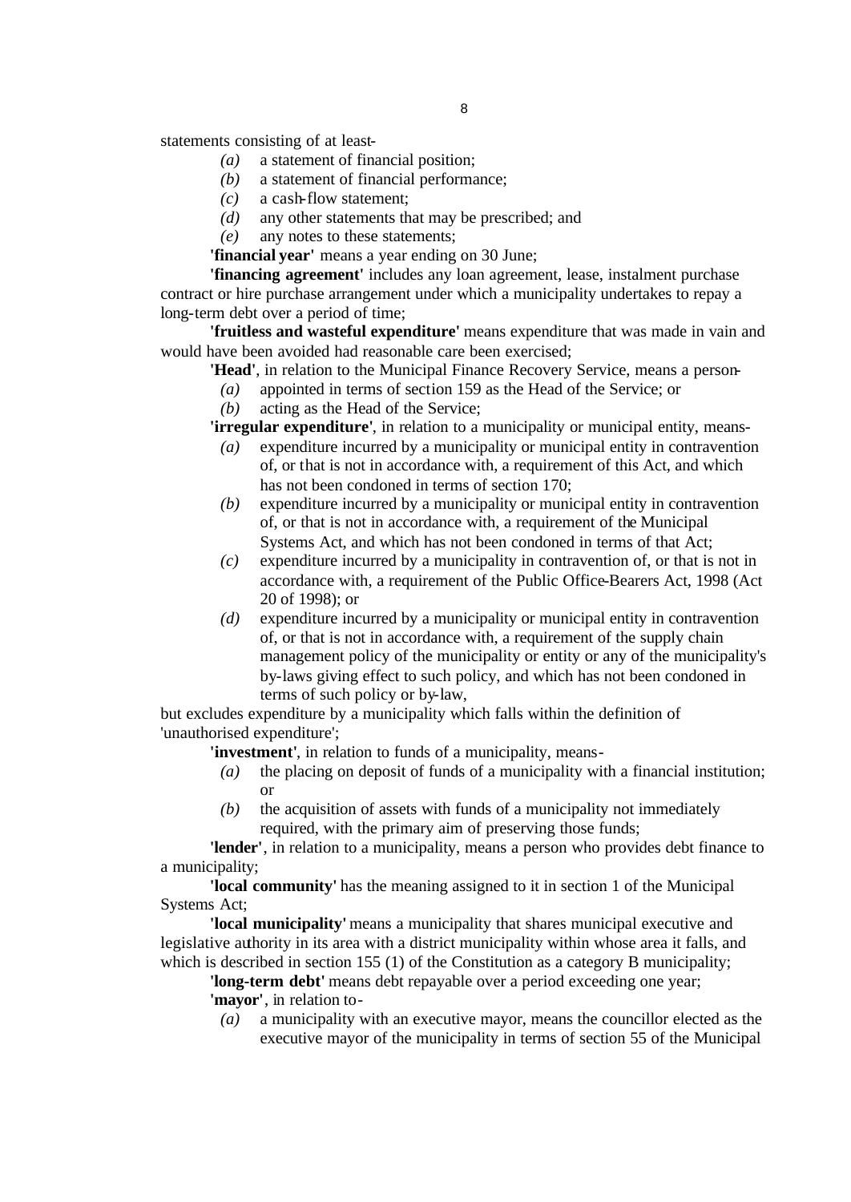statements consisting of at least-

*(a)* a statement of financial position;
*(b)* a statement of financial performance;
*(c)* a cash-flow statement;
*(d)* any other statements that may be prescribed; and
*(e)* any notes to these statements;

**'financial year'** means a year ending on 30 June;

**'financing agreement'** includes any loan agreement, lease, instalment purchase contract or hire purchase arrangement under which a municipality undertakes to repay a long-term debt over a period of time;

**'fruitless and wasteful expenditure'** means expenditure that was made in vain and would have been avoided had reasonable care been exercised;

**'Head'**, in relation to the Municipal Finance Recovery Service, means a person-

*(a)* appointed in terms of section 159 as the Head of the Service; or
*(b)* acting as the Head of the Service;

**'irregular expenditure'**, in relation to a municipality or municipal entity, means-

*(a)* expenditure incurred by a municipality or municipal entity in contravention of, or that is not in accordance with, a requirement of this Act, and which has not been condoned in terms of section 170;
*(b)* expenditure incurred by a municipality or municipal entity in contravention of, or that is not in accordance with, a requirement of the Municipal Systems Act, and which has not been condoned in terms of that Act;
*(c)* expenditure incurred by a municipality in contravention of, or that is not in accordance with, a requirement of the Public Office-Bearers Act, 1998 (Act 20 of 1998); or
*(d)* expenditure incurred by a municipality or municipal entity in contravention of, or that is not in accordance with, a requirement of the supply chain management policy of the municipality or entity or any of the municipality's by-laws giving effect to such policy, and which has not been condoned in terms of such policy or by-law,

but excludes expenditure by a municipality which falls within the definition of 'unauthorised expenditure';

**'investment'**, in relation to funds of a municipality, means-

*(a)* the placing on deposit of funds of a municipality with a financial institution; or
*(b)* the acquisition of assets with funds of a municipality not immediately required, with the primary aim of preserving those funds;

**'lender'**, in relation to a municipality, means a person who provides debt finance to a municipality;

**'local community'** has the meaning assigned to it in section 1 of the Municipal Systems Act;

**'local municipality'** means a municipality that shares municipal executive and legislative authority in its area with a district municipality within whose area it falls, and which is described in section 155 (1) of the Constitution as a category B municipality;

**'long-term debt'** means debt repayable over a period exceeding one year;

**'mayor'**, in relation to-

*(a)* a municipality with an executive mayor, means the councillor elected as the executive mayor of the municipality in terms of section 55 of the Municipal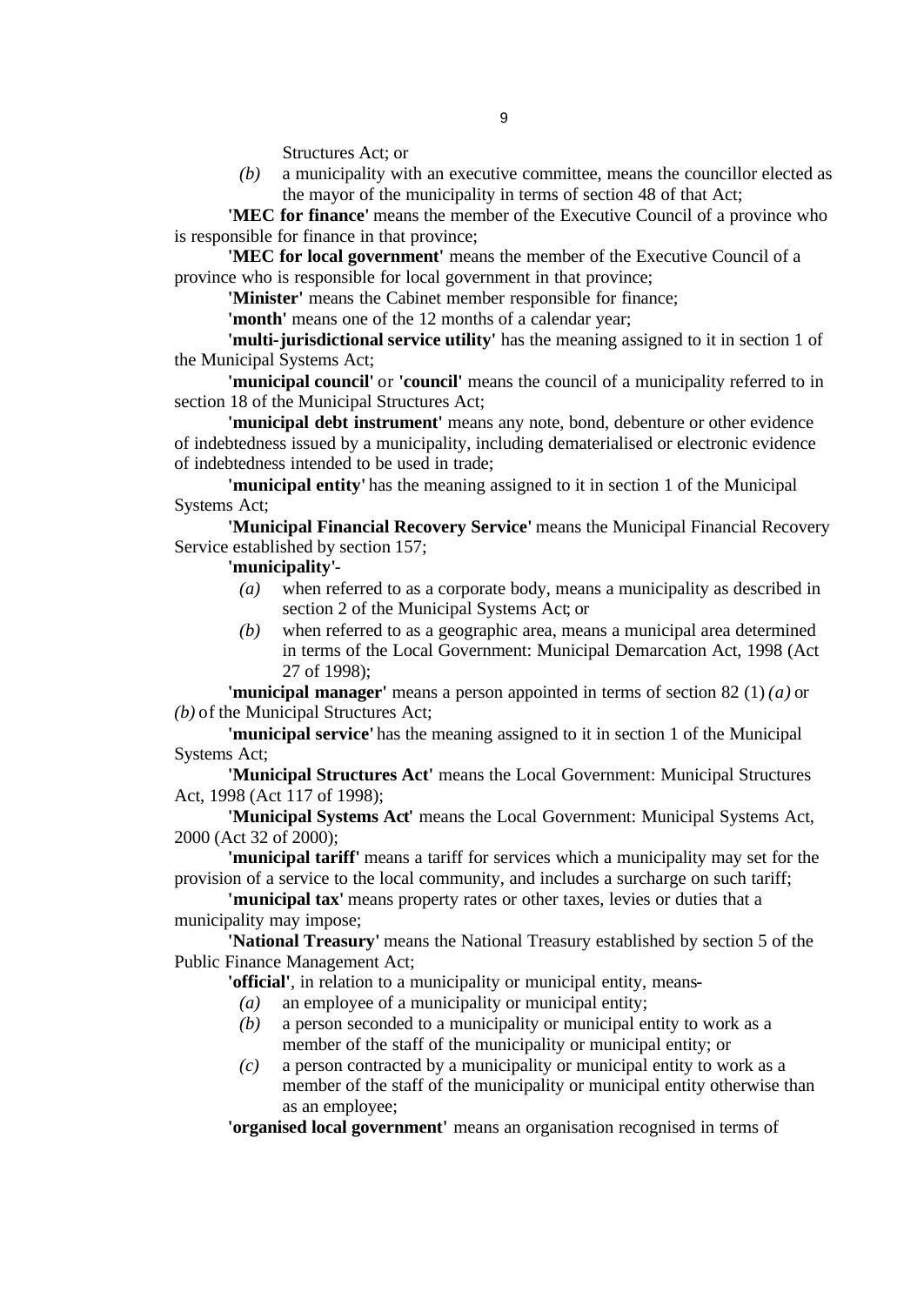Structures Act; or

*(b)* a municipality with an executive committee, means the councillor elected as the mayor of the municipality in terms of section 48 of that Act;

**'MEC for finance'** means the member of the Executive Council of a province who is responsible for finance in that province;

**'MEC for local government'** means the member of the Executive Council of a province who is responsible for local government in that province;

**'Minister'** means the Cabinet member responsible for finance;

**'month'** means one of the 12 months of a calendar year;

**'multi-jurisdictional service utility'** has the meaning assigned to it in section 1 of the Municipal Systems Act;

**'municipal council'** or **'council'** means the council of a municipality referred to in section 18 of the Municipal Structures Act;

**'municipal debt instrument'** means any note, bond, debenture or other evidence of indebtedness issued by a municipality, including dematerialised or electronic evidence of indebtedness intended to be used in trade;

**'municipal entity'** has the meaning assigned to it in section 1 of the Municipal Systems Act;

**'Municipal Financial Recovery Service'** means the Municipal Financial Recovery Service established by section 157;

**'municipality'**-

*(a)* when referred to as a corporate body, means a municipality as described in section 2 of the Municipal Systems Act; or

*(b)* when referred to as a geographic area, means a municipal area determined in terms of the Local Government: Municipal Demarcation Act, 1998 (Act 27 of 1998);

**'municipal manager'** means a person appointed in terms of section 82 (1) *(a)* or *(b)* of the Municipal Structures Act;

**'municipal service'** has the meaning assigned to it in section 1 of the Municipal Systems Act;

**'Municipal Structures Act'** means the Local Government: Municipal Structures Act, 1998 (Act 117 of 1998);

**'Municipal Systems Act'** means the Local Government: Municipal Systems Act, 2000 (Act 32 of 2000);

**'municipal tariff'** means a tariff for services which a municipality may set for the provision of a service to the local community, and includes a surcharge on such tariff;

**'municipal tax'** means property rates or other taxes, levies or duties that a municipality may impose;

**'National Treasury'** means the National Treasury established by section 5 of the Public Finance Management Act;

**'official'**, in relation to a municipality or municipal entity, means-

*(a)* an employee of a municipality or municipal entity;

*(b)* a person seconded to a municipality or municipal entity to work as a member of the staff of the municipality or municipal entity; or

*(c)* a person contracted by a municipality or municipal entity to work as a member of the staff of the municipality or municipal entity otherwise than as an employee;

**'organised local government'** means an organisation recognised in terms of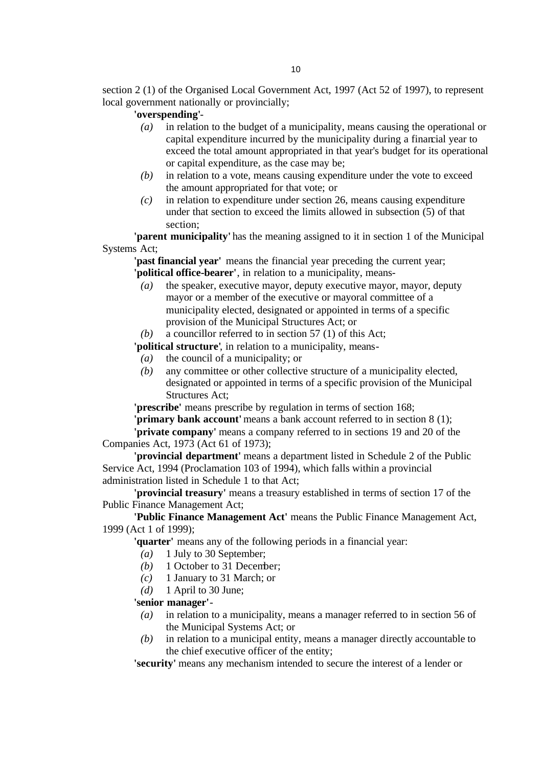section 2 (1) of the Organised Local Government Act, 1997 (Act 52 of 1997), to represent local government nationally or provincially;

**'overspending'**-

*(a)* in relation to the budget of a municipality, means causing the operational or capital expenditure incurred by the municipality during a financial year to exceed the total amount appropriated in that year's budget for its operational or capital expenditure, as the case may be;

*(b)* in relation to a vote, means causing expenditure under the vote to exceed the amount appropriated for that vote; or

*(c)* in relation to expenditure under section 26, means causing expenditure under that section to exceed the limits allowed in subsection (5) of that section;

**'parent municipality'** has the meaning assigned to it in section 1 of the Municipal Systems Act;

**'past financial year'** means the financial year preceding the current year;

**'political office-bearer'**, in relation to a municipality, means-

*(a)* the speaker, executive mayor, deputy executive mayor, mayor, deputy mayor or a member of the executive or mayoral committee of a municipality elected, designated or appointed in terms of a specific provision of the Municipal Structures Act; or

*(b)* a councillor referred to in section 57 (1) of this Act;

**'political structure'**, in relation to a municipality, means-

*(a)* the council of a municipality; or

*(b)* any committee or other collective structure of a municipality elected, designated or appointed in terms of a specific provision of the Municipal Structures Act;

**'prescribe'** means prescribe by regulation in terms of section 168;

**'primary bank account'** means a bank account referred to in section 8 (1);

**'private company'** means a company referred to in sections 19 and 20 of the Companies Act, 1973 (Act 61 of 1973);

**'provincial department'** means a department listed in Schedule 2 of the Public Service Act, 1994 (Proclamation 103 of 1994), which falls within a provincial administration listed in Schedule 1 to that Act;

**'provincial treasury'** means a treasury established in terms of section 17 of the Public Finance Management Act;

**'Public Finance Management Act'** means the Public Finance Management Act, 1999 (Act 1 of 1999);

**'quarter'** means any of the following periods in a financial year:

*(a)* 1 July to 30 September;

*(b)* 1 October to 31 December;

*(c)* 1 January to 31 March; or

*(d)* 1 April to 30 June;

**'senior manager'**-

*(a)* in relation to a municipality, means a manager referred to in section 56 of the Municipal Systems Act; or

*(b)* in relation to a municipal entity, means a manager directly accountable to the chief executive officer of the entity;

**'security'** means any mechanism intended to secure the interest of a lender or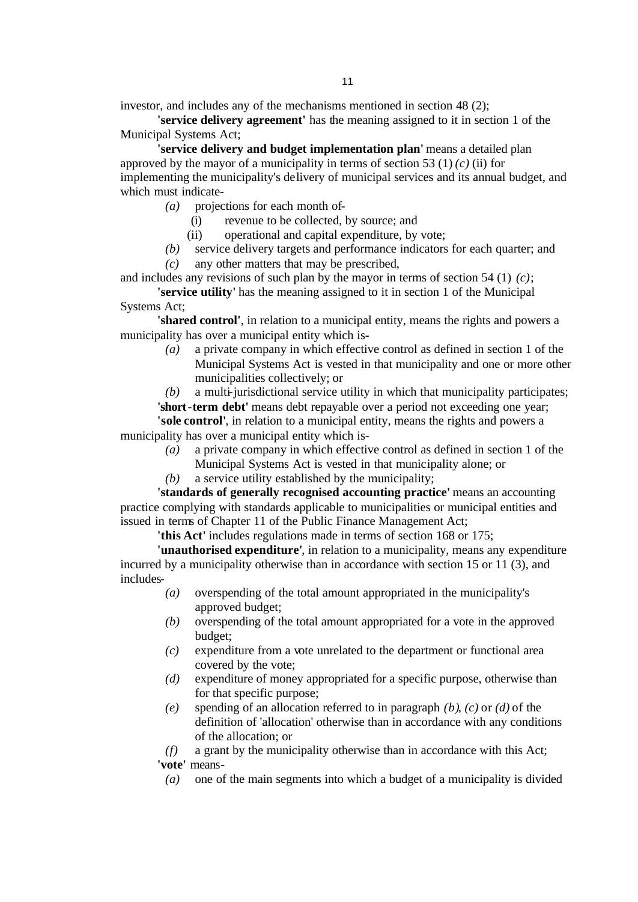investor, and includes any of the mechanisms mentioned in section 48 (2);

**'service delivery agreement'** has the meaning assigned to it in section 1 of the Municipal Systems Act;

**'service delivery and budget implementation plan'** means a detailed plan approved by the mayor of a municipality in terms of section 53 (1) *(c)* (ii) for implementing the municipality's delivery of municipal services and its annual budget, and which must indicate-

- *(a)* projections for each month of-
  - (i) revenue to be collected, by source; and
  - (ii) operational and capital expenditure, by vote;
- *(b)* service delivery targets and performance indicators for each quarter; and
- *(c)* any other matters that may be prescribed,

and includes any revisions of such plan by the mayor in terms of section 54 (1) *(c)*;

**'service utility'** has the meaning assigned to it in section 1 of the Municipal Systems Act;

**'shared control'**, in relation to a municipal entity, means the rights and powers a municipality has over a municipal entity which is-

- *(a)* a private company in which effective control as defined in section 1 of the Municipal Systems Act is vested in that municipality and one or more other municipalities collectively; or
- *(b)* a multi-jurisdictional service utility in which that municipality participates;

**'short-term debt'** means debt repayable over a period not exceeding one year;

**'sole control'**, in relation to a municipal entity, means the rights and powers a municipality has over a municipal entity which is-

- *(a)* a private company in which effective control as defined in section 1 of the Municipal Systems Act is vested in that municipality alone; or
- *(b)* a service utility established by the municipality;

**'standards of generally recognised accounting practice'** means an accounting practice complying with standards applicable to municipalities or municipal entities and issued in terms of Chapter 11 of the Public Finance Management Act;

**'this Act'** includes regulations made in terms of section 168 or 175;

**'unauthorised expenditure'**, in relation to a municipality, means any expenditure incurred by a municipality otherwise than in accordance with section 15 or 11 (3), and includes-

- *(a)* overspending of the total amount appropriated in the municipality's approved budget;
- *(b)* overspending of the total amount appropriated for a vote in the approved budget;
- *(c)* expenditure from a vote unrelated to the department or functional area covered by the vote;
- *(d)* expenditure of money appropriated for a specific purpose, otherwise than for that specific purpose;
- *(e)* spending of an allocation referred to in paragraph *(b)*, *(c)* or *(d)* of the definition of 'allocation' otherwise than in accordance with any conditions of the allocation; or
- *(f)* a grant by the municipality otherwise than in accordance with this Act;

**'vote'** means-

- *(a)* one of the main segments into which a budget of a municipality is divided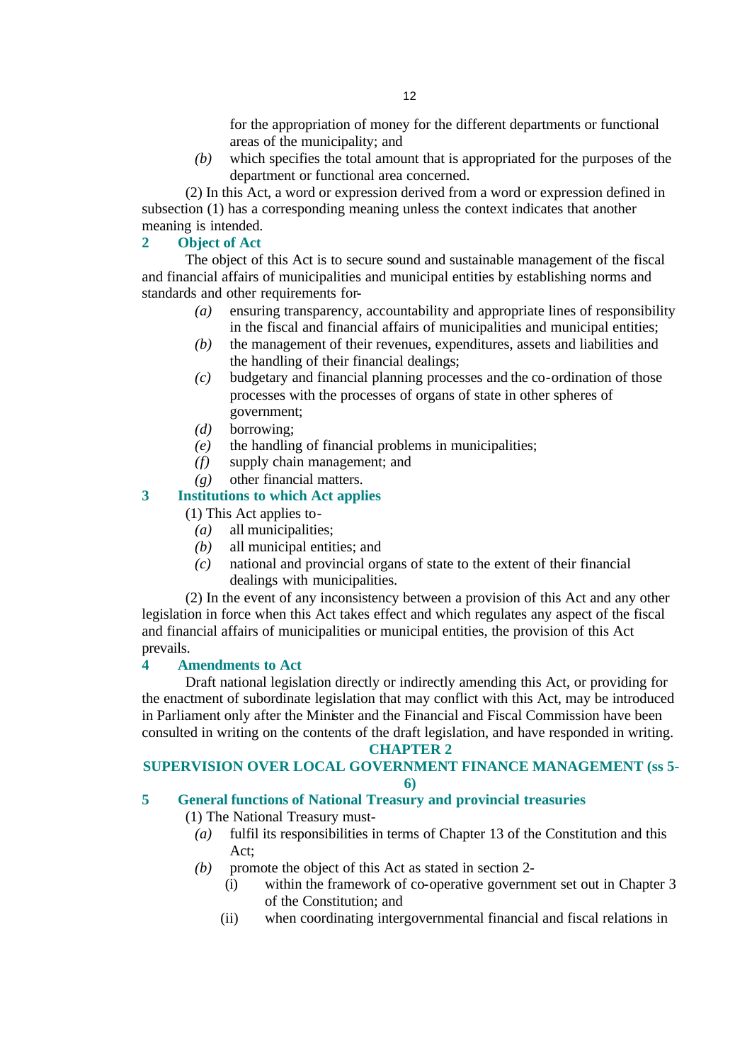for the appropriation of money for the different departments or functional areas of the municipality; and

*(b)* which specifies the total amount that is appropriated for the purposes of the department or functional area concerned.

(2) In this Act, a word or expression derived from a word or expression defined in subsection (1) has a corresponding meaning unless the context indicates that another meaning is intended.

### 2 Object of Act

The object of this Act is to secure sound and sustainable management of the fiscal and financial affairs of municipalities and municipal entities by establishing norms and standards and other requirements for-

*(a)* ensuring transparency, accountability and appropriate lines of responsibility in the fiscal and financial affairs of municipalities and municipal entities;

*(b)* the management of their revenues, expenditures, assets and liabilities and the handling of their financial dealings;

*(c)* budgetary and financial planning processes and the co-ordination of those processes with the processes of organs of state in other spheres of government;

*(d)* borrowing;

*(e)* the handling of financial problems in municipalities;

*(f)* supply chain management; and

*(g)* other financial matters.

### 3 Institutions to which Act applies

(1) This Act applies to-

*(a)* all municipalities;

*(b)* all municipal entities; and

*(c)* national and provincial organs of state to the extent of their financial dealings with municipalities.

(2) In the event of any inconsistency between a provision of this Act and any other legislation in force when this Act takes effect and which regulates any aspect of the fiscal and financial affairs of municipalities or municipal entities, the provision of this Act prevails.

### 4 Amendments to Act

Draft national legislation directly or indirectly amending this Act, or providing for the enactment of subordinate legislation that may conflict with this Act, may be introduced in Parliament only after the Minister and the Financial and Fiscal Commission have been consulted in writing on the contents of the draft legislation, and have responded in writing.

## CHAPTER 2

## SUPERVISION OVER LOCAL GOVERNMENT FINANCE MANAGEMENT (ss 5-6)

### 5 General functions of National Treasury and provincial treasuries

(1) The National Treasury must-

*(a)* fulfil its responsibilities in terms of Chapter 13 of the Constitution and this Act;

*(b)* promote the object of this Act as stated in section 2-

(i) within the framework of co-operative government set out in Chapter 3 of the Constitution; and

(ii) when coordinating intergovernmental financial and fiscal relations in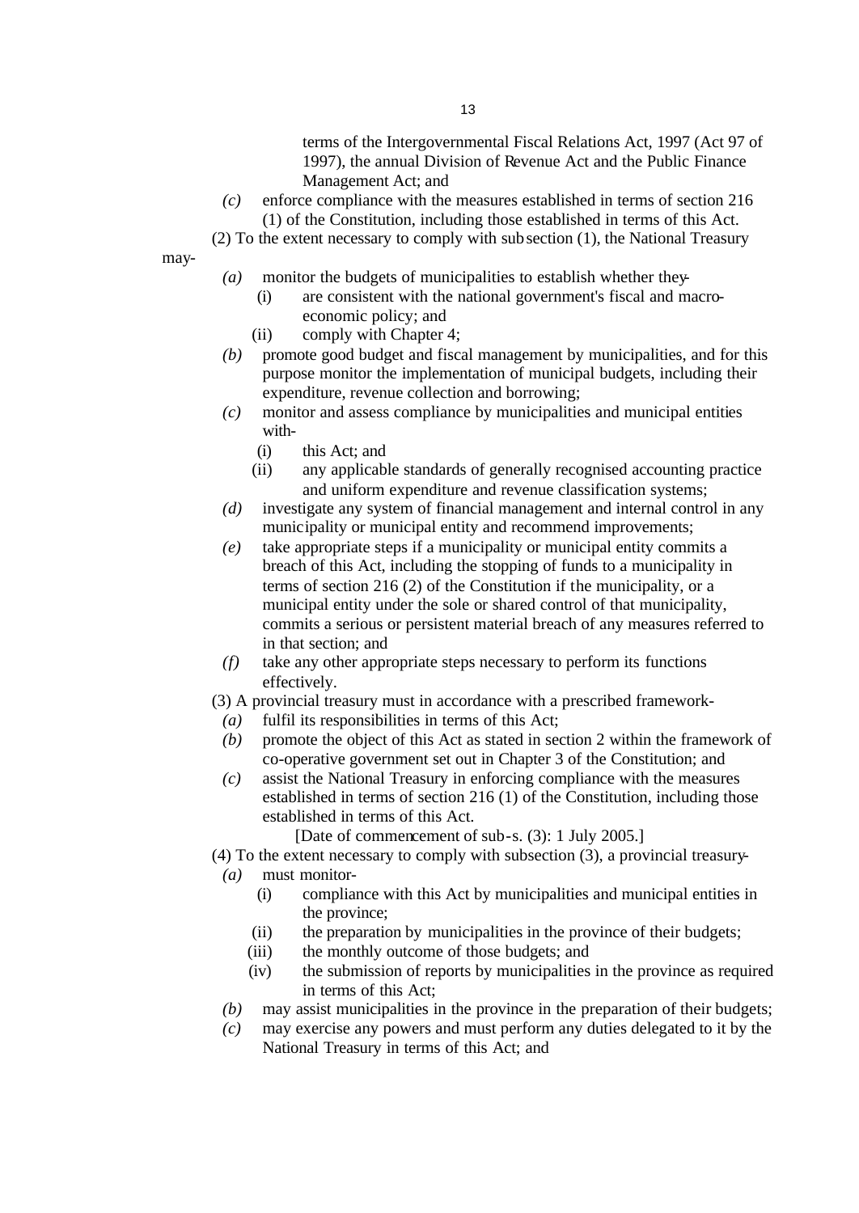terms of the Intergovernmental Fiscal Relations Act, 1997 (Act 97 of 1997), the annual Division of Revenue Act and the Public Finance Management Act; and

*(c)* enforce compliance with the measures established in terms of section 216 (1) of the Constitution, including those established in terms of this Act.

(2) To the extent necessary to comply with subsection (1), the National Treasury may-

*(a)* monitor the budgets of municipalities to establish whether they-

(i) are consistent with the national government's fiscal and macro-economic policy; and

(ii) comply with Chapter 4;

*(b)* promote good budget and fiscal management by municipalities, and for this purpose monitor the implementation of municipal budgets, including their expenditure, revenue collection and borrowing;

*(c)* monitor and assess compliance by municipalities and municipal entities with-

(i) this Act; and

(ii) any applicable standards of generally recognised accounting practice and uniform expenditure and revenue classification systems;

*(d)* investigate any system of financial management and internal control in any municipality or municipal entity and recommend improvements;

*(e)* take appropriate steps if a municipality or municipal entity commits a breach of this Act, including the stopping of funds to a municipality in terms of section 216 (2) of the Constitution if the municipality, or a municipal entity under the sole or shared control of that municipality, commits a serious or persistent material breach of any measures referred to in that section; and

*(f)* take any other appropriate steps necessary to perform its functions effectively.

(3) A provincial treasury must in accordance with a prescribed framework-

*(a)* fulfil its responsibilities in terms of this Act;

*(b)* promote the object of this Act as stated in section 2 within the framework of co-operative government set out in Chapter 3 of the Constitution; and

*(c)* assist the National Treasury in enforcing compliance with the measures established in terms of section 216 (1) of the Constitution, including those established in terms of this Act.

[Date of commencement of sub-s. (3): 1 July 2005.]

(4) To the extent necessary to comply with subsection (3), a provincial treasury-

*(a)* must monitor-

(i) compliance with this Act by municipalities and municipal entities in the province;

(ii) the preparation by municipalities in the province of their budgets;

(iii) the monthly outcome of those budgets; and

(iv) the submission of reports by municipalities in the province as required in terms of this Act;

*(b)* may assist municipalities in the province in the preparation of their budgets;

*(c)* may exercise any powers and must perform any duties delegated to it by the National Treasury in terms of this Act; and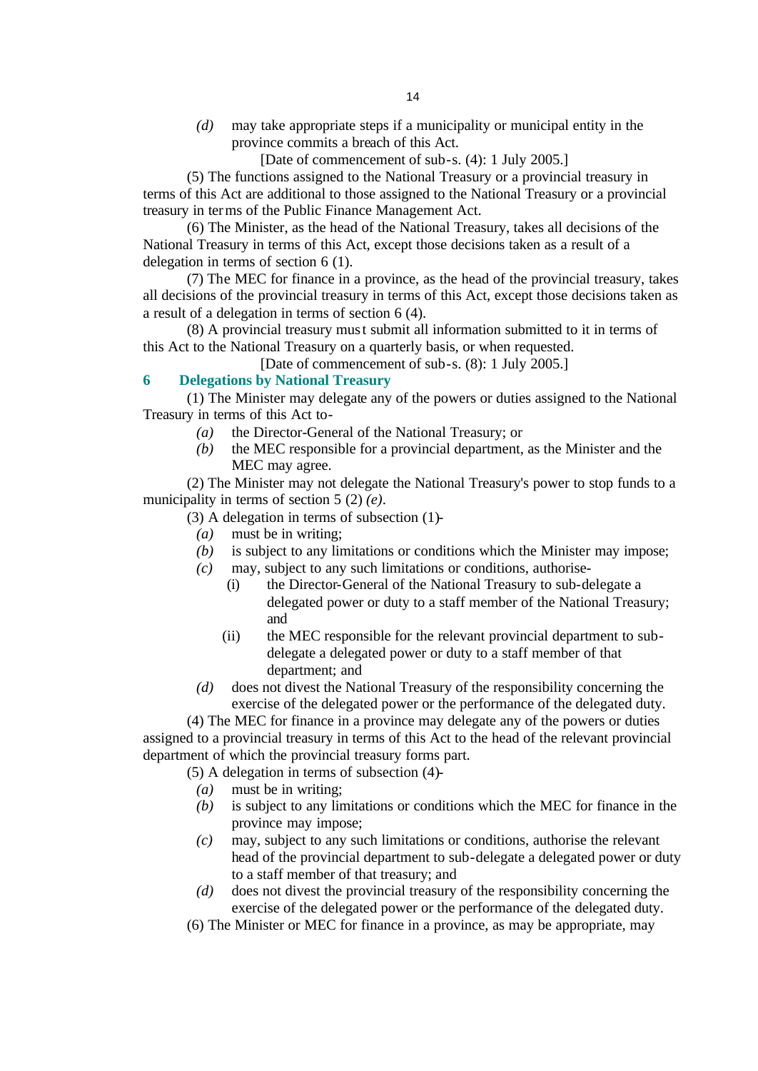*(d)* may take appropriate steps if a municipality or municipal entity in the province commits a breach of this Act.

[Date of commencement of sub-s. (4): 1 July 2005.]

(5) The functions assigned to the National Treasury or a provincial treasury in terms of this Act are additional to those assigned to the National Treasury or a provincial treasury in terms of the Public Finance Management Act.

(6) The Minister, as the head of the National Treasury, takes all decisions of the National Treasury in terms of this Act, except those decisions taken as a result of a delegation in terms of section 6 (1).

(7) The MEC for finance in a province, as the head of the provincial treasury, takes all decisions of the provincial treasury in terms of this Act, except those decisions taken as a result of a delegation in terms of section 6 (4).

(8) A provincial treasury must submit all information submitted to it in terms of this Act to the National Treasury on a quarterly basis, or when requested.

[Date of commencement of sub-s. (8): 1 July 2005.]

### 6 Delegations by National Treasury

(1) The Minister may delegate any of the powers or duties assigned to the National Treasury in terms of this Act to-

*(a)* the Director-General of the National Treasury; or

*(b)* the MEC responsible for a provincial department, as the Minister and the MEC may agree.

(2) The Minister may not delegate the National Treasury's power to stop funds to a municipality in terms of section 5 (2) *(e)*.

(3) A delegation in terms of subsection (1)-

*(a)* must be in writing;

*(b)* is subject to any limitations or conditions which the Minister may impose;

*(c)* may, subject to any such limitations or conditions, authorise-

(i) the Director-General of the National Treasury to sub-delegate a delegated power or duty to a staff member of the National Treasury; and

(ii) the MEC responsible for the relevant provincial department to sub-delegate a delegated power or duty to a staff member of that department; and

*(d)* does not divest the National Treasury of the responsibility concerning the exercise of the delegated power or the performance of the delegated duty.

(4) The MEC for finance in a province may delegate any of the powers or duties assigned to a provincial treasury in terms of this Act to the head of the relevant provincial department of which the provincial treasury forms part.

(5) A delegation in terms of subsection (4)-

*(a)* must be in writing;

*(b)* is subject to any limitations or conditions which the MEC for finance in the province may impose;

*(c)* may, subject to any such limitations or conditions, authorise the relevant head of the provincial department to sub-delegate a delegated power or duty to a staff member of that treasury; and

*(d)* does not divest the provincial treasury of the responsibility concerning the exercise of the delegated power or the performance of the delegated duty.

(6) The Minister or MEC for finance in a province, as may be appropriate, may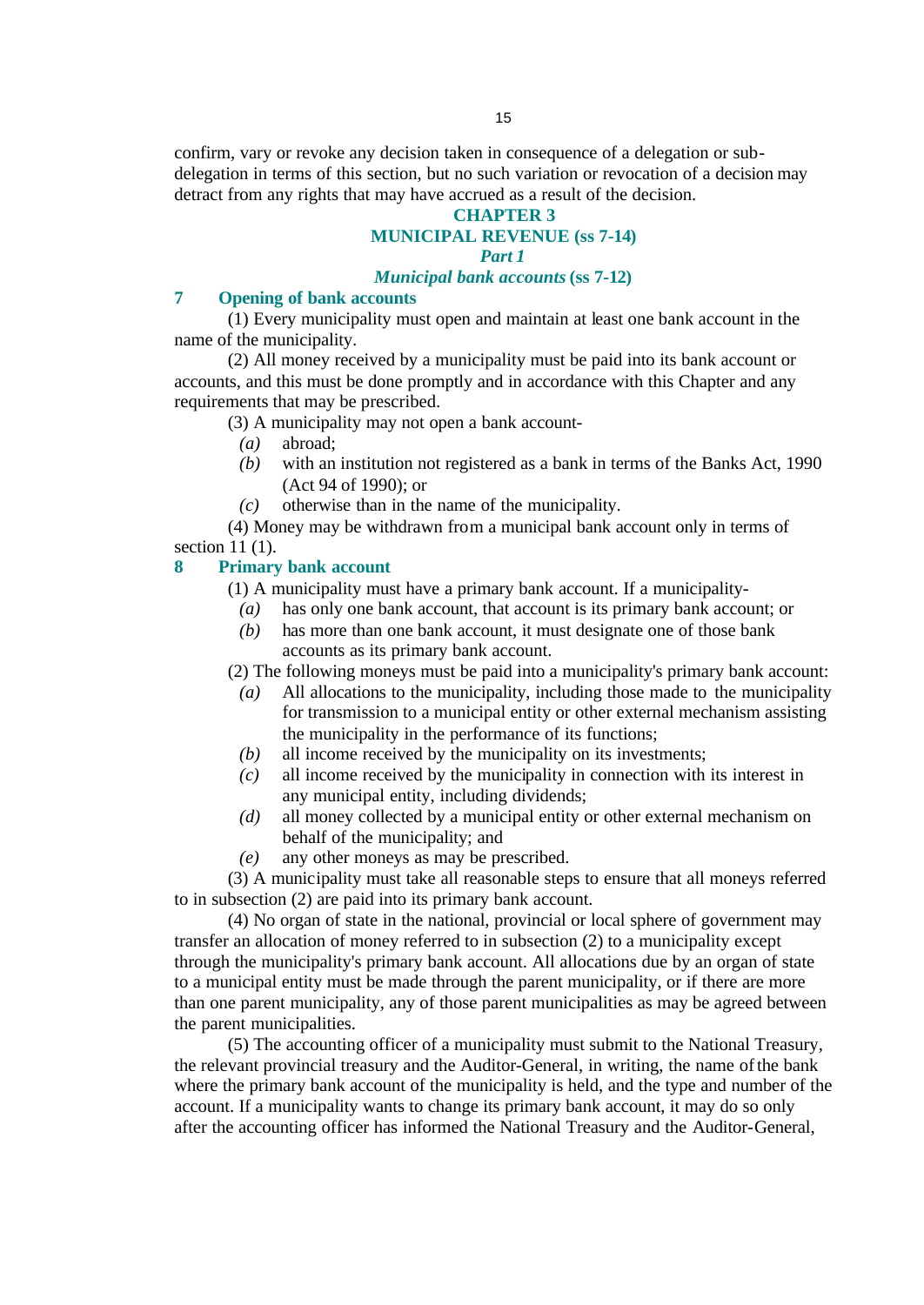confirm, vary or revoke any decision taken in consequence of a delegation or sub-delegation in terms of this section, but no such variation or revocation of a decision may detract from any rights that may have accrued as a result of the decision.

## CHAPTER 3
## MUNICIPAL REVENUE (ss 7-14)
### *Part 1*
### *Municipal bank accounts* (ss 7-12)

### 7 Opening of bank accounts

(1) Every municipality must open and maintain at least one bank account in the name of the municipality.

(2) All money received by a municipality must be paid into its bank account or accounts, and this must be done promptly and in accordance with this Chapter and any requirements that may be prescribed.

(3) A municipality may not open a bank account-

*(a)* abroad;

*(b)* with an institution not registered as a bank in terms of the Banks Act, 1990 (Act 94 of 1990); or

*(c)* otherwise than in the name of the municipality.

(4) Money may be withdrawn from a municipal bank account only in terms of section 11 (1).

### 8 Primary bank account

(1) A municipality must have a primary bank account. If a municipality-

*(a)* has only one bank account, that account is its primary bank account; or

*(b)* has more than one bank account, it must designate one of those bank accounts as its primary bank account.

(2) The following moneys must be paid into a municipality's primary bank account:

*(a)* All allocations to the municipality, including those made to the municipality for transmission to a municipal entity or other external mechanism assisting the municipality in the performance of its functions;

*(b)* all income received by the municipality on its investments;

*(c)* all income received by the municipality in connection with its interest in any municipal entity, including dividends;

*(d)* all money collected by a municipal entity or other external mechanism on behalf of the municipality; and

*(e)* any other moneys as may be prescribed.

(3) A municipality must take all reasonable steps to ensure that all moneys referred to in subsection (2) are paid into its primary bank account.

(4) No organ of state in the national, provincial or local sphere of government may transfer an allocation of money referred to in subsection (2) to a municipality except through the municipality's primary bank account. All allocations due by an organ of state to a municipal entity must be made through the parent municipality, or if there are more than one parent municipality, any of those parent municipalities as may be agreed between the parent municipalities.

(5) The accounting officer of a municipality must submit to the National Treasury, the relevant provincial treasury and the Auditor-General, in writing, the name of the bank where the primary bank account of the municipality is held, and the type and number of the account. If a municipality wants to change its primary bank account, it may do so only after the accounting officer has informed the National Treasury and the Auditor-General,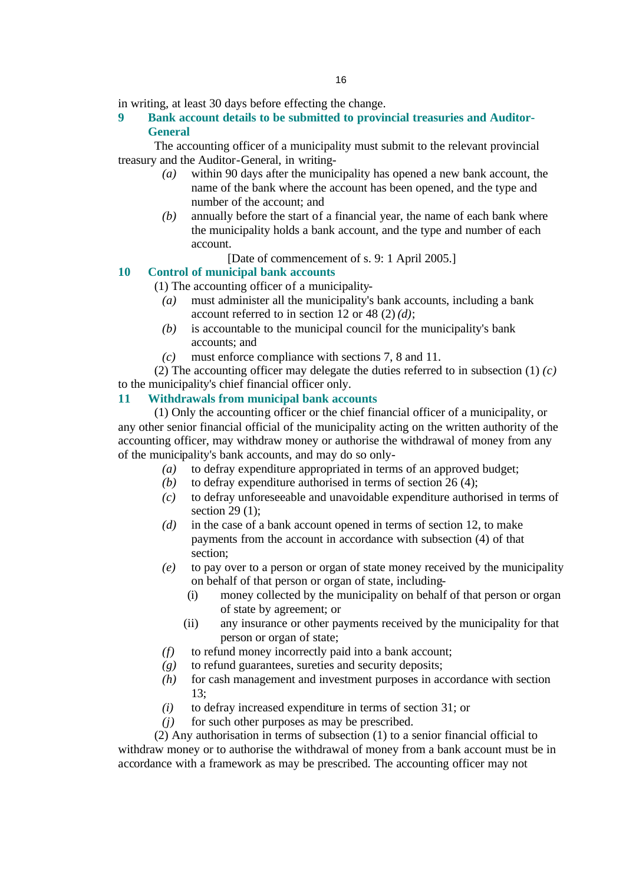in writing, at least 30 days before effecting the change.

### 9 Bank account details to be submitted to provincial treasuries and Auditor-General

The accounting officer of a municipality must submit to the relevant provincial treasury and the Auditor-General, in writing-

*(a)* within 90 days after the municipality has opened a new bank account, the name of the bank where the account has been opened, and the type and number of the account; and

*(b)* annually before the start of a financial year, the name of each bank where the municipality holds a bank account, and the type and number of each account.

[Date of commencement of s. 9: 1 April 2005.]

### 10 Control of municipal bank accounts

(1) The accounting officer of a municipality-

*(a)* must administer all the municipality's bank accounts, including a bank account referred to in section 12 or 48 (2) *(d)*;

*(b)* is accountable to the municipal council for the municipality's bank accounts; and

*(c)* must enforce compliance with sections 7, 8 and 11.

(2) The accounting officer may delegate the duties referred to in subsection (1) *(c)* to the municipality's chief financial officer only.

### 11 Withdrawals from municipal bank accounts

(1) Only the accounting officer or the chief financial officer of a municipality, or any other senior financial official of the municipality acting on the written authority of the accounting officer, may withdraw money or authorise the withdrawal of money from any of the municipality's bank accounts, and may do so only-

*(a)* to defray expenditure appropriated in terms of an approved budget;

*(b)* to defray expenditure authorised in terms of section 26 (4);

*(c)* to defray unforeseeable and unavoidable expenditure authorised in terms of section 29 (1);

*(d)* in the case of a bank account opened in terms of section 12, to make payments from the account in accordance with subsection (4) of that section;

*(e)* to pay over to a person or organ of state money received by the municipality on behalf of that person or organ of state, including-

(i) money collected by the municipality on behalf of that person or organ of state by agreement; or

(ii) any insurance or other payments received by the municipality for that person or organ of state;

*(f)* to refund money incorrectly paid into a bank account;

*(g)* to refund guarantees, sureties and security deposits;

*(h)* for cash management and investment purposes in accordance with section 13;

*(i)* to defray increased expenditure in terms of section 31; or

*(j)* for such other purposes as may be prescribed.

(2) Any authorisation in terms of subsection (1) to a senior financial official to withdraw money or to authorise the withdrawal of money from a bank account must be in accordance with a framework as may be prescribed. The accounting officer may not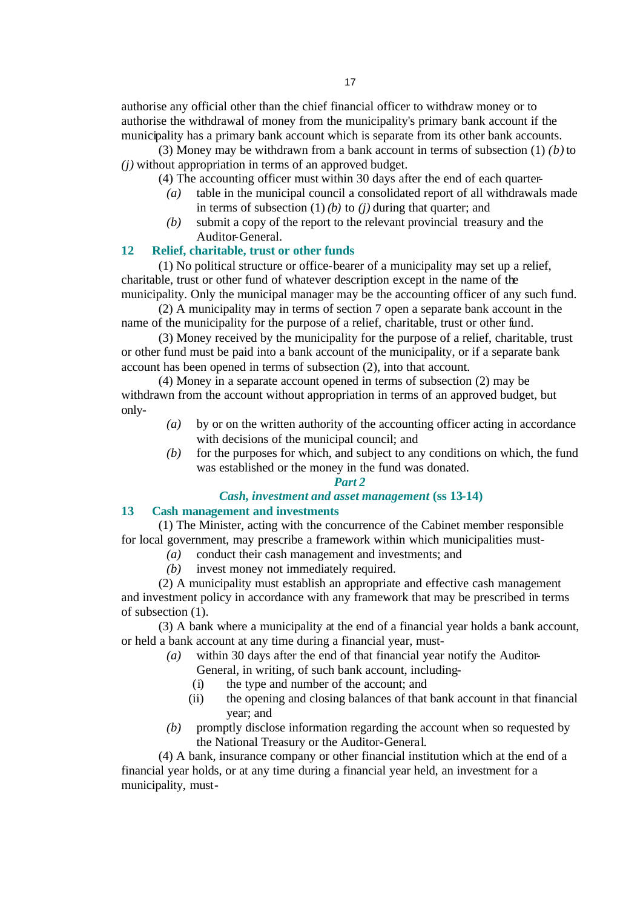authorise any official other than the chief financial officer to withdraw money or to authorise the withdrawal of money from the municipality's primary bank account if the municipality has a primary bank account which is separate from its other bank accounts.

(3) Money may be withdrawn from a bank account in terms of subsection (1) *(b)* to *(j)* without appropriation in terms of an approved budget.

(4) The accounting officer must within 30 days after the end of each quarter-

*(a)* table in the municipal council a consolidated report of all withdrawals made in terms of subsection (1) *(b)* to *(j)* during that quarter; and

*(b)* submit a copy of the report to the relevant provincial treasury and the Auditor-General.

### 12 Relief, charitable, trust or other funds

(1) No political structure or office-bearer of a municipality may set up a relief, charitable, trust or other fund of whatever description except in the name of the municipality. Only the municipal manager may be the accounting officer of any such fund.

(2) A municipality may in terms of section 7 open a separate bank account in the name of the municipality for the purpose of a relief, charitable, trust or other fund.

(3) Money received by the municipality for the purpose of a relief, charitable, trust or other fund must be paid into a bank account of the municipality, or if a separate bank account has been opened in terms of subsection (2), into that account.

(4) Money in a separate account opened in terms of subsection (2) may be withdrawn from the account without appropriation in terms of an approved budget, but only-

*(a)* by or on the written authority of the accounting officer acting in accordance with decisions of the municipal council; and

*(b)* for the purposes for which, and subject to any conditions on which, the fund was established or the money in the fund was donated.

## *Part 2*

## *Cash, investment and asset management* (ss 13-14)

### 13 Cash management and investments

(1) The Minister, acting with the concurrence of the Cabinet member responsible for local government, may prescribe a framework within which municipalities must-

*(a)* conduct their cash management and investments; and

*(b)* invest money not immediately required.

(2) A municipality must establish an appropriate and effective cash management and investment policy in accordance with any framework that may be prescribed in terms of subsection (1).

(3) A bank where a municipality at the end of a financial year holds a bank account, or held a bank account at any time during a financial year, must-

*(a)* within 30 days after the end of that financial year notify the Auditor-General, in writing, of such bank account, including-

(i) the type and number of the account; and

(ii) the opening and closing balances of that bank account in that financial year; and

*(b)* promptly disclose information regarding the account when so requested by the National Treasury or the Auditor-General.

(4) A bank, insurance company or other financial institution which at the end of a financial year holds, or at any time during a financial year held, an investment for a municipality, must-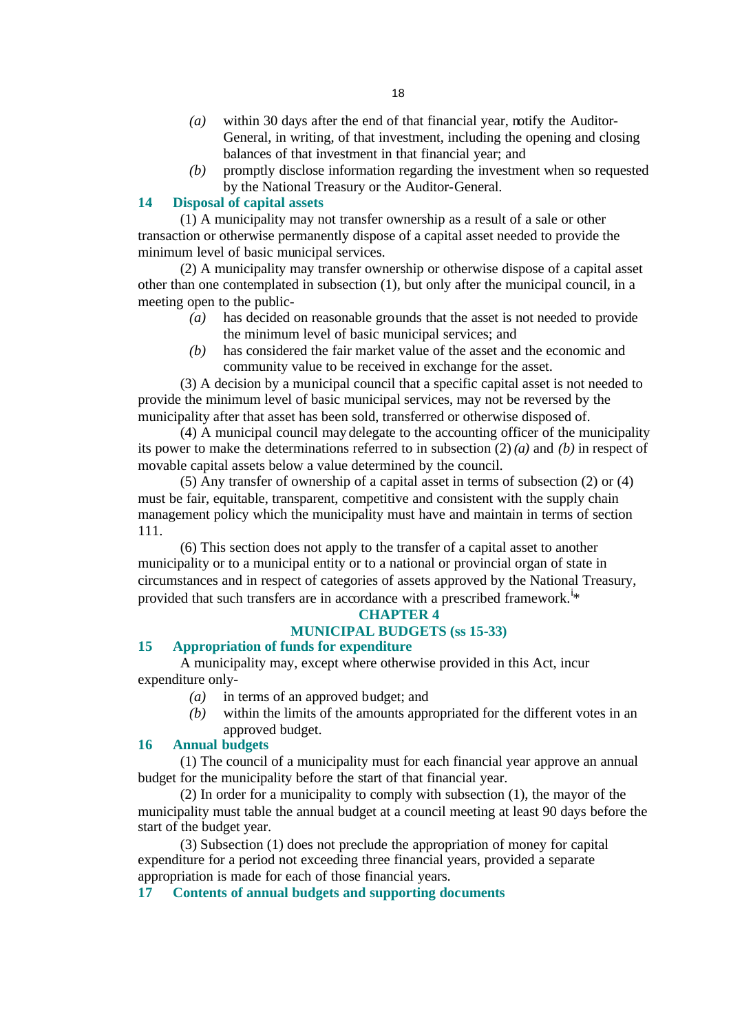*(a)* within 30 days after the end of that financial year, notify the Auditor-General, in writing, of that investment, including the opening and closing balances of that investment in that financial year; and

*(b)* promptly disclose information regarding the investment when so requested by the National Treasury or the Auditor-General.

### 14 Disposal of capital assets

(1) A municipality may not transfer ownership as a result of a sale or other transaction or otherwise permanently dispose of a capital asset needed to provide the minimum level of basic municipal services.

(2) A municipality may transfer ownership or otherwise dispose of a capital asset other than one contemplated in subsection (1), but only after the municipal council, in a meeting open to the public-

*(a)* has decided on reasonable grounds that the asset is not needed to provide the minimum level of basic municipal services; and

*(b)* has considered the fair market value of the asset and the economic and community value to be received in exchange for the asset.

(3) A decision by a municipal council that a specific capital asset is not needed to provide the minimum level of basic municipal services, may not be reversed by the municipality after that asset has been sold, transferred or otherwise disposed of.

(4) A municipal council may delegate to the accounting officer of the municipality its power to make the determinations referred to in subsection (2) *(a)* and *(b)* in respect of movable capital assets below a value determined by the council.

(5) Any transfer of ownership of a capital asset in terms of subsection (2) or (4) must be fair, equitable, transparent, competitive and consistent with the supply chain management policy which the municipality must have and maintain in terms of section 111.

(6) This section does not apply to the transfer of a capital asset to another municipality or to a municipal entity or to a national or provincial organ of state in circumstances and in respect of categories of assets approved by the National Treasury, provided that such transfers are in accordance with a prescribed framework.[i]*

## CHAPTER 4

## MUNICIPAL BUDGETS (ss 15-33)

### 15 Appropriation of funds for expenditure

A municipality may, except where otherwise provided in this Act, incur expenditure only-

*(a)* in terms of an approved budget; and

*(b)* within the limits of the amounts appropriated for the different votes in an approved budget.

### 16 Annual budgets

(1) The council of a municipality must for each financial year approve an annual budget for the municipality before the start of that financial year.

(2) In order for a municipality to comply with subsection (1), the mayor of the municipality must table the annual budget at a council meeting at least 90 days before the start of the budget year.

(3) Subsection (1) does not preclude the appropriation of money for capital expenditure for a period not exceeding three financial years, provided a separate appropriation is made for each of those financial years.

### 17 Contents of annual budgets and supporting documents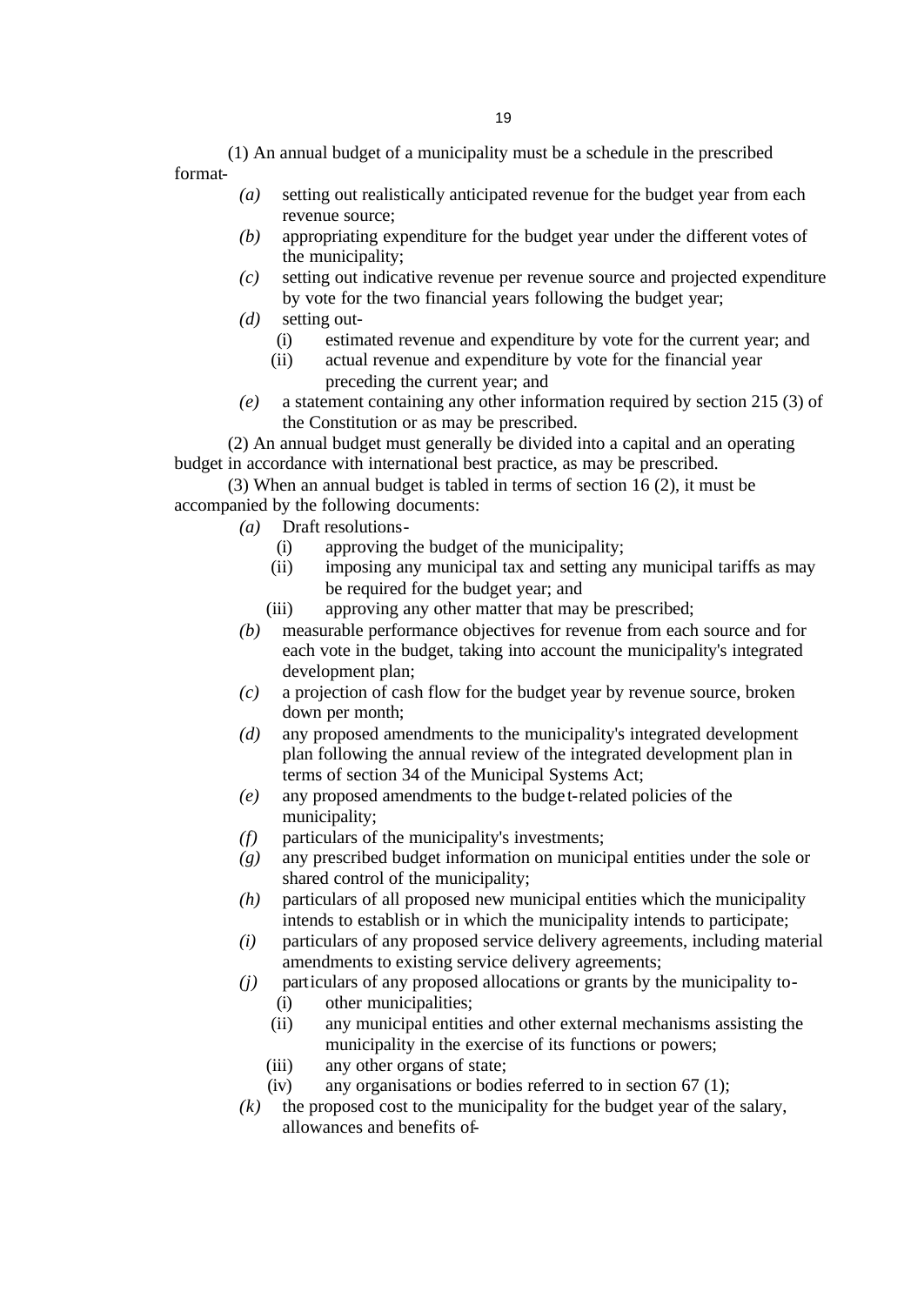(1) An annual budget of a municipality must be a schedule in the prescribed format-

- *(a)* setting out realistically anticipated revenue for the budget year from each revenue source;
- *(b)* appropriating expenditure for the budget year under the different votes of the municipality;
- *(c)* setting out indicative revenue per revenue source and projected expenditure by vote for the two financial years following the budget year;
- *(d)* setting out-
  - (i) estimated revenue and expenditure by vote for the current year; and
  - (ii) actual revenue and expenditure by vote for the financial year preceding the current year; and
- *(e)* a statement containing any other information required by section 215 (3) of the Constitution or as may be prescribed.

(2) An annual budget must generally be divided into a capital and an operating budget in accordance with international best practice, as may be prescribed.

(3) When an annual budget is tabled in terms of section 16 (2), it must be accompanied by the following documents:

- *(a)* Draft resolutions-
  - (i) approving the budget of the municipality;
  - (ii) imposing any municipal tax and setting any municipal tariffs as may be required for the budget year; and
  - (iii) approving any other matter that may be prescribed;
- *(b)* measurable performance objectives for revenue from each source and for each vote in the budget, taking into account the municipality's integrated development plan;
- *(c)* a projection of cash flow for the budget year by revenue source, broken down per month;
- *(d)* any proposed amendments to the municipality's integrated development plan following the annual review of the integrated development plan in terms of section 34 of the Municipal Systems Act;
- *(e)* any proposed amendments to the budget-related policies of the municipality;
- *(f)* particulars of the municipality's investments;
- *(g)* any prescribed budget information on municipal entities under the sole or shared control of the municipality;
- *(h)* particulars of all proposed new municipal entities which the municipality intends to establish or in which the municipality intends to participate;
- *(i)* particulars of any proposed service delivery agreements, including material amendments to existing service delivery agreements;
- *(j)* particulars of any proposed allocations or grants by the municipality to-
  - (i) other municipalities;
  - (ii) any municipal entities and other external mechanisms assisting the municipality in the exercise of its functions or powers;
  - (iii) any other organs of state;
  - (iv) any organisations or bodies referred to in section 67 (1);
- *(k)* the proposed cost to the municipality for the budget year of the salary, allowances and benefits of-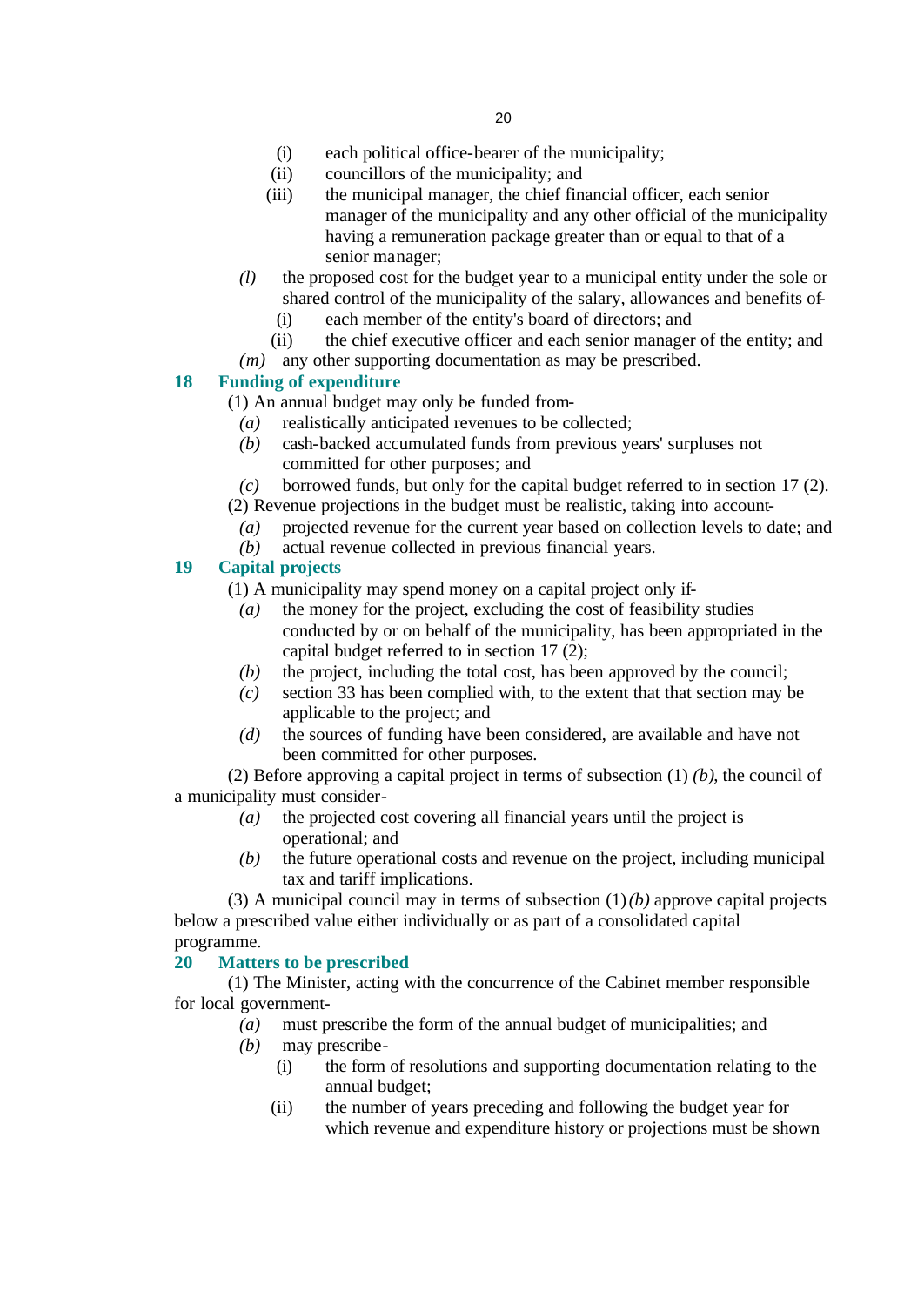(i) each political office-bearer of the municipality;
(ii) councillors of the municipality; and
(iii) the municipal manager, the chief financial officer, each senior manager of the municipality and any other official of the municipality having a remuneration package greater than or equal to that of a senior manager;

*(l)* the proposed cost for the budget year to a municipal entity under the sole or shared control of the municipality of the salary, allowances and benefits of-
(i) each member of the entity's board of directors; and
(ii) the chief executive officer and each senior manager of the entity; and

*(m)* any other supporting documentation as may be prescribed.

### 18 Funding of expenditure

(1) An annual budget may only be funded from-

*(a)* realistically anticipated revenues to be collected;
*(b)* cash-backed accumulated funds from previous years' surpluses not committed for other purposes; and
*(c)* borrowed funds, but only for the capital budget referred to in section 17 (2).

(2) Revenue projections in the budget must be realistic, taking into account-

*(a)* projected revenue for the current year based on collection levels to date; and
*(b)* actual revenue collected in previous financial years.

### 19 Capital projects

(1) A municipality may spend money on a capital project only if-

*(a)* the money for the project, excluding the cost of feasibility studies conducted by or on behalf of the municipality, has been appropriated in the capital budget referred to in section 17 (2);
*(b)* the project, including the total cost, has been approved by the council;
*(c)* section 33 has been complied with, to the extent that that section may be applicable to the project; and
*(d)* the sources of funding have been considered, are available and have not been committed for other purposes.

(2) Before approving a capital project in terms of subsection (1) *(b)*, the council of a municipality must consider-

*(a)* the projected cost covering all financial years until the project is operational; and
*(b)* the future operational costs and revenue on the project, including municipal tax and tariff implications.

(3) A municipal council may in terms of subsection (1) *(b)* approve capital projects below a prescribed value either individually or as part of a consolidated capital programme.

### 20 Matters to be prescribed

(1) The Minister, acting with the concurrence of the Cabinet member responsible for local government-

*(a)* must prescribe the form of the annual budget of municipalities; and
*(b)* may prescribe-
(i) the form of resolutions and supporting documentation relating to the annual budget;
(ii) the number of years preceding and following the budget year for which revenue and expenditure history or projections must be shown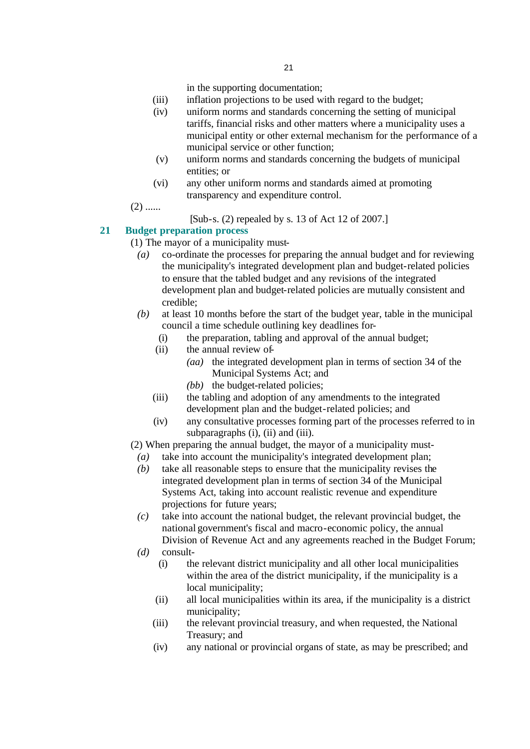in the supporting documentation;

(iii) inflation projections to be used with regard to the budget;

(iv) uniform norms and standards concerning the setting of municipal tariffs, financial risks and other matters where a municipality uses a municipal entity or other external mechanism for the performance of a municipal service or other function;

(v) uniform norms and standards concerning the budgets of municipal entities; or

(vi) any other uniform norms and standards aimed at promoting transparency and expenditure control.

(2) ......

[Sub-s. (2) repealed by s. 13 of Act 12 of 2007.]

## 21 Budget preparation process

(1) The mayor of a municipality must-

*(a)* co-ordinate the processes for preparing the annual budget and for reviewing the municipality's integrated development plan and budget-related policies to ensure that the tabled budget and any revisions of the integrated development plan and budget-related policies are mutually consistent and credible;

*(b)* at least 10 months before the start of the budget year, table in the municipal council a time schedule outlining key deadlines for-

(i) the preparation, tabling and approval of the annual budget;

(ii) the annual review of-

*(aa)* the integrated development plan in terms of section 34 of the Municipal Systems Act; and

*(bb)* the budget-related policies;

(iii) the tabling and adoption of any amendments to the integrated development plan and the budget-related policies; and

(iv) any consultative processes forming part of the processes referred to in subparagraphs (i), (ii) and (iii).

(2) When preparing the annual budget, the mayor of a municipality must-

*(a)* take into account the municipality's integrated development plan;

*(b)* take all reasonable steps to ensure that the municipality revises the integrated development plan in terms of section 34 of the Municipal Systems Act, taking into account realistic revenue and expenditure projections for future years;

*(c)* take into account the national budget, the relevant provincial budget, the national government's fiscal and macro-economic policy, the annual Division of Revenue Act and any agreements reached in the Budget Forum;

*(d)* consult-

(i) the relevant district municipality and all other local municipalities within the area of the district municipality, if the municipality is a local municipality;

(ii) all local municipalities within its area, if the municipality is a district municipality;

(iii) the relevant provincial treasury, and when requested, the National Treasury; and

(iv) any national or provincial organs of state, as may be prescribed; and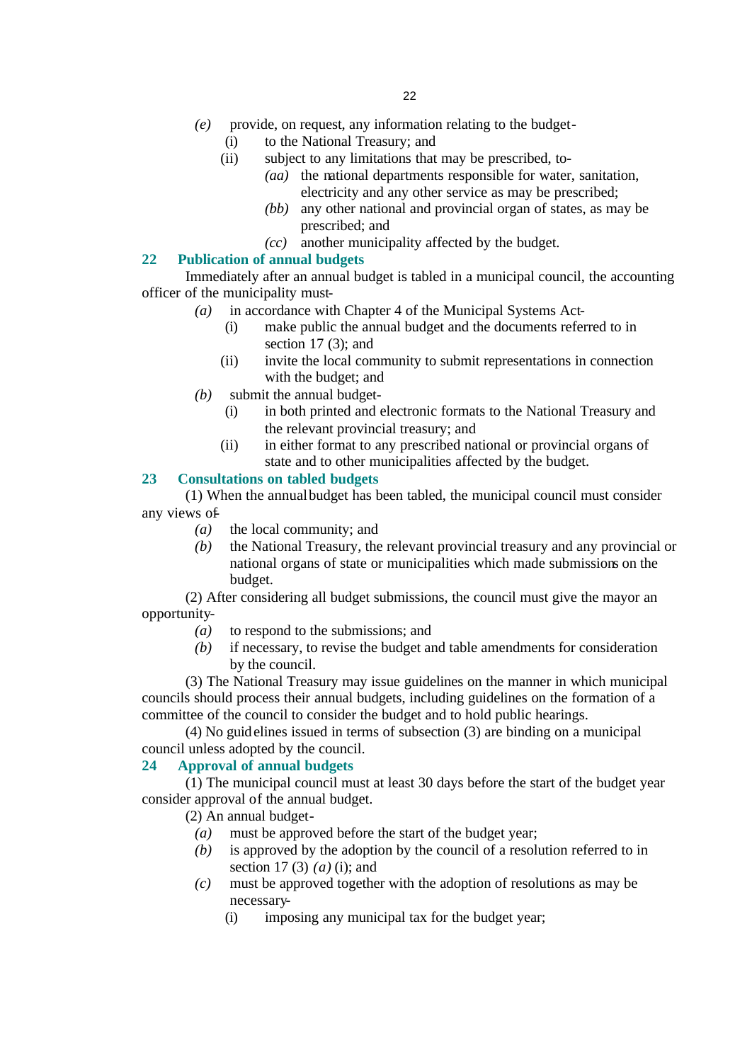*(e)* provide, on request, any information relating to the budget-

(i) to the National Treasury; and

(ii) subject to any limitations that may be prescribed, to-

*(aa)* the national departments responsible for water, sanitation, electricity and any other service as may be prescribed;

*(bb)* any other national and provincial organ of states, as may be prescribed; and

*(cc)* another municipality affected by the budget.

## 22 Publication of annual budgets

Immediately after an annual budget is tabled in a municipal council, the accounting officer of the municipality must-

*(a)* in accordance with Chapter 4 of the Municipal Systems Act-

(i) make public the annual budget and the documents referred to in section 17 (3); and

(ii) invite the local community to submit representations in connection with the budget; and

*(b)* submit the annual budget-

(i) in both printed and electronic formats to the National Treasury and the relevant provincial treasury; and

(ii) in either format to any prescribed national or provincial organs of state and to other municipalities affected by the budget.

## 23 Consultations on tabled budgets

(1) When the annual budget has been tabled, the municipal council must consider any views of-

*(a)* the local community; and

*(b)* the National Treasury, the relevant provincial treasury and any provincial or national organs of state or municipalities which made submissions on the budget.

(2) After considering all budget submissions, the council must give the mayor an opportunity-

*(a)* to respond to the submissions; and

*(b)* if necessary, to revise the budget and table amendments for consideration by the council.

(3) The National Treasury may issue guidelines on the manner in which municipal councils should process their annual budgets, including guidelines on the formation of a committee of the council to consider the budget and to hold public hearings.

(4) No guidelines issued in terms of subsection (3) are binding on a municipal council unless adopted by the council.

## 24 Approval of annual budgets

(1) The municipal council must at least 30 days before the start of the budget year consider approval of the annual budget.

(2) An annual budget-

*(a)* must be approved before the start of the budget year;

*(b)* is approved by the adoption by the council of a resolution referred to in section 17 (3) *(a)* (i); and

*(c)* must be approved together with the adoption of resolutions as may be necessary-

(i) imposing any municipal tax for the budget year;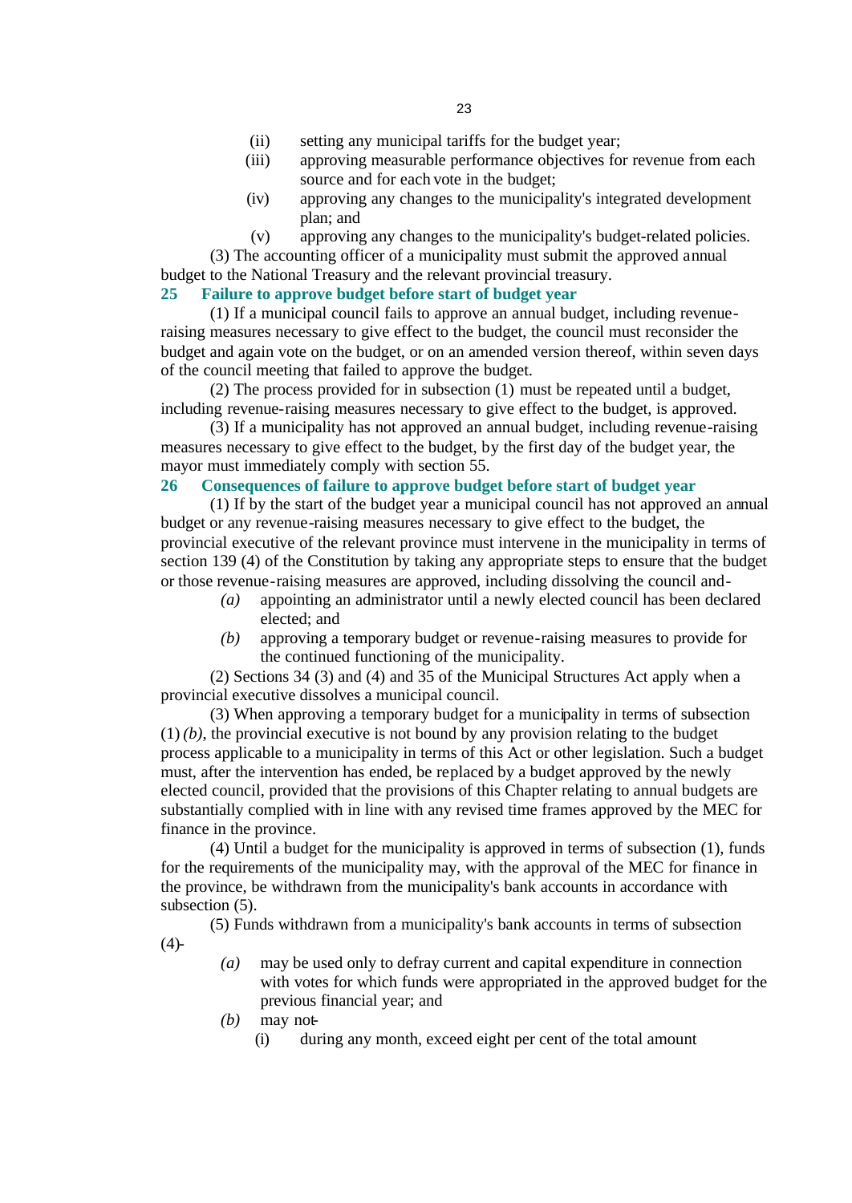(ii) setting any municipal tariffs for the budget year;

(iii) approving measurable performance objectives for revenue from each source and for each vote in the budget;

(iv) approving any changes to the municipality's integrated development plan; and

(v) approving any changes to the municipality's budget-related policies.

(3) The accounting officer of a municipality must submit the approved annual budget to the National Treasury and the relevant provincial treasury.

### 25 Failure to approve budget before start of budget year

(1) If a municipal council fails to approve an annual budget, including revenue-raising measures necessary to give effect to the budget, the council must reconsider the budget and again vote on the budget, or on an amended version thereof, within seven days of the council meeting that failed to approve the budget.

(2) The process provided for in subsection (1) must be repeated until a budget, including revenue-raising measures necessary to give effect to the budget, is approved.

(3) If a municipality has not approved an annual budget, including revenue-raising measures necessary to give effect to the budget, by the first day of the budget year, the mayor must immediately comply with section 55.

### 26 Consequences of failure to approve budget before start of budget year

(1) If by the start of the budget year a municipal council has not approved an annual budget or any revenue-raising measures necessary to give effect to the budget, the provincial executive of the relevant province must intervene in the municipality in terms of section 139 (4) of the Constitution by taking any appropriate steps to ensure that the budget or those revenue-raising measures are approved, including dissolving the council and-

*(a)* appointing an administrator until a newly elected council has been declared elected; and

*(b)* approving a temporary budget or revenue-raising measures to provide for the continued functioning of the municipality.

(2) Sections 34 (3) and (4) and 35 of the Municipal Structures Act apply when a provincial executive dissolves a municipal council.

(3) When approving a temporary budget for a municipality in terms of subsection (1) *(b)*, the provincial executive is not bound by any provision relating to the budget process applicable to a municipality in terms of this Act or other legislation. Such a budget must, after the intervention has ended, be replaced by a budget approved by the newly elected council, provided that the provisions of this Chapter relating to annual budgets are substantially complied with in line with any revised time frames approved by the MEC for finance in the province.

(4) Until a budget for the municipality is approved in terms of subsection (1), funds for the requirements of the municipality may, with the approval of the MEC for finance in the province, be withdrawn from the municipality's bank accounts in accordance with subsection (5).

(5) Funds withdrawn from a municipality's bank accounts in terms of subsection (4)-

*(a)* may be used only to defray current and capital expenditure in connection with votes for which funds were appropriated in the approved budget for the previous financial year; and

*(b)* may not-

(i) during any month, exceed eight per cent of the total amount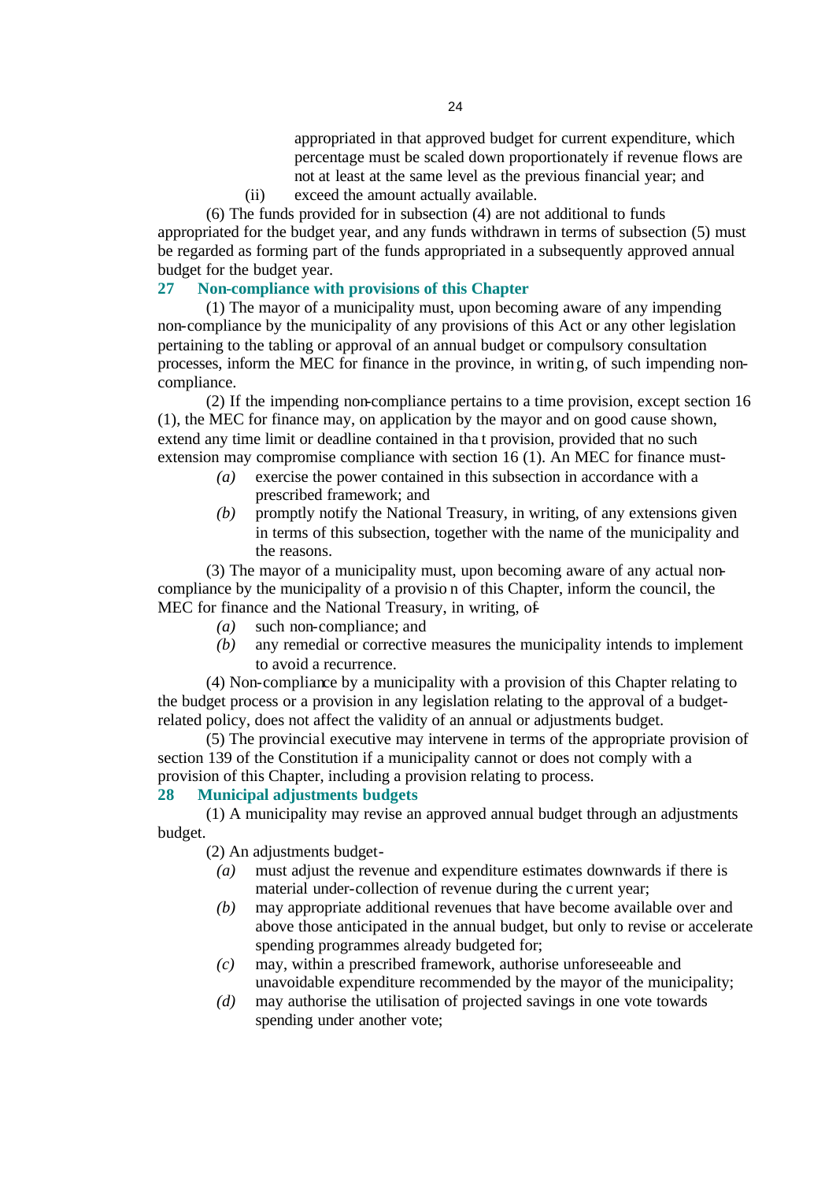appropriated in that approved budget for current expenditure, which percentage must be scaled down proportionately if revenue flows are not at least at the same level as the previous financial year; and

(ii) exceed the amount actually available.

(6) The funds provided for in subsection (4) are not additional to funds appropriated for the budget year, and any funds withdrawn in terms of subsection (5) must be regarded as forming part of the funds appropriated in a subsequently approved annual budget for the budget year.

### 27 Non-compliance with provisions of this Chapter

(1) The mayor of a municipality must, upon becoming aware of any impending non-compliance by the municipality of any provisions of this Act or any other legislation pertaining to the tabling or approval of an annual budget or compulsory consultation processes, inform the MEC for finance in the province, in writing, of such impending non-compliance.

(2) If the impending non-compliance pertains to a time provision, except section 16 (1), the MEC for finance may, on application by the mayor and on good cause shown, extend any time limit or deadline contained in that provision, provided that no such extension may compromise compliance with section 16 (1). An MEC for finance must-

*(a)* exercise the power contained in this subsection in accordance with a prescribed framework; and

*(b)* promptly notify the National Treasury, in writing, of any extensions given in terms of this subsection, together with the name of the municipality and the reasons.

(3) The mayor of a municipality must, upon becoming aware of any actual non-compliance by the municipality of a provision of this Chapter, inform the council, the MEC for finance and the National Treasury, in writing, of-

*(a)* such non-compliance; and

*(b)* any remedial or corrective measures the municipality intends to implement to avoid a recurrence.

(4) Non-compliance by a municipality with a provision of this Chapter relating to the budget process or a provision in any legislation relating to the approval of a budget-related policy, does not affect the validity of an annual or adjustments budget.

(5) The provincial executive may intervene in terms of the appropriate provision of section 139 of the Constitution if a municipality cannot or does not comply with a provision of this Chapter, including a provision relating to process.

### 28 Municipal adjustments budgets

(1) A municipality may revise an approved annual budget through an adjustments budget.

(2) An adjustments budget-

*(a)* must adjust the revenue and expenditure estimates downwards if there is material under-collection of revenue during the current year;

*(b)* may appropriate additional revenues that have become available over and above those anticipated in the annual budget, but only to revise or accelerate spending programmes already budgeted for;

*(c)* may, within a prescribed framework, authorise unforeseeable and unavoidable expenditure recommended by the mayor of the municipality;

*(d)* may authorise the utilisation of projected savings in one vote towards spending under another vote;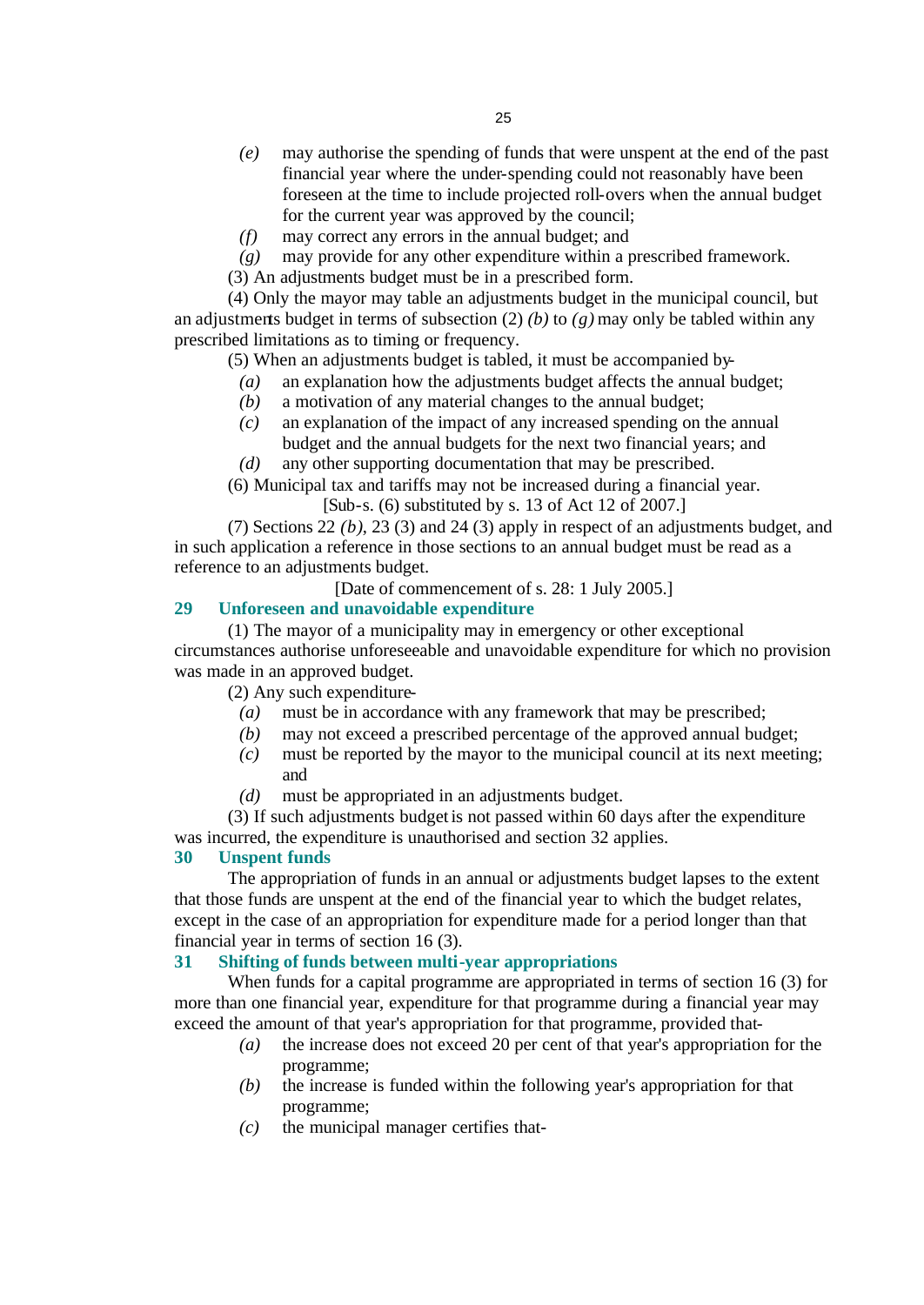*(e)* may authorise the spending of funds that were unspent at the end of the past financial year where the under-spending could not reasonably have been foreseen at the time to include projected roll-overs when the annual budget for the current year was approved by the council;

*(f)* may correct any errors in the annual budget; and

*(g)* may provide for any other expenditure within a prescribed framework.

(3) An adjustments budget must be in a prescribed form.

(4) Only the mayor may table an adjustments budget in the municipal council, but an adjustments budget in terms of subsection (2) *(b)* to *(g)* may only be tabled within any prescribed limitations as to timing or frequency.

(5) When an adjustments budget is tabled, it must be accompanied by-

*(a)* an explanation how the adjustments budget affects the annual budget;

*(b)* a motivation of any material changes to the annual budget;

*(c)* an explanation of the impact of any increased spending on the annual budget and the annual budgets for the next two financial years; and

*(d)* any other supporting documentation that may be prescribed.

(6) Municipal tax and tariffs may not be increased during a financial year.

[Sub-s. (6) substituted by s. 13 of Act 12 of 2007.]

(7) Sections 22 *(b)*, 23 (3) and 24 (3) apply in respect of an adjustments budget, and in such application a reference in those sections to an annual budget must be read as a reference to an adjustments budget.

[Date of commencement of s. 28: 1 July 2005.]

### 29 Unforeseen and unavoidable expenditure

(1) The mayor of a municipality may in emergency or other exceptional circumstances authorise unforeseeable and unavoidable expenditure for which no provision was made in an approved budget.

(2) Any such expenditure-

*(a)* must be in accordance with any framework that may be prescribed;

*(b)* may not exceed a prescribed percentage of the approved annual budget;

*(c)* must be reported by the mayor to the municipal council at its next meeting; and

*(d)* must be appropriated in an adjustments budget.

(3) If such adjustments budget is not passed within 60 days after the expenditure was incurred, the expenditure is unauthorised and section 32 applies.

### 30 Unspent funds

The appropriation of funds in an annual or adjustments budget lapses to the extent that those funds are unspent at the end of the financial year to which the budget relates, except in the case of an appropriation for expenditure made for a period longer than that financial year in terms of section 16 (3).

### 31 Shifting of funds between multi-year appropriations

When funds for a capital programme are appropriated in terms of section 16 (3) for more than one financial year, expenditure for that programme during a financial year may exceed the amount of that year's appropriation for that programme, provided that-

*(a)* the increase does not exceed 20 per cent of that year's appropriation for the programme;

*(b)* the increase is funded within the following year's appropriation for that programme;

*(c)* the municipal manager certifies that-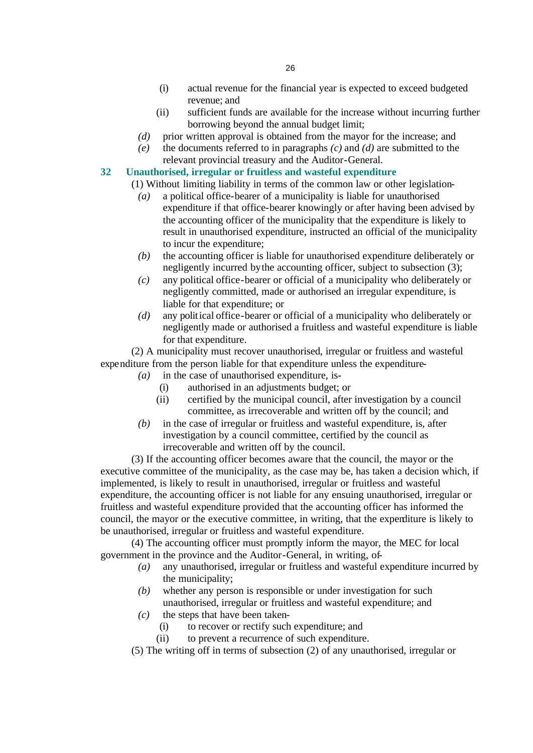(i) actual revenue for the financial year is expected to exceed budgeted revenue; and

(ii) sufficient funds are available for the increase without incurring further borrowing beyond the annual budget limit;

*(d)* prior written approval is obtained from the mayor for the increase; and

*(e)* the documents referred to in paragraphs *(c)* and *(d)* are submitted to the relevant provincial treasury and the Auditor-General.

## 32 Unauthorised, irregular or fruitless and wasteful expenditure

(1) Without limiting liability in terms of the common law or other legislation-

*(a)* a political office-bearer of a municipality is liable for unauthorised expenditure if that office-bearer knowingly or after having been advised by the accounting officer of the municipality that the expenditure is likely to result in unauthorised expenditure, instructed an official of the municipality to incur the expenditure;

*(b)* the accounting officer is liable for unauthorised expenditure deliberately or negligently incurred by the accounting officer, subject to subsection (3);

*(c)* any political office-bearer or official of a municipality who deliberately or negligently committed, made or authorised an irregular expenditure, is liable for that expenditure; or

*(d)* any political office-bearer or official of a municipality who deliberately or negligently made or authorised a fruitless and wasteful expenditure is liable for that expenditure.

(2) A municipality must recover unauthorised, irregular or fruitless and wasteful expenditure from the person liable for that expenditure unless the expenditure-

*(a)* in the case of unauthorised expenditure, is-

(i) authorised in an adjustments budget; or

(ii) certified by the municipal council, after investigation by a council committee, as irrecoverable and written off by the council; and

*(b)* in the case of irregular or fruitless and wasteful expenditure, is, after investigation by a council committee, certified by the council as irrecoverable and written off by the council.

(3) If the accounting officer becomes aware that the council, the mayor or the executive committee of the municipality, as the case may be, has taken a decision which, if implemented, is likely to result in unauthorised, irregular or fruitless and wasteful expenditure, the accounting officer is not liable for any ensuing unauthorised, irregular or fruitless and wasteful expenditure provided that the accounting officer has informed the council, the mayor or the executive committee, in writing, that the expenditure is likely to be unauthorised, irregular or fruitless and wasteful expenditure.

(4) The accounting officer must promptly inform the mayor, the MEC for local government in the province and the Auditor-General, in writing, of-

*(a)* any unauthorised, irregular or fruitless and wasteful expenditure incurred by the municipality;

*(b)* whether any person is responsible or under investigation for such unauthorised, irregular or fruitless and wasteful expenditure; and

*(c)* the steps that have been taken-

(i) to recover or rectify such expenditure; and

(ii) to prevent a recurrence of such expenditure.

(5) The writing off in terms of subsection (2) of any unauthorised, irregular or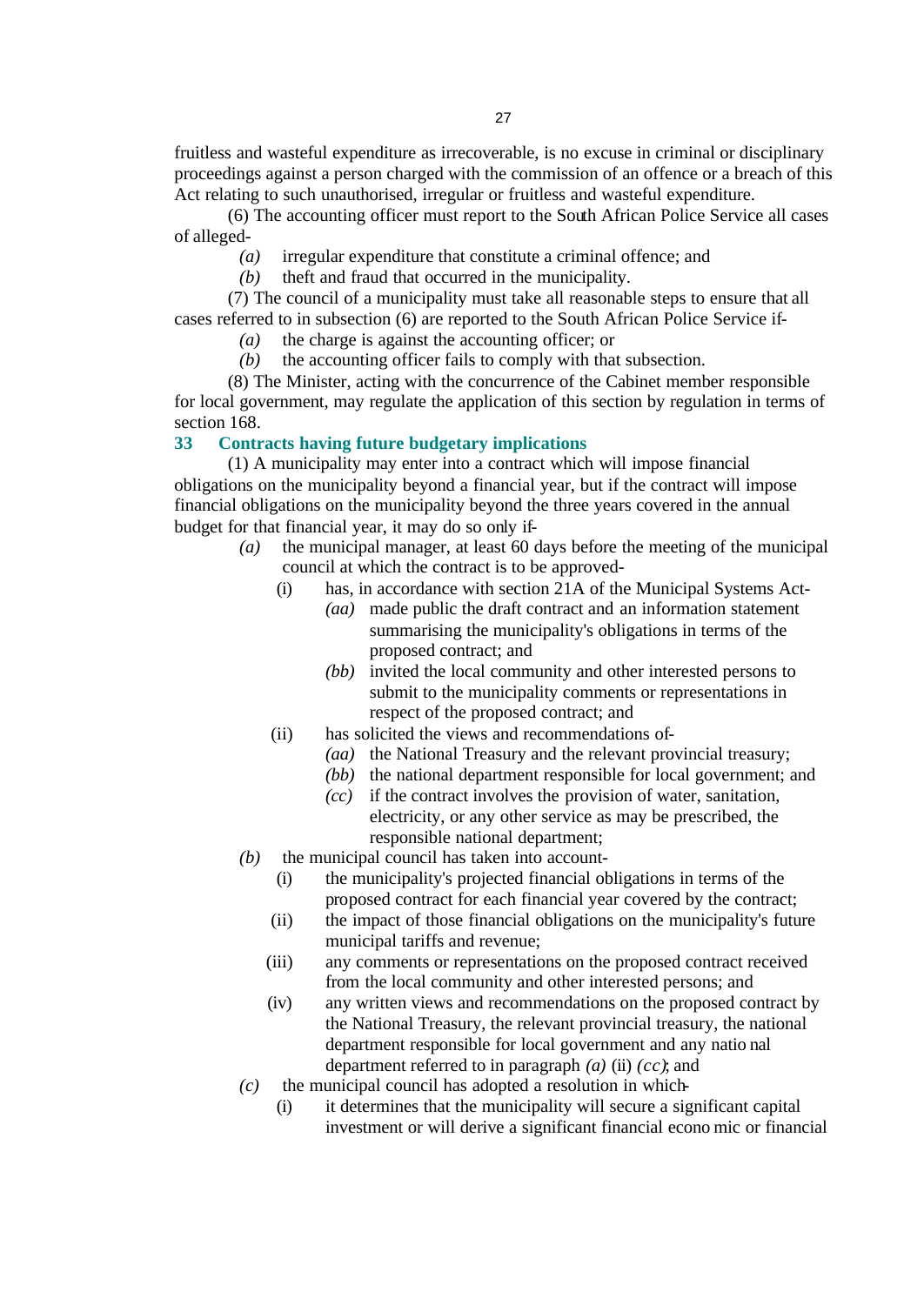fruitless and wasteful expenditure as irrecoverable, is no excuse in criminal or disciplinary proceedings against a person charged with the commission of an offence or a breach of this Act relating to such unauthorised, irregular or fruitless and wasteful expenditure.

(6) The accounting officer must report to the South African Police Service all cases of alleged-

*(a)* irregular expenditure that constitute a criminal offence; and

*(b)* theft and fraud that occurred in the municipality.

(7) The council of a municipality must take all reasonable steps to ensure that all cases referred to in subsection (6) are reported to the South African Police Service if-

*(a)* the charge is against the accounting officer; or

*(b)* the accounting officer fails to comply with that subsection.

(8) The Minister, acting with the concurrence of the Cabinet member responsible for local government, may regulate the application of this section by regulation in terms of section 168.

### 33 Contracts having future budgetary implications

(1) A municipality may enter into a contract which will impose financial obligations on the municipality beyond a financial year, but if the contract will impose financial obligations on the municipality beyond the three years covered in the annual budget for that financial year, it may do so only if-

*(a)* the municipal manager, at least 60 days before the meeting of the municipal council at which the contract is to be approved-

(i) has, in accordance with section 21A of the Municipal Systems Act-

*(aa)* made public the draft contract and an information statement summarising the municipality's obligations in terms of the proposed contract; and

*(bb)* invited the local community and other interested persons to submit to the municipality comments or representations in respect of the proposed contract; and

(ii) has solicited the views and recommendations of-

*(aa)* the National Treasury and the relevant provincial treasury;

*(bb)* the national department responsible for local government; and

*(cc)* if the contract involves the provision of water, sanitation, electricity, or any other service as may be prescribed, the responsible national department;

*(b)* the municipal council has taken into account-

(i) the municipality's projected financial obligations in terms of the proposed contract for each financial year covered by the contract;

(ii) the impact of those financial obligations on the municipality's future municipal tariffs and revenue;

(iii) any comments or representations on the proposed contract received from the local community and other interested persons; and

(iv) any written views and recommendations on the proposed contract by the National Treasury, the relevant provincial treasury, the national department responsible for local government and any national department referred to in paragraph *(a)* (ii) *(cc)*; and

*(c)* the municipal council has adopted a resolution in which-

(i) it determines that the municipality will secure a significant capital investment or will derive a significant financial economic or financial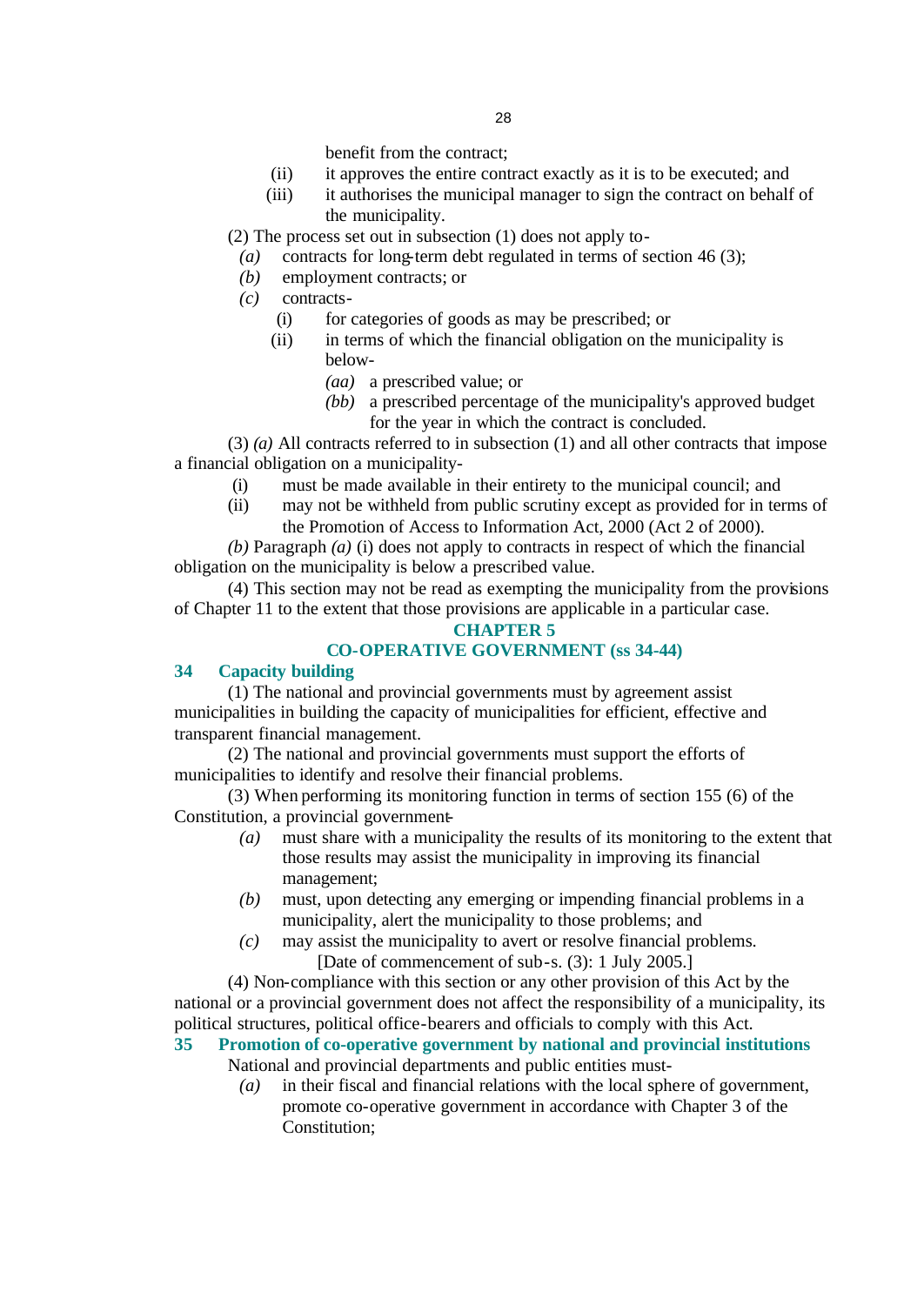benefit from the contract;

(ii) it approves the entire contract exactly as it is to be executed; and

(iii) it authorises the municipal manager to sign the contract on behalf of the municipality.

(2) The process set out in subsection (1) does not apply to-

*(a)* contracts for long-term debt regulated in terms of section 46 (3);

*(b)* employment contracts; or

*(c)* contracts-

(i) for categories of goods as may be prescribed; or

(ii) in terms of which the financial obligation on the municipality is below-

*(aa)* a prescribed value; or

*(bb)* a prescribed percentage of the municipality's approved budget for the year in which the contract is concluded.

(3) *(a)* All contracts referred to in subsection (1) and all other contracts that impose a financial obligation on a municipality-

(i) must be made available in their entirety to the municipal council; and

(ii) may not be withheld from public scrutiny except as provided for in terms of the Promotion of Access to Information Act, 2000 (Act 2 of 2000).

*(b)* Paragraph *(a)* (i) does not apply to contracts in respect of which the financial obligation on the municipality is below a prescribed value.

(4) This section may not be read as exempting the municipality from the provisions of Chapter 11 to the extent that those provisions are applicable in a particular case.

## CHAPTER 5
## CO-OPERATIVE GOVERNMENT (ss 34-44)

### 34 Capacity building

(1) The national and provincial governments must by agreement assist municipalities in building the capacity of municipalities for efficient, effective and transparent financial management.

(2) The national and provincial governments must support the efforts of municipalities to identify and resolve their financial problems.

(3) When performing its monitoring function in terms of section 155 (6) of the Constitution, a provincial government-

*(a)* must share with a municipality the results of its monitoring to the extent that those results may assist the municipality in improving its financial management;

*(b)* must, upon detecting any emerging or impending financial problems in a municipality, alert the municipality to those problems; and

*(c)* may assist the municipality to avert or resolve financial problems.

[Date of commencement of sub-s. (3): 1 July 2005.]

(4) Non-compliance with this section or any other provision of this Act by the national or a provincial government does not affect the responsibility of a municipality, its political structures, political office-bearers and officials to comply with this Act.

### 35 Promotion of co-operative government by national and provincial institutions

National and provincial departments and public entities must-

*(a)* in their fiscal and financial relations with the local sphere of government, promote co-operative government in accordance with Chapter 3 of the Constitution;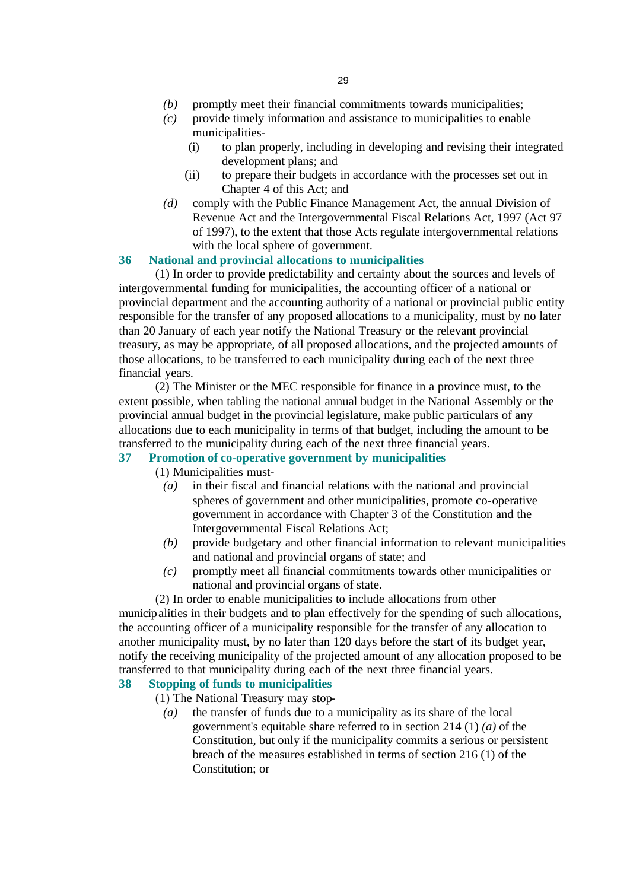*(b)* promptly meet their financial commitments towards municipalities;

*(c)* provide timely information and assistance to municipalities to enable municipalities-

(i) to plan properly, including in developing and revising their integrated development plans; and

(ii) to prepare their budgets in accordance with the processes set out in Chapter 4 of this Act; and

*(d)* comply with the Public Finance Management Act, the annual Division of Revenue Act and the Intergovernmental Fiscal Relations Act, 1997 (Act 97 of 1997), to the extent that those Acts regulate intergovernmental relations with the local sphere of government.

### 36 National and provincial allocations to municipalities

(1) In order to provide predictability and certainty about the sources and levels of intergovernmental funding for municipalities, the accounting officer of a national or provincial department and the accounting authority of a national or provincial public entity responsible for the transfer of any proposed allocations to a municipality, must by no later than 20 January of each year notify the National Treasury or the relevant provincial treasury, as may be appropriate, of all proposed allocations, and the projected amounts of those allocations, to be transferred to each municipality during each of the next three financial years.

(2) The Minister or the MEC responsible for finance in a province must, to the extent possible, when tabling the national annual budget in the National Assembly or the provincial annual budget in the provincial legislature, make public particulars of any allocations due to each municipality in terms of that budget, including the amount to be transferred to the municipality during each of the next three financial years.

### 37 Promotion of co-operative government by municipalities

(1) Municipalities must-

*(a)* in their fiscal and financial relations with the national and provincial spheres of government and other municipalities, promote co-operative government in accordance with Chapter 3 of the Constitution and the Intergovernmental Fiscal Relations Act;

*(b)* provide budgetary and other financial information to relevant municipalities and national and provincial organs of state; and

*(c)* promptly meet all financial commitments towards other municipalities or national and provincial organs of state.

(2) In order to enable municipalities to include allocations from other municipalities in their budgets and to plan effectively for the spending of such allocations, the accounting officer of a municipality responsible for the transfer of any allocation to another municipality must, by no later than 120 days before the start of its budget year, notify the receiving municipality of the projected amount of any allocation proposed to be transferred to that municipality during each of the next three financial years.

### 38 Stopping of funds to municipalities

(1) The National Treasury may stop-

*(a)* the transfer of funds due to a municipality as its share of the local government's equitable share referred to in section 214 (1) *(a)* of the Constitution, but only if the municipality commits a serious or persistent breach of the measures established in terms of section 216 (1) of the Constitution; or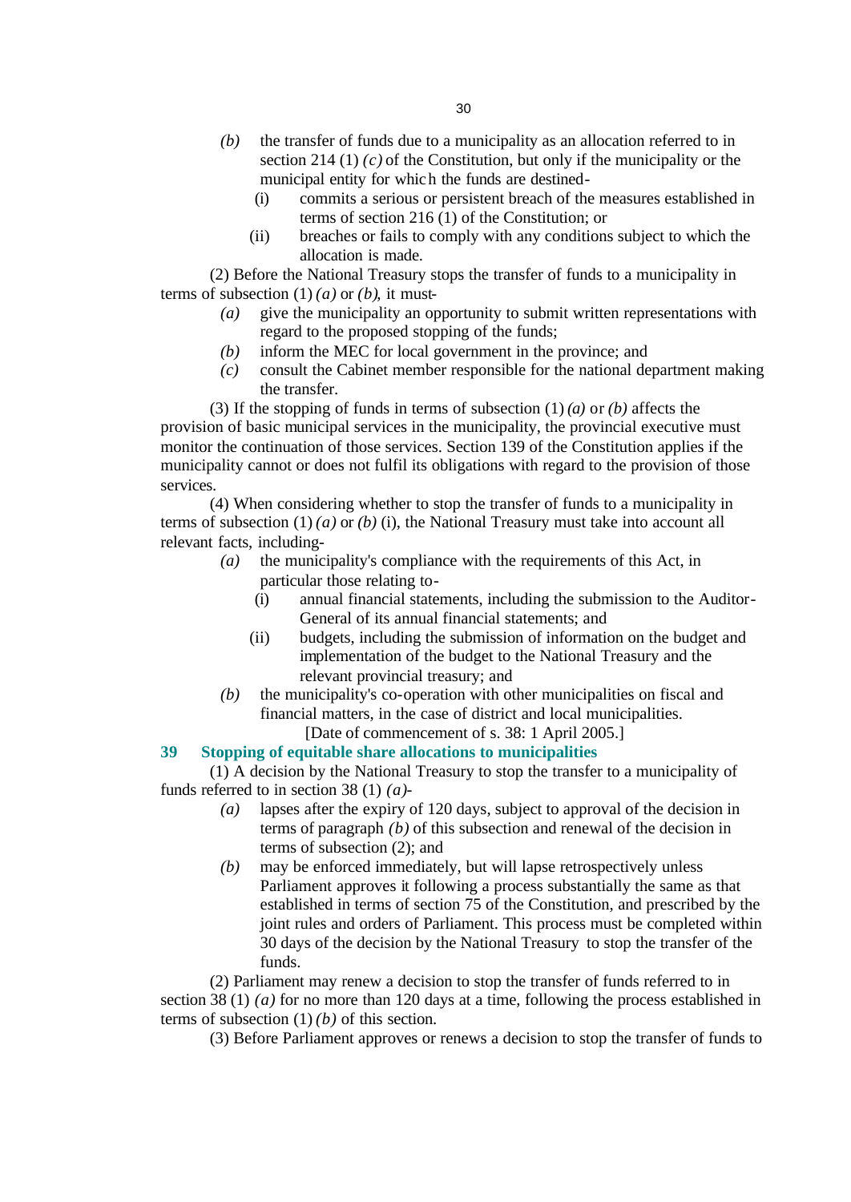*(b)* the transfer of funds due to a municipality as an allocation referred to in section 214 (1) *(c)* of the Constitution, but only if the municipality or the municipal entity for which the funds are destined-

(i) commits a serious or persistent breach of the measures established in terms of section 216 (1) of the Constitution; or

(ii) breaches or fails to comply with any conditions subject to which the allocation is made.

(2) Before the National Treasury stops the transfer of funds to a municipality in terms of subsection (1) *(a)* or *(b)*, it must-

*(a)* give the municipality an opportunity to submit written representations with regard to the proposed stopping of the funds;

*(b)* inform the MEC for local government in the province; and

*(c)* consult the Cabinet member responsible for the national department making the transfer.

(3) If the stopping of funds in terms of subsection (1) *(a)* or *(b)* affects the provision of basic municipal services in the municipality, the provincial executive must monitor the continuation of those services. Section 139 of the Constitution applies if the municipality cannot or does not fulfil its obligations with regard to the provision of those services.

(4) When considering whether to stop the transfer of funds to a municipality in terms of subsection (1) *(a)* or *(b)* (i), the National Treasury must take into account all relevant facts, including-

*(a)* the municipality's compliance with the requirements of this Act, in particular those relating to-

(i) annual financial statements, including the submission to the Auditor-General of its annual financial statements; and

(ii) budgets, including the submission of information on the budget and implementation of the budget to the National Treasury and the relevant provincial treasury; and

*(b)* the municipality's co-operation with other municipalities on fiscal and financial matters, in the case of district and local municipalities.

[Date of commencement of s. 38: 1 April 2005.]

### 39 Stopping of equitable share allocations to municipalities

(1) A decision by the National Treasury to stop the transfer to a municipality of funds referred to in section 38 (1) *(a)*-

*(a)* lapses after the expiry of 120 days, subject to approval of the decision in terms of paragraph *(b)* of this subsection and renewal of the decision in terms of subsection (2); and

*(b)* may be enforced immediately, but will lapse retrospectively unless Parliament approves it following a process substantially the same as that established in terms of section 75 of the Constitution, and prescribed by the joint rules and orders of Parliament. This process must be completed within 30 days of the decision by the National Treasury to stop the transfer of the funds.

(2) Parliament may renew a decision to stop the transfer of funds referred to in section 38 (1) *(a)* for no more than 120 days at a time, following the process established in terms of subsection (1) *(b)* of this section.

(3) Before Parliament approves or renews a decision to stop the transfer of funds to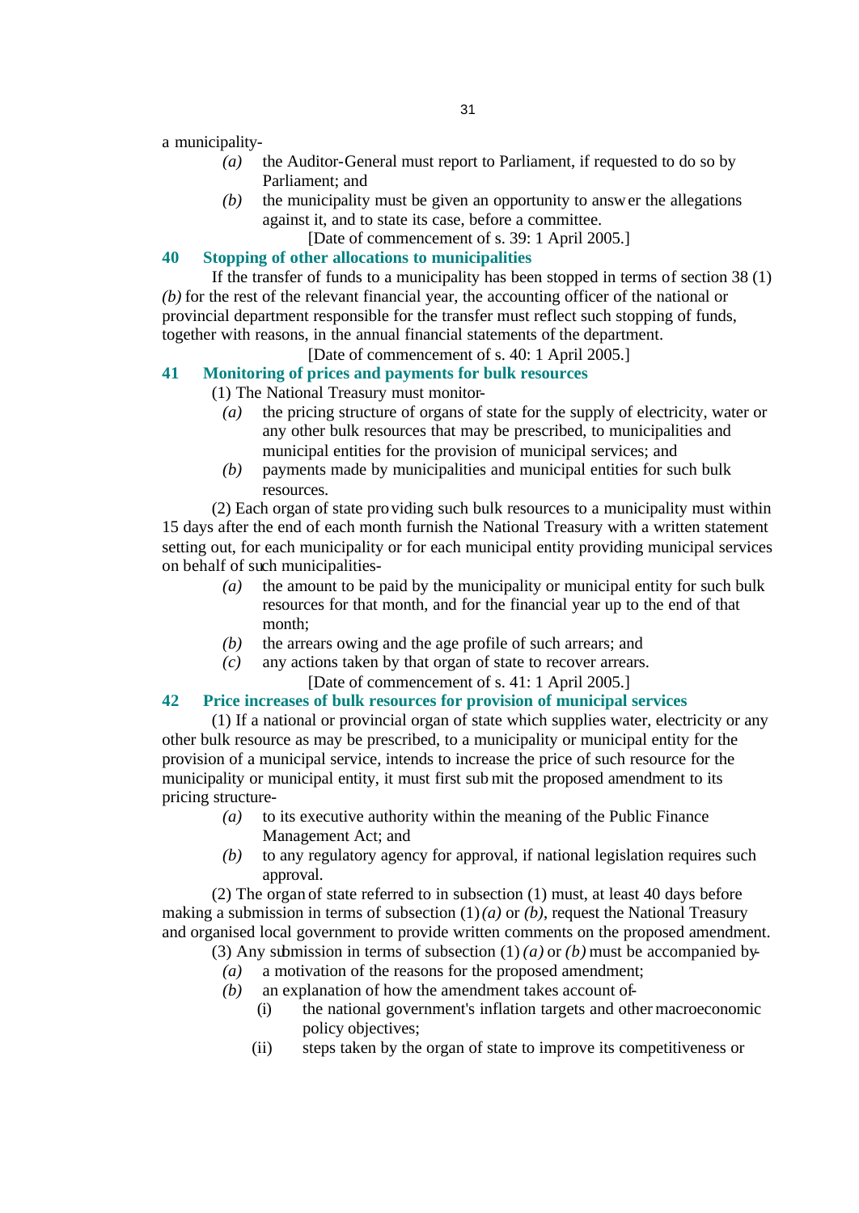a municipality-

*(a)* the Auditor-General must report to Parliament, if requested to do so by Parliament; and

*(b)* the municipality must be given an opportunity to answer the allegations against it, and to state its case, before a committee.

[Date of commencement of s. 39: 1 April 2005.]

### 40 Stopping of other allocations to municipalities

If the transfer of funds to a municipality has been stopped in terms of section 38 (1) *(b)* for the rest of the relevant financial year, the accounting officer of the national or provincial department responsible for the transfer must reflect such stopping of funds, together with reasons, in the annual financial statements of the department.

[Date of commencement of s. 40: 1 April 2005.]

### 41 Monitoring of prices and payments for bulk resources

(1) The National Treasury must monitor-

*(a)* the pricing structure of organs of state for the supply of electricity, water or any other bulk resources that may be prescribed, to municipalities and municipal entities for the provision of municipal services; and

*(b)* payments made by municipalities and municipal entities for such bulk resources.

(2) Each organ of state providing such bulk resources to a municipality must within 15 days after the end of each month furnish the National Treasury with a written statement setting out, for each municipality or for each municipal entity providing municipal services on behalf of such municipalities-

*(a)* the amount to be paid by the municipality or municipal entity for such bulk resources for that month, and for the financial year up to the end of that month;

*(b)* the arrears owing and the age profile of such arrears; and

*(c)* any actions taken by that organ of state to recover arrears.

[Date of commencement of s. 41: 1 April 2005.]

### 42 Price increases of bulk resources for provision of municipal services

(1) If a national or provincial organ of state which supplies water, electricity or any other bulk resource as may be prescribed, to a municipality or municipal entity for the provision of a municipal service, intends to increase the price of such resource for the municipality or municipal entity, it must first submit the proposed amendment to its pricing structure-

*(a)* to its executive authority within the meaning of the Public Finance Management Act; and

*(b)* to any regulatory agency for approval, if national legislation requires such approval.

(2) The organ of state referred to in subsection (1) must, at least 40 days before making a submission in terms of subsection (1) *(a)* or *(b)*, request the National Treasury and organised local government to provide written comments on the proposed amendment.

(3) Any submission in terms of subsection (1) *(a)* or *(b)* must be accompanied by-

*(a)* a motivation of the reasons for the proposed amendment;

*(b)* an explanation of how the amendment takes account of-

(i) the national government's inflation targets and other macroeconomic policy objectives;

(ii) steps taken by the organ of state to improve its competitiveness or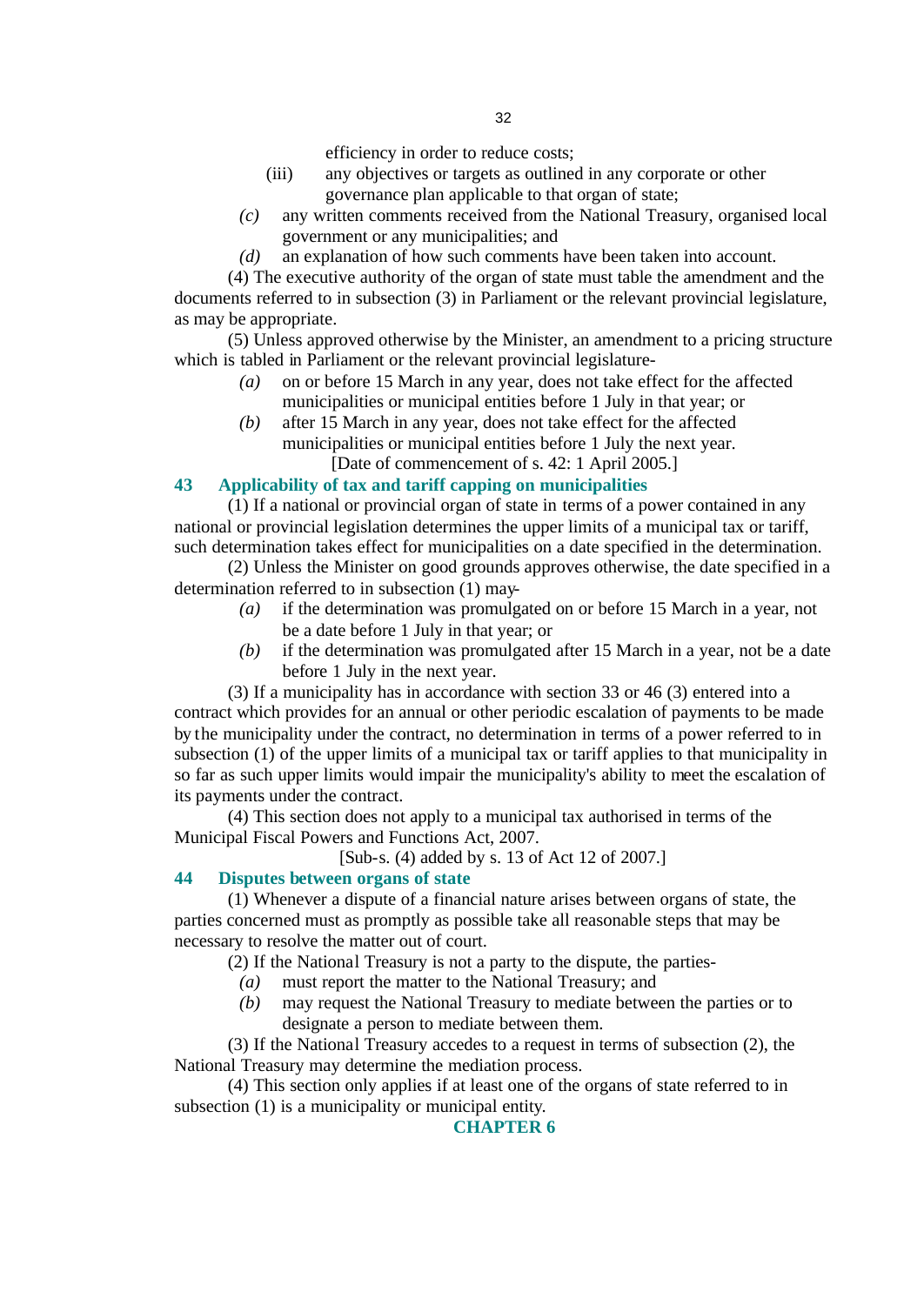efficiency in order to reduce costs;

(iii) any objectives or targets as outlined in any corporate or other governance plan applicable to that organ of state;

*(c)* any written comments received from the National Treasury, organised local government or any municipalities; and

*(d)* an explanation of how such comments have been taken into account.

(4) The executive authority of the organ of state must table the amendment and the documents referred to in subsection (3) in Parliament or the relevant provincial legislature, as may be appropriate.

(5) Unless approved otherwise by the Minister, an amendment to a pricing structure which is tabled in Parliament or the relevant provincial legislature-

*(a)* on or before 15 March in any year, does not take effect for the affected municipalities or municipal entities before 1 July in that year; or

*(b)* after 15 March in any year, does not take effect for the affected municipalities or municipal entities before 1 July the next year.

[Date of commencement of s. 42: 1 April 2005.]

### 43 Applicability of tax and tariff capping on municipalities

(1) If a national or provincial organ of state in terms of a power contained in any national or provincial legislation determines the upper limits of a municipal tax or tariff, such determination takes effect for municipalities on a date specified in the determination.

(2) Unless the Minister on good grounds approves otherwise, the date specified in a determination referred to in subsection (1) may-

*(a)* if the determination was promulgated on or before 15 March in a year, not be a date before 1 July in that year; or

*(b)* if the determination was promulgated after 15 March in a year, not be a date before 1 July in the next year.

(3) If a municipality has in accordance with section 33 or 46 (3) entered into a contract which provides for an annual or other periodic escalation of payments to be made by the municipality under the contract, no determination in terms of a power referred to in subsection (1) of the upper limits of a municipal tax or tariff applies to that municipality in so far as such upper limits would impair the municipality's ability to meet the escalation of its payments under the contract.

(4) This section does not apply to a municipal tax authorised in terms of the Municipal Fiscal Powers and Functions Act, 2007.

[Sub-s. (4) added by s. 13 of Act 12 of 2007.]

### 44 Disputes between organs of state

(1) Whenever a dispute of a financial nature arises between organs of state, the parties concerned must as promptly as possible take all reasonable steps that may be necessary to resolve the matter out of court.

(2) If the National Treasury is not a party to the dispute, the parties-

*(a)* must report the matter to the National Treasury; and

*(b)* may request the National Treasury to mediate between the parties or to designate a person to mediate between them.

(3) If the National Treasury accedes to a request in terms of subsection (2), the National Treasury may determine the mediation process.

(4) This section only applies if at least one of the organs of state referred to in subsection (1) is a municipality or municipal entity.

## CHAPTER 6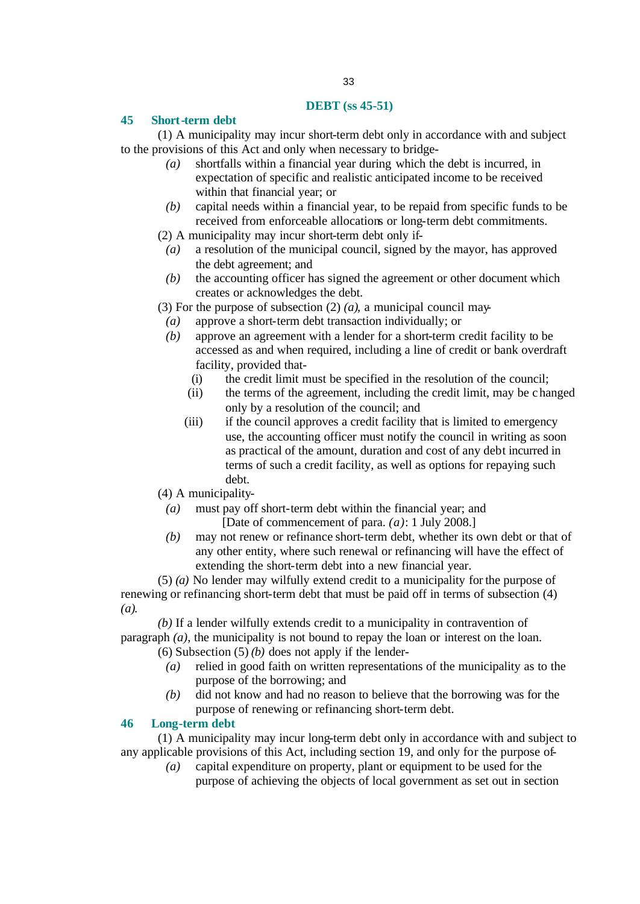## DEBT (ss 45-51)

### 45 Short-term debt

(1) A municipality may incur short-term debt only in accordance with and subject to the provisions of this Act and only when necessary to bridge-

*(a)* shortfalls within a financial year during which the debt is incurred, in expectation of specific and realistic anticipated income to be received within that financial year; or

*(b)* capital needs within a financial year, to be repaid from specific funds to be received from enforceable allocations or long-term debt commitments.

(2) A municipality may incur short-term debt only if-

*(a)* a resolution of the municipal council, signed by the mayor, has approved the debt agreement; and

*(b)* the accounting officer has signed the agreement or other document which creates or acknowledges the debt.

(3) For the purpose of subsection (2) *(a)*, a municipal council may-

*(a)* approve a short-term debt transaction individually; or

*(b)* approve an agreement with a lender for a short-term credit facility to be accessed as and when required, including a line of credit or bank overdraft facility, provided that-

(i) the credit limit must be specified in the resolution of the council;

(ii) the terms of the agreement, including the credit limit, may be changed only by a resolution of the council; and

(iii) if the council approves a credit facility that is limited to emergency use, the accounting officer must notify the council in writing as soon as practical of the amount, duration and cost of any debt incurred in terms of such a credit facility, as well as options for repaying such debt.

(4) A municipality-

*(a)* must pay off short-term debt within the financial year; and

[Date of commencement of para. *(a)*: 1 July 2008.]

*(b)* may not renew or refinance short-term debt, whether its own debt or that of any other entity, where such renewal or refinancing will have the effect of extending the short-term debt into a new financial year.

(5) *(a)* No lender may wilfully extend credit to a municipality for the purpose of renewing or refinancing short-term debt that must be paid off in terms of subsection (4) *(a)*.

*(b)* If a lender wilfully extends credit to a municipality in contravention of paragraph *(a)*, the municipality is not bound to repay the loan or interest on the loan.

(6) Subsection (5) *(b)* does not apply if the lender-

*(a)* relied in good faith on written representations of the municipality as to the purpose of the borrowing; and

*(b)* did not know and had no reason to believe that the borrowing was for the purpose of renewing or refinancing short-term debt.

### 46 Long-term debt

(1) A municipality may incur long-term debt only in accordance with and subject to any applicable provisions of this Act, including section 19, and only for the purpose of-

*(a)* capital expenditure on property, plant or equipment to be used for the purpose of achieving the objects of local government as set out in section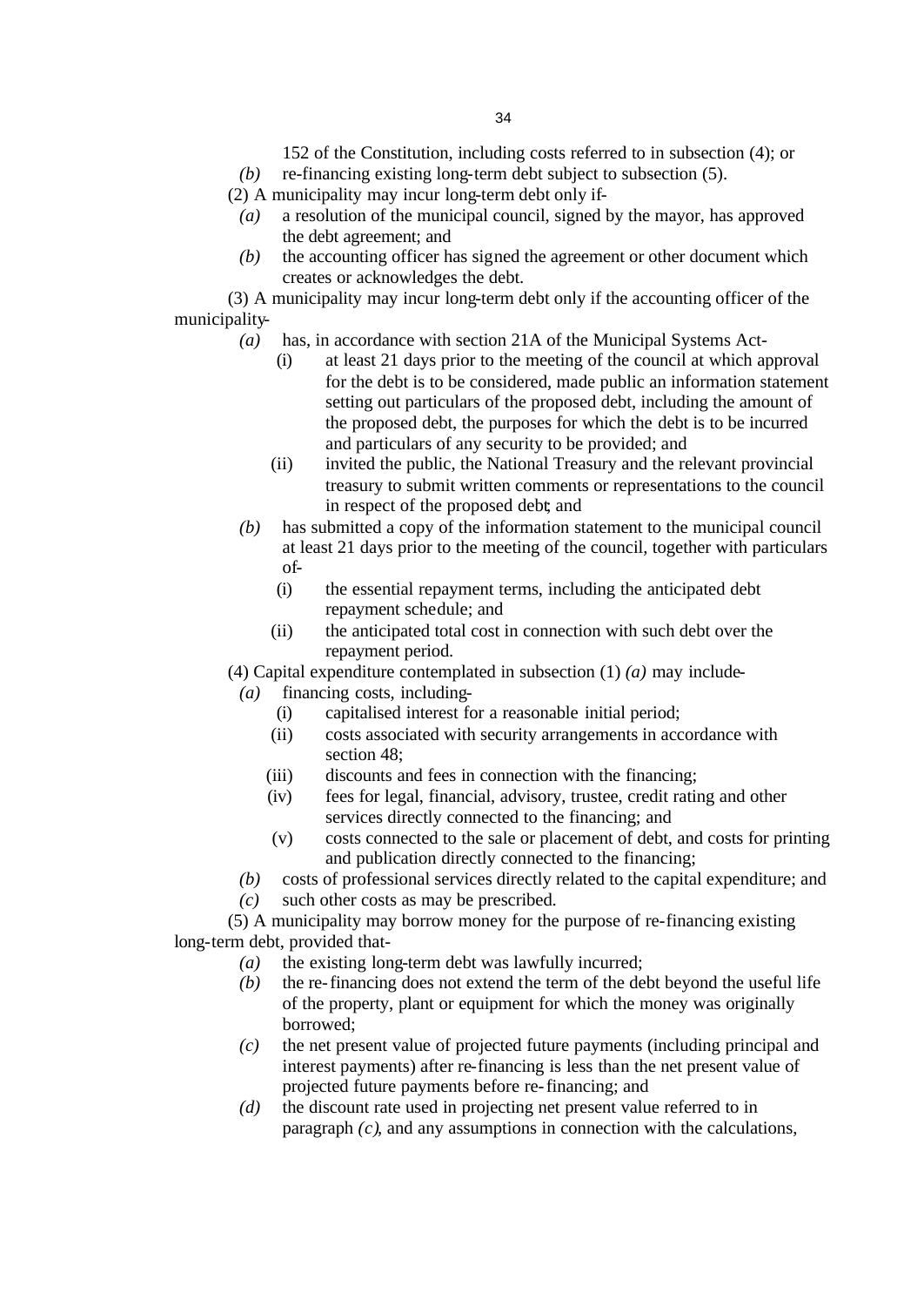152 of the Constitution, including costs referred to in subsection (4); or

*(b)* re-financing existing long-term debt subject to subsection (5).

(2) A municipality may incur long-term debt only if-

*(a)* a resolution of the municipal council, signed by the mayor, has approved the debt agreement; and

*(b)* the accounting officer has signed the agreement or other document which creates or acknowledges the debt.

(3) A municipality may incur long-term debt only if the accounting officer of the municipality-

*(a)* has, in accordance with section 21A of the Municipal Systems Act-

(i) at least 21 days prior to the meeting of the council at which approval for the debt is to be considered, made public an information statement setting out particulars of the proposed debt, including the amount of the proposed debt, the purposes for which the debt is to be incurred and particulars of any security to be provided; and

(ii) invited the public, the National Treasury and the relevant provincial treasury to submit written comments or representations to the council in respect of the proposed debt; and

*(b)* has submitted a copy of the information statement to the municipal council at least 21 days prior to the meeting of the council, together with particulars of-

(i) the essential repayment terms, including the anticipated debt repayment schedule; and

(ii) the anticipated total cost in connection with such debt over the repayment period.

(4) Capital expenditure contemplated in subsection (1) *(a)* may include-

*(a)* financing costs, including-

(i) capitalised interest for a reasonable initial period;

(ii) costs associated with security arrangements in accordance with section 48;

(iii) discounts and fees in connection with the financing;

(iv) fees for legal, financial, advisory, trustee, credit rating and other services directly connected to the financing; and

(v) costs connected to the sale or placement of debt, and costs for printing and publication directly connected to the financing;

*(b)* costs of professional services directly related to the capital expenditure; and

*(c)* such other costs as may be prescribed.

(5) A municipality may borrow money for the purpose of re-financing existing long-term debt, provided that-

*(a)* the existing long-term debt was lawfully incurred;

*(b)* the re-financing does not extend the term of the debt beyond the useful life of the property, plant or equipment for which the money was originally borrowed;

*(c)* the net present value of projected future payments (including principal and interest payments) after re-financing is less than the net present value of projected future payments before re-financing; and

*(d)* the discount rate used in projecting net present value referred to in paragraph *(c)*, and any assumptions in connection with the calculations,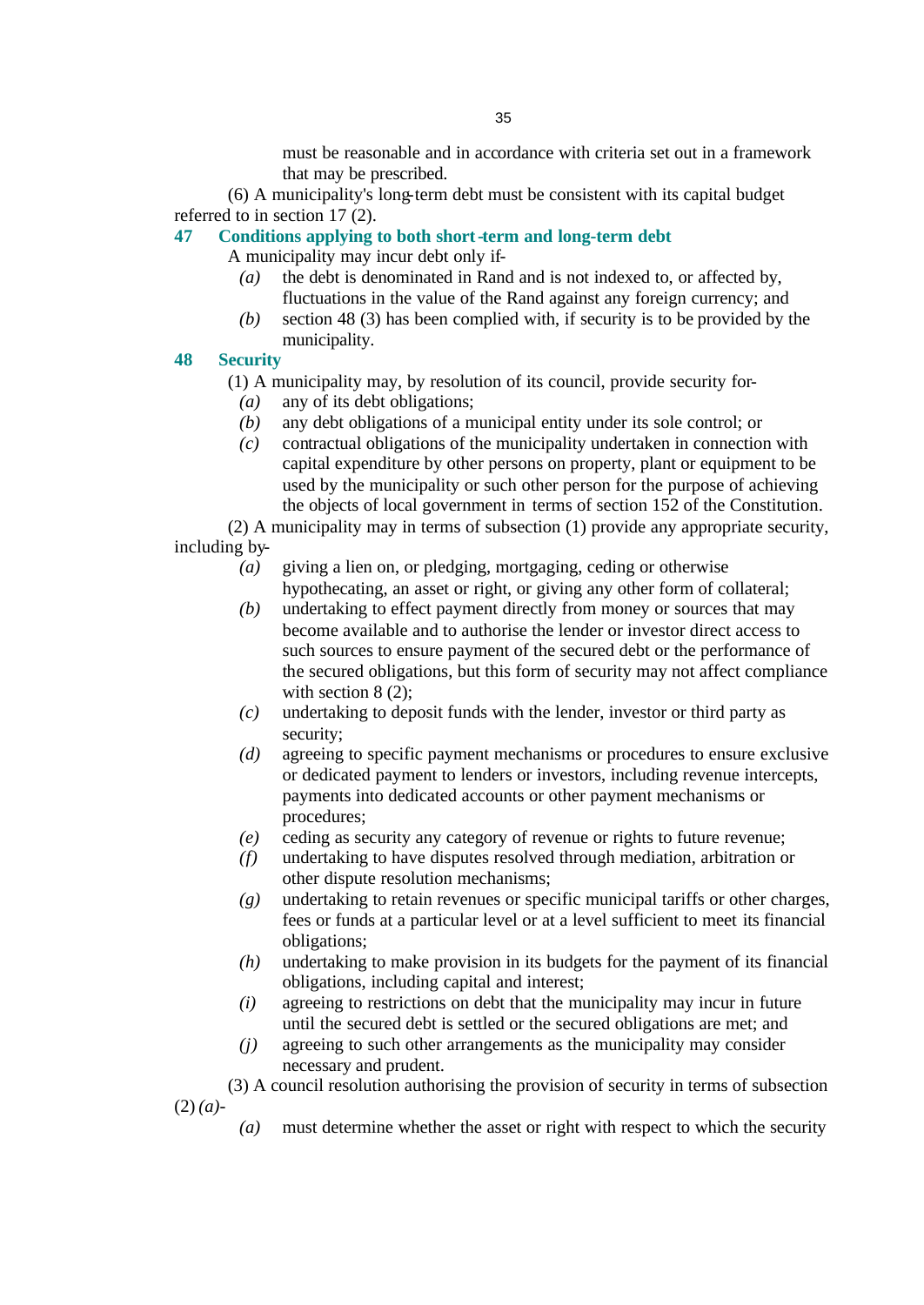must be reasonable and in accordance with criteria set out in a framework that may be prescribed.

(6) A municipality's long-term debt must be consistent with its capital budget referred to in section 17 (2).

### 47 Conditions applying to both short-term and long-term debt

A municipality may incur debt only if-

*(a)* the debt is denominated in Rand and is not indexed to, or affected by, fluctuations in the value of the Rand against any foreign currency; and

*(b)* section 48 (3) has been complied with, if security is to be provided by the municipality.

### 48 Security

(1) A municipality may, by resolution of its council, provide security for-

*(a)* any of its debt obligations;

*(b)* any debt obligations of a municipal entity under its sole control; or

*(c)* contractual obligations of the municipality undertaken in connection with capital expenditure by other persons on property, plant or equipment to be used by the municipality or such other person for the purpose of achieving the objects of local government in terms of section 152 of the Constitution.

(2) A municipality may in terms of subsection (1) provide any appropriate security, including by-

*(a)* giving a lien on, or pledging, mortgaging, ceding or otherwise hypothecating, an asset or right, or giving any other form of collateral;

*(b)* undertaking to effect payment directly from money or sources that may become available and to authorise the lender or investor direct access to such sources to ensure payment of the secured debt or the performance of the secured obligations, but this form of security may not affect compliance with section 8 (2);

*(c)* undertaking to deposit funds with the lender, investor or third party as security;

*(d)* agreeing to specific payment mechanisms or procedures to ensure exclusive or dedicated payment to lenders or investors, including revenue intercepts, payments into dedicated accounts or other payment mechanisms or procedures;

*(e)* ceding as security any category of revenue or rights to future revenue;

*(f)* undertaking to have disputes resolved through mediation, arbitration or other dispute resolution mechanisms;

*(g)* undertaking to retain revenues or specific municipal tariffs or other charges, fees or funds at a particular level or at a level sufficient to meet its financial obligations;

*(h)* undertaking to make provision in its budgets for the payment of its financial obligations, including capital and interest;

*(i)* agreeing to restrictions on debt that the municipality may incur in future until the secured debt is settled or the secured obligations are met; and

*(j)* agreeing to such other arrangements as the municipality may consider necessary and prudent.

(3) A council resolution authorising the provision of security in terms of subsection (2) *(a)*-

*(a)* must determine whether the asset or right with respect to which the security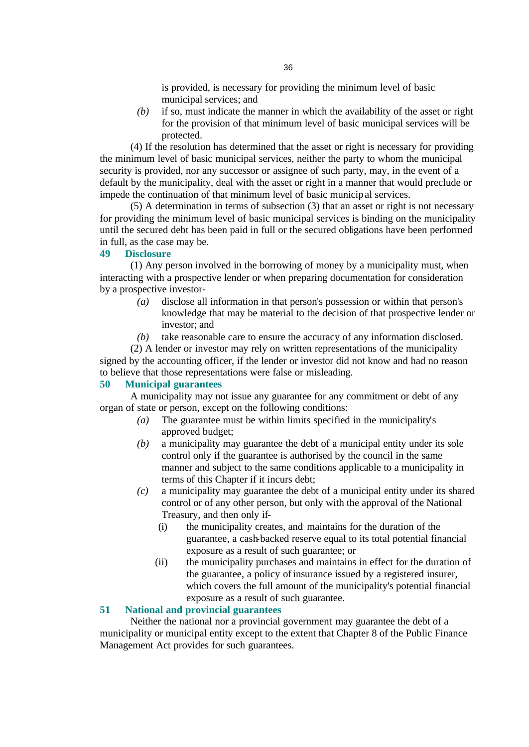is provided, is necessary for providing the minimum level of basic municipal services; and

*(b)* if so, must indicate the manner in which the availability of the asset or right for the provision of that minimum level of basic municipal services will be protected.

(4) If the resolution has determined that the asset or right is necessary for providing the minimum level of basic municipal services, neither the party to whom the municipal security is provided, nor any successor or assignee of such party, may, in the event of a default by the municipality, deal with the asset or right in a manner that would preclude or impede the continuation of that minimum level of basic municipal services.

(5) A determination in terms of subsection (3) that an asset or right is not necessary for providing the minimum level of basic municipal services is binding on the municipality until the secured debt has been paid in full or the secured obligations have been performed in full, as the case may be.

**49 Disclosure**

(1) Any person involved in the borrowing of money by a municipality must, when interacting with a prospective lender or when preparing documentation for consideration by a prospective investor-

*(a)* disclose all information in that person's possession or within that person's knowledge that may be material to the decision of that prospective lender or investor; and

*(b)* take reasonable care to ensure the accuracy of any information disclosed.

(2) A lender or investor may rely on written representations of the municipality signed by the accounting officer, if the lender or investor did not know and had no reason to believe that those representations were false or misleading.

**50 Municipal guarantees**

A municipality may not issue any guarantee for any commitment or debt of any organ of state or person, except on the following conditions:

*(a)* The guarantee must be within limits specified in the municipality's approved budget;

*(b)* a municipality may guarantee the debt of a municipal entity under its sole control only if the guarantee is authorised by the council in the same manner and subject to the same conditions applicable to a municipality in terms of this Chapter if it incurs debt;

*(c)* a municipality may guarantee the debt of a municipal entity under its shared control or of any other person, but only with the approval of the National Treasury, and then only if-

(i) the municipality creates, and maintains for the duration of the guarantee, a cash-backed reserve equal to its total potential financial exposure as a result of such guarantee; or

(ii) the municipality purchases and maintains in effect for the duration of the guarantee, a policy of insurance issued by a registered insurer, which covers the full amount of the municipality's potential financial exposure as a result of such guarantee.

**51 National and provincial guarantees**

Neither the national nor a provincial government may guarantee the debt of a municipality or municipal entity except to the extent that Chapter 8 of the Public Finance Management Act provides for such guarantees.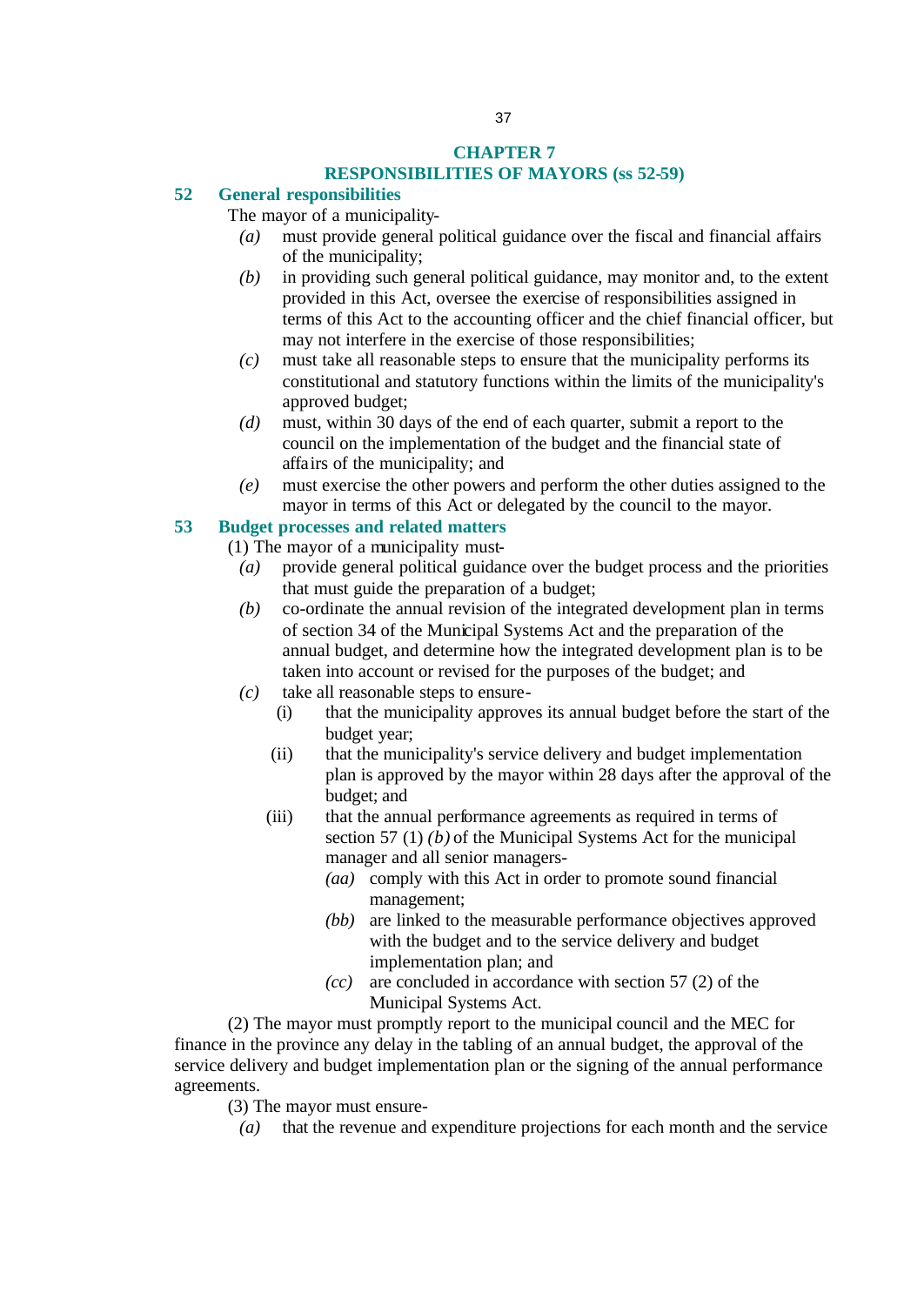## CHAPTER 7
## RESPONSIBILITIES OF MAYORS (ss 52-59)

### 52 General responsibilities

The mayor of a municipality-

*(a)* must provide general political guidance over the fiscal and financial affairs of the municipality;

*(b)* in providing such general political guidance, may monitor and, to the extent provided in this Act, oversee the exercise of responsibilities assigned in terms of this Act to the accounting officer and the chief financial officer, but may not interfere in the exercise of those responsibilities;

*(c)* must take all reasonable steps to ensure that the municipality performs its constitutional and statutory functions within the limits of the municipality's approved budget;

*(d)* must, within 30 days of the end of each quarter, submit a report to the council on the implementation of the budget and the financial state of affairs of the municipality; and

*(e)* must exercise the other powers and perform the other duties assigned to the mayor in terms of this Act or delegated by the council to the mayor.

### 53 Budget processes and related matters

(1) The mayor of a municipality must-

*(a)* provide general political guidance over the budget process and the priorities that must guide the preparation of a budget;

*(b)* co-ordinate the annual revision of the integrated development plan in terms of section 34 of the Municipal Systems Act and the preparation of the annual budget, and determine how the integrated development plan is to be taken into account or revised for the purposes of the budget; and

*(c)* take all reasonable steps to ensure-

(i) that the municipality approves its annual budget before the start of the budget year;

(ii) that the municipality's service delivery and budget implementation plan is approved by the mayor within 28 days after the approval of the budget; and

(iii) that the annual performance agreements as required in terms of section 57 (1) *(b)* of the Municipal Systems Act for the municipal manager and all senior managers-

*(aa)* comply with this Act in order to promote sound financial management;

*(bb)* are linked to the measurable performance objectives approved with the budget and to the service delivery and budget implementation plan; and

*(cc)* are concluded in accordance with section 57 (2) of the Municipal Systems Act.

(2) The mayor must promptly report to the municipal council and the MEC for finance in the province any delay in the tabling of an annual budget, the approval of the service delivery and budget implementation plan or the signing of the annual performance agreements.

(3) The mayor must ensure-

*(a)* that the revenue and expenditure projections for each month and the service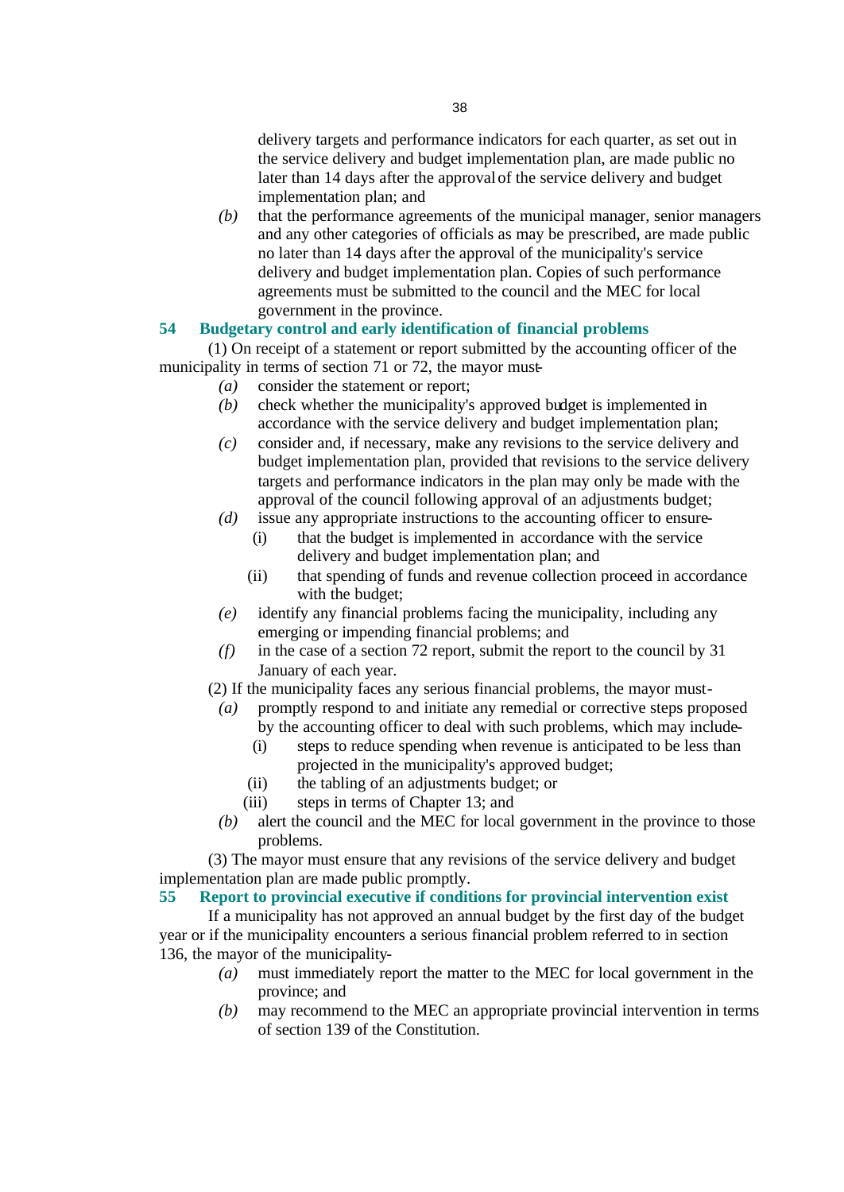delivery targets and performance indicators for each quarter, as set out in the service delivery and budget implementation plan, are made public no later than 14 days after the approval of the service delivery and budget implementation plan; and

*(b)* that the performance agreements of the municipal manager, senior managers and any other categories of officials as may be prescribed, are made public no later than 14 days after the approval of the municipality's service delivery and budget implementation plan. Copies of such performance agreements must be submitted to the council and the MEC for local government in the province.

**54 Budgetary control and early identification of financial problems**

(1) On receipt of a statement or report submitted by the accounting officer of the municipality in terms of section 71 or 72, the mayor must-

*(a)* consider the statement or report;

*(b)* check whether the municipality's approved budget is implemented in accordance with the service delivery and budget implementation plan;

*(c)* consider and, if necessary, make any revisions to the service delivery and budget implementation plan, provided that revisions to the service delivery targets and performance indicators in the plan may only be made with the approval of the council following approval of an adjustments budget;

*(d)* issue any appropriate instructions to the accounting officer to ensure-

(i) that the budget is implemented in accordance with the service delivery and budget implementation plan; and

(ii) that spending of funds and revenue collection proceed in accordance with the budget;

*(e)* identify any financial problems facing the municipality, including any emerging or impending financial problems; and

*(f)* in the case of a section 72 report, submit the report to the council by 31 January of each year.

(2) If the municipality faces any serious financial problems, the mayor must-

*(a)* promptly respond to and initiate any remedial or corrective steps proposed by the accounting officer to deal with such problems, which may include-

(i) steps to reduce spending when revenue is anticipated to be less than projected in the municipality's approved budget;

(ii) the tabling of an adjustments budget; or

(iii) steps in terms of Chapter 13; and

*(b)* alert the council and the MEC for local government in the province to those problems.

(3) The mayor must ensure that any revisions of the service delivery and budget implementation plan are made public promptly.

**55 Report to provincial executive if conditions for provincial intervention exist**

If a municipality has not approved an annual budget by the first day of the budget year or if the municipality encounters a serious financial problem referred to in section 136, the mayor of the municipality-

*(a)* must immediately report the matter to the MEC for local government in the province; and

*(b)* may recommend to the MEC an appropriate provincial intervention in terms of section 139 of the Constitution.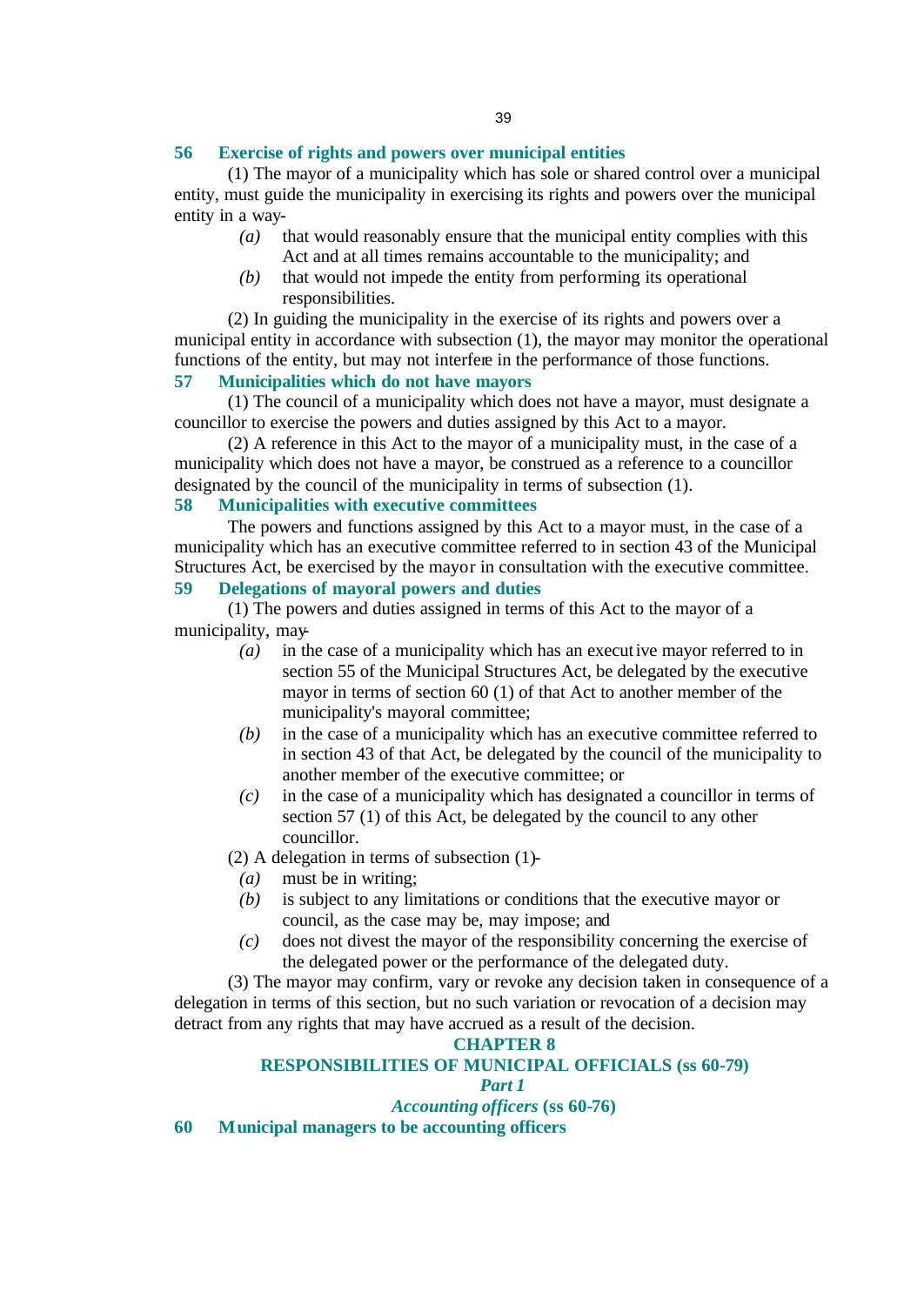### 56 Exercise of rights and powers over municipal entities

(1) The mayor of a municipality which has sole or shared control over a municipal entity, must guide the municipality in exercising its rights and powers over the municipal entity in a way-

*(a)* that would reasonably ensure that the municipal entity complies with this Act and at all times remains accountable to the municipality; and

*(b)* that would not impede the entity from performing its operational responsibilities.

(2) In guiding the municipality in the exercise of its rights and powers over a municipal entity in accordance with subsection (1), the mayor may monitor the operational functions of the entity, but may not interfere in the performance of those functions.

### 57 Municipalities which do not have mayors

(1) The council of a municipality which does not have a mayor, must designate a councillor to exercise the powers and duties assigned by this Act to a mayor.

(2) A reference in this Act to the mayor of a municipality must, in the case of a municipality which does not have a mayor, be construed as a reference to a councillor designated by the council of the municipality in terms of subsection (1).

### 58 Municipalities with executive committees

The powers and functions assigned by this Act to a mayor must, in the case of a municipality which has an executive committee referred to in section 43 of the Municipal Structures Act, be exercised by the mayor in consultation with the executive committee.

### 59 Delegations of mayoral powers and duties

(1) The powers and duties assigned in terms of this Act to the mayor of a municipality, may-

*(a)* in the case of a municipality which has an executive mayor referred to in section 55 of the Municipal Structures Act, be delegated by the executive mayor in terms of section 60 (1) of that Act to another member of the municipality's mayoral committee;

*(b)* in the case of a municipality which has an executive committee referred to in section 43 of that Act, be delegated by the council of the municipality to another member of the executive committee; or

*(c)* in the case of a municipality which has designated a councillor in terms of section 57 (1) of this Act, be delegated by the council to any other councillor.

(2) A delegation in terms of subsection (1)-

*(a)* must be in writing;

*(b)* is subject to any limitations or conditions that the executive mayor or council, as the case may be, may impose; and

*(c)* does not divest the mayor of the responsibility concerning the exercise of the delegated power or the performance of the delegated duty.

(3) The mayor may confirm, vary or revoke any decision taken in consequence of a delegation in terms of this section, but no such variation or revocation of a decision may detract from any rights that may have accrued as a result of the decision.

## CHAPTER 8
## RESPONSIBILITIES OF MUNICIPAL OFFICIALS (ss 60-79)

### *Part 1*
### *Accounting officers* (ss 60-76)

### 60 Municipal managers to be accounting officers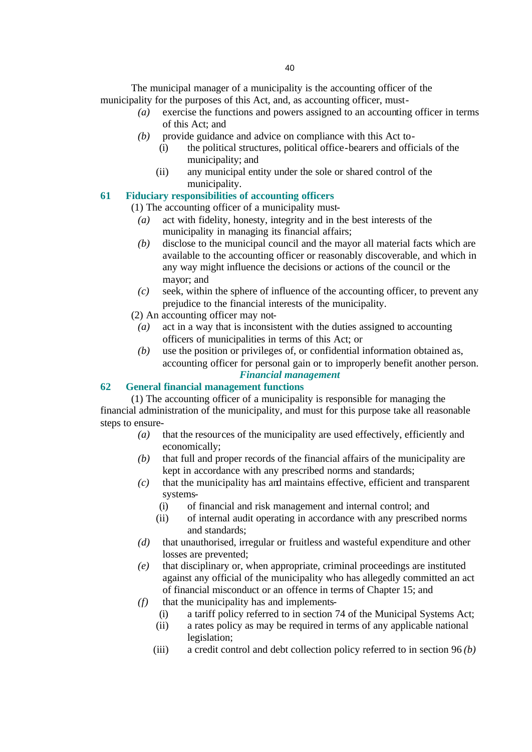The municipal manager of a municipality is the accounting officer of the municipality for the purposes of this Act, and, as accounting officer, must-

*(a)* exercise the functions and powers assigned to an accounting officer in terms of this Act; and

*(b)* provide guidance and advice on compliance with this Act to-

(i) the political structures, political office-bearers and officials of the municipality; and

(ii) any municipal entity under the sole or shared control of the municipality.

### 61 Fiduciary responsibilities of accounting officers

(1) The accounting officer of a municipality must-

*(a)* act with fidelity, honesty, integrity and in the best interests of the municipality in managing its financial affairs;

*(b)* disclose to the municipal council and the mayor all material facts which are available to the accounting officer or reasonably discoverable, and which in any way might influence the decisions or actions of the council or the mayor; and

*(c)* seek, within the sphere of influence of the accounting officer, to prevent any prejudice to the financial interests of the municipality.

(2) An accounting officer may not-

*(a)* act in a way that is inconsistent with the duties assigned to accounting officers of municipalities in terms of this Act; or

*(b)* use the position or privileges of, or confidential information obtained as, accounting officer for personal gain or to improperly benefit another person.

***Financial management***

### 62 General financial management functions

(1) The accounting officer of a municipality is responsible for managing the financial administration of the municipality, and must for this purpose take all reasonable steps to ensure-

*(a)* that the resources of the municipality are used effectively, efficiently and economically;

*(b)* that full and proper records of the financial affairs of the municipality are kept in accordance with any prescribed norms and standards;

*(c)* that the municipality has and maintains effective, efficient and transparent systems-

(i) of financial and risk management and internal control; and

(ii) of internal audit operating in accordance with any prescribed norms and standards;

*(d)* that unauthorised, irregular or fruitless and wasteful expenditure and other losses are prevented;

*(e)* that disciplinary or, when appropriate, criminal proceedings are instituted against any official of the municipality who has allegedly committed an act of financial misconduct or an offence in terms of Chapter 15; and

*(f)* that the municipality has and implements-

(i) a tariff policy referred to in section 74 of the Municipal Systems Act;

(ii) a rates policy as may be required in terms of any applicable national legislation;

(iii) a credit control and debt collection policy referred to in section 96 *(b)*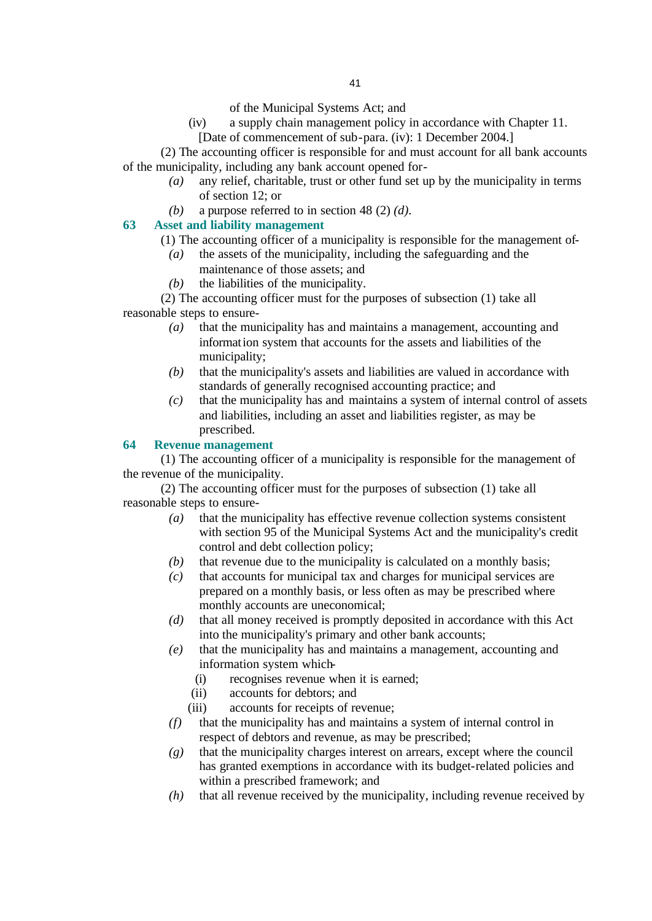of the Municipal Systems Act; and

(iv) a supply chain management policy in accordance with Chapter 11.

[Date of commencement of sub-para. (iv): 1 December 2004.]

(2) The accounting officer is responsible for and must account for all bank accounts of the municipality, including any bank account opened for-

*(a)* any relief, charitable, trust or other fund set up by the municipality in terms of section 12; or

*(b)* a purpose referred to in section 48 (2) *(d)*.

### 63 Asset and liability management

(1) The accounting officer of a municipality is responsible for the management of-

*(a)* the assets of the municipality, including the safeguarding and the maintenance of those assets; and

*(b)* the liabilities of the municipality.

(2) The accounting officer must for the purposes of subsection (1) take all reasonable steps to ensure-

*(a)* that the municipality has and maintains a management, accounting and information system that accounts for the assets and liabilities of the municipality;

*(b)* that the municipality's assets and liabilities are valued in accordance with standards of generally recognised accounting practice; and

*(c)* that the municipality has and maintains a system of internal control of assets and liabilities, including an asset and liabilities register, as may be prescribed.

### 64 Revenue management

(1) The accounting officer of a municipality is responsible for the management of the revenue of the municipality.

(2) The accounting officer must for the purposes of subsection (1) take all reasonable steps to ensure-

*(a)* that the municipality has effective revenue collection systems consistent with section 95 of the Municipal Systems Act and the municipality's credit control and debt collection policy;

*(b)* that revenue due to the municipality is calculated on a monthly basis;

*(c)* that accounts for municipal tax and charges for municipal services are prepared on a monthly basis, or less often as may be prescribed where monthly accounts are uneconomical;

*(d)* that all money received is promptly deposited in accordance with this Act into the municipality's primary and other bank accounts;

*(e)* that the municipality has and maintains a management, accounting and information system which-

(i) recognises revenue when it is earned;

(ii) accounts for debtors; and

(iii) accounts for receipts of revenue;

*(f)* that the municipality has and maintains a system of internal control in respect of debtors and revenue, as may be prescribed;

*(g)* that the municipality charges interest on arrears, except where the council has granted exemptions in accordance with its budget-related policies and within a prescribed framework; and

*(h)* that all revenue received by the municipality, including revenue received by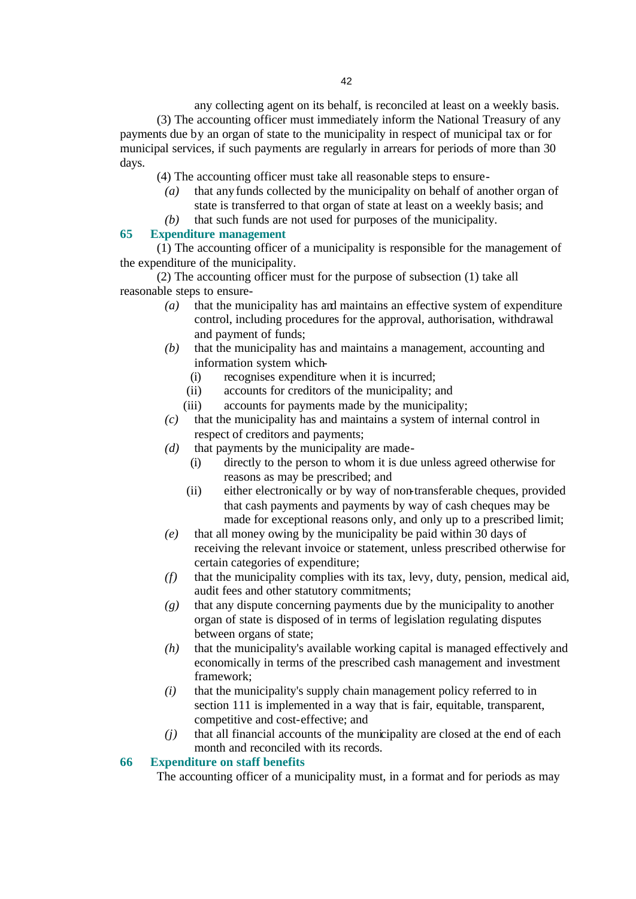any collecting agent on its behalf, is reconciled at least on a weekly basis.

(3) The accounting officer must immediately inform the National Treasury of any payments due by an organ of state to the municipality in respect of municipal tax or for municipal services, if such payments are regularly in arrears for periods of more than 30 days.

(4) The accounting officer must take all reasonable steps to ensure-

*(a)* that any funds collected by the municipality on behalf of another organ of state is transferred to that organ of state at least on a weekly basis; and

*(b)* that such funds are not used for purposes of the municipality.

## 65 Expenditure management

(1) The accounting officer of a municipality is responsible for the management of the expenditure of the municipality.

(2) The accounting officer must for the purpose of subsection (1) take all reasonable steps to ensure-

*(a)* that the municipality has and maintains an effective system of expenditure control, including procedures for the approval, authorisation, withdrawal and payment of funds;

*(b)* that the municipality has and maintains a management, accounting and information system which-

(i) recognises expenditure when it is incurred;

(ii) accounts for creditors of the municipality; and

(iii) accounts for payments made by the municipality;

*(c)* that the municipality has and maintains a system of internal control in respect of creditors and payments;

*(d)* that payments by the municipality are made-

(i) directly to the person to whom it is due unless agreed otherwise for reasons as may be prescribed; and

(ii) either electronically or by way of non-transferable cheques, provided that cash payments and payments by way of cash cheques may be made for exceptional reasons only, and only up to a prescribed limit;

*(e)* that all money owing by the municipality be paid within 30 days of receiving the relevant invoice or statement, unless prescribed otherwise for certain categories of expenditure;

*(f)* that the municipality complies with its tax, levy, duty, pension, medical aid, audit fees and other statutory commitments;

*(g)* that any dispute concerning payments due by the municipality to another organ of state is disposed of in terms of legislation regulating disputes between organs of state;

*(h)* that the municipality's available working capital is managed effectively and economically in terms of the prescribed cash management and investment framework;

*(i)* that the municipality's supply chain management policy referred to in section 111 is implemented in a way that is fair, equitable, transparent, competitive and cost-effective; and

*(j)* that all financial accounts of the municipality are closed at the end of each month and reconciled with its records.

## 66 Expenditure on staff benefits

The accounting officer of a municipality must, in a format and for periods as may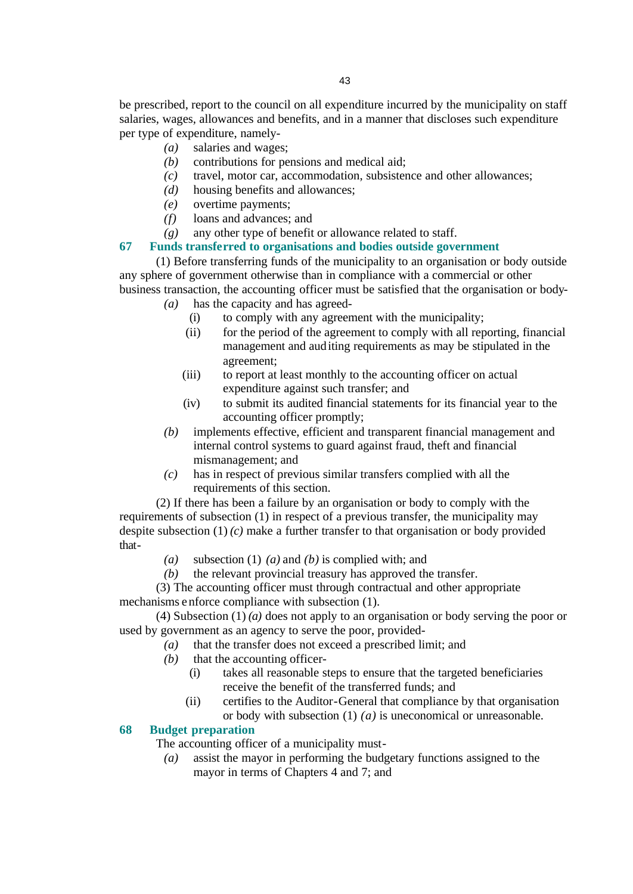be prescribed, report to the council on all expenditure incurred by the municipality on staff salaries, wages, allowances and benefits, and in a manner that discloses such expenditure per type of expenditure, namely-

- *(a)* salaries and wages;
- *(b)* contributions for pensions and medical aid;
- *(c)* travel, motor car, accommodation, subsistence and other allowances;
- *(d)* housing benefits and allowances;
- *(e)* overtime payments;
- *(f)* loans and advances; and
- *(g)* any other type of benefit or allowance related to staff.

## 67 Funds transferred to organisations and bodies outside government

(1) Before transferring funds of the municipality to an organisation or body outside any sphere of government otherwise than in compliance with a commercial or other business transaction, the accounting officer must be satisfied that the organisation or body-

- *(a)* has the capacity and has agreed-
  - (i) to comply with any agreement with the municipality;
  - (ii) for the period of the agreement to comply with all reporting, financial management and auditing requirements as may be stipulated in the agreement;
  - (iii) to report at least monthly to the accounting officer on actual expenditure against such transfer; and
  - (iv) to submit its audited financial statements for its financial year to the accounting officer promptly;
- *(b)* implements effective, efficient and transparent financial management and internal control systems to guard against fraud, theft and financial mismanagement; and
- *(c)* has in respect of previous similar transfers complied with all the requirements of this section.

(2) If there has been a failure by an organisation or body to comply with the requirements of subsection (1) in respect of a previous transfer, the municipality may despite subsection (1) *(c)* make a further transfer to that organisation or body provided that-

- *(a)* subsection (1) *(a)* and *(b)* is complied with; and
- *(b)* the relevant provincial treasury has approved the transfer.

(3) The accounting officer must through contractual and other appropriate mechanisms enforce compliance with subsection (1).

(4) Subsection (1) *(a)* does not apply to an organisation or body serving the poor or used by government as an agency to serve the poor, provided-

- *(a)* that the transfer does not exceed a prescribed limit; and
- *(b)* that the accounting officer-
  - (i) takes all reasonable steps to ensure that the targeted beneficiaries receive the benefit of the transferred funds; and
  - (ii) certifies to the Auditor-General that compliance by that organisation or body with subsection (1) *(a)* is uneconomical or unreasonable.

## 68 Budget preparation

The accounting officer of a municipality must-

- *(a)* assist the mayor in performing the budgetary functions assigned to the mayor in terms of Chapters 4 and 7; and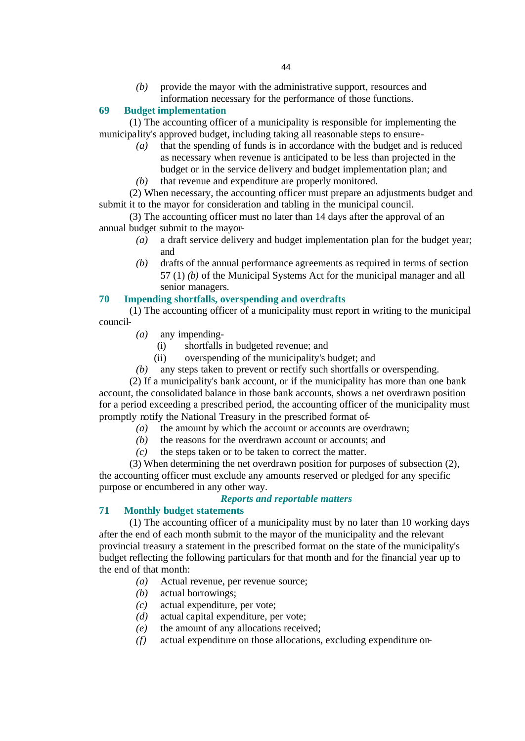*(b)* provide the mayor with the administrative support, resources and information necessary for the performance of those functions.

## 69 Budget implementation

(1) The accounting officer of a municipality is responsible for implementing the municipality's approved budget, including taking all reasonable steps to ensure-

*(a)* that the spending of funds is in accordance with the budget and is reduced as necessary when revenue is anticipated to be less than projected in the budget or in the service delivery and budget implementation plan; and

*(b)* that revenue and expenditure are properly monitored.

(2) When necessary, the accounting officer must prepare an adjustments budget and submit it to the mayor for consideration and tabling in the municipal council.

(3) The accounting officer must no later than 14 days after the approval of an annual budget submit to the mayor-

*(a)* a draft service delivery and budget implementation plan for the budget year; and

*(b)* drafts of the annual performance agreements as required in terms of section 57 (1) *(b)* of the Municipal Systems Act for the municipal manager and all senior managers.

## 70 Impending shortfalls, overspending and overdrafts

(1) The accounting officer of a municipality must report in writing to the municipal council-

*(a)* any impending-

(i) shortfalls in budgeted revenue; and

(ii) overspending of the municipality's budget; and

*(b)* any steps taken to prevent or rectify such shortfalls or overspending.

(2) If a municipality's bank account, or if the municipality has more than one bank account, the consolidated balance in those bank accounts, shows a net overdrawn position for a period exceeding a prescribed period, the accounting officer of the municipality must promptly notify the National Treasury in the prescribed format of-

*(a)* the amount by which the account or accounts are overdrawn;

*(b)* the reasons for the overdrawn account or accounts; and

*(c)* the steps taken or to be taken to correct the matter.

(3) When determining the net overdrawn position for purposes of subsection (2), the accounting officer must exclude any amounts reserved or pledged for any specific purpose or encumbered in any other way.

***Reports and reportable matters***

## 71 Monthly budget statements

(1) The accounting officer of a municipality must by no later than 10 working days after the end of each month submit to the mayor of the municipality and the relevant provincial treasury a statement in the prescribed format on the state of the municipality's budget reflecting the following particulars for that month and for the financial year up to the end of that month:

*(a)* Actual revenue, per revenue source;

*(b)* actual borrowings;

*(c)* actual expenditure, per vote;

*(d)* actual capital expenditure, per vote;

*(e)* the amount of any allocations received;

*(f)* actual expenditure on those allocations, excluding expenditure on-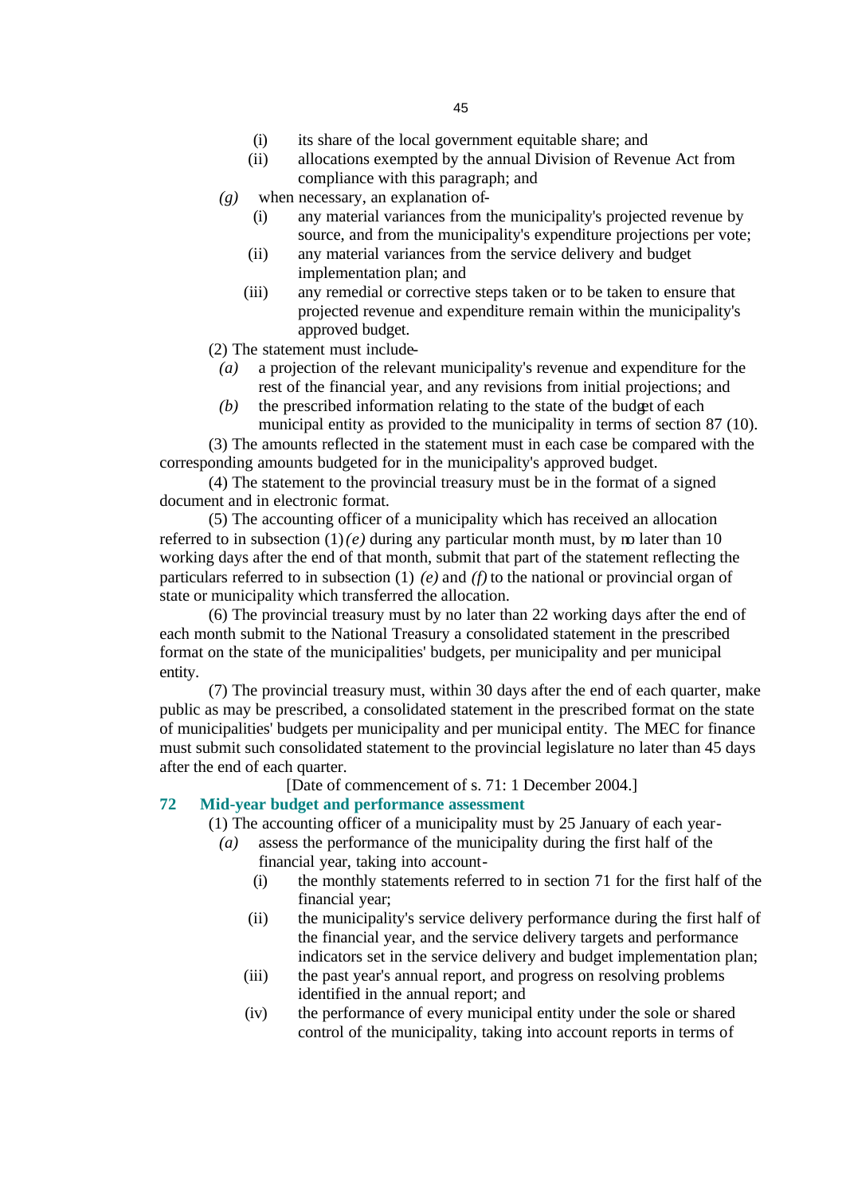(i) its share of the local government equitable share; and

(ii) allocations exempted by the annual Division of Revenue Act from compliance with this paragraph; and

*(g)* when necessary, an explanation of-

(i) any material variances from the municipality's projected revenue by source, and from the municipality's expenditure projections per vote;

(ii) any material variances from the service delivery and budget implementation plan; and

(iii) any remedial or corrective steps taken or to be taken to ensure that projected revenue and expenditure remain within the municipality's approved budget.

(2) The statement must include-

*(a)* a projection of the relevant municipality's revenue and expenditure for the rest of the financial year, and any revisions from initial projections; and

*(b)* the prescribed information relating to the state of the budget of each municipal entity as provided to the municipality in terms of section 87 (10).

(3) The amounts reflected in the statement must in each case be compared with the corresponding amounts budgeted for in the municipality's approved budget.

(4) The statement to the provincial treasury must be in the format of a signed document and in electronic format.

(5) The accounting officer of a municipality which has received an allocation referred to in subsection (1) *(e)* during any particular month must, by no later than 10 working days after the end of that month, submit that part of the statement reflecting the particulars referred to in subsection (1) *(e)* and *(f)* to the national or provincial organ of state or municipality which transferred the allocation.

(6) The provincial treasury must by no later than 22 working days after the end of each month submit to the National Treasury a consolidated statement in the prescribed format on the state of the municipalities' budgets, per municipality and per municipal entity.

(7) The provincial treasury must, within 30 days after the end of each quarter, make public as may be prescribed, a consolidated statement in the prescribed format on the state of municipalities' budgets per municipality and per municipal entity. The MEC for finance must submit such consolidated statement to the provincial legislature no later than 45 days after the end of each quarter.

[Date of commencement of s. 71: 1 December 2004.]

### 72 Mid-year budget and performance assessment

(1) The accounting officer of a municipality must by 25 January of each year-

*(a)* assess the performance of the municipality during the first half of the financial year, taking into account-

(i) the monthly statements referred to in section 71 for the first half of the financial year;

(ii) the municipality's service delivery performance during the first half of the financial year, and the service delivery targets and performance indicators set in the service delivery and budget implementation plan;

(iii) the past year's annual report, and progress on resolving problems identified in the annual report; and

(iv) the performance of every municipal entity under the sole or shared control of the municipality, taking into account reports in terms of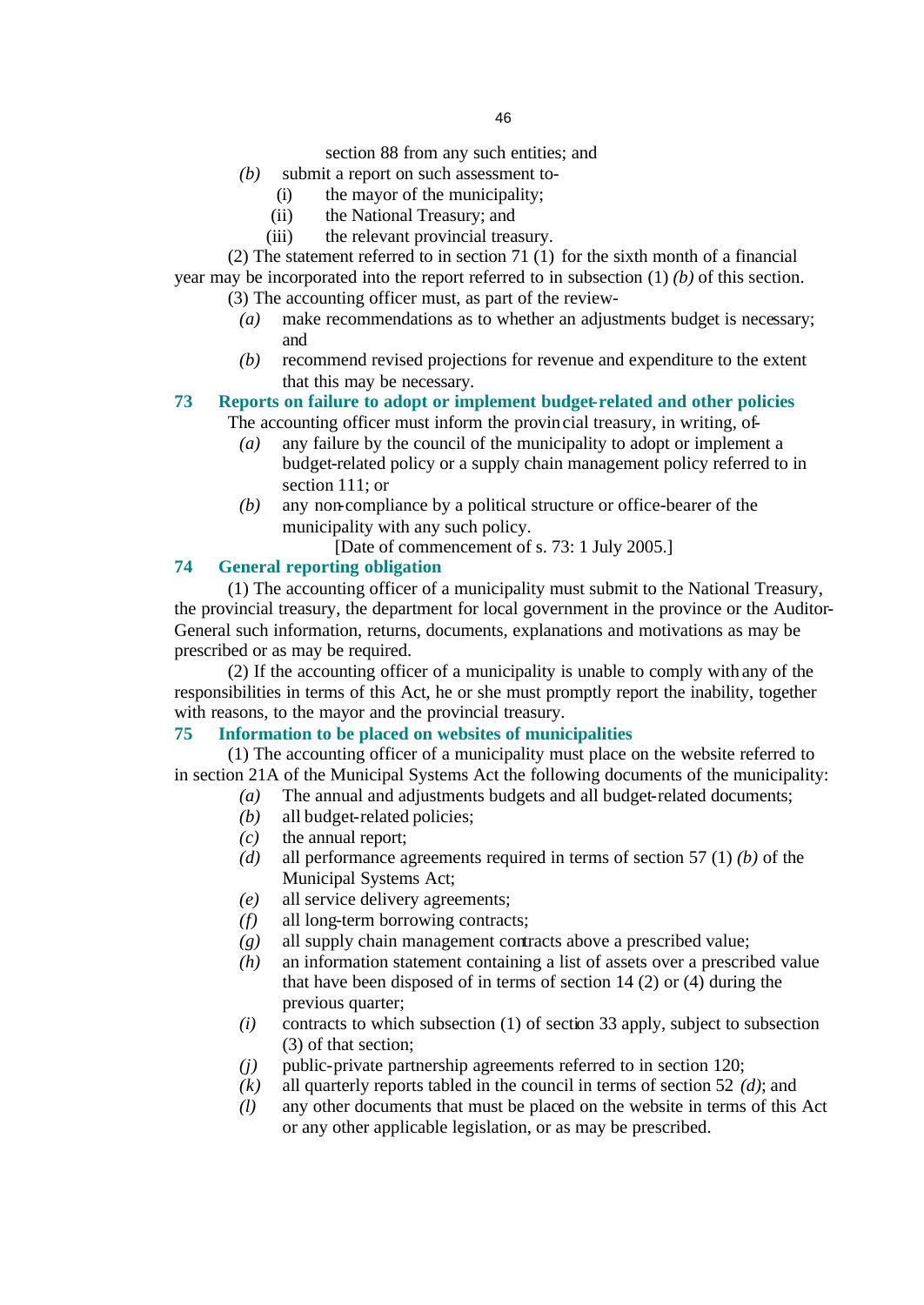section 88 from any such entities; and

*(b)* submit a report on such assessment to-

(i) the mayor of the municipality;

(ii) the National Treasury; and

(iii) the relevant provincial treasury.

(2) The statement referred to in section 71 (1) for the sixth month of a financial year may be incorporated into the report referred to in subsection (1) *(b)* of this section.

(3) The accounting officer must, as part of the review-

*(a)* make recommendations as to whether an adjustments budget is necessary; and

*(b)* recommend revised projections for revenue and expenditure to the extent that this may be necessary.

### 73 Reports on failure to adopt or implement budget-related and other policies

The accounting officer must inform the provincial treasury, in writing, of-

*(a)* any failure by the council of the municipality to adopt or implement a budget-related policy or a supply chain management policy referred to in section 111; or

*(b)* any non-compliance by a political structure or office-bearer of the municipality with any such policy.

[Date of commencement of s. 73: 1 July 2005.]

### 74 General reporting obligation

(1) The accounting officer of a municipality must submit to the National Treasury, the provincial treasury, the department for local government in the province or the Auditor-General such information, returns, documents, explanations and motivations as may be prescribed or as may be required.

(2) If the accounting officer of a municipality is unable to comply with any of the responsibilities in terms of this Act, he or she must promptly report the inability, together with reasons, to the mayor and the provincial treasury.

### 75 Information to be placed on websites of municipalities

(1) The accounting officer of a municipality must place on the website referred to in section 21A of the Municipal Systems Act the following documents of the municipality:

*(a)* The annual and adjustments budgets and all budget-related documents;

*(b)* all budget-related policies;

*(c)* the annual report;

*(d)* all performance agreements required in terms of section 57 (1) *(b)* of the Municipal Systems Act;

*(e)* all service delivery agreements;

*(f)* all long-term borrowing contracts;

*(g)* all supply chain management contracts above a prescribed value;

*(h)* an information statement containing a list of assets over a prescribed value that have been disposed of in terms of section 14 (2) or (4) during the previous quarter;

*(i)* contracts to which subsection (1) of section 33 apply, subject to subsection (3) of that section;

*(j)* public-private partnership agreements referred to in section 120;

*(k)* all quarterly reports tabled in the council in terms of section 52 *(d)*; and

*(l)* any other documents that must be placed on the website in terms of this Act or any other applicable legislation, or as may be prescribed.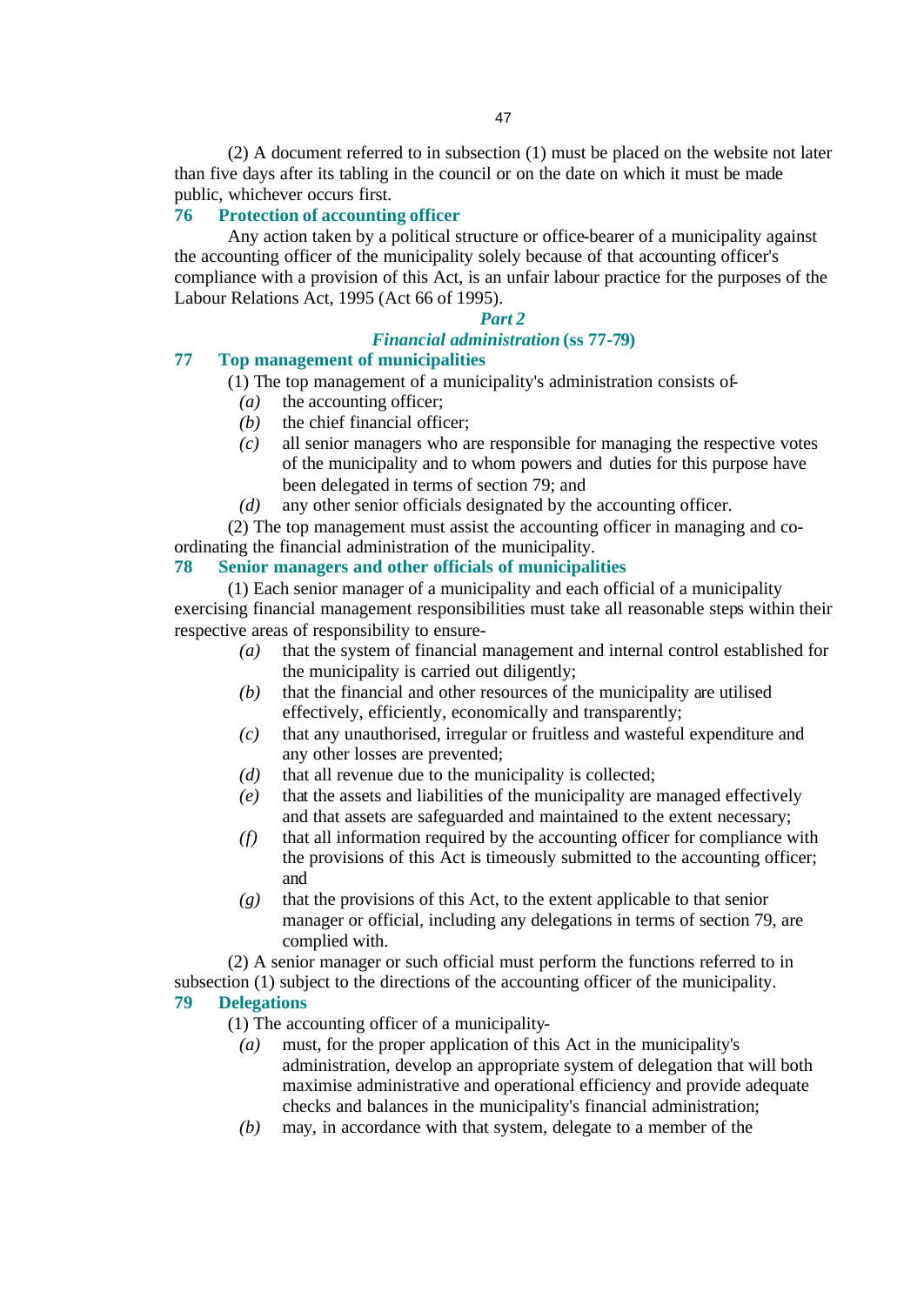(2) A document referred to in subsection (1) must be placed on the website not later than five days after its tabling in the council or on the date on which it must be made public, whichever occurs first.

### 76 Protection of accounting officer

Any action taken by a political structure or office-bearer of a municipality against the accounting officer of the municipality solely because of that accounting officer's compliance with a provision of this Act, is an unfair labour practice for the purposes of the Labour Relations Act, 1995 (Act 66 of 1995).

## *Part 2*

## *Financial administration* (ss 77-79)

### 77 Top management of municipalities

(1) The top management of a municipality's administration consists of-

- *(a)* the accounting officer;
- *(b)* the chief financial officer;
- *(c)* all senior managers who are responsible for managing the respective votes of the municipality and to whom powers and duties for this purpose have been delegated in terms of section 79; and
- *(d)* any other senior officials designated by the accounting officer.

(2) The top management must assist the accounting officer in managing and co-ordinating the financial administration of the municipality.

### 78 Senior managers and other officials of municipalities

(1) Each senior manager of a municipality and each official of a municipality exercising financial management responsibilities must take all reasonable steps within their respective areas of responsibility to ensure-

- *(a)* that the system of financial management and internal control established for the municipality is carried out diligently;
- *(b)* that the financial and other resources of the municipality are utilised effectively, efficiently, economically and transparently;
- *(c)* that any unauthorised, irregular or fruitless and wasteful expenditure and any other losses are prevented;
- *(d)* that all revenue due to the municipality is collected;
- *(e)* that the assets and liabilities of the municipality are managed effectively and that assets are safeguarded and maintained to the extent necessary;
- *(f)* that all information required by the accounting officer for compliance with the provisions of this Act is timeously submitted to the accounting officer; and
- *(g)* that the provisions of this Act, to the extent applicable to that senior manager or official, including any delegations in terms of section 79, are complied with.

(2) A senior manager or such official must perform the functions referred to in subsection (1) subject to the directions of the accounting officer of the municipality.

### 79 Delegations

(1) The accounting officer of a municipality-

- *(a)* must, for the proper application of this Act in the municipality's administration, develop an appropriate system of delegation that will both maximise administrative and operational efficiency and provide adequate checks and balances in the municipality's financial administration;
- *(b)* may, in accordance with that system, delegate to a member of the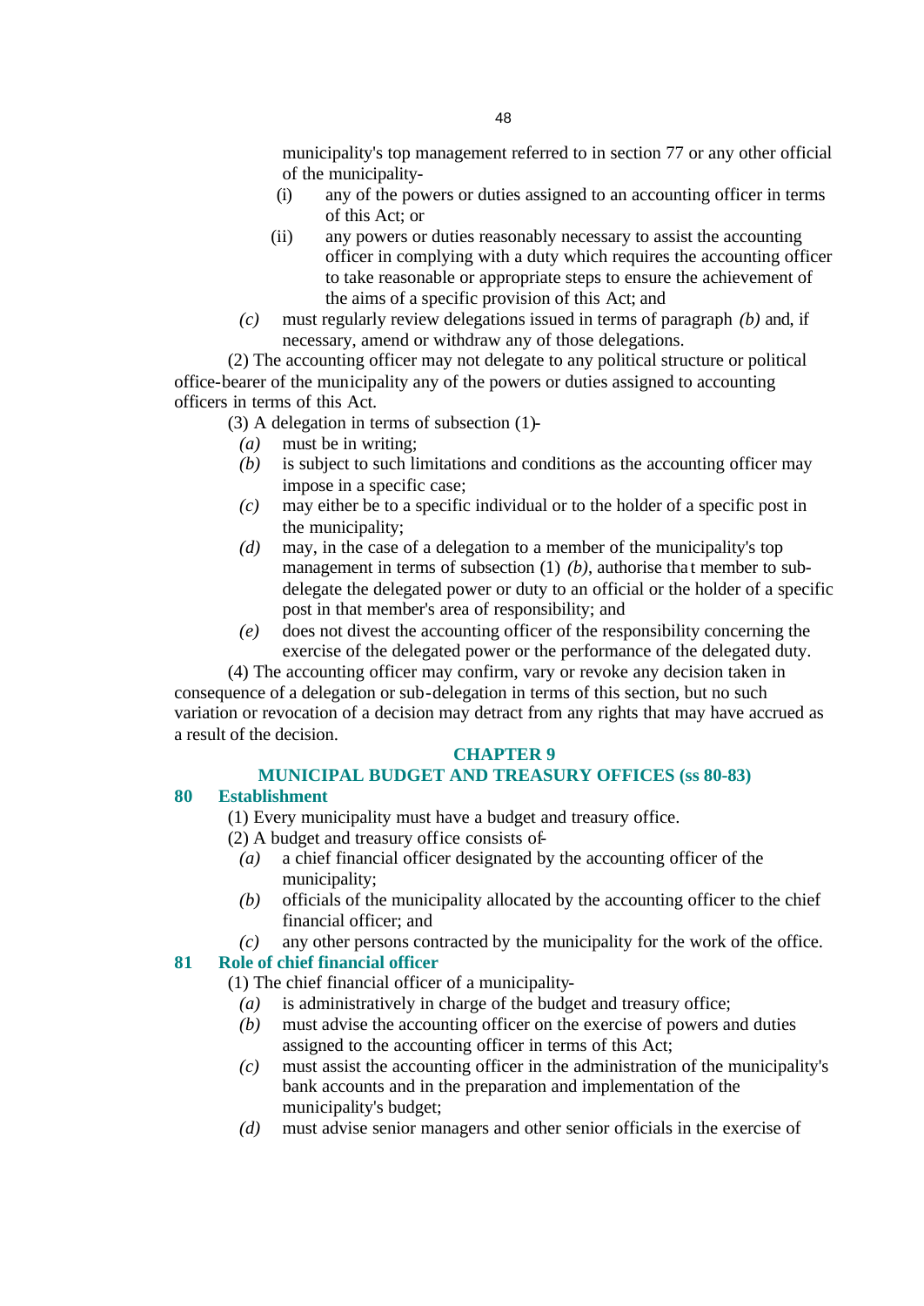municipality's top management referred to in section 77 or any other official of the municipality-

(i) any of the powers or duties assigned to an accounting officer in terms of this Act; or

(ii) any powers or duties reasonably necessary to assist the accounting officer in complying with a duty which requires the accounting officer to take reasonable or appropriate steps to ensure the achievement of the aims of a specific provision of this Act; and

*(c)* must regularly review delegations issued in terms of paragraph *(b)* and, if necessary, amend or withdraw any of those delegations.

(2) The accounting officer may not delegate to any political structure or political office-bearer of the municipality any of the powers or duties assigned to accounting officers in terms of this Act.

(3) A delegation in terms of subsection (1)-

*(a)* must be in writing;

*(b)* is subject to such limitations and conditions as the accounting officer may impose in a specific case;

*(c)* may either be to a specific individual or to the holder of a specific post in the municipality;

*(d)* may, in the case of a delegation to a member of the municipality's top management in terms of subsection (1) *(b)*, authorise that member to sub-delegate the delegated power or duty to an official or the holder of a specific post in that member's area of responsibility; and

*(e)* does not divest the accounting officer of the responsibility concerning the exercise of the delegated power or the performance of the delegated duty.

(4) The accounting officer may confirm, vary or revoke any decision taken in consequence of a delegation or sub-delegation in terms of this section, but no such variation or revocation of a decision may detract from any rights that may have accrued as a result of the decision.

## CHAPTER 9

## MUNICIPAL BUDGET AND TREASURY OFFICES (ss 80-83)

### 80 Establishment

(1) Every municipality must have a budget and treasury office.

(2) A budget and treasury office consists of-

*(a)* a chief financial officer designated by the accounting officer of the municipality;

*(b)* officials of the municipality allocated by the accounting officer to the chief financial officer; and

*(c)* any other persons contracted by the municipality for the work of the office.

### 81 Role of chief financial officer

(1) The chief financial officer of a municipality-

*(a)* is administratively in charge of the budget and treasury office;

*(b)* must advise the accounting officer on the exercise of powers and duties assigned to the accounting officer in terms of this Act;

*(c)* must assist the accounting officer in the administration of the municipality's bank accounts and in the preparation and implementation of the municipality's budget;

*(d)* must advise senior managers and other senior officials in the exercise of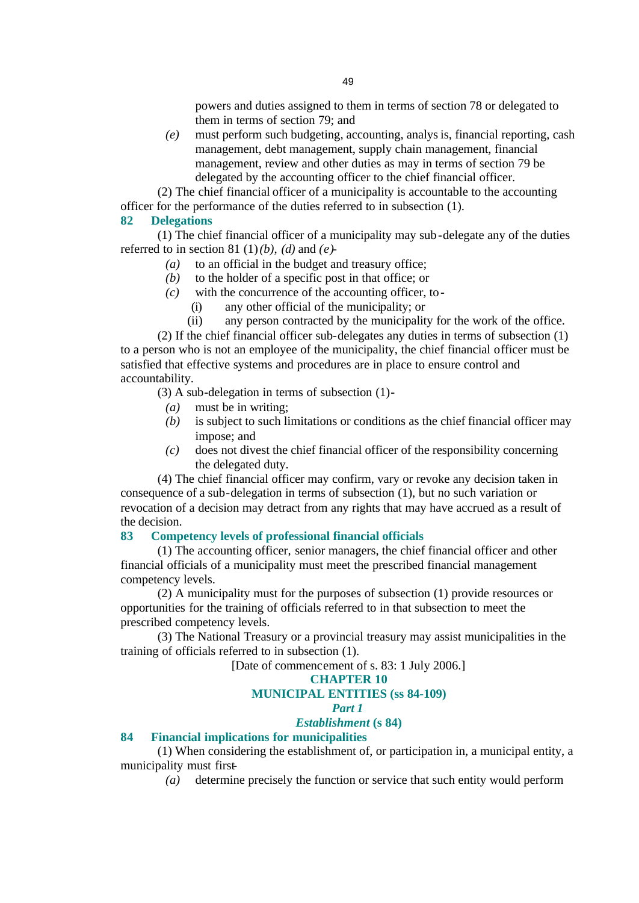powers and duties assigned to them in terms of section 78 or delegated to them in terms of section 79; and

*(e)* must perform such budgeting, accounting, analysis, financial reporting, cash management, debt management, supply chain management, financial management, review and other duties as may in terms of section 79 be delegated by the accounting officer to the chief financial officer.

(2) The chief financial officer of a municipality is accountable to the accounting officer for the performance of the duties referred to in subsection (1).

### 82 Delegations

(1) The chief financial officer of a municipality may sub-delegate any of the duties referred to in section 81 (1) *(b)*, *(d)* and *(e)*-

*(a)* to an official in the budget and treasury office;

*(b)* to the holder of a specific post in that office; or

*(c)* with the concurrence of the accounting officer, to-

(i) any other official of the municipality; or

(ii) any person contracted by the municipality for the work of the office.

(2) If the chief financial officer sub-delegates any duties in terms of subsection (1) to a person who is not an employee of the municipality, the chief financial officer must be satisfied that effective systems and procedures are in place to ensure control and accountability.

(3) A sub-delegation in terms of subsection (1)-

*(a)* must be in writing;

*(b)* is subject to such limitations or conditions as the chief financial officer may impose; and

*(c)* does not divest the chief financial officer of the responsibility concerning the delegated duty.

(4) The chief financial officer may confirm, vary or revoke any decision taken in consequence of a sub-delegation in terms of subsection (1), but no such variation or revocation of a decision may detract from any rights that may have accrued as a result of the decision.

### 83 Competency levels of professional financial officials

(1) The accounting officer, senior managers, the chief financial officer and other financial officials of a municipality must meet the prescribed financial management competency levels.

(2) A municipality must for the purposes of subsection (1) provide resources or opportunities for the training of officials referred to in that subsection to meet the prescribed competency levels.

(3) The National Treasury or a provincial treasury may assist municipalities in the training of officials referred to in subsection (1).

[Date of commencement of s. 83: 1 July 2006.]

## CHAPTER 10
## MUNICIPAL ENTITIES (ss 84-109)

### *Part 1*
### *Establishment* (s 84)

### 84 Financial implications for municipalities

(1) When considering the establishment of, or participation in, a municipal entity, a municipality must first-

*(a)* determine precisely the function or service that such entity would perform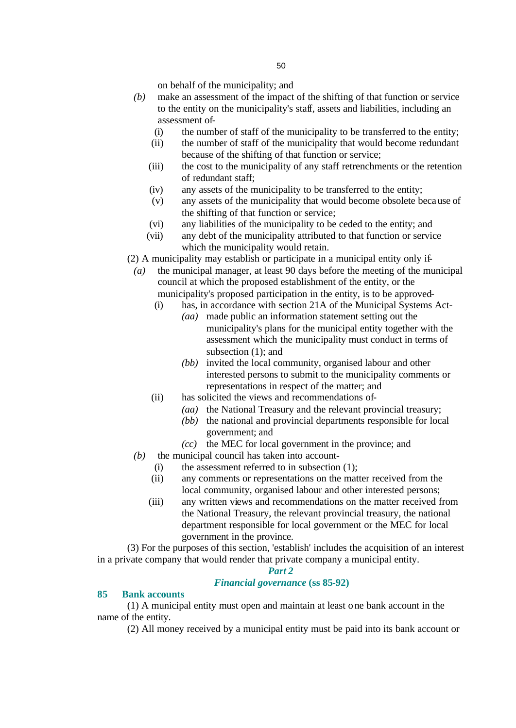on behalf of the municipality; and

*(b)* make an assessment of the impact of the shifting of that function or service to the entity on the municipality's staff, assets and liabilities, including an assessment of-

(i) the number of staff of the municipality to be transferred to the entity;

(ii) the number of staff of the municipality that would become redundant because of the shifting of that function or service;

(iii) the cost to the municipality of any staff retrenchments or the retention of redundant staff;

(iv) any assets of the municipality to be transferred to the entity;

(v) any assets of the municipality that would become obsolete because of the shifting of that function or service;

(vi) any liabilities of the municipality to be ceded to the entity; and

(vii) any debt of the municipality attributed to that function or service which the municipality would retain.

(2) A municipality may establish or participate in a municipal entity only if-

*(a)* the municipal manager, at least 90 days before the meeting of the municipal council at which the proposed establishment of the entity, or the municipality's proposed participation in the entity, is to be approved-

(i) has, in accordance with section 21A of the Municipal Systems Act-

*(aa)* made public an information statement setting out the municipality's plans for the municipal entity together with the assessment which the municipality must conduct in terms of subsection (1); and

*(bb)* invited the local community, organised labour and other interested persons to submit to the municipality comments or representations in respect of the matter; and

(ii) has solicited the views and recommendations of-

*(aa)* the National Treasury and the relevant provincial treasury;

*(bb)* the national and provincial departments responsible for local government; and

*(cc)* the MEC for local government in the province; and

*(b)* the municipal council has taken into account-

(i) the assessment referred to in subsection (1);

(ii) any comments or representations on the matter received from the local community, organised labour and other interested persons;

(iii) any written views and recommendations on the matter received from the National Treasury, the relevant provincial treasury, the national department responsible for local government or the MEC for local government in the province.

(3) For the purposes of this section, 'establish' includes the acquisition of an interest in a private company that would render that private company a municipal entity.

## *Part 2*

## *Financial governance* (ss 85-92)

### 85 Bank accounts

(1) A municipal entity must open and maintain at least one bank account in the name of the entity.

(2) All money received by a municipal entity must be paid into its bank account or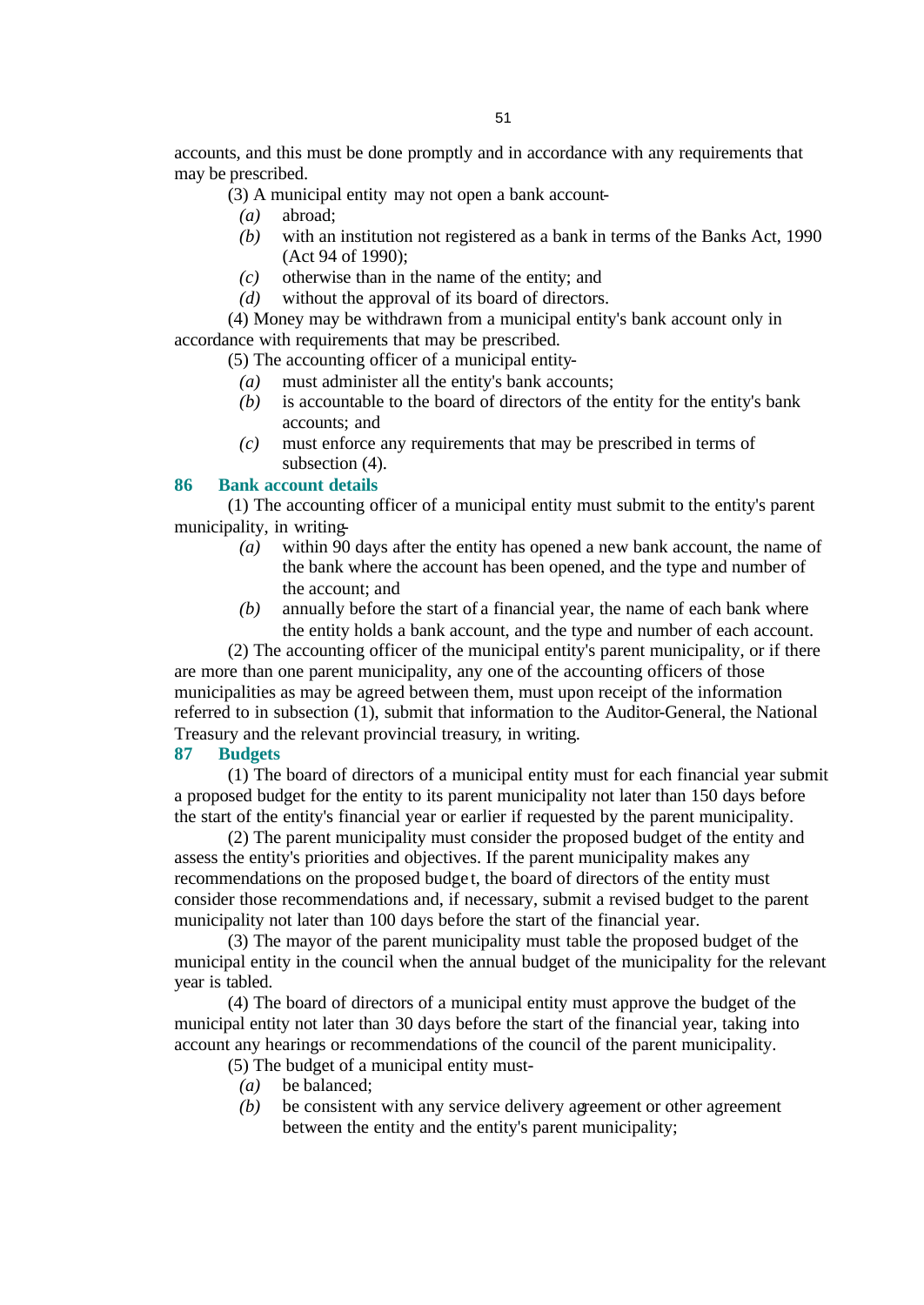accounts, and this must be done promptly and in accordance with any requirements that may be prescribed.

(3) A municipal entity may not open a bank account-

*(a)* abroad;

*(b)* with an institution not registered as a bank in terms of the Banks Act, 1990 (Act 94 of 1990);

*(c)* otherwise than in the name of the entity; and

*(d)* without the approval of its board of directors.

(4) Money may be withdrawn from a municipal entity's bank account only in accordance with requirements that may be prescribed.

(5) The accounting officer of a municipal entity-

*(a)* must administer all the entity's bank accounts;

*(b)* is accountable to the board of directors of the entity for the entity's bank accounts; and

*(c)* must enforce any requirements that may be prescribed in terms of subsection (4).

### 86 Bank account details

(1) The accounting officer of a municipal entity must submit to the entity's parent municipality, in writing-

*(a)* within 90 days after the entity has opened a new bank account, the name of the bank where the account has been opened, and the type and number of the account; and

*(b)* annually before the start of a financial year, the name of each bank where the entity holds a bank account, and the type and number of each account.

(2) The accounting officer of the municipal entity's parent municipality, or if there are more than one parent municipality, any one of the accounting officers of those municipalities as may be agreed between them, must upon receipt of the information referred to in subsection (1), submit that information to the Auditor-General, the National Treasury and the relevant provincial treasury, in writing.

### 87 Budgets

(1) The board of directors of a municipal entity must for each financial year submit a proposed budget for the entity to its parent municipality not later than 150 days before the start of the entity's financial year or earlier if requested by the parent municipality.

(2) The parent municipality must consider the proposed budget of the entity and assess the entity's priorities and objectives. If the parent municipality makes any recommendations on the proposed budget, the board of directors of the entity must consider those recommendations and, if necessary, submit a revised budget to the parent municipality not later than 100 days before the start of the financial year.

(3) The mayor of the parent municipality must table the proposed budget of the municipal entity in the council when the annual budget of the municipality for the relevant year is tabled.

(4) The board of directors of a municipal entity must approve the budget of the municipal entity not later than 30 days before the start of the financial year, taking into account any hearings or recommendations of the council of the parent municipality.

(5) The budget of a municipal entity must-

*(a)* be balanced;

*(b)* be consistent with any service delivery agreement or other agreement between the entity and the entity's parent municipality;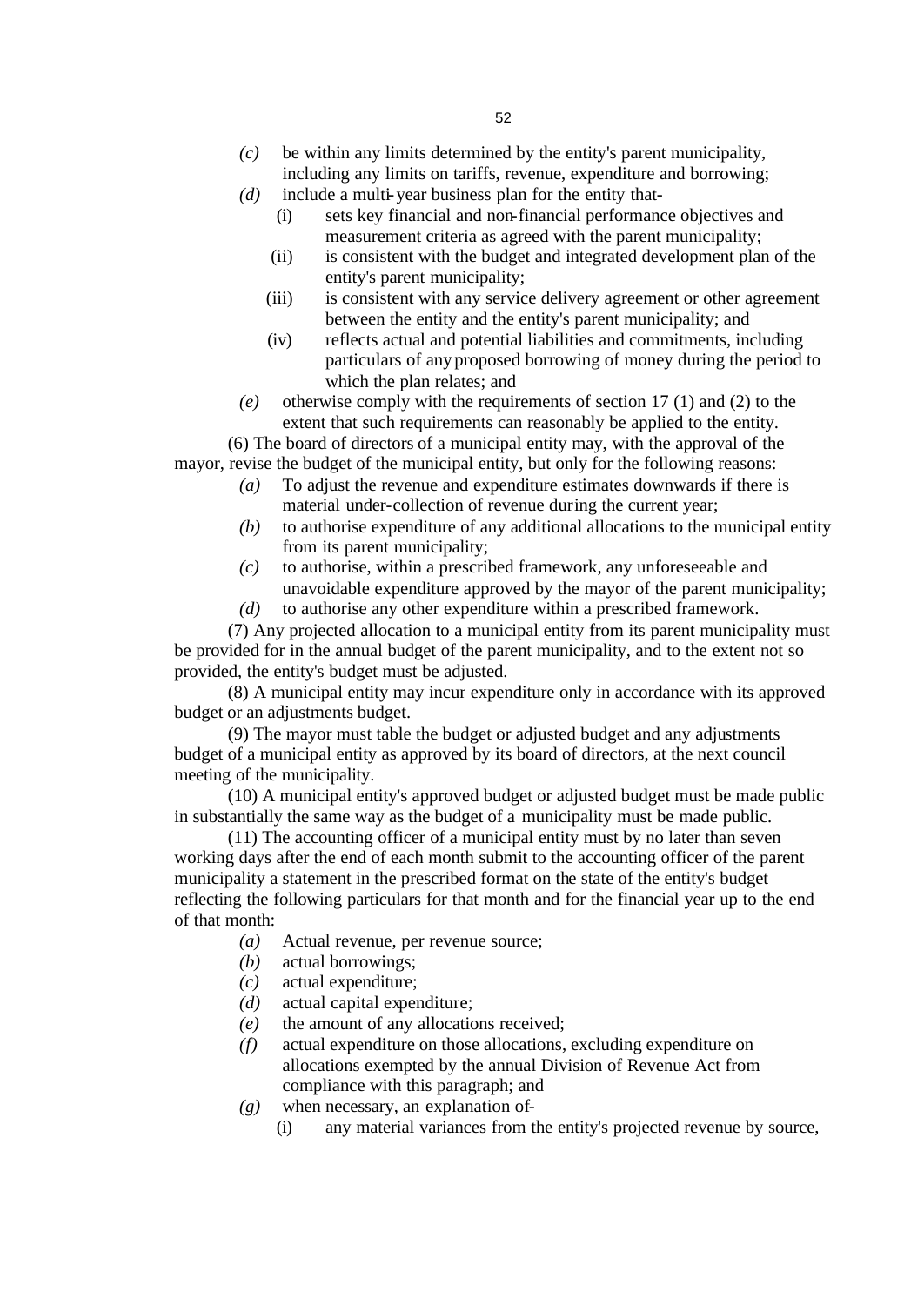*(c)* be within any limits determined by the entity's parent municipality, including any limits on tariffs, revenue, expenditure and borrowing;

*(d)* include a multi-year business plan for the entity that-

(i) sets key financial and non-financial performance objectives and measurement criteria as agreed with the parent municipality;

(ii) is consistent with the budget and integrated development plan of the entity's parent municipality;

(iii) is consistent with any service delivery agreement or other agreement between the entity and the entity's parent municipality; and

(iv) reflects actual and potential liabilities and commitments, including particulars of any proposed borrowing of money during the period to which the plan relates; and

*(e)* otherwise comply with the requirements of section 17 (1) and (2) to the extent that such requirements can reasonably be applied to the entity.

(6) The board of directors of a municipal entity may, with the approval of the mayor, revise the budget of the municipal entity, but only for the following reasons:

*(a)* To adjust the revenue and expenditure estimates downwards if there is material under-collection of revenue during the current year;

*(b)* to authorise expenditure of any additional allocations to the municipal entity from its parent municipality;

*(c)* to authorise, within a prescribed framework, any unforeseeable and unavoidable expenditure approved by the mayor of the parent municipality;

*(d)* to authorise any other expenditure within a prescribed framework.

(7) Any projected allocation to a municipal entity from its parent municipality must be provided for in the annual budget of the parent municipality, and to the extent not so provided, the entity's budget must be adjusted.

(8) A municipal entity may incur expenditure only in accordance with its approved budget or an adjustments budget.

(9) The mayor must table the budget or adjusted budget and any adjustments budget of a municipal entity as approved by its board of directors, at the next council meeting of the municipality.

(10) A municipal entity's approved budget or adjusted budget must be made public in substantially the same way as the budget of a municipality must be made public.

(11) The accounting officer of a municipal entity must by no later than seven working days after the end of each month submit to the accounting officer of the parent municipality a statement in the prescribed format on the state of the entity's budget reflecting the following particulars for that month and for the financial year up to the end of that month:

*(a)* Actual revenue, per revenue source;

*(b)* actual borrowings;

*(c)* actual expenditure;

*(d)* actual capital expenditure;

*(e)* the amount of any allocations received;

*(f)* actual expenditure on those allocations, excluding expenditure on allocations exempted by the annual Division of Revenue Act from compliance with this paragraph; and

*(g)* when necessary, an explanation of-

(i) any material variances from the entity's projected revenue by source,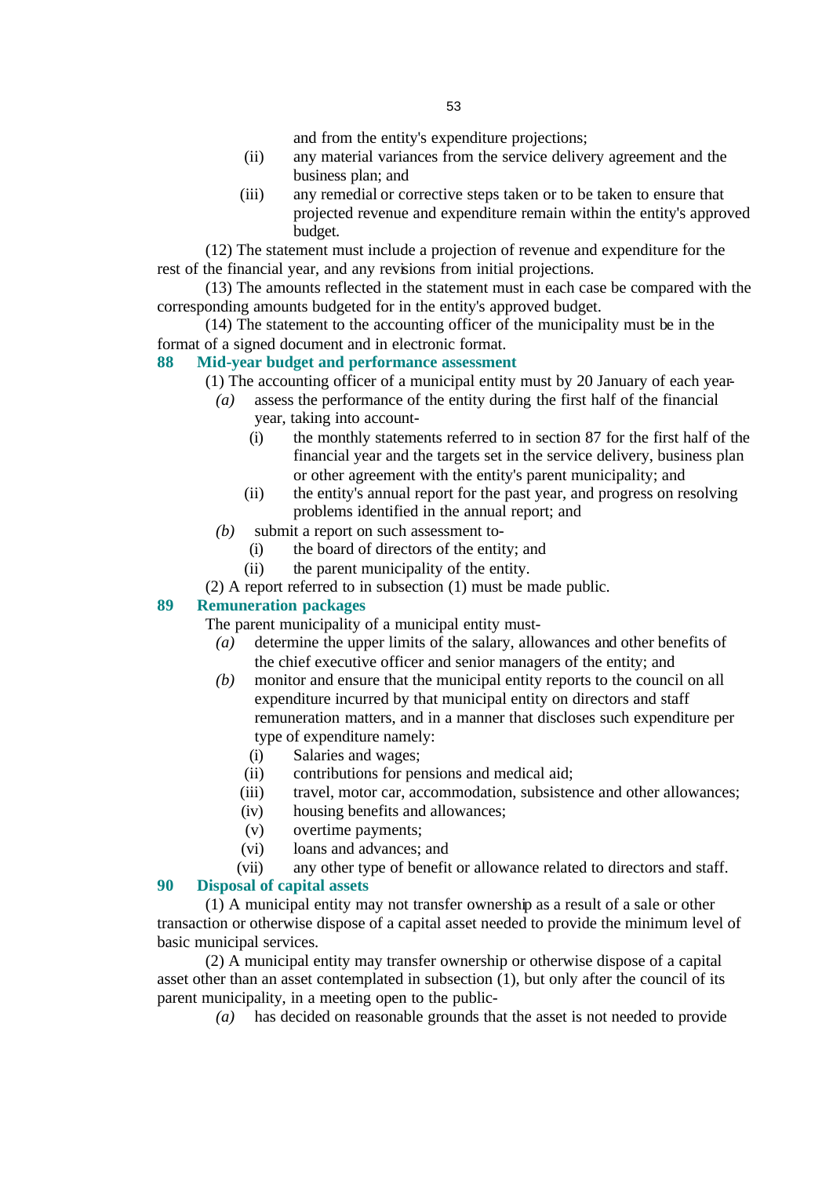and from the entity's expenditure projections;

(ii) any material variances from the service delivery agreement and the business plan; and

(iii) any remedial or corrective steps taken or to be taken to ensure that projected revenue and expenditure remain within the entity's approved budget.

(12) The statement must include a projection of revenue and expenditure for the rest of the financial year, and any revisions from initial projections.

(13) The amounts reflected in the statement must in each case be compared with the corresponding amounts budgeted for in the entity's approved budget.

(14) The statement to the accounting officer of the municipality must be in the format of a signed document and in electronic format.

### 88 Mid-year budget and performance assessment

(1) The accounting officer of a municipal entity must by 20 January of each year-

*(a)* assess the performance of the entity during the first half of the financial year, taking into account-

(i) the monthly statements referred to in section 87 for the first half of the financial year and the targets set in the service delivery, business plan or other agreement with the entity's parent municipality; and

(ii) the entity's annual report for the past year, and progress on resolving problems identified in the annual report; and

*(b)* submit a report on such assessment to-

(i) the board of directors of the entity; and

(ii) the parent municipality of the entity.

(2) A report referred to in subsection (1) must be made public.

### 89 Remuneration packages

The parent municipality of a municipal entity must-

*(a)* determine the upper limits of the salary, allowances and other benefits of the chief executive officer and senior managers of the entity; and

*(b)* monitor and ensure that the municipal entity reports to the council on all expenditure incurred by that municipal entity on directors and staff remuneration matters, and in a manner that discloses such expenditure per type of expenditure namely:

(i) Salaries and wages;

(ii) contributions for pensions and medical aid;

(iii) travel, motor car, accommodation, subsistence and other allowances;

(iv) housing benefits and allowances;

(v) overtime payments;

(vi) loans and advances; and

(vii) any other type of benefit or allowance related to directors and staff.

### 90 Disposal of capital assets

(1) A municipal entity may not transfer ownership as a result of a sale or other transaction or otherwise dispose of a capital asset needed to provide the minimum level of basic municipal services.

(2) A municipal entity may transfer ownership or otherwise dispose of a capital asset other than an asset contemplated in subsection (1), but only after the council of its parent municipality, in a meeting open to the public-

*(a)* has decided on reasonable grounds that the asset is not needed to provide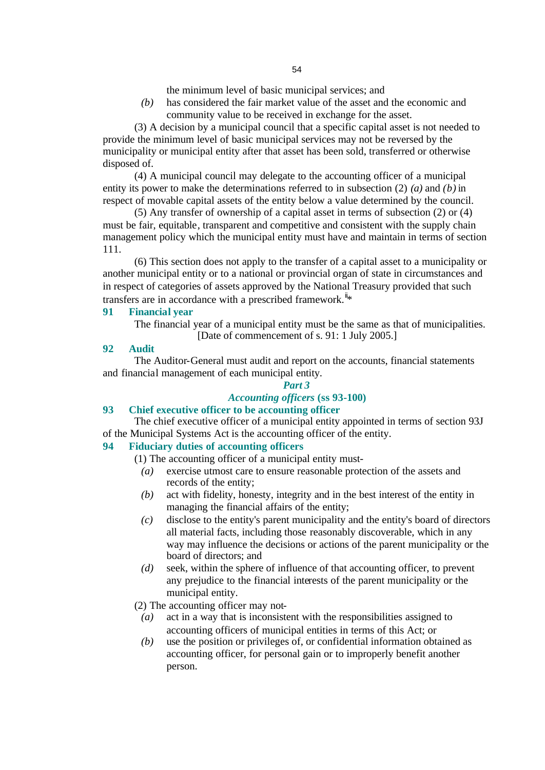the minimum level of basic municipal services; and

*(b)* has considered the fair market value of the asset and the economic and community value to be received in exchange for the asset.

(3) A decision by a municipal council that a specific capital asset is not needed to provide the minimum level of basic municipal services may not be reversed by the municipality or municipal entity after that asset has been sold, transferred or otherwise disposed of.

(4) A municipal council may delegate to the accounting officer of a municipal entity its power to make the determinations referred to in subsection (2) *(a)* and *(b)* in respect of movable capital assets of the entity below a value determined by the council.

(5) Any transfer of ownership of a capital asset in terms of subsection (2) or (4) must be fair, equitable, transparent and competitive and consistent with the supply chain management policy which the municipal entity must have and maintain in terms of section 111.

(6) This section does not apply to the transfer of a capital asset to a municipality or another municipal entity or to a national or provincial organ of state in circumstances and in respect of categories of assets approved by the National Treasury provided that such transfers are in accordance with a prescribed framework.[ii]*

**91 Financial year**

The financial year of a municipal entity must be the same as that of municipalities.

[Date of commencement of s. 91: 1 July 2005.]

**92 Audit**

The Auditor-General must audit and report on the accounts, financial statements and financial management of each municipal entity.

***Part 3***

***Accounting officers* (ss 93-100)**

**93 Chief executive officer to be accounting officer**

The chief executive officer of a municipal entity appointed in terms of section 93J of the Municipal Systems Act is the accounting officer of the entity.

**94 Fiduciary duties of accounting officers**

(1) The accounting officer of a municipal entity must-

*(a)* exercise utmost care to ensure reasonable protection of the assets and records of the entity;

*(b)* act with fidelity, honesty, integrity and in the best interest of the entity in managing the financial affairs of the entity;

*(c)* disclose to the entity's parent municipality and the entity's board of directors all material facts, including those reasonably discoverable, which in any way may influence the decisions or actions of the parent municipality or the board of directors; and

*(d)* seek, within the sphere of influence of that accounting officer, to prevent any prejudice to the financial interests of the parent municipality or the municipal entity.

(2) The accounting officer may not-

*(a)* act in a way that is inconsistent with the responsibilities assigned to accounting officers of municipal entities in terms of this Act; or

*(b)* use the position or privileges of, or confidential information obtained as accounting officer, for personal gain or to improperly benefit another person.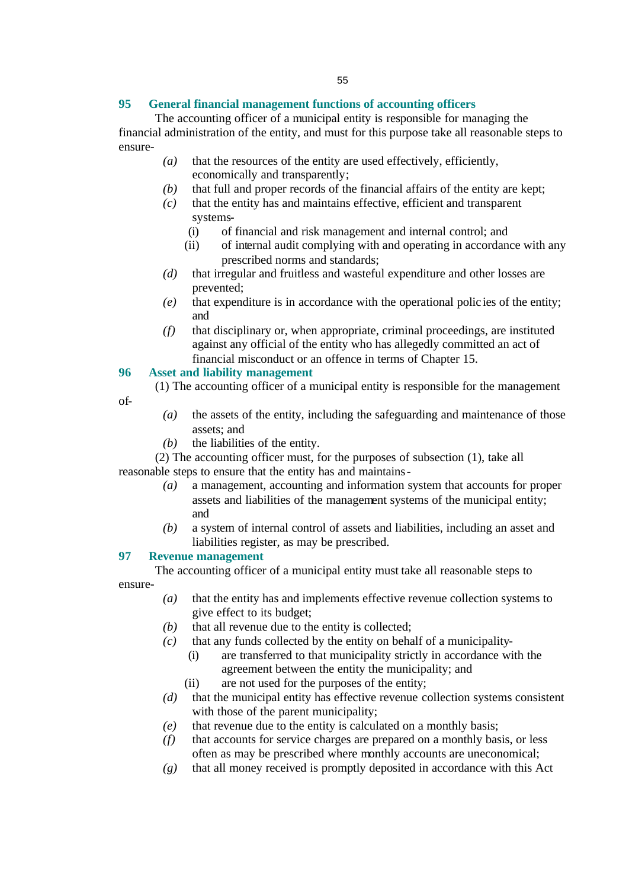## 95 General financial management functions of accounting officers

The accounting officer of a municipal entity is responsible for managing the financial administration of the entity, and must for this purpose take all reasonable steps to ensure-

- *(a)* that the resources of the entity are used effectively, efficiently, economically and transparently;
- *(b)* that full and proper records of the financial affairs of the entity are kept;
- *(c)* that the entity has and maintains effective, efficient and transparent systems-
  - (i) of financial and risk management and internal control; and
  - (ii) of internal audit complying with and operating in accordance with any prescribed norms and standards;
- *(d)* that irregular and fruitless and wasteful expenditure and other losses are prevented;
- *(e)* that expenditure is in accordance with the operational policies of the entity; and
- *(f)* that disciplinary or, when appropriate, criminal proceedings, are instituted against any official of the entity who has allegedly committed an act of financial misconduct or an offence in terms of Chapter 15.

## 96 Asset and liability management

(1) The accounting officer of a municipal entity is responsible for the management of-

- *(a)* the assets of the entity, including the safeguarding and maintenance of those assets; and
- *(b)* the liabilities of the entity.

(2) The accounting officer must, for the purposes of subsection (1), take all reasonable steps to ensure that the entity has and maintains-

- *(a)* a management, accounting and information system that accounts for proper assets and liabilities of the management systems of the municipal entity; and
- *(b)* a system of internal control of assets and liabilities, including an asset and liabilities register, as may be prescribed.

## 97 Revenue management

The accounting officer of a municipal entity must take all reasonable steps to ensure-

- *(a)* that the entity has and implements effective revenue collection systems to give effect to its budget;
- *(b)* that all revenue due to the entity is collected;
- *(c)* that any funds collected by the entity on behalf of a municipality-
  - (i) are transferred to that municipality strictly in accordance with the agreement between the entity the municipality; and
  - (ii) are not used for the purposes of the entity;
- *(d)* that the municipal entity has effective revenue collection systems consistent with those of the parent municipality;
- *(e)* that revenue due to the entity is calculated on a monthly basis;
- *(f)* that accounts for service charges are prepared on a monthly basis, or less often as may be prescribed where monthly accounts are uneconomical;
- *(g)* that all money received is promptly deposited in accordance with this Act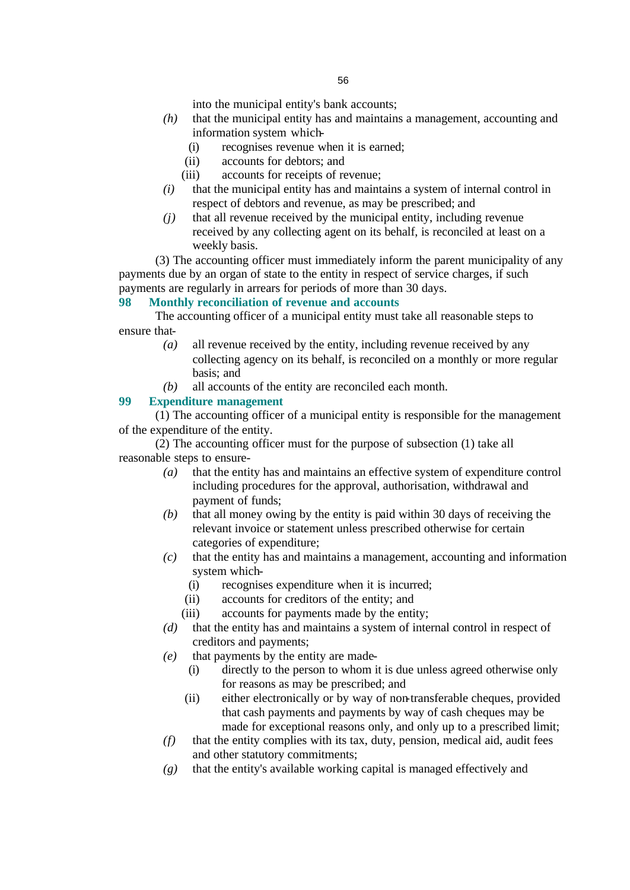into the municipal entity's bank accounts;

*(h)* that the municipal entity has and maintains a management, accounting and information system which-

(i) recognises revenue when it is earned;

(ii) accounts for debtors; and

(iii) accounts for receipts of revenue;

*(i)* that the municipal entity has and maintains a system of internal control in respect of debtors and revenue, as may be prescribed; and

*(j)* that all revenue received by the municipal entity, including revenue received by any collecting agent on its behalf, is reconciled at least on a weekly basis.

(3) The accounting officer must immediately inform the parent municipality of any payments due by an organ of state to the entity in respect of service charges, if such payments are regularly in arrears for periods of more than 30 days.

### 98 Monthly reconciliation of revenue and accounts

The accounting officer of a municipal entity must take all reasonable steps to ensure that-

*(a)* all revenue received by the entity, including revenue received by any collecting agency on its behalf, is reconciled on a monthly or more regular basis; and

*(b)* all accounts of the entity are reconciled each month.

### 99 Expenditure management

(1) The accounting officer of a municipal entity is responsible for the management of the expenditure of the entity.

(2) The accounting officer must for the purpose of subsection (1) take all reasonable steps to ensure-

*(a)* that the entity has and maintains an effective system of expenditure control including procedures for the approval, authorisation, withdrawal and payment of funds;

*(b)* that all money owing by the entity is paid within 30 days of receiving the relevant invoice or statement unless prescribed otherwise for certain categories of expenditure;

*(c)* that the entity has and maintains a management, accounting and information system which-

(i) recognises expenditure when it is incurred;

(ii) accounts for creditors of the entity; and

(iii) accounts for payments made by the entity;

*(d)* that the entity has and maintains a system of internal control in respect of creditors and payments;

*(e)* that payments by the entity are made-

(i) directly to the person to whom it is due unless agreed otherwise only for reasons as may be prescribed; and

(ii) either electronically or by way of non-transferable cheques, provided that cash payments and payments by way of cash cheques may be made for exceptional reasons only, and only up to a prescribed limit;

*(f)* that the entity complies with its tax, duty, pension, medical aid, audit fees and other statutory commitments;

*(g)* that the entity's available working capital is managed effectively and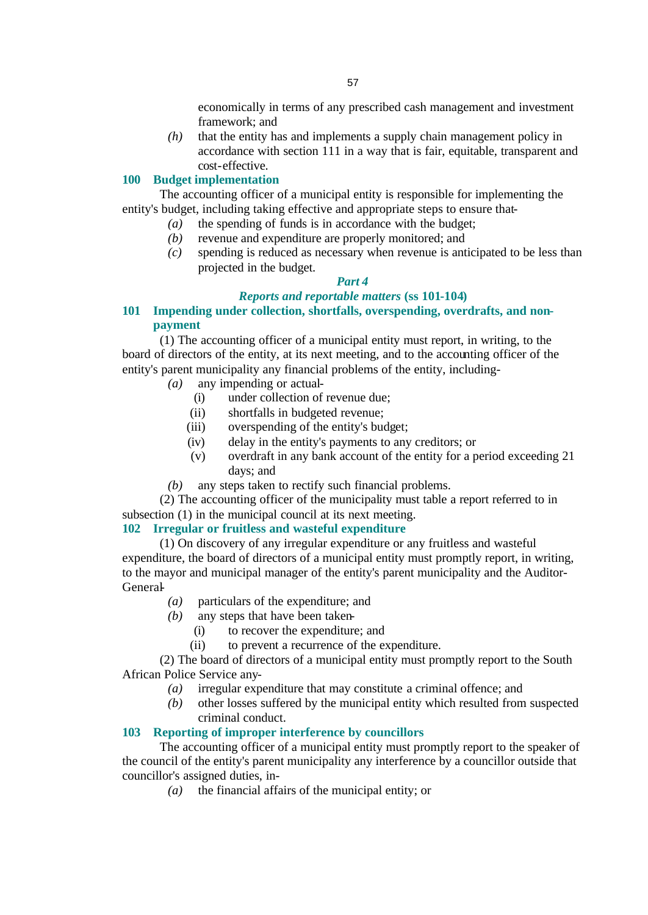economically in terms of any prescribed cash management and investment framework; and

*(h)* that the entity has and implements a supply chain management policy in accordance with section 111 in a way that is fair, equitable, transparent and cost-effective.

### 100 Budget implementation

The accounting officer of a municipal entity is responsible for implementing the entity's budget, including taking effective and appropriate steps to ensure that-

*(a)* the spending of funds is in accordance with the budget;

*(b)* revenue and expenditure are properly monitored; and

*(c)* spending is reduced as necessary when revenue is anticipated to be less than projected in the budget.

## *Part 4*

## *Reports and reportable matters* (ss 101-104)

### 101 Impending under collection, shortfalls, overspending, overdrafts, and non-payment

(1) The accounting officer of a municipal entity must report, in writing, to the board of directors of the entity, at its next meeting, and to the accounting officer of the entity's parent municipality any financial problems of the entity, including-

*(a)* any impending or actual-

(i) under collection of revenue due;

(ii) shortfalls in budgeted revenue;

(iii) overspending of the entity's budget;

(iv) delay in the entity's payments to any creditors; or

(v) overdraft in any bank account of the entity for a period exceeding 21 days; and

*(b)* any steps taken to rectify such financial problems.

(2) The accounting officer of the municipality must table a report referred to in subsection (1) in the municipal council at its next meeting.

### 102 Irregular or fruitless and wasteful expenditure

(1) On discovery of any irregular expenditure or any fruitless and wasteful expenditure, the board of directors of a municipal entity must promptly report, in writing, to the mayor and municipal manager of the entity's parent municipality and the Auditor-General-

*(a)* particulars of the expenditure; and

*(b)* any steps that have been taken-

(i) to recover the expenditure; and

(ii) to prevent a recurrence of the expenditure.

(2) The board of directors of a municipal entity must promptly report to the South African Police Service any-

*(a)* irregular expenditure that may constitute a criminal offence; and

*(b)* other losses suffered by the municipal entity which resulted from suspected criminal conduct.

### 103 Reporting of improper interference by councillors

The accounting officer of a municipal entity must promptly report to the speaker of the council of the entity's parent municipality any interference by a councillor outside that councillor's assigned duties, in-

*(a)* the financial affairs of the municipal entity; or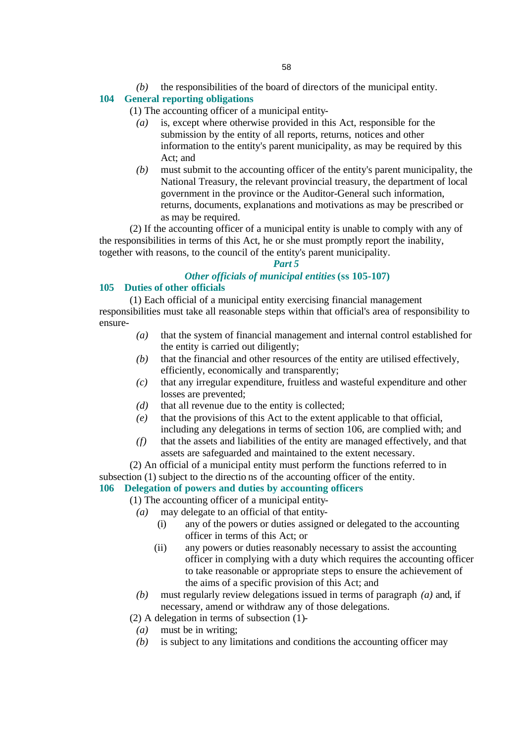*(b)* the responsibilities of the board of directors of the municipal entity.

### 104 General reporting obligations

(1) The accounting officer of a municipal entity-

*(a)* is, except where otherwise provided in this Act, responsible for the submission by the entity of all reports, returns, notices and other information to the entity's parent municipality, as may be required by this Act; and

*(b)* must submit to the accounting officer of the entity's parent municipality, the National Treasury, the relevant provincial treasury, the department of local government in the province or the Auditor-General such information, returns, documents, explanations and motivations as may be prescribed or as may be required.

(2) If the accounting officer of a municipal entity is unable to comply with any of the responsibilities in terms of this Act, he or she must promptly report the inability, together with reasons, to the council of the entity's parent municipality.

## *Part 5*

## *Other officials of municipal entities* (ss 105-107)

### 105 Duties of other officials

(1) Each official of a municipal entity exercising financial management responsibilities must take all reasonable steps within that official's area of responsibility to ensure-

*(a)* that the system of financial management and internal control established for the entity is carried out diligently;

*(b)* that the financial and other resources of the entity are utilised effectively, efficiently, economically and transparently;

*(c)* that any irregular expenditure, fruitless and wasteful expenditure and other losses are prevented;

*(d)* that all revenue due to the entity is collected;

*(e)* that the provisions of this Act to the extent applicable to that official, including any delegations in terms of section 106, are complied with; and

*(f)* that the assets and liabilities of the entity are managed effectively, and that assets are safeguarded and maintained to the extent necessary.

(2) An official of a municipal entity must perform the functions referred to in subsection (1) subject to the directions of the accounting officer of the entity.

### 106 Delegation of powers and duties by accounting officers

(1) The accounting officer of a municipal entity-

*(a)* may delegate to an official of that entity-

(i) any of the powers or duties assigned or delegated to the accounting officer in terms of this Act; or

(ii) any powers or duties reasonably necessary to assist the accounting officer in complying with a duty which requires the accounting officer to take reasonable or appropriate steps to ensure the achievement of the aims of a specific provision of this Act; and

*(b)* must regularly review delegations issued in terms of paragraph *(a)* and, if necessary, amend or withdraw any of those delegations.

(2) A delegation in terms of subsection (1)-

*(a)* must be in writing;

*(b)* is subject to any limitations and conditions the accounting officer may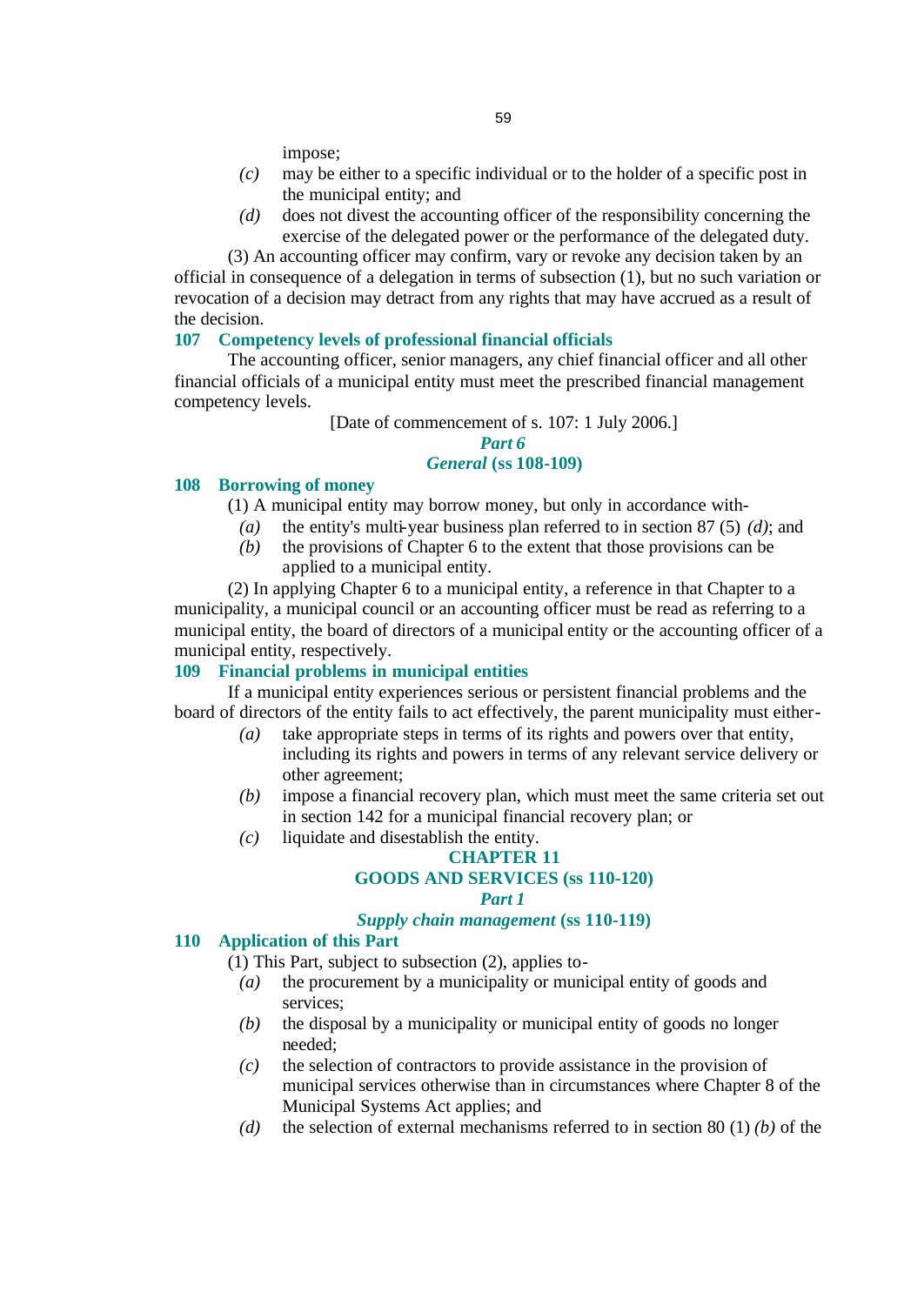impose;

*(c)* may be either to a specific individual or to the holder of a specific post in the municipal entity; and

*(d)* does not divest the accounting officer of the responsibility concerning the exercise of the delegated power or the performance of the delegated duty.

(3) An accounting officer may confirm, vary or revoke any decision taken by an official in consequence of a delegation in terms of subsection (1), but no such variation or revocation of a decision may detract from any rights that may have accrued as a result of the decision.

### 107 Competency levels of professional financial officials

The accounting officer, senior managers, any chief financial officer and all other financial officials of a municipal entity must meet the prescribed financial management competency levels.

[Date of commencement of s. 107: 1 July 2006.]

## *Part 6*

## *General* (ss 108-109)

### 108 Borrowing of money

(1) A municipal entity may borrow money, but only in accordance with-

*(a)* the entity's multi-year business plan referred to in section 87 (5) *(d)*; and

*(b)* the provisions of Chapter 6 to the extent that those provisions can be applied to a municipal entity.

(2) In applying Chapter 6 to a municipal entity, a reference in that Chapter to a municipality, a municipal council or an accounting officer must be read as referring to a municipal entity, the board of directors of a municipal entity or the accounting officer of a municipal entity, respectively.

### 109 Financial problems in municipal entities

If a municipal entity experiences serious or persistent financial problems and the board of directors of the entity fails to act effectively, the parent municipality must either-

*(a)* take appropriate steps in terms of its rights and powers over that entity, including its rights and powers in terms of any relevant service delivery or other agreement;

*(b)* impose a financial recovery plan, which must meet the same criteria set out in section 142 for a municipal financial recovery plan; or

*(c)* liquidate and disestablish the entity.

# CHAPTER 11

# GOODS AND SERVICES (ss 110-120)

## *Part 1*

## *Supply chain management* (ss 110-119)

### 110 Application of this Part

(1) This Part, subject to subsection (2), applies to-

*(a)* the procurement by a municipality or municipal entity of goods and services;

*(b)* the disposal by a municipality or municipal entity of goods no longer needed;

*(c)* the selection of contractors to provide assistance in the provision of municipal services otherwise than in circumstances where Chapter 8 of the Municipal Systems Act applies; and

*(d)* the selection of external mechanisms referred to in section 80 (1) *(b)* of the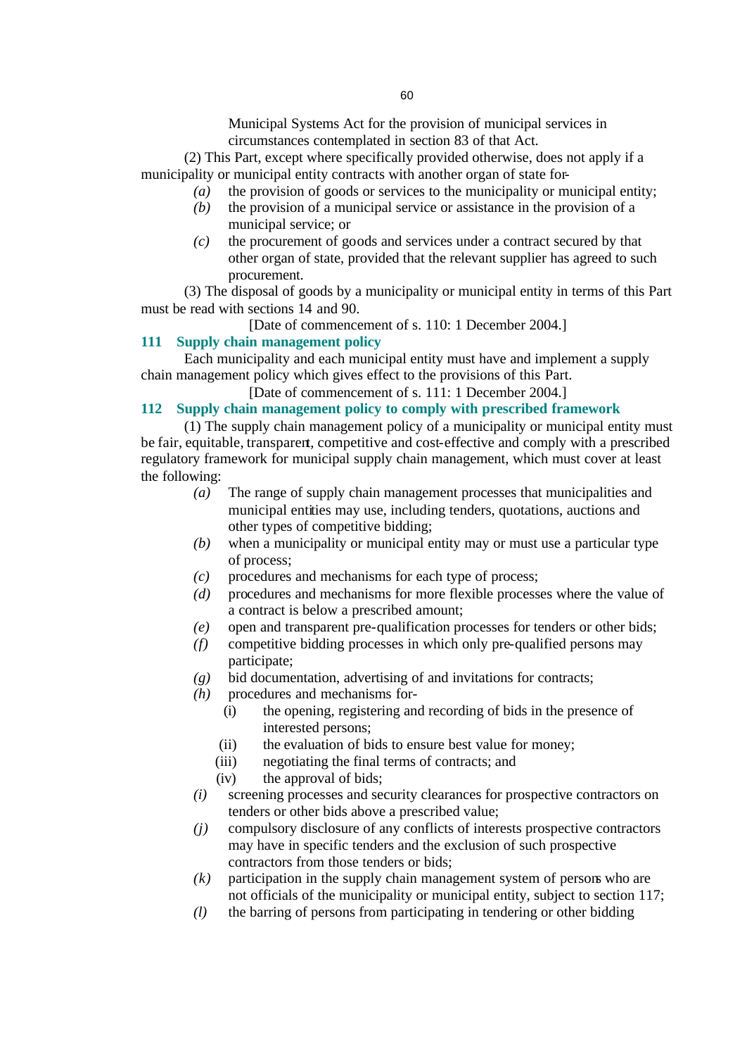Municipal Systems Act for the provision of municipal services in circumstances contemplated in section 83 of that Act.

(2) This Part, except where specifically provided otherwise, does not apply if a municipality or municipal entity contracts with another organ of state for-

*(a)* the provision of goods or services to the municipality or municipal entity;

*(b)* the provision of a municipal service or assistance in the provision of a municipal service; or

*(c)* the procurement of goods and services under a contract secured by that other organ of state, provided that the relevant supplier has agreed to such procurement.

(3) The disposal of goods by a municipality or municipal entity in terms of this Part must be read with sections 14 and 90.

[Date of commencement of s. 110: 1 December 2004.]

### 111 Supply chain management policy

Each municipality and each municipal entity must have and implement a supply chain management policy which gives effect to the provisions of this Part.

[Date of commencement of s. 111: 1 December 2004.]

### 112 Supply chain management policy to comply with prescribed framework

(1) The supply chain management policy of a municipality or municipal entity must be fair, equitable, transparent, competitive and cost-effective and comply with a prescribed regulatory framework for municipal supply chain management, which must cover at least the following:

*(a)* The range of supply chain management processes that municipalities and municipal entities may use, including tenders, quotations, auctions and other types of competitive bidding;

*(b)* when a municipality or municipal entity may or must use a particular type of process;

*(c)* procedures and mechanisms for each type of process;

*(d)* procedures and mechanisms for more flexible processes where the value of a contract is below a prescribed amount;

*(e)* open and transparent pre-qualification processes for tenders or other bids;

*(f)* competitive bidding processes in which only pre-qualified persons may participate;

*(g)* bid documentation, advertising of and invitations for contracts;

*(h)* procedures and mechanisms for-

(i) the opening, registering and recording of bids in the presence of interested persons;

(ii) the evaluation of bids to ensure best value for money;

(iii) negotiating the final terms of contracts; and

(iv) the approval of bids;

*(i)* screening processes and security clearances for prospective contractors on tenders or other bids above a prescribed value;

*(j)* compulsory disclosure of any conflicts of interests prospective contractors may have in specific tenders and the exclusion of such prospective contractors from those tenders or bids;

*(k)* participation in the supply chain management system of persons who are not officials of the municipality or municipal entity, subject to section 117;

*(l)* the barring of persons from participating in tendering or other bidding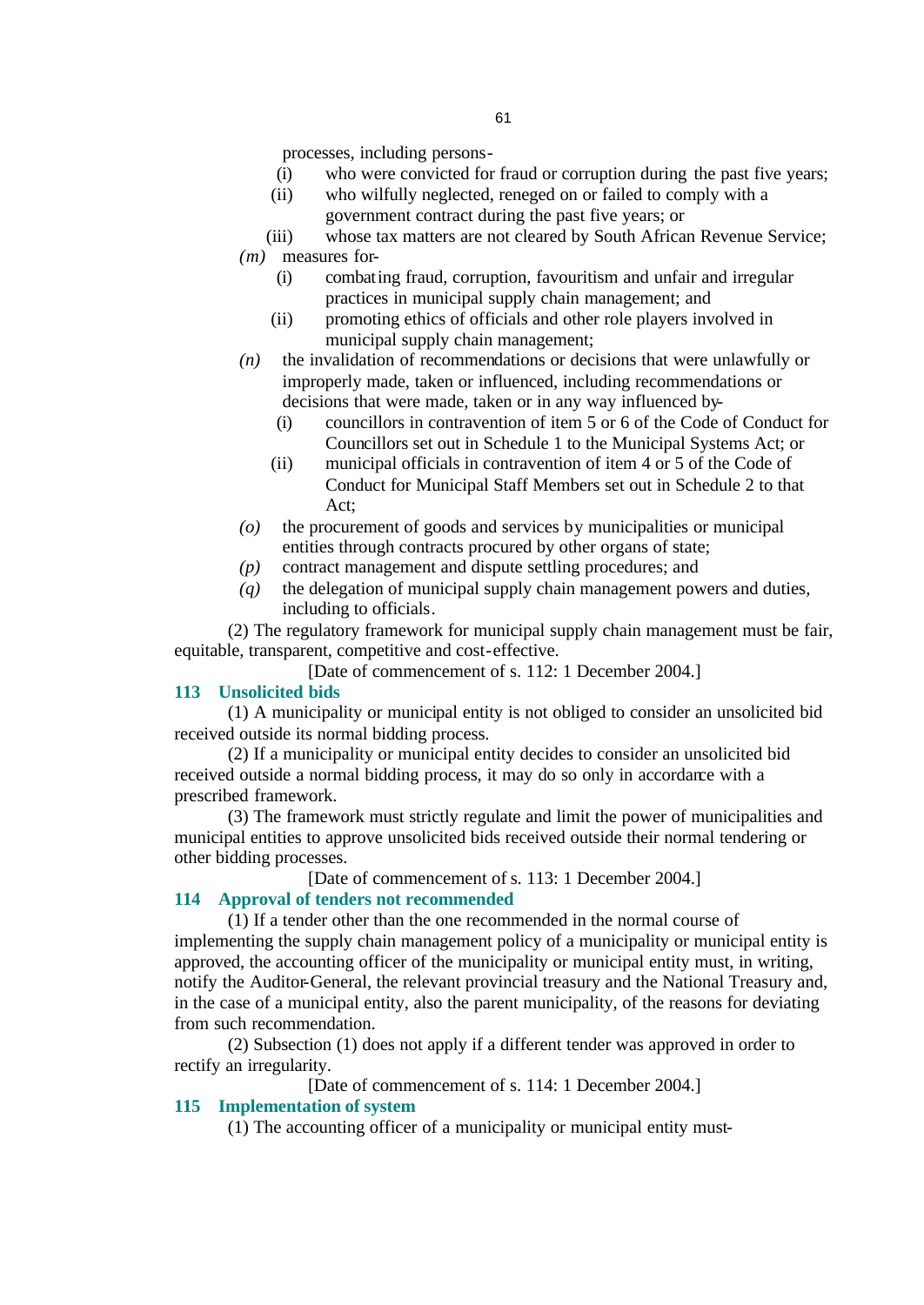processes, including persons-

  (i) who were convicted for fraud or corruption during the past five years;

  (ii) who wilfully neglected, reneged on or failed to comply with a government contract during the past five years; or

  (iii) whose tax matters are not cleared by South African Revenue Service;

*(m)* measures for-

  (i) combating fraud, corruption, favouritism and unfair and irregular practices in municipal supply chain management; and

  (ii) promoting ethics of officials and other role players involved in municipal supply chain management;

*(n)* the invalidation of recommendations or decisions that were unlawfully or improperly made, taken or influenced, including recommendations or decisions that were made, taken or in any way influenced by-

  (i) councillors in contravention of item 5 or 6 of the Code of Conduct for Councillors set out in Schedule 1 to the Municipal Systems Act; or

  (ii) municipal officials in contravention of item 4 or 5 of the Code of Conduct for Municipal Staff Members set out in Schedule 2 to that Act;

*(o)* the procurement of goods and services by municipalities or municipal entities through contracts procured by other organs of state;

*(p)* contract management and dispute settling procedures; and

*(q)* the delegation of municipal supply chain management powers and duties, including to officials.

(2) The regulatory framework for municipal supply chain management must be fair, equitable, transparent, competitive and cost-effective.

[Date of commencement of s. 112: 1 December 2004.]

### 113 Unsolicited bids

(1) A municipality or municipal entity is not obliged to consider an unsolicited bid received outside its normal bidding process.

(2) If a municipality or municipal entity decides to consider an unsolicited bid received outside a normal bidding process, it may do so only in accordance with a prescribed framework.

(3) The framework must strictly regulate and limit the power of municipalities and municipal entities to approve unsolicited bids received outside their normal tendering or other bidding processes.

[Date of commencement of s. 113: 1 December 2004.]

### 114 Approval of tenders not recommended

(1) If a tender other than the one recommended in the normal course of implementing the supply chain management policy of a municipality or municipal entity is approved, the accounting officer of the municipality or municipal entity must, in writing, notify the Auditor-General, the relevant provincial treasury and the National Treasury and, in the case of a municipal entity, also the parent municipality, of the reasons for deviating from such recommendation.

(2) Subsection (1) does not apply if a different tender was approved in order to rectify an irregularity.

[Date of commencement of s. 114: 1 December 2004.]

### 115 Implementation of system

(1) The accounting officer of a municipality or municipal entity must-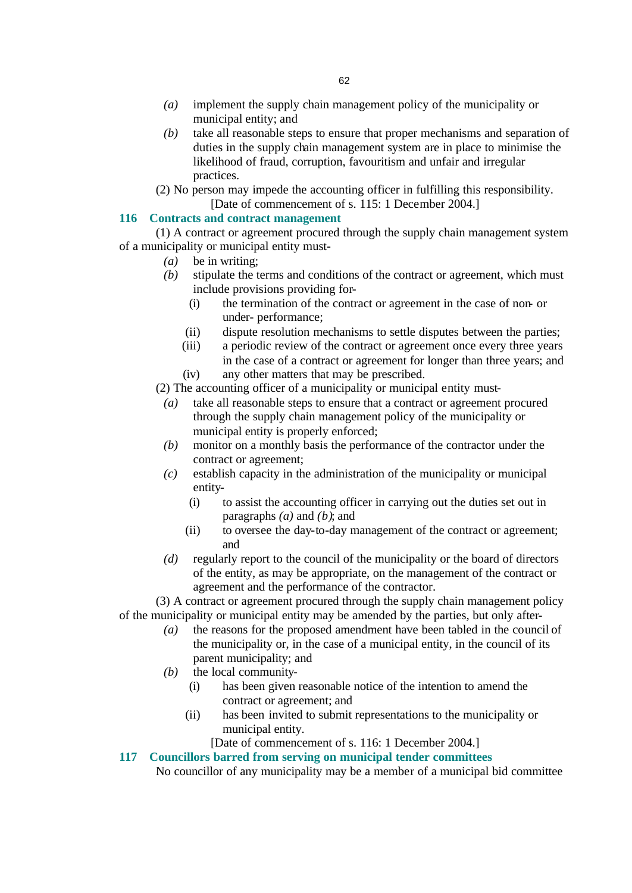*(a)* implement the supply chain management policy of the municipality or municipal entity; and

*(b)* take all reasonable steps to ensure that proper mechanisms and separation of duties in the supply chain management system are in place to minimise the likelihood of fraud, corruption, favouritism and unfair and irregular practices.

(2) No person may impede the accounting officer in fulfilling this responsibility.

[Date of commencement of s. 115: 1 December 2004.]

### 116 Contracts and contract management

(1) A contract or agreement procured through the supply chain management system of a municipality or municipal entity must-

*(a)* be in writing;

*(b)* stipulate the terms and conditions of the contract or agreement, which must include provisions providing for-

(i) the termination of the contract or agreement in the case of non- or under- performance;

(ii) dispute resolution mechanisms to settle disputes between the parties;

(iii) a periodic review of the contract or agreement once every three years in the case of a contract or agreement for longer than three years; and

(iv) any other matters that may be prescribed.

(2) The accounting officer of a municipality or municipal entity must-

*(a)* take all reasonable steps to ensure that a contract or agreement procured through the supply chain management policy of the municipality or municipal entity is properly enforced;

*(b)* monitor on a monthly basis the performance of the contractor under the contract or agreement;

*(c)* establish capacity in the administration of the municipality or municipal entity-

(i) to assist the accounting officer in carrying out the duties set out in paragraphs *(a)* and *(b)*; and

(ii) to oversee the day-to-day management of the contract or agreement; and

*(d)* regularly report to the council of the municipality or the board of directors of the entity, as may be appropriate, on the management of the contract or agreement and the performance of the contractor.

(3) A contract or agreement procured through the supply chain management policy of the municipality or municipal entity may be amended by the parties, but only after-

*(a)* the reasons for the proposed amendment have been tabled in the council of the municipality or, in the case of a municipal entity, in the council of its parent municipality; and

*(b)* the local community-

(i) has been given reasonable notice of the intention to amend the contract or agreement; and

(ii) has been invited to submit representations to the municipality or municipal entity.

[Date of commencement of s. 116: 1 December 2004.]

### 117 Councillors barred from serving on municipal tender committees

No councillor of any municipality may be a member of a municipal bid committee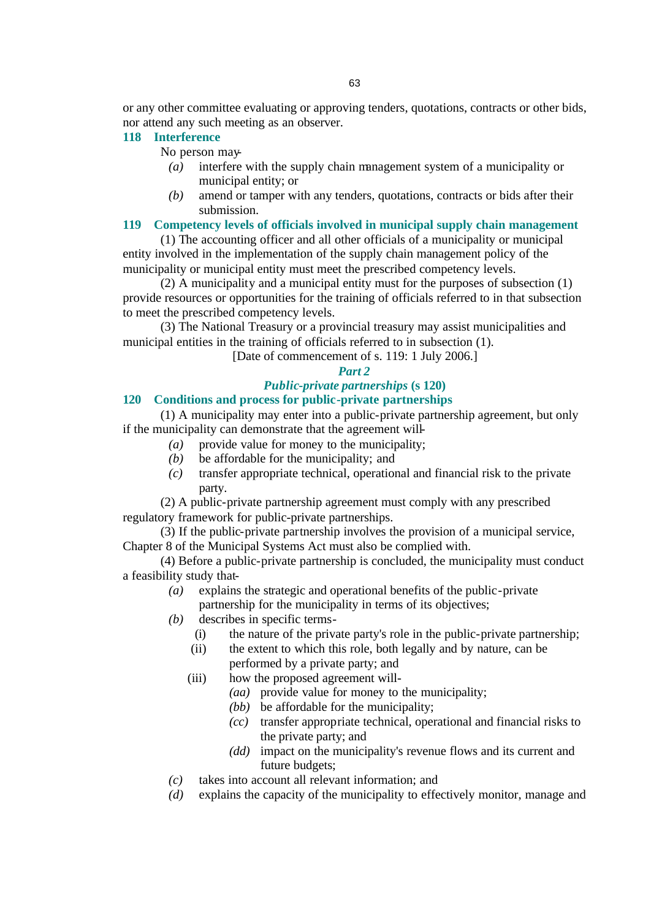or any other committee evaluating or approving tenders, quotations, contracts or other bids, nor attend any such meeting as an observer.

### 118 Interference

No person may-

*(a)* interfere with the supply chain management system of a municipality or municipal entity; or

*(b)* amend or tamper with any tenders, quotations, contracts or bids after their submission.

### 119 Competency levels of officials involved in municipal supply chain management

(1) The accounting officer and all other officials of a municipality or municipal entity involved in the implementation of the supply chain management policy of the municipality or municipal entity must meet the prescribed competency levels.

(2) A municipality and a municipal entity must for the purposes of subsection (1) provide resources or opportunities for the training of officials referred to in that subsection to meet the prescribed competency levels.

(3) The National Treasury or a provincial treasury may assist municipalities and municipal entities in the training of officials referred to in subsection (1).

[Date of commencement of s. 119: 1 July 2006.]

## *Part 2*

## *Public-private partnerships* (s 120)

### 120 Conditions and process for public-private partnerships

(1) A municipality may enter into a public-private partnership agreement, but only if the municipality can demonstrate that the agreement will-

*(a)* provide value for money to the municipality;

*(b)* be affordable for the municipality; and

*(c)* transfer appropriate technical, operational and financial risk to the private party.

(2) A public-private partnership agreement must comply with any prescribed regulatory framework for public-private partnerships.

(3) If the public-private partnership involves the provision of a municipal service, Chapter 8 of the Municipal Systems Act must also be complied with.

(4) Before a public-private partnership is concluded, the municipality must conduct a feasibility study that-

*(a)* explains the strategic and operational benefits of the public-private partnership for the municipality in terms of its objectives;

*(b)* describes in specific terms-

(i) the nature of the private party's role in the public-private partnership;

(ii) the extent to which this role, both legally and by nature, can be performed by a private party; and

(iii) how the proposed agreement will-

*(aa)* provide value for money to the municipality;

*(bb)* be affordable for the municipality;

*(cc)* transfer appropriate technical, operational and financial risks to the private party; and

*(dd)* impact on the municipality's revenue flows and its current and future budgets;

*(c)* takes into account all relevant information; and

*(d)* explains the capacity of the municipality to effectively monitor, manage and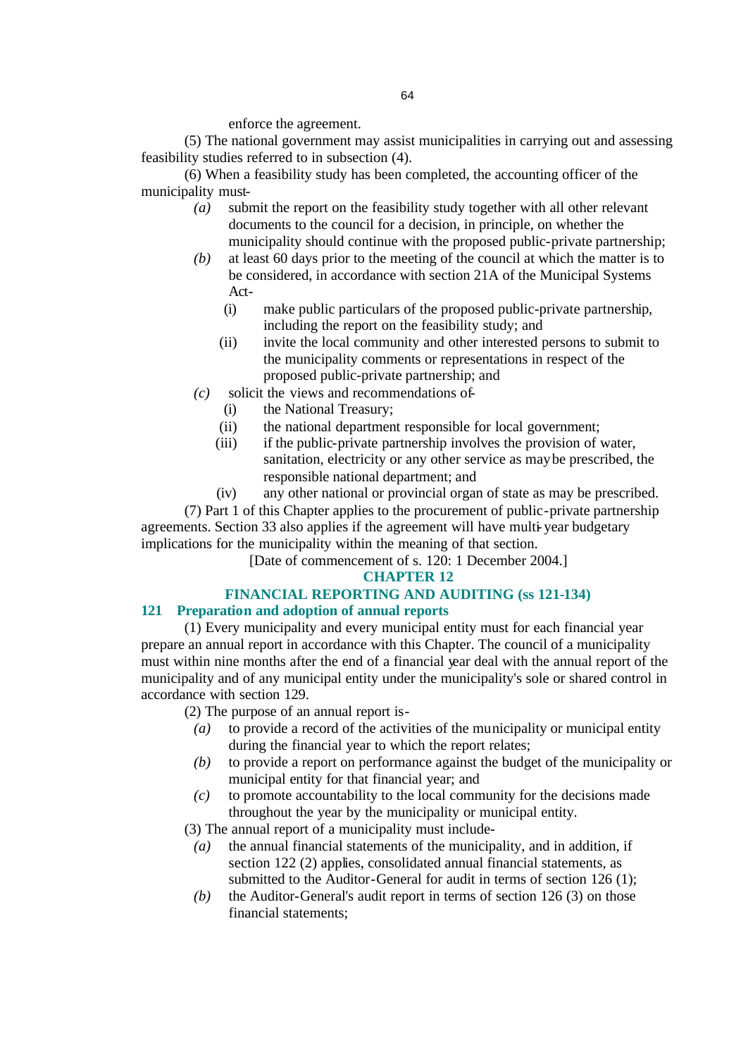enforce the agreement.

(5) The national government may assist municipalities in carrying out and assessing feasibility studies referred to in subsection (4).

(6) When a feasibility study has been completed, the accounting officer of the municipality must-

*(a)* submit the report on the feasibility study together with all other relevant documents to the council for a decision, in principle, on whether the municipality should continue with the proposed public-private partnership;

*(b)* at least 60 days prior to the meeting of the council at which the matter is to be considered, in accordance with section 21A of the Municipal Systems Act-

(i) make public particulars of the proposed public-private partnership, including the report on the feasibility study; and

(ii) invite the local community and other interested persons to submit to the municipality comments or representations in respect of the proposed public-private partnership; and

*(c)* solicit the views and recommendations of-

(i) the National Treasury;

(ii) the national department responsible for local government;

(iii) if the public-private partnership involves the provision of water, sanitation, electricity or any other service as may be prescribed, the responsible national department; and

(iv) any other national or provincial organ of state as may be prescribed.

(7) Part 1 of this Chapter applies to the procurement of public-private partnership agreements. Section 33 also applies if the agreement will have multi-year budgetary implications for the municipality within the meaning of that section.

[Date of commencement of s. 120: 1 December 2004.]

## CHAPTER 12

## FINANCIAL REPORTING AND AUDITING (ss 121-134)

### 121 Preparation and adoption of annual reports

(1) Every municipality and every municipal entity must for each financial year prepare an annual report in accordance with this Chapter. The council of a municipality must within nine months after the end of a financial year deal with the annual report of the municipality and of any municipal entity under the municipality's sole or shared control in accordance with section 129.

(2) The purpose of an annual report is-

*(a)* to provide a record of the activities of the municipality or municipal entity during the financial year to which the report relates;

*(b)* to provide a report on performance against the budget of the municipality or municipal entity for that financial year; and

*(c)* to promote accountability to the local community for the decisions made throughout the year by the municipality or municipal entity.

(3) The annual report of a municipality must include-

*(a)* the annual financial statements of the municipality, and in addition, if section 122 (2) applies, consolidated annual financial statements, as submitted to the Auditor-General for audit in terms of section 126 (1);

*(b)* the Auditor-General's audit report in terms of section 126 (3) on those financial statements;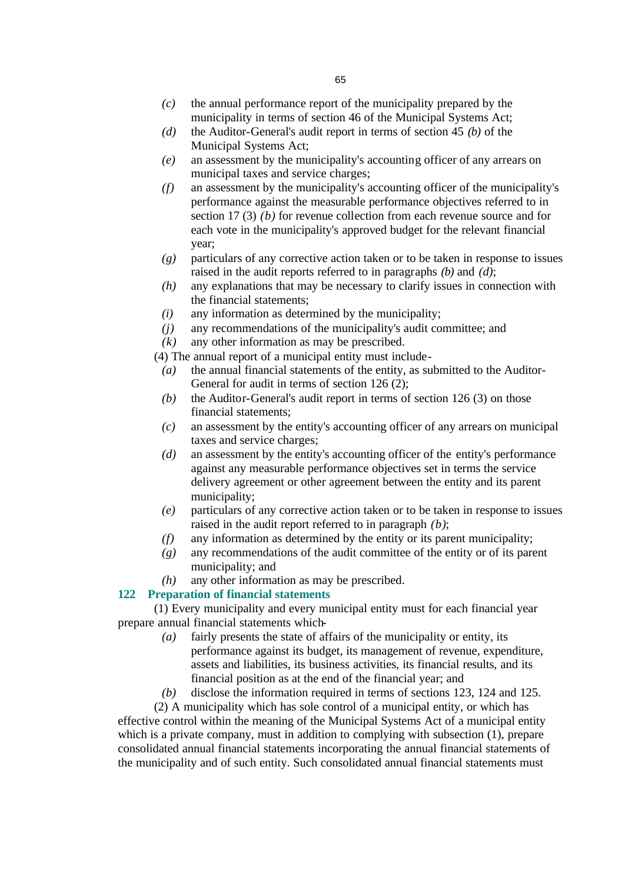*(c)* the annual performance report of the municipality prepared by the municipality in terms of section 46 of the Municipal Systems Act;

*(d)* the Auditor-General's audit report in terms of section 45 *(b)* of the Municipal Systems Act;

*(e)* an assessment by the municipality's accounting officer of any arrears on municipal taxes and service charges;

*(f)* an assessment by the municipality's accounting officer of the municipality's performance against the measurable performance objectives referred to in section 17 (3) *(b)* for revenue collection from each revenue source and for each vote in the municipality's approved budget for the relevant financial year;

*(g)* particulars of any corrective action taken or to be taken in response to issues raised in the audit reports referred to in paragraphs *(b)* and *(d)*;

*(h)* any explanations that may be necessary to clarify issues in connection with the financial statements;

*(i)* any information as determined by the municipality;

*(j)* any recommendations of the municipality's audit committee; and

*(k)* any other information as may be prescribed.

(4) The annual report of a municipal entity must include-

*(a)* the annual financial statements of the entity, as submitted to the Auditor-General for audit in terms of section 126 (2);

*(b)* the Auditor-General's audit report in terms of section 126 (3) on those financial statements;

*(c)* an assessment by the entity's accounting officer of any arrears on municipal taxes and service charges;

*(d)* an assessment by the entity's accounting officer of the entity's performance against any measurable performance objectives set in terms the service delivery agreement or other agreement between the entity and its parent municipality;

*(e)* particulars of any corrective action taken or to be taken in response to issues raised in the audit report referred to in paragraph *(b)*;

*(f)* any information as determined by the entity or its parent municipality;

*(g)* any recommendations of the audit committee of the entity or of its parent municipality; and

*(h)* any other information as may be prescribed.

### 122 Preparation of financial statements

(1) Every municipality and every municipal entity must for each financial year prepare annual financial statements which-

*(a)* fairly presents the state of affairs of the municipality or entity, its performance against its budget, its management of revenue, expenditure, assets and liabilities, its business activities, its financial results, and its financial position as at the end of the financial year; and

*(b)* disclose the information required in terms of sections 123, 124 and 125.

(2) A municipality which has sole control of a municipal entity, or which has effective control within the meaning of the Municipal Systems Act of a municipal entity which is a private company, must in addition to complying with subsection (1), prepare consolidated annual financial statements incorporating the annual financial statements of the municipality and of such entity. Such consolidated annual financial statements must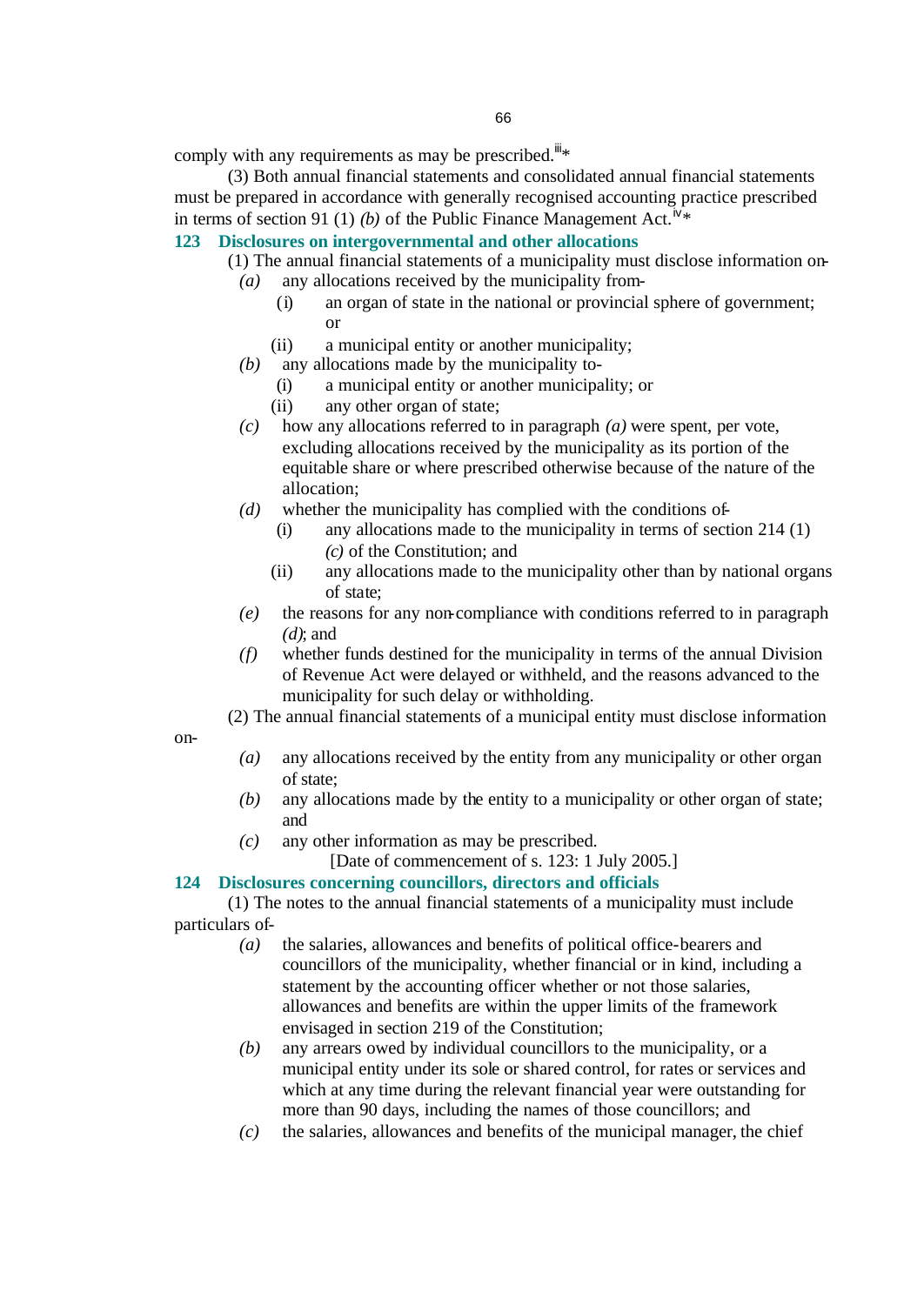comply with any requirements as may be prescribed.[iii]*

(3) Both annual financial statements and consolidated annual financial statements must be prepared in accordance with generally recognised accounting practice prescribed in terms of section 91 (1) *(b)* of the Public Finance Management Act.[iv]*

### 123 Disclosures on intergovernmental and other allocations

(1) The annual financial statements of a municipality must disclose information on-

*(a)* any allocations received by the municipality from-

(i) an organ of state in the national or provincial sphere of government; or

(ii) a municipal entity or another municipality;

*(b)* any allocations made by the municipality to-

(i) a municipal entity or another municipality; or

(ii) any other organ of state;

*(c)* how any allocations referred to in paragraph *(a)* were spent, per vote, excluding allocations received by the municipality as its portion of the equitable share or where prescribed otherwise because of the nature of the allocation;

*(d)* whether the municipality has complied with the conditions of-

(i) any allocations made to the municipality in terms of section 214 (1) *(c)* of the Constitution; and

(ii) any allocations made to the municipality other than by national organs of state;

*(e)* the reasons for any non-compliance with conditions referred to in paragraph *(d)*; and

*(f)* whether funds destined for the municipality in terms of the annual Division of Revenue Act were delayed or withheld, and the reasons advanced to the municipality for such delay or withholding.

(2) The annual financial statements of a municipal entity must disclose information on-

*(a)* any allocations received by the entity from any municipality or other organ of state;

*(b)* any allocations made by the entity to a municipality or other organ of state; and

*(c)* any other information as may be prescribed.

[Date of commencement of s. 123: 1 July 2005.]

### 124 Disclosures concerning councillors, directors and officials

(1) The notes to the annual financial statements of a municipality must include particulars of-

*(a)* the salaries, allowances and benefits of political office-bearers and councillors of the municipality, whether financial or in kind, including a statement by the accounting officer whether or not those salaries, allowances and benefits are within the upper limits of the framework envisaged in section 219 of the Constitution;

*(b)* any arrears owed by individual councillors to the municipality, or a municipal entity under its sole or shared control, for rates or services and which at any time during the relevant financial year were outstanding for more than 90 days, including the names of those councillors; and

*(c)* the salaries, allowances and benefits of the municipal manager, the chief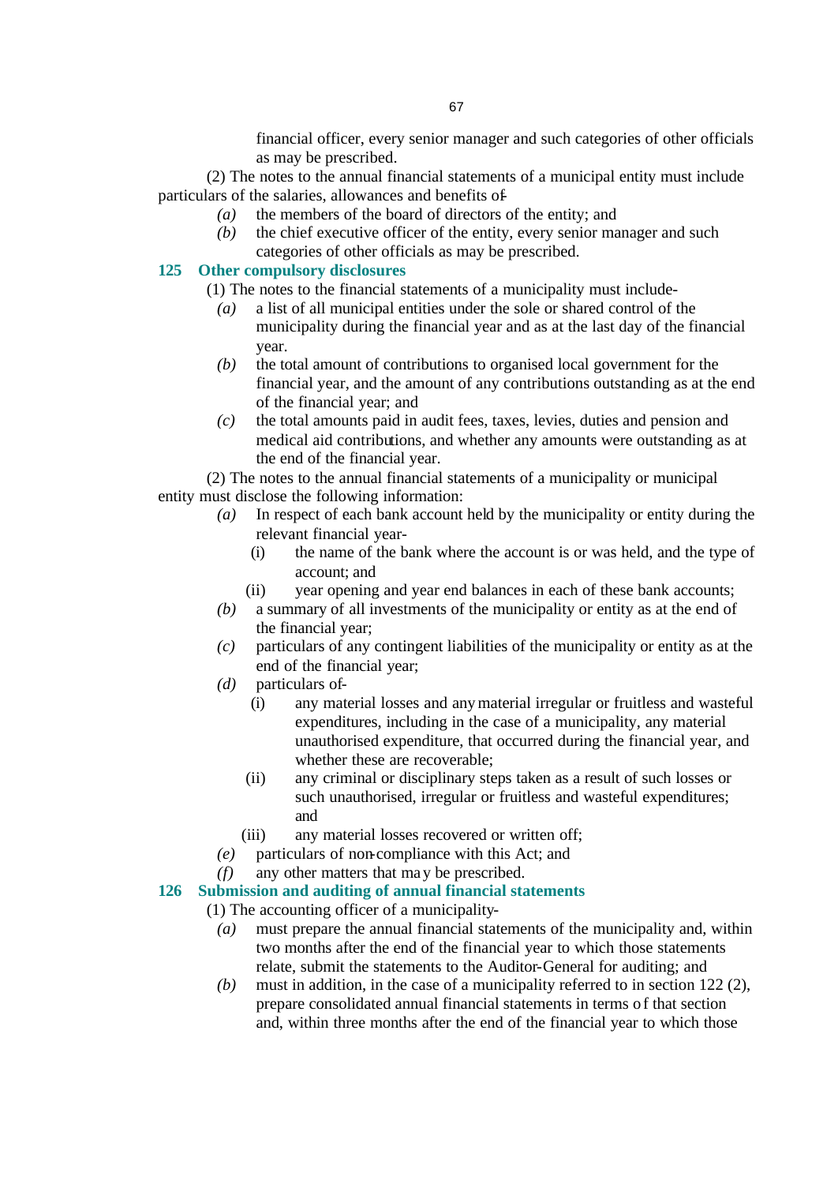financial officer, every senior manager and such categories of other officials as may be prescribed.

(2) The notes to the annual financial statements of a municipal entity must include particulars of the salaries, allowances and benefits of-

- *(a)* the members of the board of directors of the entity; and
- *(b)* the chief executive officer of the entity, every senior manager and such categories of other officials as may be prescribed.

### 125 Other compulsory disclosures

(1) The notes to the financial statements of a municipality must include-

- *(a)* a list of all municipal entities under the sole or shared control of the municipality during the financial year and as at the last day of the financial year.
- *(b)* the total amount of contributions to organised local government for the financial year, and the amount of any contributions outstanding as at the end of the financial year; and
- *(c)* the total amounts paid in audit fees, taxes, levies, duties and pension and medical aid contributions, and whether any amounts were outstanding as at the end of the financial year.

(2) The notes to the annual financial statements of a municipality or municipal entity must disclose the following information:

- *(a)* In respect of each bank account held by the municipality or entity during the relevant financial year-
  - (i) the name of the bank where the account is or was held, and the type of account; and
  - (ii) year opening and year end balances in each of these bank accounts;
- *(b)* a summary of all investments of the municipality or entity as at the end of the financial year;
- *(c)* particulars of any contingent liabilities of the municipality or entity as at the end of the financial year;
- *(d)* particulars of-
  - (i) any material losses and any material irregular or fruitless and wasteful expenditures, including in the case of a municipality, any material unauthorised expenditure, that occurred during the financial year, and whether these are recoverable;
  - (ii) any criminal or disciplinary steps taken as a result of such losses or such unauthorised, irregular or fruitless and wasteful expenditures; and
  - (iii) any material losses recovered or written off;
- *(e)* particulars of non-compliance with this Act; and
- *(f)* any other matters that may be prescribed.

### 126 Submission and auditing of annual financial statements

(1) The accounting officer of a municipality-

- *(a)* must prepare the annual financial statements of the municipality and, within two months after the end of the financial year to which those statements relate, submit the statements to the Auditor-General for auditing; and
- *(b)* must in addition, in the case of a municipality referred to in section 122 (2), prepare consolidated annual financial statements in terms of that section and, within three months after the end of the financial year to which those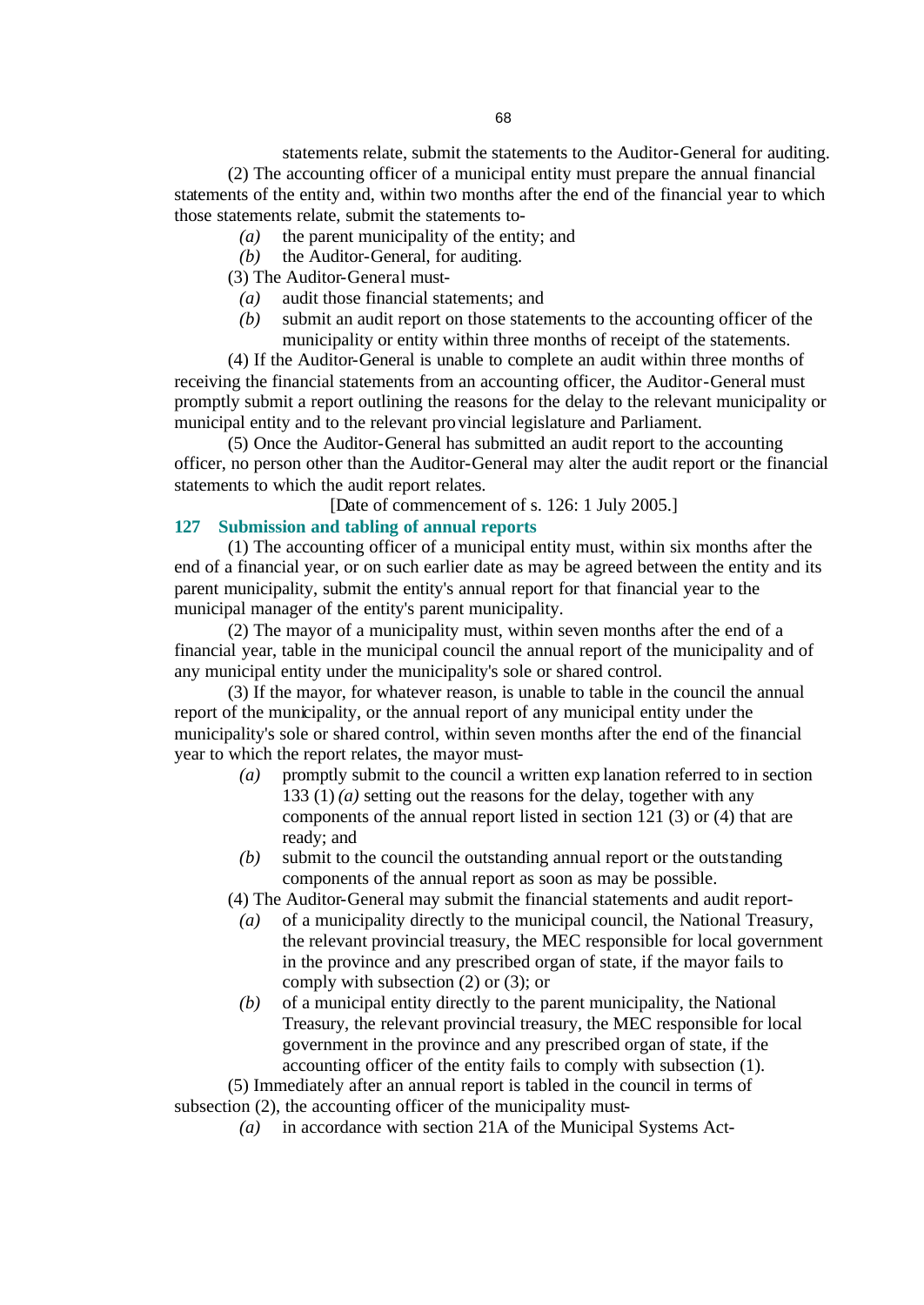statements relate, submit the statements to the Auditor-General for auditing.

(2) The accounting officer of a municipal entity must prepare the annual financial statements of the entity and, within two months after the end of the financial year to which those statements relate, submit the statements to-

*(a)* the parent municipality of the entity; and

*(b)* the Auditor-General, for auditing.

(3) The Auditor-General must-

*(a)* audit those financial statements; and

*(b)* submit an audit report on those statements to the accounting officer of the municipality or entity within three months of receipt of the statements.

(4) If the Auditor-General is unable to complete an audit within three months of receiving the financial statements from an accounting officer, the Auditor-General must promptly submit a report outlining the reasons for the delay to the relevant municipality or municipal entity and to the relevant provincial legislature and Parliament.

(5) Once the Auditor-General has submitted an audit report to the accounting officer, no person other than the Auditor-General may alter the audit report or the financial statements to which the audit report relates.

[Date of commencement of s. 126: 1 July 2005.]

### 127 Submission and tabling of annual reports

(1) The accounting officer of a municipal entity must, within six months after the end of a financial year, or on such earlier date as may be agreed between the entity and its parent municipality, submit the entity's annual report for that financial year to the municipal manager of the entity's parent municipality.

(2) The mayor of a municipality must, within seven months after the end of a financial year, table in the municipal council the annual report of the municipality and of any municipal entity under the municipality's sole or shared control.

(3) If the mayor, for whatever reason, is unable to table in the council the annual report of the municipality, or the annual report of any municipal entity under the municipality's sole or shared control, within seven months after the end of the financial year to which the report relates, the mayor must-

*(a)* promptly submit to the council a written explanation referred to in section 133 (1) *(a)* setting out the reasons for the delay, together with any components of the annual report listed in section 121 (3) or (4) that are ready; and

*(b)* submit to the council the outstanding annual report or the outstanding components of the annual report as soon as may be possible.

(4) The Auditor-General may submit the financial statements and audit report-

*(a)* of a municipality directly to the municipal council, the National Treasury, the relevant provincial treasury, the MEC responsible for local government in the province and any prescribed organ of state, if the mayor fails to comply with subsection (2) or (3); or

*(b)* of a municipal entity directly to the parent municipality, the National Treasury, the relevant provincial treasury, the MEC responsible for local government in the province and any prescribed organ of state, if the accounting officer of the entity fails to comply with subsection (1).

(5) Immediately after an annual report is tabled in the council in terms of subsection (2), the accounting officer of the municipality must-

*(a)* in accordance with section 21A of the Municipal Systems Act-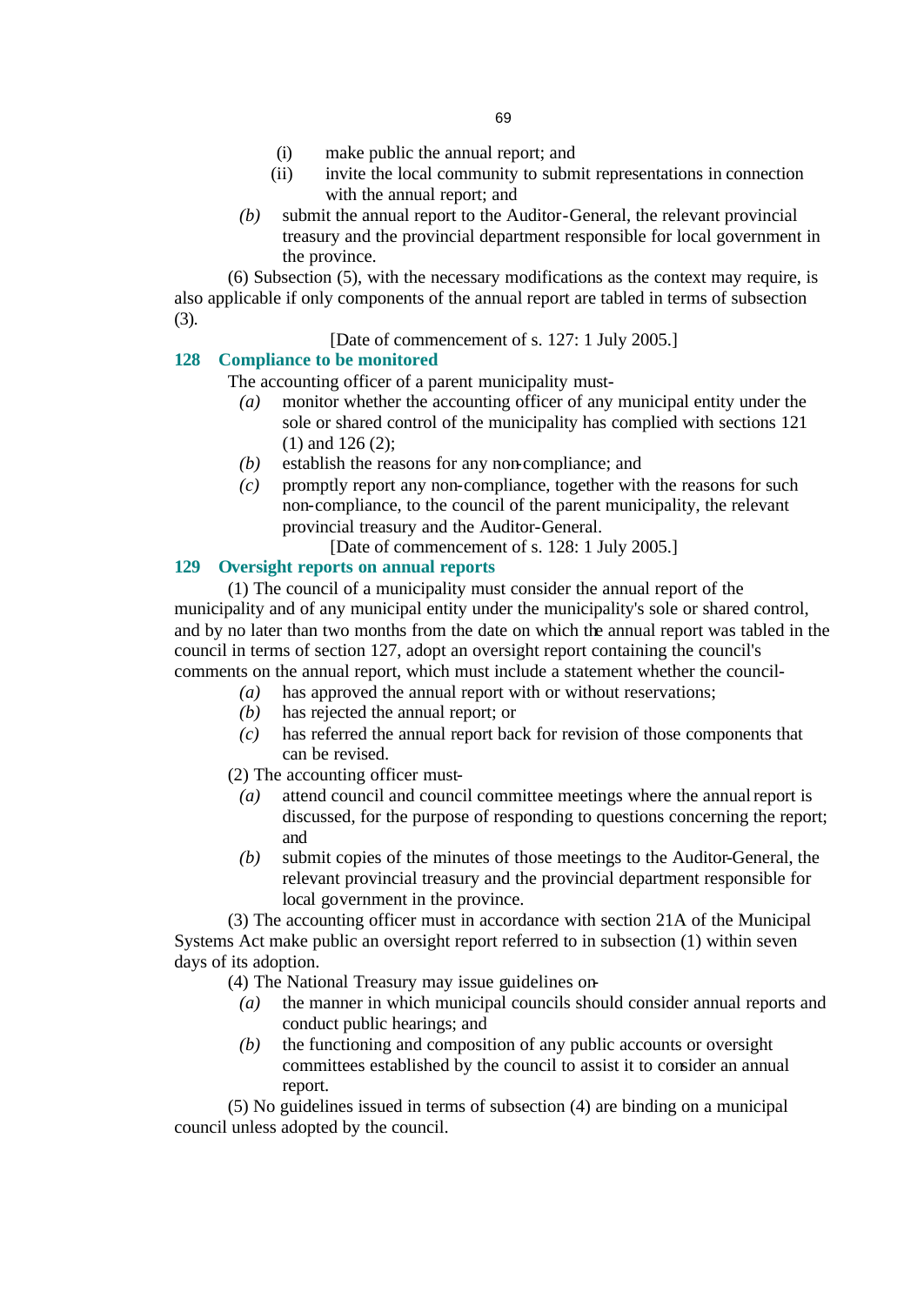(i) make public the annual report; and

(ii) invite the local community to submit representations in connection with the annual report; and

*(b)* submit the annual report to the Auditor-General, the relevant provincial treasury and the provincial department responsible for local government in the province.

(6) Subsection (5), with the necessary modifications as the context may require, is also applicable if only components of the annual report are tabled in terms of subsection (3).

[Date of commencement of s. 127: 1 July 2005.]

### 128 Compliance to be monitored

The accounting officer of a parent municipality must-

*(a)* monitor whether the accounting officer of any municipal entity under the sole or shared control of the municipality has complied with sections 121 (1) and 126 (2);

*(b)* establish the reasons for any non-compliance; and

*(c)* promptly report any non-compliance, together with the reasons for such non-compliance, to the council of the parent municipality, the relevant provincial treasury and the Auditor-General.

[Date of commencement of s. 128: 1 July 2005.]

### 129 Oversight reports on annual reports

(1) The council of a municipality must consider the annual report of the municipality and of any municipal entity under the municipality's sole or shared control, and by no later than two months from the date on which the annual report was tabled in the council in terms of section 127, adopt an oversight report containing the council's comments on the annual report, which must include a statement whether the council-

*(a)* has approved the annual report with or without reservations;

*(b)* has rejected the annual report; or

*(c)* has referred the annual report back for revision of those components that can be revised.

(2) The accounting officer must-

*(a)* attend council and council committee meetings where the annual report is discussed, for the purpose of responding to questions concerning the report; and

*(b)* submit copies of the minutes of those meetings to the Auditor-General, the relevant provincial treasury and the provincial department responsible for local government in the province.

(3) The accounting officer must in accordance with section 21A of the Municipal Systems Act make public an oversight report referred to in subsection (1) within seven days of its adoption.

(4) The National Treasury may issue guidelines on-

*(a)* the manner in which municipal councils should consider annual reports and conduct public hearings; and

*(b)* the functioning and composition of any public accounts or oversight committees established by the council to assist it to consider an annual report.

(5) No guidelines issued in terms of subsection (4) are binding on a municipal council unless adopted by the council.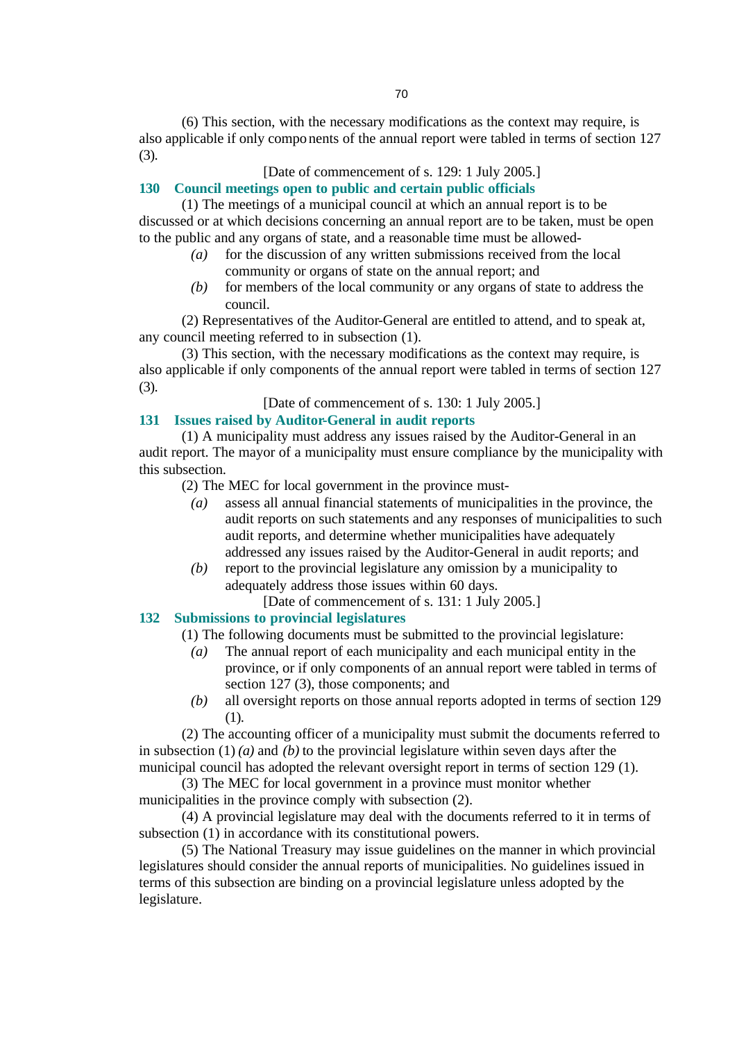(6) This section, with the necessary modifications as the context may require, is also applicable if only components of the annual report were tabled in terms of section 127 (3).

[Date of commencement of s. 129: 1 July 2005.]

### 130 Council meetings open to public and certain public officials

(1) The meetings of a municipal council at which an annual report is to be discussed or at which decisions concerning an annual report are to be taken, must be open to the public and any organs of state, and a reasonable time must be allowed-

*(a)* for the discussion of any written submissions received from the local community or organs of state on the annual report; and

*(b)* for members of the local community or any organs of state to address the council.

(2) Representatives of the Auditor-General are entitled to attend, and to speak at, any council meeting referred to in subsection (1).

(3) This section, with the necessary modifications as the context may require, is also applicable if only components of the annual report were tabled in terms of section 127 (3).

[Date of commencement of s. 130: 1 July 2005.]

### 131 Issues raised by Auditor-General in audit reports

(1) A municipality must address any issues raised by the Auditor-General in an audit report. The mayor of a municipality must ensure compliance by the municipality with this subsection.

(2) The MEC for local government in the province must-

*(a)* assess all annual financial statements of municipalities in the province, the audit reports on such statements and any responses of municipalities to such audit reports, and determine whether municipalities have adequately addressed any issues raised by the Auditor-General in audit reports; and

*(b)* report to the provincial legislature any omission by a municipality to adequately address those issues within 60 days.

[Date of commencement of s. 131: 1 July 2005.]

### 132 Submissions to provincial legislatures

(1) The following documents must be submitted to the provincial legislature:

*(a)* The annual report of each municipality and each municipal entity in the province, or if only components of an annual report were tabled in terms of section 127 (3), those components; and

*(b)* all oversight reports on those annual reports adopted in terms of section 129 (1).

(2) The accounting officer of a municipality must submit the documents referred to in subsection (1) *(a)* and *(b)* to the provincial legislature within seven days after the municipal council has adopted the relevant oversight report in terms of section 129 (1).

(3) The MEC for local government in a province must monitor whether municipalities in the province comply with subsection (2).

(4) A provincial legislature may deal with the documents referred to it in terms of subsection (1) in accordance with its constitutional powers.

(5) The National Treasury may issue guidelines on the manner in which provincial legislatures should consider the annual reports of municipalities. No guidelines issued in terms of this subsection are binding on a provincial legislature unless adopted by the legislature.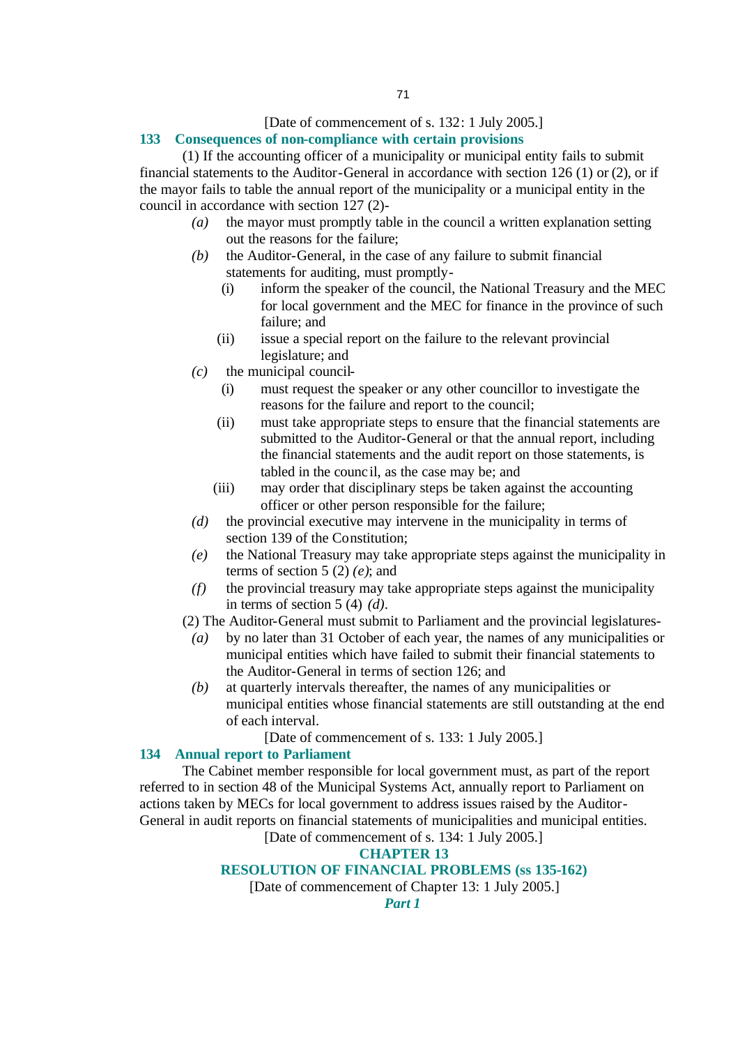[Date of commencement of s. 132: 1 July 2005.]

### 133 Consequences of non-compliance with certain provisions

(1) If the accounting officer of a municipality or municipal entity fails to submit financial statements to the Auditor-General in accordance with section 126 (1) or (2), or if the mayor fails to table the annual report of the municipality or a municipal entity in the council in accordance with section 127 (2)-

*(a)* the mayor must promptly table in the council a written explanation setting out the reasons for the failure;

*(b)* the Auditor-General, in the case of any failure to submit financial statements for auditing, must promptly-

(i) inform the speaker of the council, the National Treasury and the MEC for local government and the MEC for finance in the province of such failure; and

(ii) issue a special report on the failure to the relevant provincial legislature; and

*(c)* the municipal council-

(i) must request the speaker or any other councillor to investigate the reasons for the failure and report to the council;

(ii) must take appropriate steps to ensure that the financial statements are submitted to the Auditor-General or that the annual report, including the financial statements and the audit report on those statements, is tabled in the council, as the case may be; and

(iii) may order that disciplinary steps be taken against the accounting officer or other person responsible for the failure;

*(d)* the provincial executive may intervene in the municipality in terms of section 139 of the Constitution;

*(e)* the National Treasury may take appropriate steps against the municipality in terms of section 5 (2) *(e)*; and

*(f)* the provincial treasury may take appropriate steps against the municipality in terms of section 5 (4) *(d)*.

(2) The Auditor-General must submit to Parliament and the provincial legislatures-

*(a)* by no later than 31 October of each year, the names of any municipalities or municipal entities which have failed to submit their financial statements to the Auditor-General in terms of section 126; and

*(b)* at quarterly intervals thereafter, the names of any municipalities or municipal entities whose financial statements are still outstanding at the end of each interval.

[Date of commencement of s. 133: 1 July 2005.]

### 134 Annual report to Parliament

The Cabinet member responsible for local government must, as part of the report referred to in section 48 of the Municipal Systems Act, annually report to Parliament on actions taken by MECs for local government to address issues raised by the Auditor-General in audit reports on financial statements of municipalities and municipal entities.

[Date of commencement of s. 134: 1 July 2005.]

## CHAPTER 13

## RESOLUTION OF FINANCIAL PROBLEMS (ss 135-162)

[Date of commencement of Chapter 13: 1 July 2005.]

### *Part 1*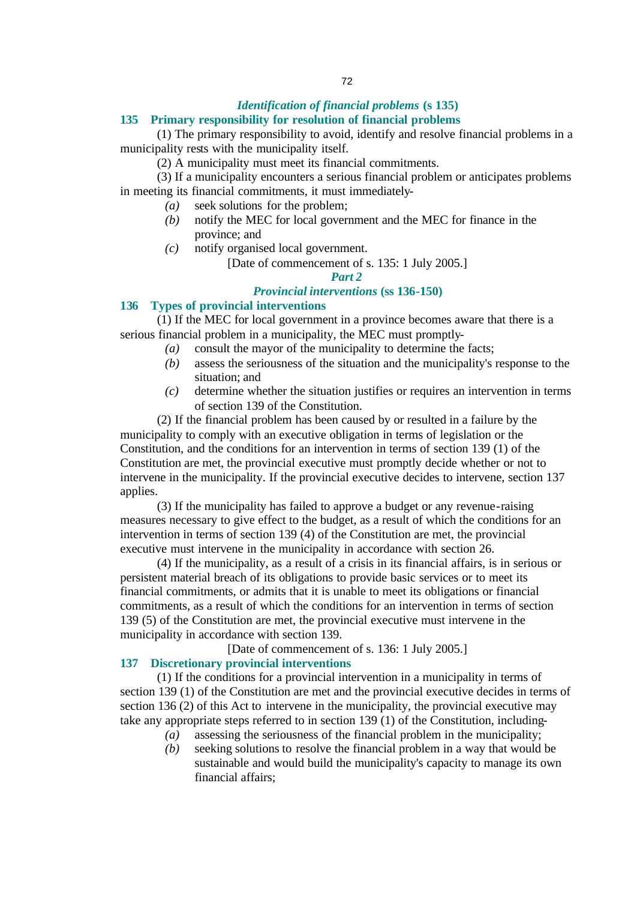### *Identification of financial problems* (s 135)

### 135 Primary responsibility for resolution of financial problems

(1) The primary responsibility to avoid, identify and resolve financial problems in a municipality rests with the municipality itself.

(2) A municipality must meet its financial commitments.

(3) If a municipality encounters a serious financial problem or anticipates problems in meeting its financial commitments, it must immediately-

- *(a)* seek solutions for the problem;
- *(b)* notify the MEC for local government and the MEC for finance in the province; and
- *(c)* notify organised local government.

[Date of commencement of s. 135: 1 July 2005.]

## *Part 2*

### *Provincial interventions* (ss 136-150)

### 136 Types of provincial interventions

(1) If the MEC for local government in a province becomes aware that there is a serious financial problem in a municipality, the MEC must promptly-

- *(a)* consult the mayor of the municipality to determine the facts;
- *(b)* assess the seriousness of the situation and the municipality's response to the situation; and
- *(c)* determine whether the situation justifies or requires an intervention in terms of section 139 of the Constitution.

(2) If the financial problem has been caused by or resulted in a failure by the municipality to comply with an executive obligation in terms of legislation or the Constitution, and the conditions for an intervention in terms of section 139 (1) of the Constitution are met, the provincial executive must promptly decide whether or not to intervene in the municipality. If the provincial executive decides to intervene, section 137 applies.

(3) If the municipality has failed to approve a budget or any revenue-raising measures necessary to give effect to the budget, as a result of which the conditions for an intervention in terms of section 139 (4) of the Constitution are met, the provincial executive must intervene in the municipality in accordance with section 26.

(4) If the municipality, as a result of a crisis in its financial affairs, is in serious or persistent material breach of its obligations to provide basic services or to meet its financial commitments, or admits that it is unable to meet its obligations or financial commitments, as a result of which the conditions for an intervention in terms of section 139 (5) of the Constitution are met, the provincial executive must intervene in the municipality in accordance with section 139.

[Date of commencement of s. 136: 1 July 2005.]

### 137 Discretionary provincial interventions

(1) If the conditions for a provincial intervention in a municipality in terms of section 139 (1) of the Constitution are met and the provincial executive decides in terms of section 136 (2) of this Act to intervene in the municipality, the provincial executive may take any appropriate steps referred to in section 139 (1) of the Constitution, including-

- *(a)* assessing the seriousness of the financial problem in the municipality;
- *(b)* seeking solutions to resolve the financial problem in a way that would be sustainable and would build the municipality's capacity to manage its own financial affairs;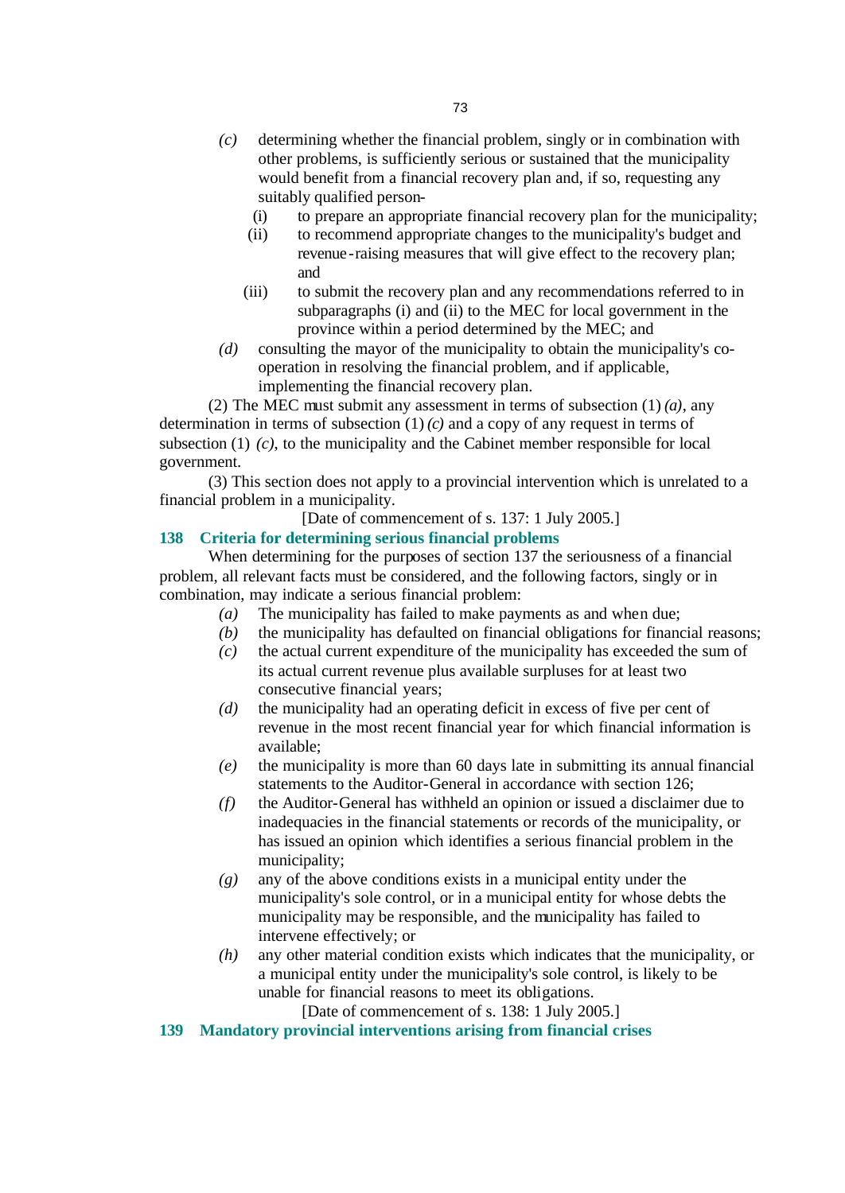*(c)* determining whether the financial problem, singly or in combination with other problems, is sufficiently serious or sustained that the municipality would benefit from a financial recovery plan and, if so, requesting any suitably qualified person-

(i) to prepare an appropriate financial recovery plan for the municipality;

(ii) to recommend appropriate changes to the municipality's budget and revenue-raising measures that will give effect to the recovery plan; and

(iii) to submit the recovery plan and any recommendations referred to in subparagraphs (i) and (ii) to the MEC for local government in the province within a period determined by the MEC; and

*(d)* consulting the mayor of the municipality to obtain the municipality's co-operation in resolving the financial problem, and if applicable, implementing the financial recovery plan.

(2) The MEC must submit any assessment in terms of subsection (1) *(a)*, any determination in terms of subsection (1) *(c)* and a copy of any request in terms of subsection (1) *(c)*, to the municipality and the Cabinet member responsible for local government.

(3) This section does not apply to a provincial intervention which is unrelated to a financial problem in a municipality.

[Date of commencement of s. 137: 1 July 2005.]

### 138 Criteria for determining serious financial problems

When determining for the purposes of section 137 the seriousness of a financial problem, all relevant facts must be considered, and the following factors, singly or in combination, may indicate a serious financial problem:

*(a)* The municipality has failed to make payments as and when due;

*(b)* the municipality has defaulted on financial obligations for financial reasons;

*(c)* the actual current expenditure of the municipality has exceeded the sum of its actual current revenue plus available surpluses for at least two consecutive financial years;

*(d)* the municipality had an operating deficit in excess of five per cent of revenue in the most recent financial year for which financial information is available;

*(e)* the municipality is more than 60 days late in submitting its annual financial statements to the Auditor-General in accordance with section 126;

*(f)* the Auditor-General has withheld an opinion or issued a disclaimer due to inadequacies in the financial statements or records of the municipality, or has issued an opinion which identifies a serious financial problem in the municipality;

*(g)* any of the above conditions exists in a municipal entity under the municipality's sole control, or in a municipal entity for whose debts the municipality may be responsible, and the municipality has failed to intervene effectively; or

*(h)* any other material condition exists which indicates that the municipality, or a municipal entity under the municipality's sole control, is likely to be unable for financial reasons to meet its obligations.

[Date of commencement of s. 138: 1 July 2005.]

### 139 Mandatory provincial interventions arising from financial crises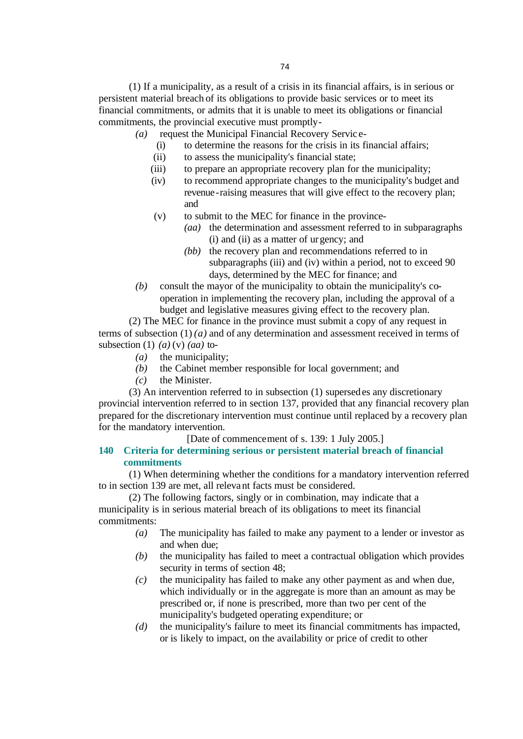(1) If a municipality, as a result of a crisis in its financial affairs, is in serious or persistent material breach of its obligations to provide basic services or to meet its financial commitments, or admits that it is unable to meet its obligations or financial commitments, the provincial executive must promptly-

*(a)* request the Municipal Financial Recovery Service-

(i) to determine the reasons for the crisis in its financial affairs;

(ii) to assess the municipality's financial state;

(iii) to prepare an appropriate recovery plan for the municipality;

(iv) to recommend appropriate changes to the municipality's budget and revenue-raising measures that will give effect to the recovery plan; and

(v) to submit to the MEC for finance in the province-

*(aa)* the determination and assessment referred to in subparagraphs (i) and (ii) as a matter of urgency; and

*(bb)* the recovery plan and recommendations referred to in subparagraphs (iii) and (iv) within a period, not to exceed 90 days, determined by the MEC for finance; and

*(b)* consult the mayor of the municipality to obtain the municipality's co-operation in implementing the recovery plan, including the approval of a budget and legislative measures giving effect to the recovery plan.

(2) The MEC for finance in the province must submit a copy of any request in terms of subsection (1) *(a)* and of any determination and assessment received in terms of subsection (1) *(a)* (v) *(aa)* to-

*(a)* the municipality;

*(b)* the Cabinet member responsible for local government; and

*(c)* the Minister.

(3) An intervention referred to in subsection (1) supersedes any discretionary provincial intervention referred to in section 137, provided that any financial recovery plan prepared for the discretionary intervention must continue until replaced by a recovery plan for the mandatory intervention.

[Date of commencement of s. 139: 1 July 2005.]

### 140 Criteria for determining serious or persistent material breach of financial commitments

(1) When determining whether the conditions for a mandatory intervention referred to in section 139 are met, all relevant facts must be considered.

(2) The following factors, singly or in combination, may indicate that a municipality is in serious material breach of its obligations to meet its financial commitments:

*(a)* The municipality has failed to make any payment to a lender or investor as and when due;

*(b)* the municipality has failed to meet a contractual obligation which provides security in terms of section 48;

*(c)* the municipality has failed to make any other payment as and when due, which individually or in the aggregate is more than an amount as may be prescribed or, if none is prescribed, more than two per cent of the municipality's budgeted operating expenditure; or

*(d)* the municipality's failure to meet its financial commitments has impacted, or is likely to impact, on the availability or price of credit to other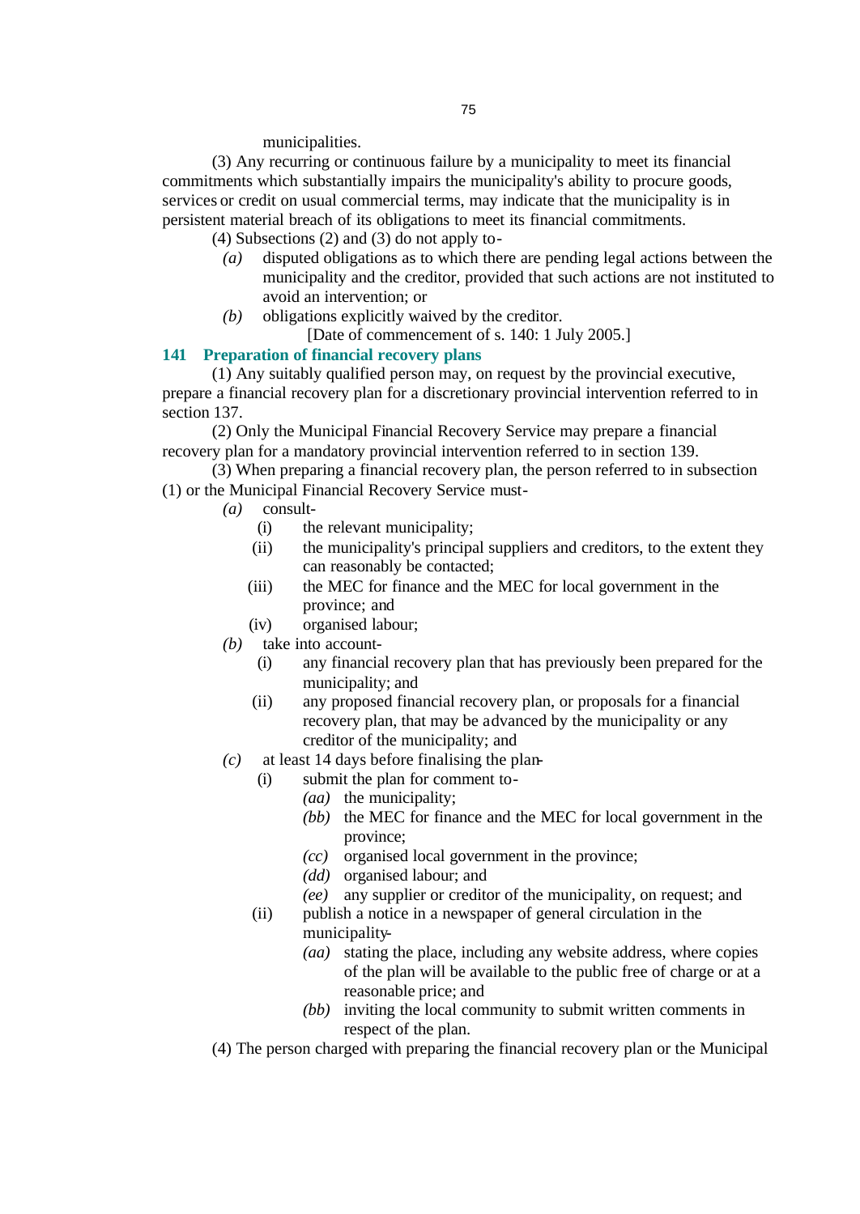municipalities.

(3) Any recurring or continuous failure by a municipality to meet its financial commitments which substantially impairs the municipality's ability to procure goods, services or credit on usual commercial terms, may indicate that the municipality is in persistent material breach of its obligations to meet its financial commitments.

(4) Subsections (2) and (3) do not apply to-

*(a)* disputed obligations as to which there are pending legal actions between the municipality and the creditor, provided that such actions are not instituted to avoid an intervention; or

*(b)* obligations explicitly waived by the creditor.

[Date of commencement of s. 140: 1 July 2005.]

### 141 Preparation of financial recovery plans

(1) Any suitably qualified person may, on request by the provincial executive, prepare a financial recovery plan for a discretionary provincial intervention referred to in section 137.

(2) Only the Municipal Financial Recovery Service may prepare a financial recovery plan for a mandatory provincial intervention referred to in section 139.

(3) When preparing a financial recovery plan, the person referred to in subsection (1) or the Municipal Financial Recovery Service must-

*(a)* consult-

(i) the relevant municipality;

(ii) the municipality's principal suppliers and creditors, to the extent they can reasonably be contacted;

(iii) the MEC for finance and the MEC for local government in the province; and

(iv) organised labour;

*(b)* take into account-

(i) any financial recovery plan that has previously been prepared for the municipality; and

(ii) any proposed financial recovery plan, or proposals for a financial recovery plan, that may be advanced by the municipality or any creditor of the municipality; and

*(c)* at least 14 days before finalising the plan-

(i) submit the plan for comment to-

*(aa)* the municipality;

*(bb)* the MEC for finance and the MEC for local government in the province;

*(cc)* organised local government in the province;

*(dd)* organised labour; and

*(ee)* any supplier or creditor of the municipality, on request; and

(ii) publish a notice in a newspaper of general circulation in the municipality-

*(aa)* stating the place, including any website address, where copies of the plan will be available to the public free of charge or at a reasonable price; and

*(bb)* inviting the local community to submit written comments in respect of the plan.

(4) The person charged with preparing the financial recovery plan or the Municipal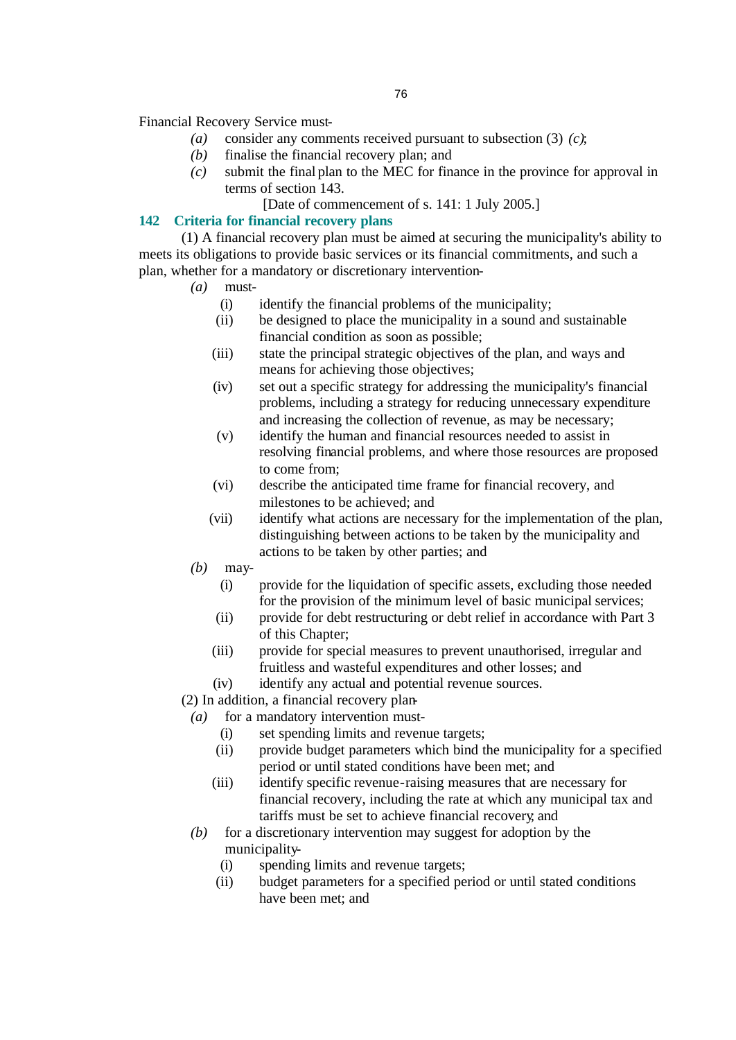Financial Recovery Service must-

*(a)* consider any comments received pursuant to subsection (3) *(c)*;

*(b)* finalise the financial recovery plan; and

*(c)* submit the final plan to the MEC for finance in the province for approval in terms of section 143.

[Date of commencement of s. 141: 1 July 2005.]

## 142 Criteria for financial recovery plans

(1) A financial recovery plan must be aimed at securing the municipality's ability to meets its obligations to provide basic services or its financial commitments, and such a plan, whether for a mandatory or discretionary intervention-

*(a)* must-

(i) identify the financial problems of the municipality;

(ii) be designed to place the municipality in a sound and sustainable financial condition as soon as possible;

(iii) state the principal strategic objectives of the plan, and ways and means for achieving those objectives;

(iv) set out a specific strategy for addressing the municipality's financial problems, including a strategy for reducing unnecessary expenditure and increasing the collection of revenue, as may be necessary;

(v) identify the human and financial resources needed to assist in resolving financial problems, and where those resources are proposed to come from;

(vi) describe the anticipated time frame for financial recovery, and milestones to be achieved; and

(vii) identify what actions are necessary for the implementation of the plan, distinguishing between actions to be taken by the municipality and actions to be taken by other parties; and

*(b)* may-

(i) provide for the liquidation of specific assets, excluding those needed for the provision of the minimum level of basic municipal services;

(ii) provide for debt restructuring or debt relief in accordance with Part 3 of this Chapter;

(iii) provide for special measures to prevent unauthorised, irregular and fruitless and wasteful expenditures and other losses; and

(iv) identify any actual and potential revenue sources.

(2) In addition, a financial recovery plan-

*(a)* for a mandatory intervention must-

(i) set spending limits and revenue targets;

(ii) provide budget parameters which bind the municipality for a specified period or until stated conditions have been met; and

(iii) identify specific revenue-raising measures that are necessary for financial recovery, including the rate at which any municipal tax and tariffs must be set to achieve financial recovery; and

*(b)* for a discretionary intervention may suggest for adoption by the municipality-

(i) spending limits and revenue targets;

(ii) budget parameters for a specified period or until stated conditions have been met; and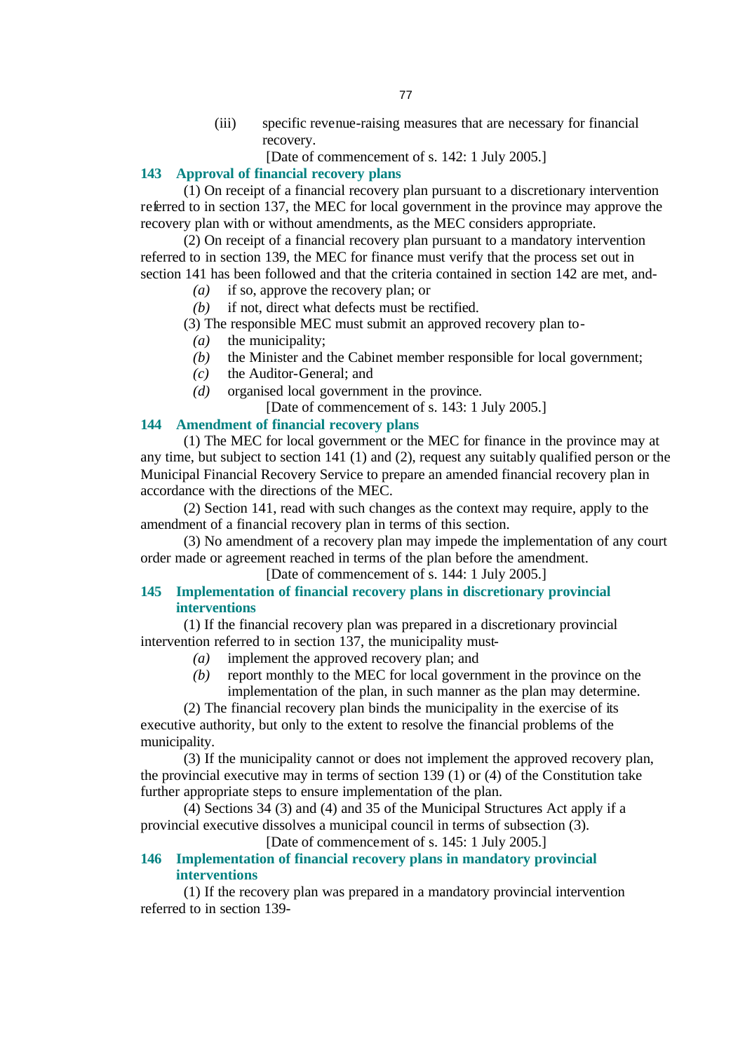(iii) specific revenue-raising measures that are necessary for financial recovery.

[Date of commencement of s. 142: 1 July 2005.]

### 143 Approval of financial recovery plans

(1) On receipt of a financial recovery plan pursuant to a discretionary intervention referred to in section 137, the MEC for local government in the province may approve the recovery plan with or without amendments, as the MEC considers appropriate.

(2) On receipt of a financial recovery plan pursuant to a mandatory intervention referred to in section 139, the MEC for finance must verify that the process set out in section 141 has been followed and that the criteria contained in section 142 are met, and-

*(a)* if so, approve the recovery plan; or

*(b)* if not, direct what defects must be rectified.

(3) The responsible MEC must submit an approved recovery plan to-

*(a)* the municipality;

*(b)* the Minister and the Cabinet member responsible for local government;

*(c)* the Auditor-General; and

*(d)* organised local government in the province.

[Date of commencement of s. 143: 1 July 2005.]

### 144 Amendment of financial recovery plans

(1) The MEC for local government or the MEC for finance in the province may at any time, but subject to section 141 (1) and (2), request any suitably qualified person or the Municipal Financial Recovery Service to prepare an amended financial recovery plan in accordance with the directions of the MEC.

(2) Section 141, read with such changes as the context may require, apply to the amendment of a financial recovery plan in terms of this section.

(3) No amendment of a recovery plan may impede the implementation of any court order made or agreement reached in terms of the plan before the amendment.

[Date of commencement of s. 144: 1 July 2005.]

### 145 Implementation of financial recovery plans in discretionary provincial interventions

(1) If the financial recovery plan was prepared in a discretionary provincial intervention referred to in section 137, the municipality must-

*(a)* implement the approved recovery plan; and

*(b)* report monthly to the MEC for local government in the province on the implementation of the plan, in such manner as the plan may determine.

(2) The financial recovery plan binds the municipality in the exercise of its executive authority, but only to the extent to resolve the financial problems of the municipality.

(3) If the municipality cannot or does not implement the approved recovery plan, the provincial executive may in terms of section 139 (1) or (4) of the Constitution take further appropriate steps to ensure implementation of the plan.

(4) Sections 34 (3) and (4) and 35 of the Municipal Structures Act apply if a provincial executive dissolves a municipal council in terms of subsection (3).

[Date of commencement of s. 145: 1 July 2005.]

### 146 Implementation of financial recovery plans in mandatory provincial interventions

(1) If the recovery plan was prepared in a mandatory provincial intervention referred to in section 139-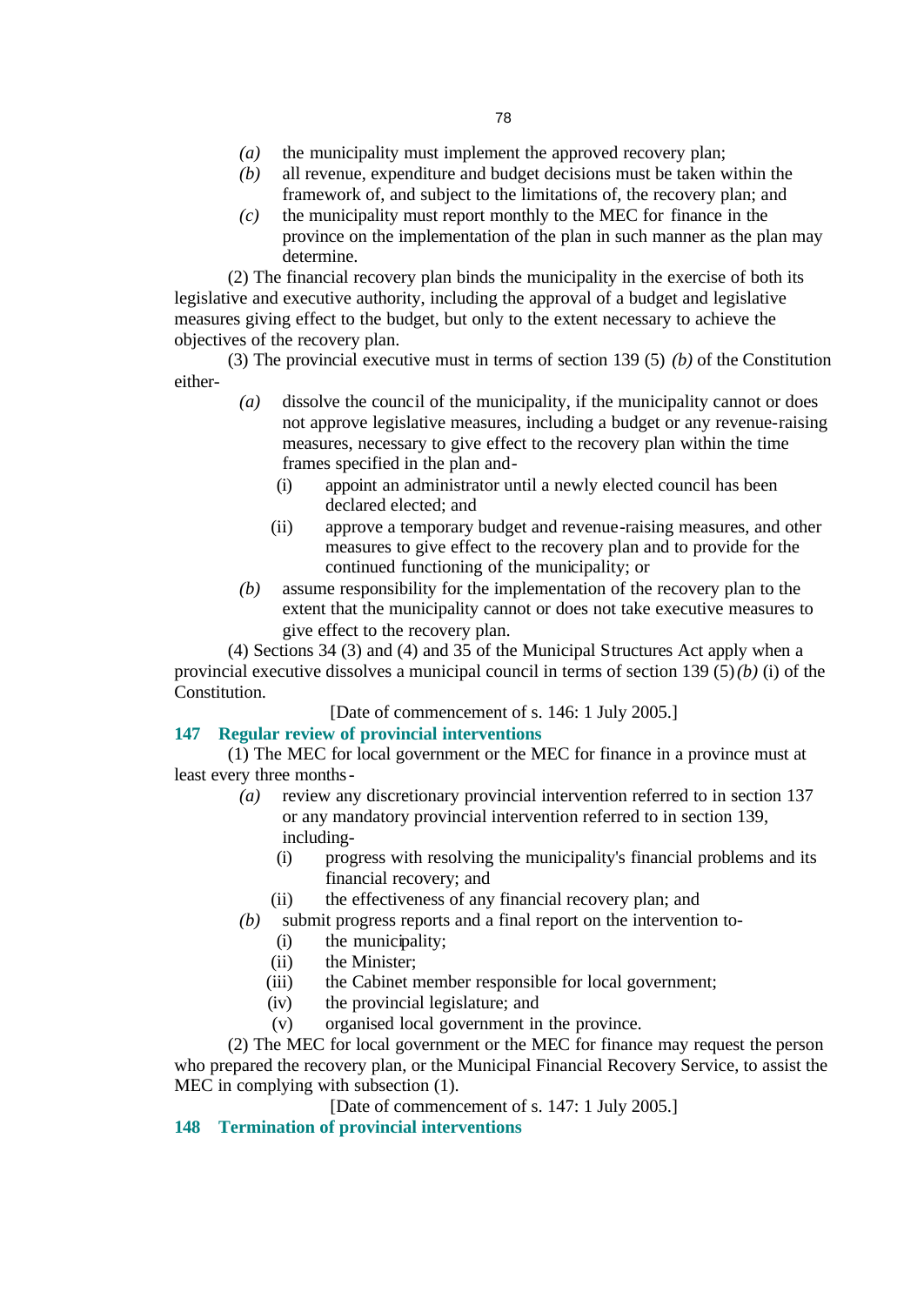*(a)* the municipality must implement the approved recovery plan;

*(b)* all revenue, expenditure and budget decisions must be taken within the framework of, and subject to the limitations of, the recovery plan; and

*(c)* the municipality must report monthly to the MEC for finance in the province on the implementation of the plan in such manner as the plan may determine.

(2) The financial recovery plan binds the municipality in the exercise of both its legislative and executive authority, including the approval of a budget and legislative measures giving effect to the budget, but only to the extent necessary to achieve the objectives of the recovery plan.

(3) The provincial executive must in terms of section 139 (5) *(b)* of the Constitution either-

*(a)* dissolve the council of the municipality, if the municipality cannot or does not approve legislative measures, including a budget or any revenue-raising measures, necessary to give effect to the recovery plan within the time frames specified in the plan and-

(i) appoint an administrator until a newly elected council has been declared elected; and

(ii) approve a temporary budget and revenue-raising measures, and other measures to give effect to the recovery plan and to provide for the continued functioning of the municipality; or

*(b)* assume responsibility for the implementation of the recovery plan to the extent that the municipality cannot or does not take executive measures to give effect to the recovery plan.

(4) Sections 34 (3) and (4) and 35 of the Municipal Structures Act apply when a provincial executive dissolves a municipal council in terms of section 139 (5) *(b)* (i) of the Constitution.

[Date of commencement of s. 146: 1 July 2005.]

### 147 Regular review of provincial interventions

(1) The MEC for local government or the MEC for finance in a province must at least every three months-

*(a)* review any discretionary provincial intervention referred to in section 137 or any mandatory provincial intervention referred to in section 139, including-

(i) progress with resolving the municipality's financial problems and its financial recovery; and

(ii) the effectiveness of any financial recovery plan; and

*(b)* submit progress reports and a final report on the intervention to-

(i) the municipality;

(ii) the Minister;

(iii) the Cabinet member responsible for local government;

(iv) the provincial legislature; and

(v) organised local government in the province.

(2) The MEC for local government or the MEC for finance may request the person who prepared the recovery plan, or the Municipal Financial Recovery Service, to assist the MEC in complying with subsection (1).

[Date of commencement of s. 147: 1 July 2005.]

### 148 Termination of provincial interventions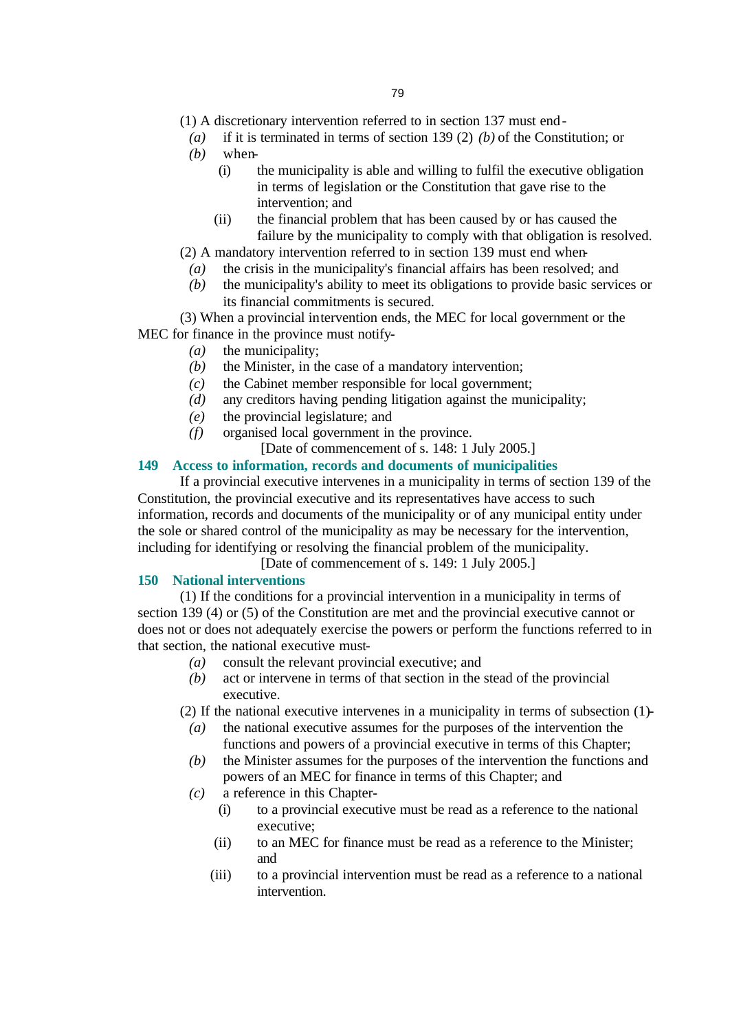(1) A discretionary intervention referred to in section 137 must end -

*(a)* if it is terminated in terms of section 139 (2) *(b)* of the Constitution; or

*(b)* when-

(i) the municipality is able and willing to fulfil the executive obligation in terms of legislation or the Constitution that gave rise to the intervention; and

(ii) the financial problem that has been caused by or has caused the failure by the municipality to comply with that obligation is resolved.

(2) A mandatory intervention referred to in section 139 must end when-

*(a)* the crisis in the municipality's financial affairs has been resolved; and

*(b)* the municipality's ability to meet its obligations to provide basic services or its financial commitments is secured.

(3) When a provincial intervention ends, the MEC for local government or the MEC for finance in the province must notify-

*(a)* the municipality;

*(b)* the Minister, in the case of a mandatory intervention;

*(c)* the Cabinet member responsible for local government;

*(d)* any creditors having pending litigation against the municipality;

*(e)* the provincial legislature; and

*(f)* organised local government in the province.

[Date of commencement of s. 148: 1 July 2005.]

### 149 Access to information, records and documents of municipalities

If a provincial executive intervenes in a municipality in terms of section 139 of the Constitution, the provincial executive and its representatives have access to such information, records and documents of the municipality or of any municipal entity under the sole or shared control of the municipality as may be necessary for the intervention, including for identifying or resolving the financial problem of the municipality.

[Date of commencement of s. 149: 1 July 2005.]

### 150 National interventions

(1) If the conditions for a provincial intervention in a municipality in terms of section 139 (4) or (5) of the Constitution are met and the provincial executive cannot or does not or does not adequately exercise the powers or perform the functions referred to in that section, the national executive must-

*(a)* consult the relevant provincial executive; and

*(b)* act or intervene in terms of that section in the stead of the provincial executive.

(2) If the national executive intervenes in a municipality in terms of subsection (1)-

*(a)* the national executive assumes for the purposes of the intervention the functions and powers of a provincial executive in terms of this Chapter;

*(b)* the Minister assumes for the purposes of the intervention the functions and powers of an MEC for finance in terms of this Chapter; and

*(c)* a reference in this Chapter-

(i) to a provincial executive must be read as a reference to the national executive;

(ii) to an MEC for finance must be read as a reference to the Minister; and

(iii) to a provincial intervention must be read as a reference to a national intervention.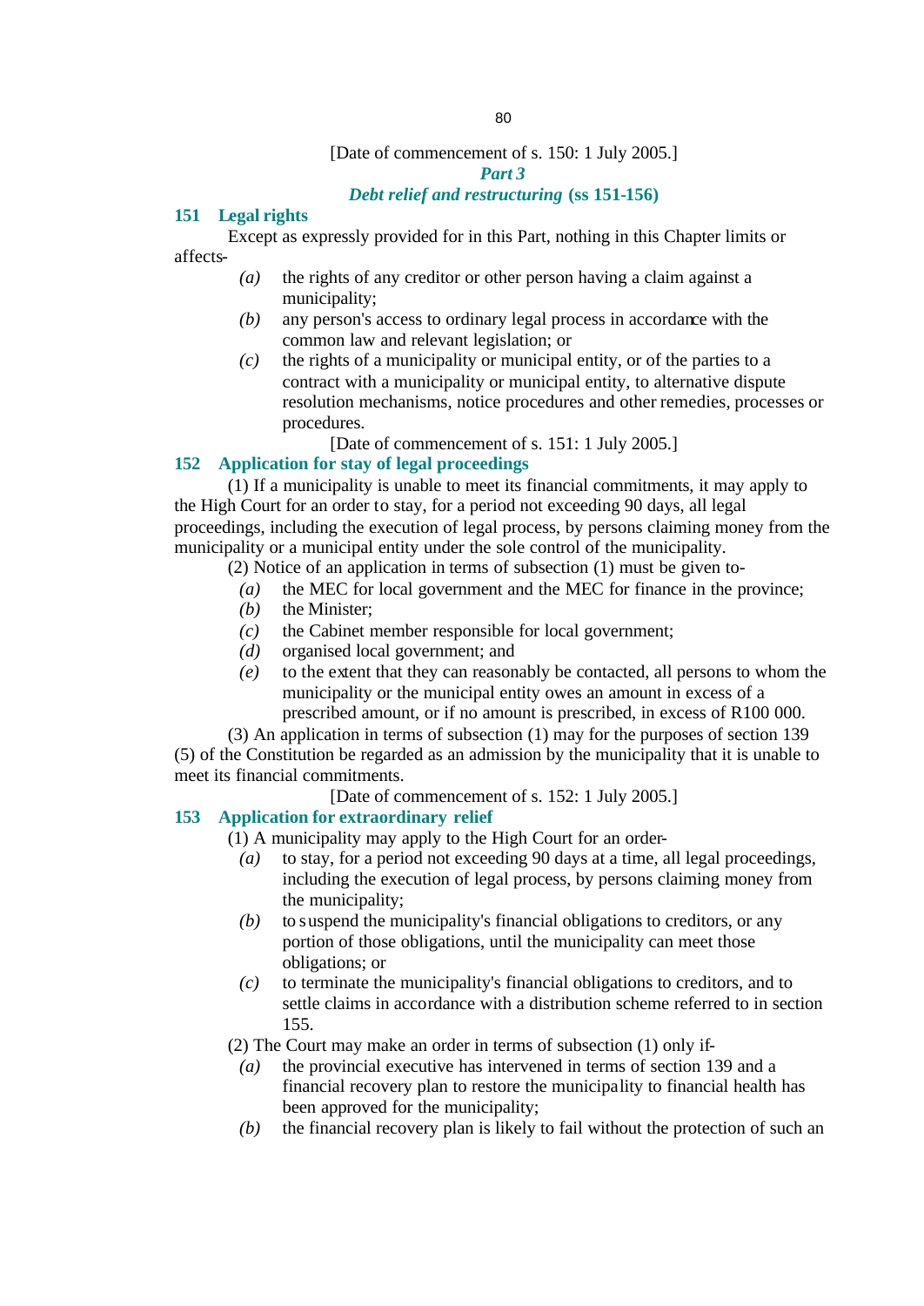[Date of commencement of s. 150: 1 July 2005.]

## *Part 3*

## *Debt relief and restructuring* (ss 151-156)

### 151 Legal rights

Except as expressly provided for in this Part, nothing in this Chapter limits or affects-

- *(a)* the rights of any creditor or other person having a claim against a municipality;
- *(b)* any person's access to ordinary legal process in accordance with the common law and relevant legislation; or
- *(c)* the rights of a municipality or municipal entity, or of the parties to a contract with a municipality or municipal entity, to alternative dispute resolution mechanisms, notice procedures and other remedies, processes or procedures.

[Date of commencement of s. 151: 1 July 2005.]

### 152 Application for stay of legal proceedings

(1) If a municipality is unable to meet its financial commitments, it may apply to the High Court for an order to stay, for a period not exceeding 90 days, all legal proceedings, including the execution of legal process, by persons claiming money from the municipality or a municipal entity under the sole control of the municipality.

(2) Notice of an application in terms of subsection (1) must be given to-

- *(a)* the MEC for local government and the MEC for finance in the province;
- *(b)* the Minister;
- *(c)* the Cabinet member responsible for local government;
- *(d)* organised local government; and
- *(e)* to the extent that they can reasonably be contacted, all persons to whom the municipality or the municipal entity owes an amount in excess of a prescribed amount, or if no amount is prescribed, in excess of R100 000.

(3) An application in terms of subsection (1) may for the purposes of section 139 (5) of the Constitution be regarded as an admission by the municipality that it is unable to meet its financial commitments.

[Date of commencement of s. 152: 1 July 2005.]

### 153 Application for extraordinary relief

(1) A municipality may apply to the High Court for an order-

- *(a)* to stay, for a period not exceeding 90 days at a time, all legal proceedings, including the execution of legal process, by persons claiming money from the municipality;
- *(b)* to suspend the municipality's financial obligations to creditors, or any portion of those obligations, until the municipality can meet those obligations; or
- *(c)* to terminate the municipality's financial obligations to creditors, and to settle claims in accordance with a distribution scheme referred to in section 155.

(2) The Court may make an order in terms of subsection (1) only if-

- *(a)* the provincial executive has intervened in terms of section 139 and a financial recovery plan to restore the municipality to financial health has been approved for the municipality;
- *(b)* the financial recovery plan is likely to fail without the protection of such an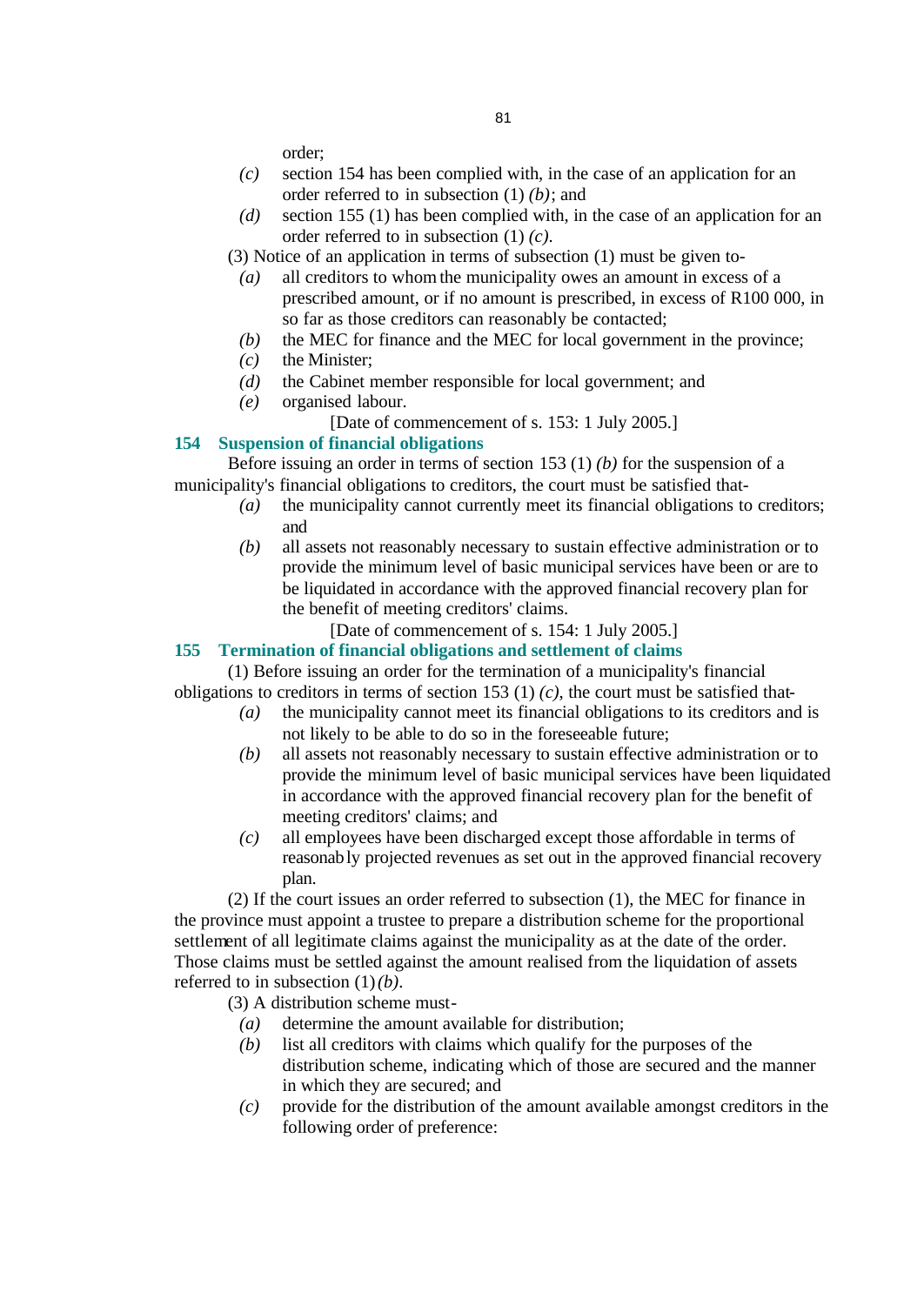order;

*(c)* section 154 has been complied with, in the case of an application for an order referred to in subsection (1) *(b)*; and

*(d)* section 155 (1) has been complied with, in the case of an application for an order referred to in subsection (1) *(c)*.

(3) Notice of an application in terms of subsection (1) must be given to-

*(a)* all creditors to whom the municipality owes an amount in excess of a prescribed amount, or if no amount is prescribed, in excess of R100 000, in so far as those creditors can reasonably be contacted;

*(b)* the MEC for finance and the MEC for local government in the province;

*(c)* the Minister;

*(d)* the Cabinet member responsible for local government; and

*(e)* organised labour.

[Date of commencement of s. 153: 1 July 2005.]

### 154 Suspension of financial obligations

Before issuing an order in terms of section 153 (1) *(b)* for the suspension of a municipality's financial obligations to creditors, the court must be satisfied that-

*(a)* the municipality cannot currently meet its financial obligations to creditors; and

*(b)* all assets not reasonably necessary to sustain effective administration or to provide the minimum level of basic municipal services have been or are to be liquidated in accordance with the approved financial recovery plan for the benefit of meeting creditors' claims.

[Date of commencement of s. 154: 1 July 2005.]

### 155 Termination of financial obligations and settlement of claims

(1) Before issuing an order for the termination of a municipality's financial obligations to creditors in terms of section 153 (1) *(c)*, the court must be satisfied that-

*(a)* the municipality cannot meet its financial obligations to its creditors and is not likely to be able to do so in the foreseeable future;

*(b)* all assets not reasonably necessary to sustain effective administration or to provide the minimum level of basic municipal services have been liquidated in accordance with the approved financial recovery plan for the benefit of meeting creditors' claims; and

*(c)* all employees have been discharged except those affordable in terms of reasonably projected revenues as set out in the approved financial recovery plan.

(2) If the court issues an order referred to subsection (1), the MEC for finance in the province must appoint a trustee to prepare a distribution scheme for the proportional settlement of all legitimate claims against the municipality as at the date of the order. Those claims must be settled against the amount realised from the liquidation of assets referred to in subsection (1)*(b)*.

(3) A distribution scheme must-

*(a)* determine the amount available for distribution;

*(b)* list all creditors with claims which qualify for the purposes of the distribution scheme, indicating which of those are secured and the manner in which they are secured; and

*(c)* provide for the distribution of the amount available amongst creditors in the following order of preference: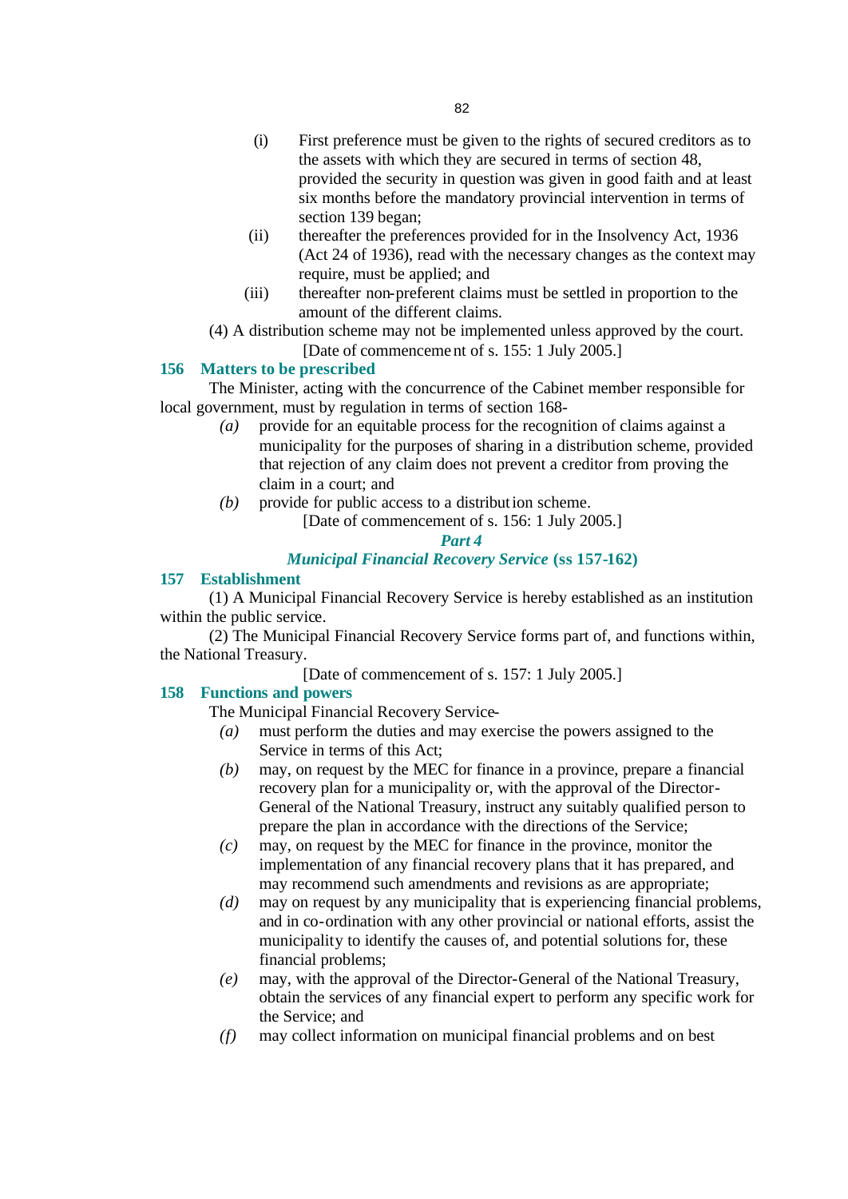(i) First preference must be given to the rights of secured creditors as to the assets with which they are secured in terms of section 48, provided the security in question was given in good faith and at least six months before the mandatory provincial intervention in terms of section 139 began;

(ii) thereafter the preferences provided for in the Insolvency Act, 1936 (Act 24 of 1936), read with the necessary changes as the context may require, must be applied; and

(iii) thereafter non-preferent claims must be settled in proportion to the amount of the different claims.

(4) A distribution scheme may not be implemented unless approved by the court.

[Date of commencement of s. 155: 1 July 2005.]

### 156 Matters to be prescribed

The Minister, acting with the concurrence of the Cabinet member responsible for local government, must by regulation in terms of section 168-

*(a)* provide for an equitable process for the recognition of claims against a municipality for the purposes of sharing in a distribution scheme, provided that rejection of any claim does not prevent a creditor from proving the claim in a court; and

*(b)* provide for public access to a distribution scheme.

[Date of commencement of s. 156: 1 July 2005.]

## *Part 4*

## *Municipal Financial Recovery Service* (ss 157-162)

### 157 Establishment

(1) A Municipal Financial Recovery Service is hereby established as an institution within the public service.

(2) The Municipal Financial Recovery Service forms part of, and functions within, the National Treasury.

[Date of commencement of s. 157: 1 July 2005.]

### 158 Functions and powers

The Municipal Financial Recovery Service-

*(a)* must perform the duties and may exercise the powers assigned to the Service in terms of this Act;

*(b)* may, on request by the MEC for finance in a province, prepare a financial recovery plan for a municipality or, with the approval of the Director-General of the National Treasury, instruct any suitably qualified person to prepare the plan in accordance with the directions of the Service;

*(c)* may, on request by the MEC for finance in the province, monitor the implementation of any financial recovery plans that it has prepared, and may recommend such amendments and revisions as are appropriate;

*(d)* may on request by any municipality that is experiencing financial problems, and in co-ordination with any other provincial or national efforts, assist the municipality to identify the causes of, and potential solutions for, these financial problems;

*(e)* may, with the approval of the Director-General of the National Treasury, obtain the services of any financial expert to perform any specific work for the Service; and

*(f)* may collect information on municipal financial problems and on best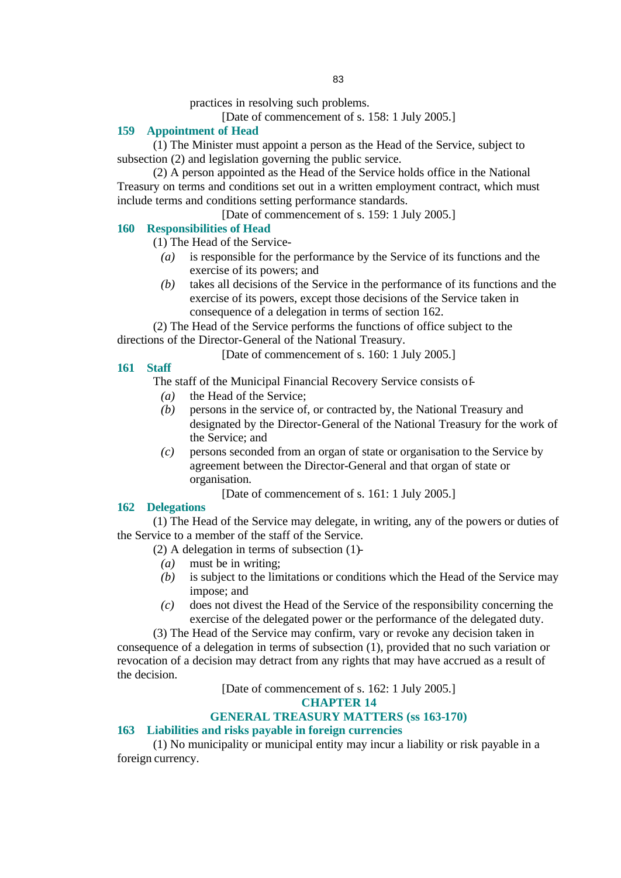practices in resolving such problems.

[Date of commencement of s. 158: 1 July 2005.]

### 159 Appointment of Head

(1) The Minister must appoint a person as the Head of the Service, subject to subsection (2) and legislation governing the public service.

(2) A person appointed as the Head of the Service holds office in the National Treasury on terms and conditions set out in a written employment contract, which must include terms and conditions setting performance standards.

[Date of commencement of s. 159: 1 July 2005.]

### 160 Responsibilities of Head

(1) The Head of the Service-

*(a)* is responsible for the performance by the Service of its functions and the exercise of its powers; and

*(b)* takes all decisions of the Service in the performance of its functions and the exercise of its powers, except those decisions of the Service taken in consequence of a delegation in terms of section 162.

(2) The Head of the Service performs the functions of office subject to the directions of the Director-General of the National Treasury.

[Date of commencement of s. 160: 1 July 2005.]

### 161 Staff

The staff of the Municipal Financial Recovery Service consists of-

*(a)* the Head of the Service;

*(b)* persons in the service of, or contracted by, the National Treasury and designated by the Director-General of the National Treasury for the work of the Service; and

*(c)* persons seconded from an organ of state or organisation to the Service by agreement between the Director-General and that organ of state or organisation.

[Date of commencement of s. 161: 1 July 2005.]

### 162 Delegations

(1) The Head of the Service may delegate, in writing, any of the powers or duties of the Service to a member of the staff of the Service.

(2) A delegation in terms of subsection (1)-

*(a)* must be in writing;

*(b)* is subject to the limitations or conditions which the Head of the Service may impose; and

*(c)* does not divest the Head of the Service of the responsibility concerning the exercise of the delegated power or the performance of the delegated duty.

(3) The Head of the Service may confirm, vary or revoke any decision taken in consequence of a delegation in terms of subsection (1), provided that no such variation or revocation of a decision may detract from any rights that may have accrued as a result of the decision.

[Date of commencement of s. 162: 1 July 2005.]

## CHAPTER 14

## GENERAL TREASURY MATTERS (ss 163-170)

### 163 Liabilities and risks payable in foreign currencies

(1) No municipality or municipal entity may incur a liability or risk payable in a foreign currency.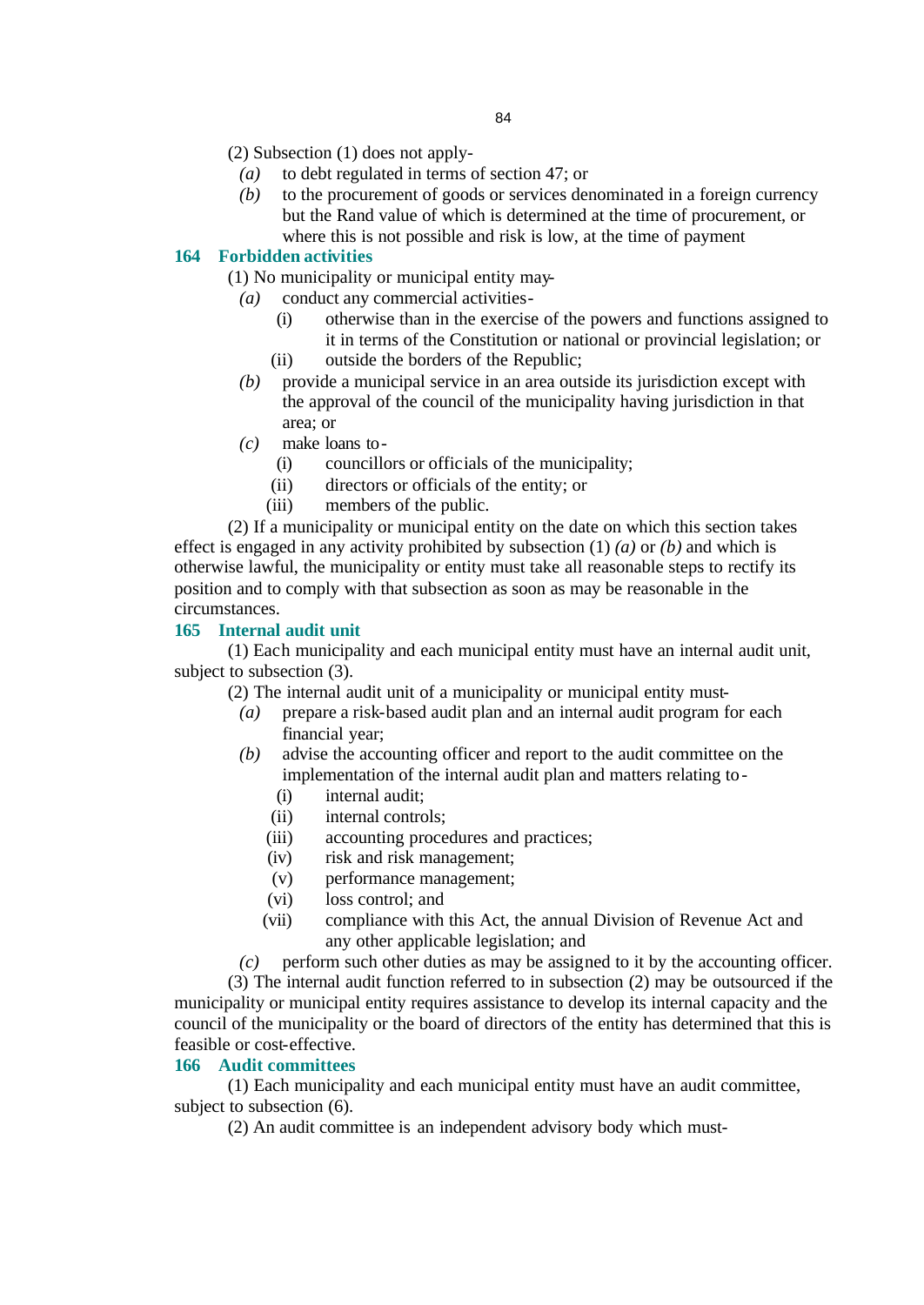(2) Subsection (1) does not apply-

*(a)* to debt regulated in terms of section 47; or

*(b)* to the procurement of goods or services denominated in a foreign currency but the Rand value of which is determined at the time of procurement, or where this is not possible and risk is low, at the time of payment

### 164 Forbidden activities

(1) No municipality or municipal entity may-

*(a)* conduct any commercial activities-

(i) otherwise than in the exercise of the powers and functions assigned to it in terms of the Constitution or national or provincial legislation; or

(ii) outside the borders of the Republic;

*(b)* provide a municipal service in an area outside its jurisdiction except with the approval of the council of the municipality having jurisdiction in that area; or

*(c)* make loans to-

(i) councillors or officials of the municipality;

(ii) directors or officials of the entity; or

(iii) members of the public.

(2) If a municipality or municipal entity on the date on which this section takes effect is engaged in any activity prohibited by subsection (1) *(a)* or *(b)* and which is otherwise lawful, the municipality or entity must take all reasonable steps to rectify its position and to comply with that subsection as soon as may be reasonable in the circumstances.

### 165 Internal audit unit

(1) Each municipality and each municipal entity must have an internal audit unit, subject to subsection (3).

(2) The internal audit unit of a municipality or municipal entity must-

*(a)* prepare a risk-based audit plan and an internal audit program for each financial year;

*(b)* advise the accounting officer and report to the audit committee on the implementation of the internal audit plan and matters relating to-

(i) internal audit;

(ii) internal controls;

(iii) accounting procedures and practices;

(iv) risk and risk management;

(v) performance management;

(vi) loss control; and

(vii) compliance with this Act, the annual Division of Revenue Act and any other applicable legislation; and

*(c)* perform such other duties as may be assigned to it by the accounting officer.

(3) The internal audit function referred to in subsection (2) may be outsourced if the municipality or municipal entity requires assistance to develop its internal capacity and the council of the municipality or the board of directors of the entity has determined that this is feasible or cost-effective.

### 166 Audit committees

(1) Each municipality and each municipal entity must have an audit committee, subject to subsection (6).

(2) An audit committee is an independent advisory body which must-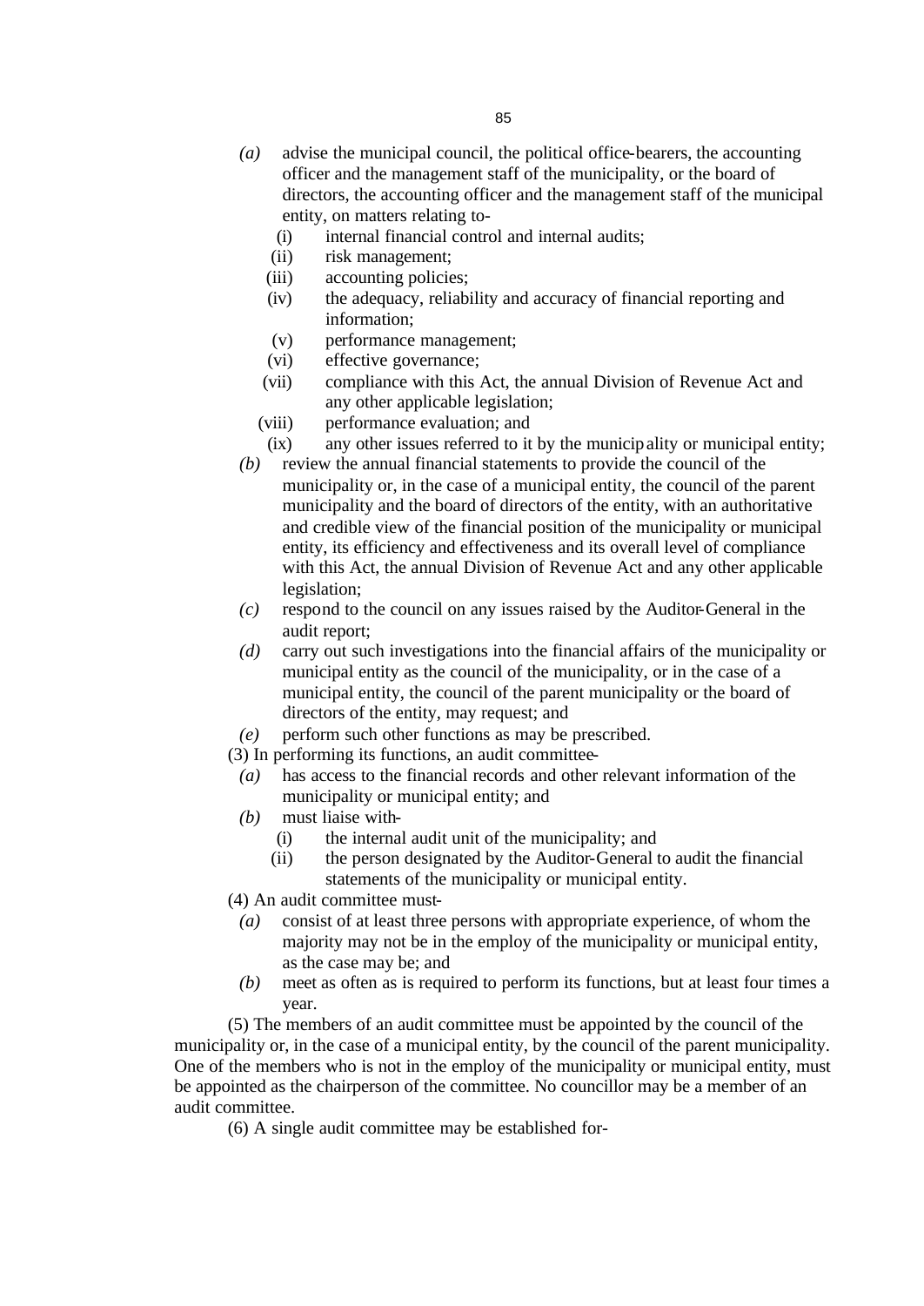*(a)* advise the municipal council, the political office-bearers, the accounting officer and the management staff of the municipality, or the board of directors, the accounting officer and the management staff of the municipal entity, on matters relating to-

   (i) internal financial control and internal audits;

   (ii) risk management;

   (iii) accounting policies;

   (iv) the adequacy, reliability and accuracy of financial reporting and information;

   (v) performance management;

   (vi) effective governance;

   (vii) compliance with this Act, the annual Division of Revenue Act and any other applicable legislation;

   (viii) performance evaluation; and

   (ix) any other issues referred to it by the municipality or municipal entity;

*(b)* review the annual financial statements to provide the council of the municipality or, in the case of a municipal entity, the council of the parent municipality and the board of directors of the entity, with an authoritative and credible view of the financial position of the municipality or municipal entity, its efficiency and effectiveness and its overall level of compliance with this Act, the annual Division of Revenue Act and any other applicable legislation;

*(c)* respond to the council on any issues raised by the Auditor-General in the audit report;

*(d)* carry out such investigations into the financial affairs of the municipality or municipal entity as the council of the municipality, or in the case of a municipal entity, the council of the parent municipality or the board of directors of the entity, may request; and

*(e)* perform such other functions as may be prescribed.

(3) In performing its functions, an audit committee-

*(a)* has access to the financial records and other relevant information of the municipality or municipal entity; and

*(b)* must liaise with-

   (i) the internal audit unit of the municipality; and

   (ii) the person designated by the Auditor-General to audit the financial statements of the municipality or municipal entity.

(4) An audit committee must-

*(a)* consist of at least three persons with appropriate experience, of whom the majority may not be in the employ of the municipality or municipal entity, as the case may be; and

*(b)* meet as often as is required to perform its functions, but at least four times a year.

(5) The members of an audit committee must be appointed by the council of the municipality or, in the case of a municipal entity, by the council of the parent municipality. One of the members who is not in the employ of the municipality or municipal entity, must be appointed as the chairperson of the committee. No councillor may be a member of an audit committee.

(6) A single audit committee may be established for-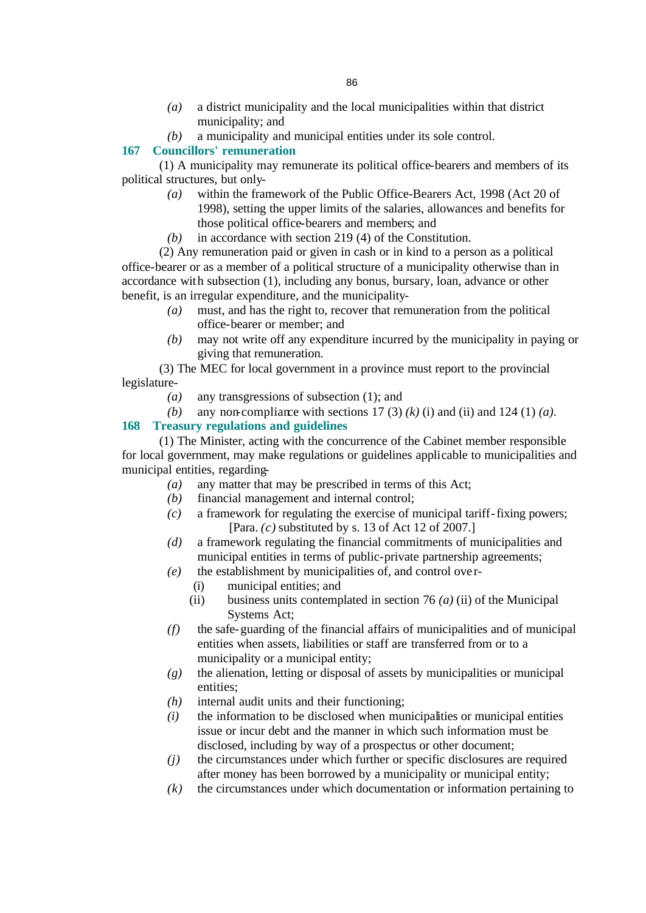*(a)* a district municipality and the local municipalities within that district municipality; and

*(b)* a municipality and municipal entities under its sole control.

## 167 Councillors' remuneration

(1) A municipality may remunerate its political office-bearers and members of its political structures, but only-

*(a)* within the framework of the Public Office-Bearers Act, 1998 (Act 20 of 1998), setting the upper limits of the salaries, allowances and benefits for those political office-bearers and members; and

*(b)* in accordance with section 219 (4) of the Constitution.

(2) Any remuneration paid or given in cash or in kind to a person as a political office-bearer or as a member of a political structure of a municipality otherwise than in accordance with subsection (1), including any bonus, bursary, loan, advance or other benefit, is an irregular expenditure, and the municipality-

*(a)* must, and has the right to, recover that remuneration from the political office-bearer or member; and

*(b)* may not write off any expenditure incurred by the municipality in paying or giving that remuneration.

(3) The MEC for local government in a province must report to the provincial legislature-

*(a)* any transgressions of subsection (1); and

*(b)* any non-compliance with sections 17 (3) *(k)* (i) and (ii) and 124 (1) *(a)*.

## 168 Treasury regulations and guidelines

(1) The Minister, acting with the concurrence of the Cabinet member responsible for local government, may make regulations or guidelines applicable to municipalities and municipal entities, regarding-

*(a)* any matter that may be prescribed in terms of this Act;

*(b)* financial management and internal control;

*(c)* a framework for regulating the exercise of municipal tariff-fixing powers;
[Para. *(c)* substituted by s. 13 of Act 12 of 2007.]

*(d)* a framework regulating the financial commitments of municipalities and municipal entities in terms of public-private partnership agreements;

*(e)* the establishment by municipalities of, and control over-

(i) municipal entities; and

(ii) business units contemplated in section 76 *(a)* (ii) of the Municipal Systems Act;

*(f)* the safe-guarding of the financial affairs of municipalities and of municipal entities when assets, liabilities or staff are transferred from or to a municipality or a municipal entity;

*(g)* the alienation, letting or disposal of assets by municipalities or municipal entities;

*(h)* internal audit units and their functioning;

*(i)* the information to be disclosed when municipalities or municipal entities issue or incur debt and the manner in which such information must be disclosed, including by way of a prospectus or other document;

*(j)* the circumstances under which further or specific disclosures are required after money has been borrowed by a municipality or municipal entity;

*(k)* the circumstances under which documentation or information pertaining to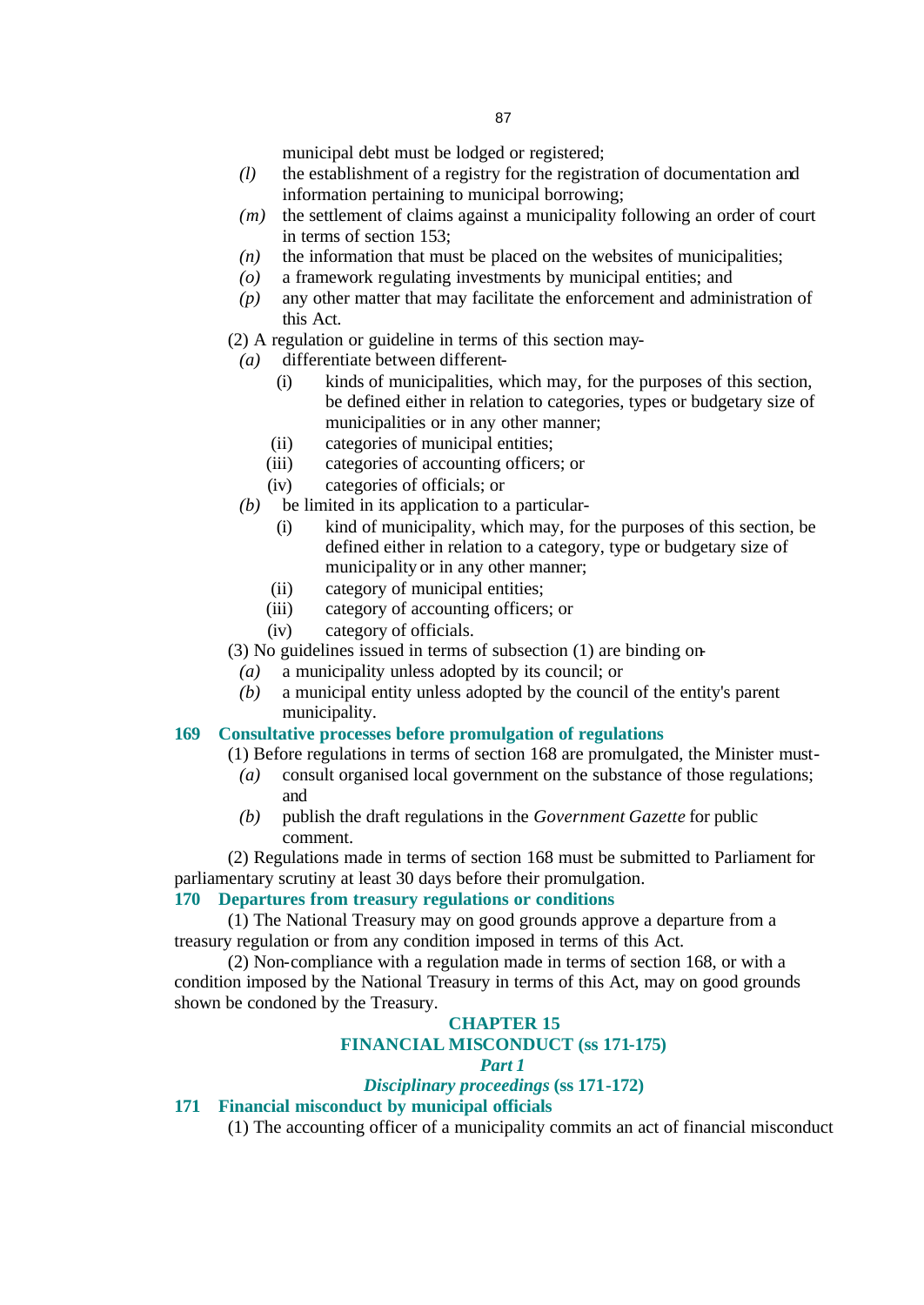municipal debt must be lodged or registered;

*(l)* the establishment of a registry for the registration of documentation and information pertaining to municipal borrowing;

*(m)* the settlement of claims against a municipality following an order of court in terms of section 153;

*(n)* the information that must be placed on the websites of municipalities;

*(o)* a framework regulating investments by municipal entities; and

*(p)* any other matter that may facilitate the enforcement and administration of this Act.

(2) A regulation or guideline in terms of this section may-

*(a)* differentiate between different-

(i) kinds of municipalities, which may, for the purposes of this section, be defined either in relation to categories, types or budgetary size of municipalities or in any other manner;

(ii) categories of municipal entities;

(iii) categories of accounting officers; or

(iv) categories of officials; or

*(b)* be limited in its application to a particular-

(i) kind of municipality, which may, for the purposes of this section, be defined either in relation to a category, type or budgetary size of municipality or in any other manner;

(ii) category of municipal entities;

(iii) category of accounting officers; or

(iv) category of officials.

(3) No guidelines issued in terms of subsection (1) are binding on-

*(a)* a municipality unless adopted by its council; or

*(b)* a municipal entity unless adopted by the council of the entity's parent municipality.

### 169 Consultative processes before promulgation of regulations

(1) Before regulations in terms of section 168 are promulgated, the Minister must-

*(a)* consult organised local government on the substance of those regulations; and

*(b)* publish the draft regulations in the *Government Gazette* for public comment.

(2) Regulations made in terms of section 168 must be submitted to Parliament for parliamentary scrutiny at least 30 days before their promulgation.

### 170 Departures from treasury regulations or conditions

(1) The National Treasury may on good grounds approve a departure from a treasury regulation or from any condition imposed in terms of this Act.

(2) Non-compliance with a regulation made in terms of section 168, or with a condition imposed by the National Treasury in terms of this Act, may on good grounds shown be condoned by the Treasury.

## CHAPTER 15
## FINANCIAL MISCONDUCT (ss 171-175)
### *Part 1*
### *Disciplinary proceedings* (ss 171-172)

### 171 Financial misconduct by municipal officials

(1) The accounting officer of a municipality commits an act of financial misconduct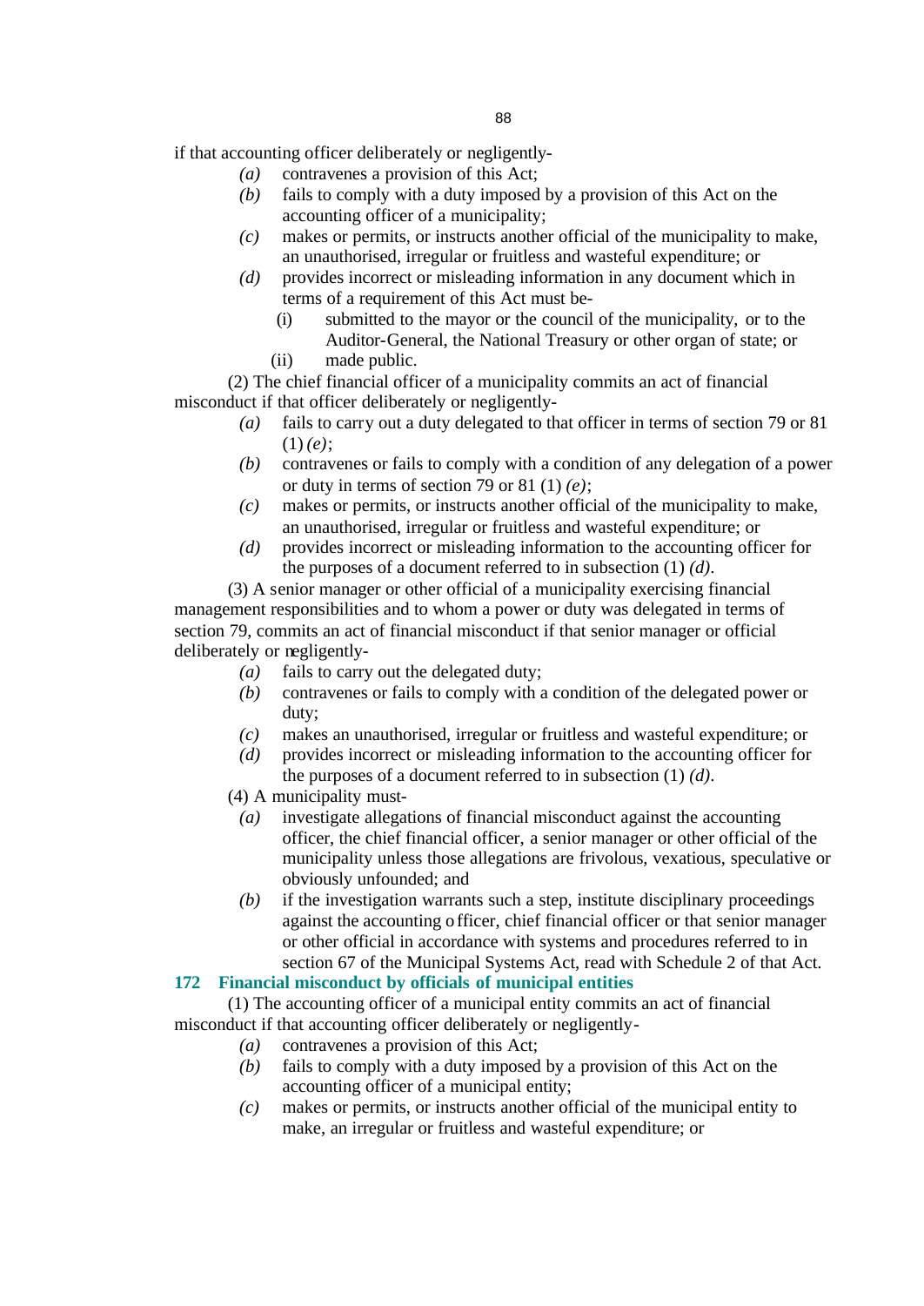if that accounting officer deliberately or negligently-

*(a)* contravenes a provision of this Act;

*(b)* fails to comply with a duty imposed by a provision of this Act on the accounting officer of a municipality;

*(c)* makes or permits, or instructs another official of the municipality to make, an unauthorised, irregular or fruitless and wasteful expenditure; or

*(d)* provides incorrect or misleading information in any document which in terms of a requirement of this Act must be-

(i) submitted to the mayor or the council of the municipality, or to the Auditor-General, the National Treasury or other organ of state; or

(ii) made public.

(2) The chief financial officer of a municipality commits an act of financial misconduct if that officer deliberately or negligently-

*(a)* fails to carry out a duty delegated to that officer in terms of section 79 or 81 (1) *(e)*;

*(b)* contravenes or fails to comply with a condition of any delegation of a power or duty in terms of section 79 or 81 (1) *(e)*;

*(c)* makes or permits, or instructs another official of the municipality to make, an unauthorised, irregular or fruitless and wasteful expenditure; or

*(d)* provides incorrect or misleading information to the accounting officer for the purposes of a document referred to in subsection (1) *(d)*.

(3) A senior manager or other official of a municipality exercising financial management responsibilities and to whom a power or duty was delegated in terms of section 79, commits an act of financial misconduct if that senior manager or official deliberately or negligently-

*(a)* fails to carry out the delegated duty;

*(b)* contravenes or fails to comply with a condition of the delegated power or duty;

*(c)* makes an unauthorised, irregular or fruitless and wasteful expenditure; or

*(d)* provides incorrect or misleading information to the accounting officer for the purposes of a document referred to in subsection (1) *(d)*.

(4) A municipality must-

*(a)* investigate allegations of financial misconduct against the accounting officer, the chief financial officer, a senior manager or other official of the municipality unless those allegations are frivolous, vexatious, speculative or obviously unfounded; and

*(b)* if the investigation warrants such a step, institute disciplinary proceedings against the accounting officer, chief financial officer or that senior manager or other official in accordance with systems and procedures referred to in section 67 of the Municipal Systems Act, read with Schedule 2 of that Act.

**172 Financial misconduct by officials of municipal entities**

(1) The accounting officer of a municipal entity commits an act of financial misconduct if that accounting officer deliberately or negligently-

*(a)* contravenes a provision of this Act;

*(b)* fails to comply with a duty imposed by a provision of this Act on the accounting officer of a municipal entity;

*(c)* makes or permits, or instructs another official of the municipal entity to make, an irregular or fruitless and wasteful expenditure; or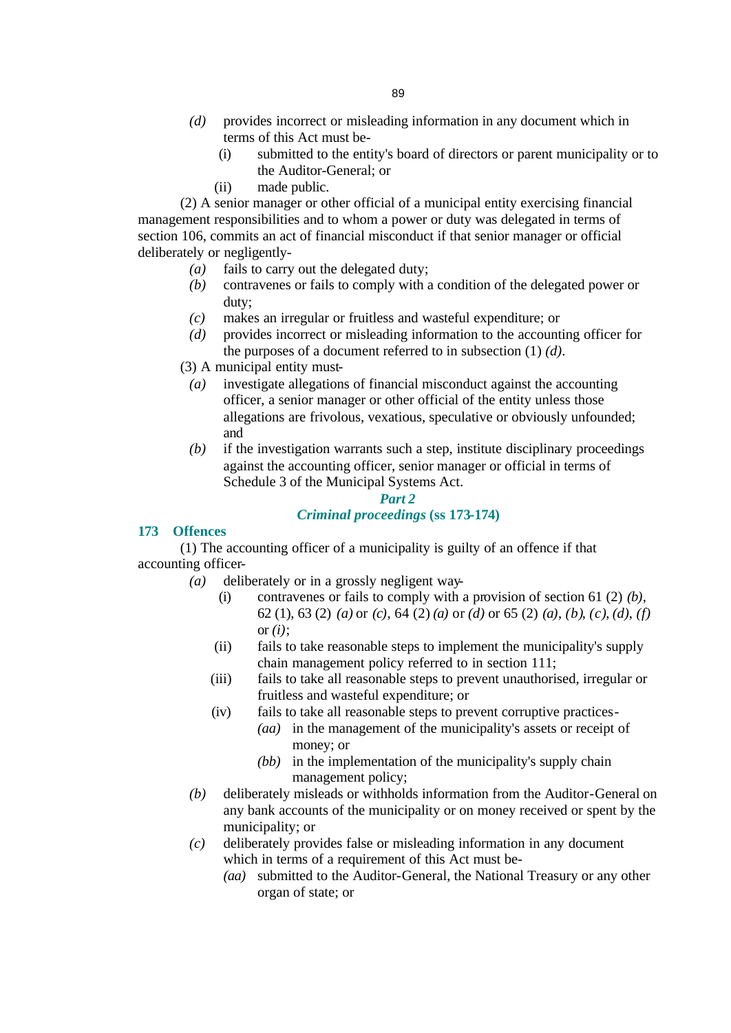*(d)* provides incorrect or misleading information in any document which in terms of this Act must be-

(i) submitted to the entity's board of directors or parent municipality or to the Auditor-General; or

(ii) made public.

(2) A senior manager or other official of a municipal entity exercising financial management responsibilities and to whom a power or duty was delegated in terms of section 106, commits an act of financial misconduct if that senior manager or official deliberately or negligently-

*(a)* fails to carry out the delegated duty;

*(b)* contravenes or fails to comply with a condition of the delegated power or duty;

*(c)* makes an irregular or fruitless and wasteful expenditure; or

*(d)* provides incorrect or misleading information to the accounting officer for the purposes of a document referred to in subsection (1) *(d)*.

(3) A municipal entity must-

*(a)* investigate allegations of financial misconduct against the accounting officer, a senior manager or other official of the entity unless those allegations are frivolous, vexatious, speculative or obviously unfounded; and

*(b)* if the investigation warrants such a step, institute disciplinary proceedings against the accounting officer, senior manager or official in terms of Schedule 3 of the Municipal Systems Act.

## *Part 2*
## *Criminal proceedings* (ss 173-174)

### 173 Offences

(1) The accounting officer of a municipality is guilty of an offence if that accounting officer-

*(a)* deliberately or in a grossly negligent way-

(i) contravenes or fails to comply with a provision of section 61 (2) *(b)*, 62 (1), 63 (2) *(a)* or *(c)*, 64 (2) *(a)* or *(d)* or 65 (2) *(a)*, *(b)*, *(c)*, *(d)*, *(f)* or *(i)*;

(ii) fails to take reasonable steps to implement the municipality's supply chain management policy referred to in section 111;

(iii) fails to take all reasonable steps to prevent unauthorised, irregular or fruitless and wasteful expenditure; or

(iv) fails to take all reasonable steps to prevent corruptive practices-

*(aa)* in the management of the municipality's assets or receipt of money; or

*(bb)* in the implementation of the municipality's supply chain management policy;

*(b)* deliberately misleads or withholds information from the Auditor-General on any bank accounts of the municipality or on money received or spent by the municipality; or

*(c)* deliberately provides false or misleading information in any document which in terms of a requirement of this Act must be-

*(aa)* submitted to the Auditor-General, the National Treasury or any other organ of state; or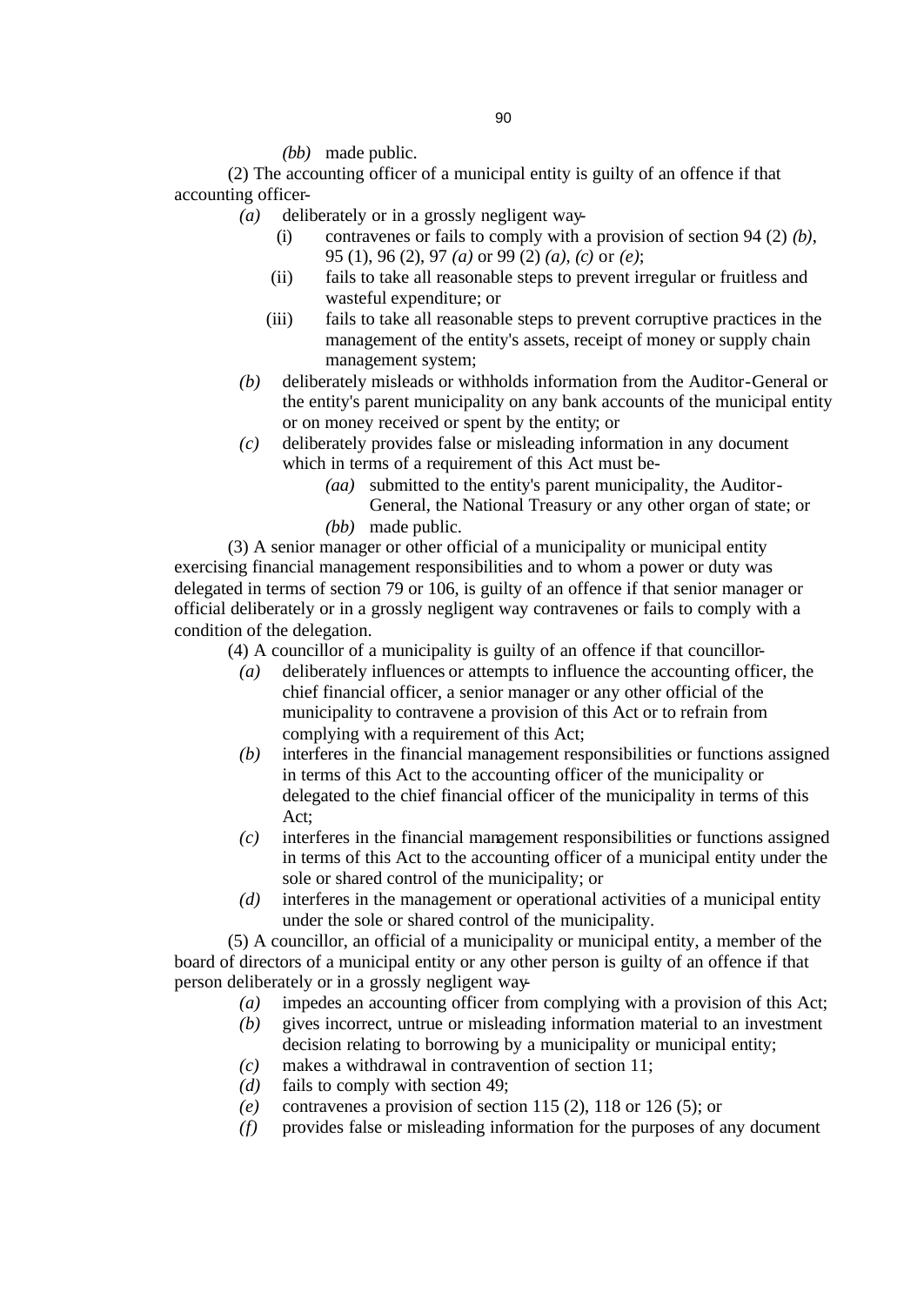*(bb)* made public.

(2) The accounting officer of a municipal entity is guilty of an offence if that accounting officer-

*(a)* deliberately or in a grossly negligent way-

(i) contravenes or fails to comply with a provision of section 94 (2) *(b)*, 95 (1), 96 (2), 97 *(a)* or 99 (2) *(a)*, *(c)* or *(e)*;

(ii) fails to take all reasonable steps to prevent irregular or fruitless and wasteful expenditure; or

(iii) fails to take all reasonable steps to prevent corruptive practices in the management of the entity's assets, receipt of money or supply chain management system;

*(b)* deliberately misleads or withholds information from the Auditor-General or the entity's parent municipality on any bank accounts of the municipal entity or on money received or spent by the entity; or

*(c)* deliberately provides false or misleading information in any document which in terms of a requirement of this Act must be-

*(aa)* submitted to the entity's parent municipality, the Auditor-General, the National Treasury or any other organ of state; or

*(bb)* made public.

(3) A senior manager or other official of a municipality or municipal entity exercising financial management responsibilities and to whom a power or duty was delegated in terms of section 79 or 106, is guilty of an offence if that senior manager or official deliberately or in a grossly negligent way contravenes or fails to comply with a condition of the delegation.

(4) A councillor of a municipality is guilty of an offence if that councillor-

*(a)* deliberately influences or attempts to influence the accounting officer, the chief financial officer, a senior manager or any other official of the municipality to contravene a provision of this Act or to refrain from complying with a requirement of this Act;

*(b)* interferes in the financial management responsibilities or functions assigned in terms of this Act to the accounting officer of the municipality or delegated to the chief financial officer of the municipality in terms of this Act;

*(c)* interferes in the financial management responsibilities or functions assigned in terms of this Act to the accounting officer of a municipal entity under the sole or shared control of the municipality; or

*(d)* interferes in the management or operational activities of a municipal entity under the sole or shared control of the municipality.

(5) A councillor, an official of a municipality or municipal entity, a member of the board of directors of a municipal entity or any other person is guilty of an offence if that person deliberately or in a grossly negligent way-

*(a)* impedes an accounting officer from complying with a provision of this Act;

*(b)* gives incorrect, untrue or misleading information material to an investment decision relating to borrowing by a municipality or municipal entity;

*(c)* makes a withdrawal in contravention of section 11;

*(d)* fails to comply with section 49;

*(e)* contravenes a provision of section 115 (2), 118 or 126 (5); or

*(f)* provides false or misleading information for the purposes of any document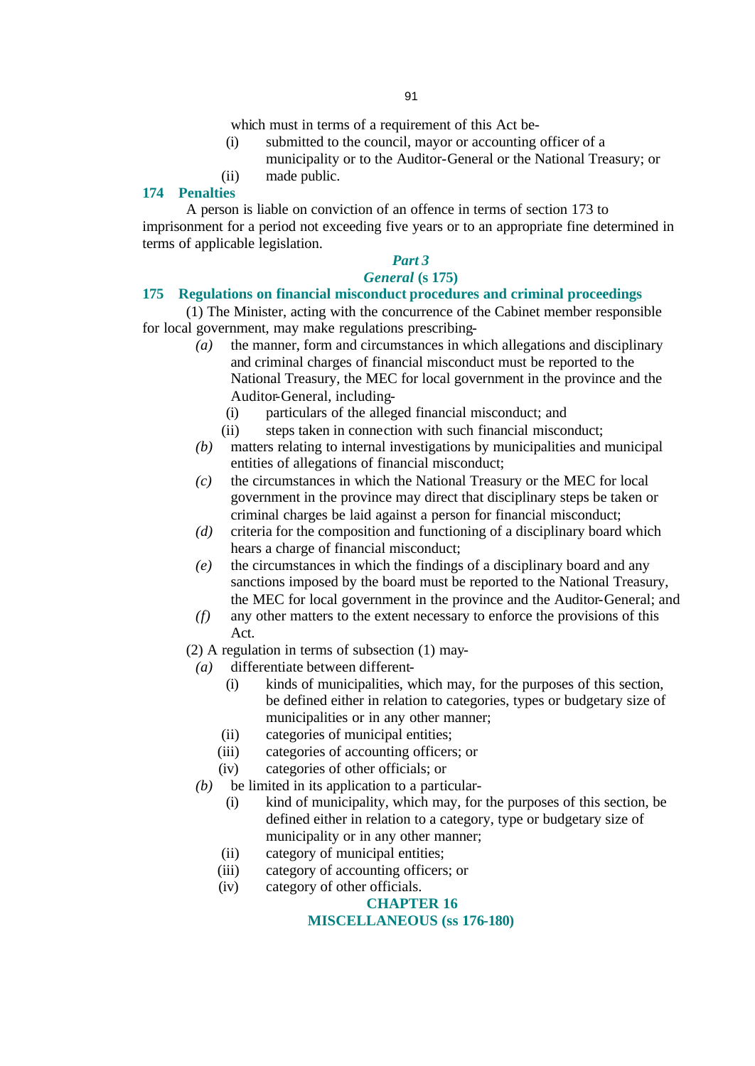which must in terms of a requirement of this Act be-

(i) submitted to the council, mayor or accounting officer of a municipality or to the Auditor-General or the National Treasury; or

(ii) made public.

### 174 Penalties

A person is liable on conviction of an offence in terms of section 173 to imprisonment for a period not exceeding five years or to an appropriate fine determined in terms of applicable legislation.

## *Part 3*

## *General* (s 175)

### 175 Regulations on financial misconduct procedures and criminal proceedings

(1) The Minister, acting with the concurrence of the Cabinet member responsible for local government, may make regulations prescribing-

*(a)* the manner, form and circumstances in which allegations and disciplinary and criminal charges of financial misconduct must be reported to the National Treasury, the MEC for local government in the province and the Auditor-General, including-

(i) particulars of the alleged financial misconduct; and

(ii) steps taken in connection with such financial misconduct;

*(b)* matters relating to internal investigations by municipalities and municipal entities of allegations of financial misconduct;

*(c)* the circumstances in which the National Treasury or the MEC for local government in the province may direct that disciplinary steps be taken or criminal charges be laid against a person for financial misconduct;

*(d)* criteria for the composition and functioning of a disciplinary board which hears a charge of financial misconduct;

*(e)* the circumstances in which the findings of a disciplinary board and any sanctions imposed by the board must be reported to the National Treasury, the MEC for local government in the province and the Auditor-General; and

*(f)* any other matters to the extent necessary to enforce the provisions of this Act.

(2) A regulation in terms of subsection (1) may-

*(a)* differentiate between different-

(i) kinds of municipalities, which may, for the purposes of this section, be defined either in relation to categories, types or budgetary size of municipalities or in any other manner;

(ii) categories of municipal entities;

(iii) categories of accounting officers; or

(iv) categories of other officials; or

*(b)* be limited in its application to a particular-

(i) kind of municipality, which may, for the purposes of this section, be defined either in relation to a category, type or budgetary size of municipality or in any other manner;

(ii) category of municipal entities;

(iii) category of accounting officers; or

(iv) category of other officials.

## CHAPTER 16

## MISCELLANEOUS (ss 176-180)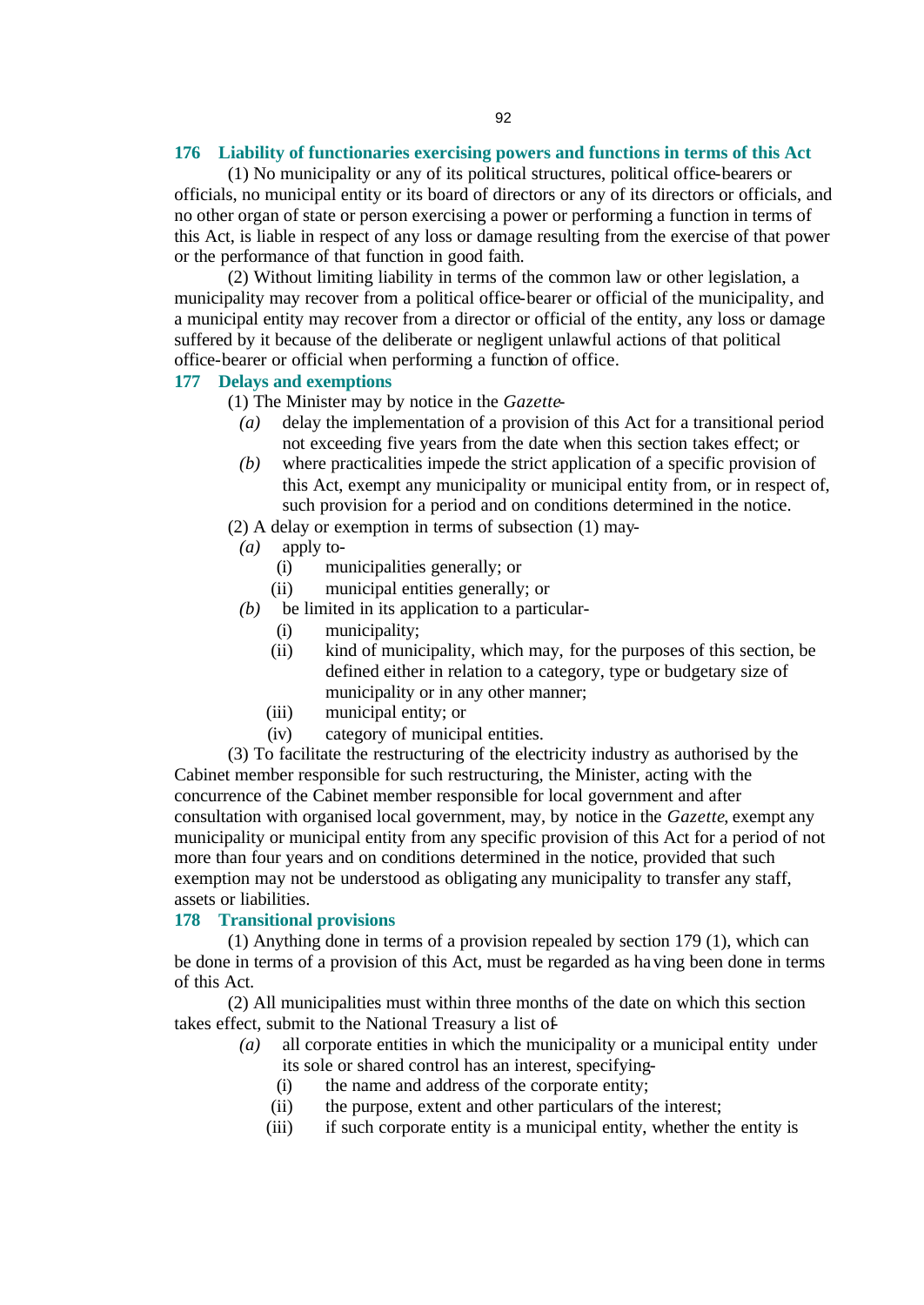### 176 Liability of functionaries exercising powers and functions in terms of this Act

(1) No municipality or any of its political structures, political office-bearers or officials, no municipal entity or its board of directors or any of its directors or officials, and no other organ of state or person exercising a power or performing a function in terms of this Act, is liable in respect of any loss or damage resulting from the exercise of that power or the performance of that function in good faith.

(2) Without limiting liability in terms of the common law or other legislation, a municipality may recover from a political office-bearer or official of the municipality, and a municipal entity may recover from a director or official of the entity, any loss or damage suffered by it because of the deliberate or negligent unlawful actions of that political office-bearer or official when performing a function of office.

### 177 Delays and exemptions

(1) The Minister may by notice in the *Gazette*-

- *(a)* delay the implementation of a provision of this Act for a transitional period not exceeding five years from the date when this section takes effect; or
- *(b)* where practicalities impede the strict application of a specific provision of this Act, exempt any municipality or municipal entity from, or in respect of, such provision for a period and on conditions determined in the notice.

(2) A delay or exemption in terms of subsection (1) may-

- *(a)* apply to-
  - (i) municipalities generally; or
  - (ii) municipal entities generally; or
- *(b)* be limited in its application to a particular-
  - (i) municipality;
  - (ii) kind of municipality, which may, for the purposes of this section, be defined either in relation to a category, type or budgetary size of municipality or in any other manner;
  - (iii) municipal entity; or
  - (iv) category of municipal entities.

(3) To facilitate the restructuring of the electricity industry as authorised by the Cabinet member responsible for such restructuring, the Minister, acting with the concurrence of the Cabinet member responsible for local government and after consultation with organised local government, may, by notice in the *Gazette*, exempt any municipality or municipal entity from any specific provision of this Act for a period of not more than four years and on conditions determined in the notice, provided that such exemption may not be understood as obligating any municipality to transfer any staff, assets or liabilities.

### 178 Transitional provisions

(1) Anything done in terms of a provision repealed by section 179 (1), which can be done in terms of a provision of this Act, must be regarded as having been done in terms of this Act.

(2) All municipalities must within three months of the date on which this section takes effect, submit to the National Treasury a list of-

- *(a)* all corporate entities in which the municipality or a municipal entity under its sole or shared control has an interest, specifying-
  - (i) the name and address of the corporate entity;
  - (ii) the purpose, extent and other particulars of the interest;
  - (iii) if such corporate entity is a municipal entity, whether the entity is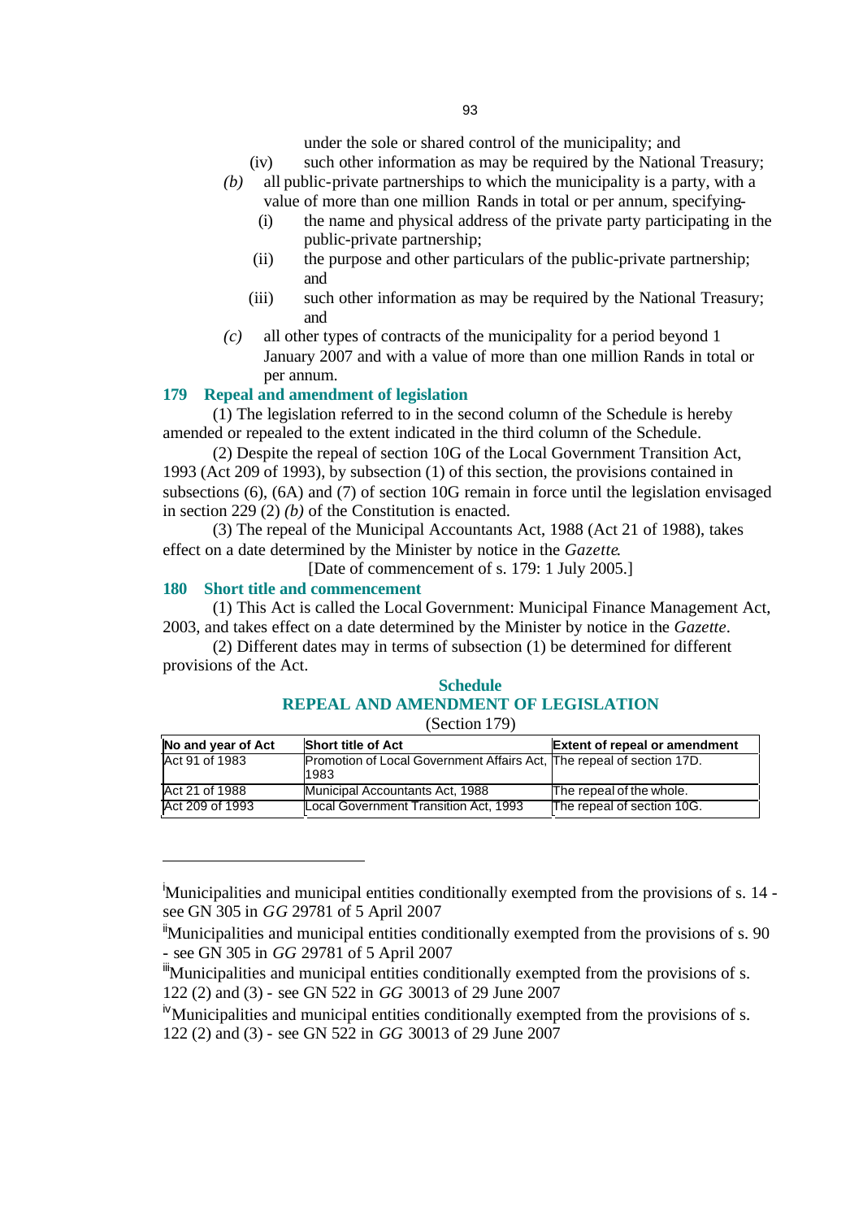under the sole or shared control of the municipality; and

(iv) such other information as may be required by the National Treasury;

*(b)* all public-private partnerships to which the municipality is a party, with a value of more than one million Rands in total or per annum, specifying-

(i) the name and physical address of the private party participating in the public-private partnership;

(ii) the purpose and other particulars of the public-private partnership; and

(iii) such other information as may be required by the National Treasury; and

*(c)* all other types of contracts of the municipality for a period beyond 1 January 2007 and with a value of more than one million Rands in total or per annum.

### 179 Repeal and amendment of legislation

(1) The legislation referred to in the second column of the Schedule is hereby amended or repealed to the extent indicated in the third column of the Schedule.

(2) Despite the repeal of section 10G of the Local Government Transition Act, 1993 (Act 209 of 1993), by subsection (1) of this section, the provisions contained in subsections (6), (6A) and (7) of section 10G remain in force until the legislation envisaged in section 229 (2) *(b)* of the Constitution is enacted.

(3) The repeal of the Municipal Accountants Act, 1988 (Act 21 of 1988), takes effect on a date determined by the Minister by notice in the *Gazette*.

[Date of commencement of s. 179: 1 July 2005.]

### 180 Short title and commencement

(1) This Act is called the Local Government: Municipal Finance Management Act, 2003, and takes effect on a date determined by the Minister by notice in the *Gazette*.

(2) Different dates may in terms of subsection (1) be determined for different provisions of the Act.

## Schedule

## REPEAL AND AMENDMENT OF LEGISLATION

(Section 179)

| No and year of Act | Short title of Act | Extent of repeal or amendment |
|---|---|---|
| Act 91 of 1983 | Promotion of Local Government Affairs Act, 1983 | The repeal of section 17D. |
| Act 21 of 1988 | Municipal Accountants Act, 1988 | The repeal of the whole. |
| Act 209 of 1993 | Local Government Transition Act, 1993 | The repeal of section 10G. |

---

[i] Municipalities and municipal entities conditionally exempted from the provisions of s. 14 - see GN 305 in *GG* 29781 of 5 April 2007

[ii] Municipalities and municipal entities conditionally exempted from the provisions of s. 90 - see GN 305 in *GG* 29781 of 5 April 2007

[iii] Municipalities and municipal entities conditionally exempted from the provisions of s. 122 (2) and (3) - see GN 522 in *GG* 30013 of 29 June 2007

[iv] Municipalities and municipal entities conditionally exempted from the provisions of s. 122 (2) and (3) - see GN 522 in *GG* 30013 of 29 June 2007